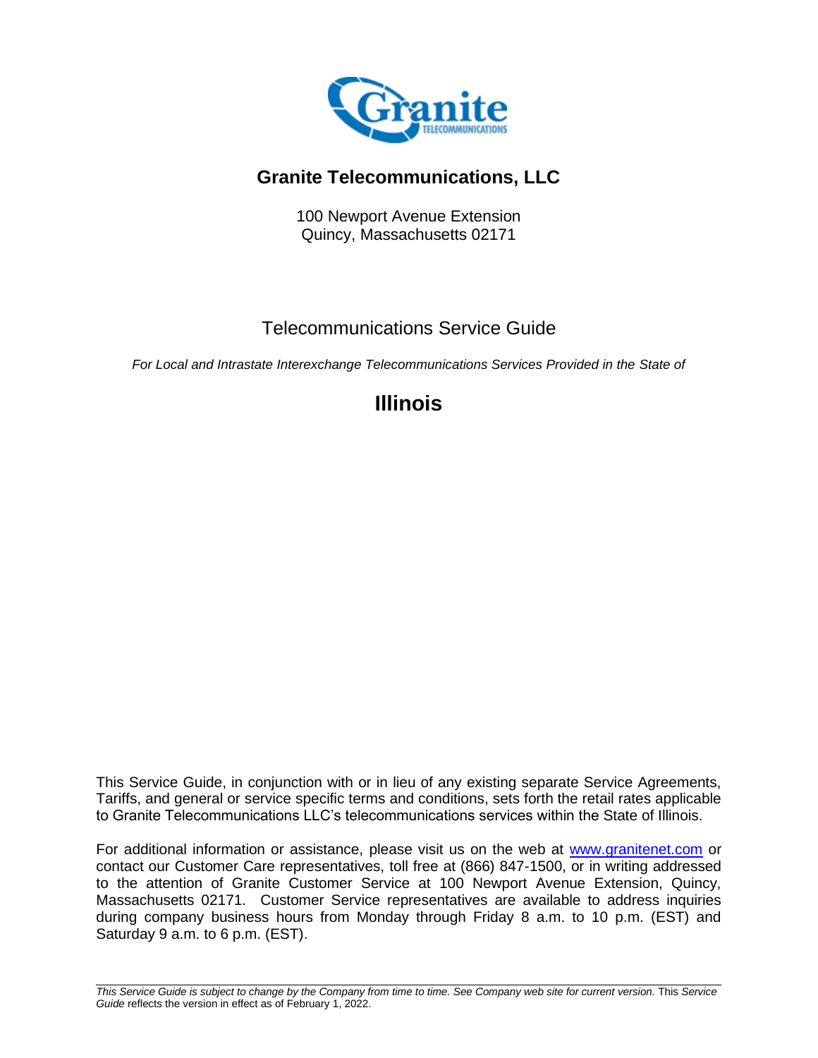# Granite Telecommunications, LLC

100 Newport Avenue Extension
Quincy, Massachusetts 02171

## Telecommunications Service Guide

*For Local and Intrastate Interexchange Telecommunications Services Provided in the State of*

# Illinois

This Service Guide, in conjunction with or in lieu of any existing separate Service Agreements, Tariffs, and general or service specific terms and conditions, sets forth the retail rates applicable to Granite Telecommunications LLC's telecommunications services within the State of Illinois.

For additional information or assistance, please visit us on the web at www.granitenet.com or contact our Customer Care representatives, toll free at (866) 847-1500, or in writing addressed to the attention of Granite Customer Service at 100 Newport Avenue Extension, Quincy, Massachusetts 02171. Customer Service representatives are available to address inquiries during company business hours from Monday through Friday 8 a.m. to 10 p.m. (EST) and Saturday 9 a.m. to 6 p.m. (EST).

*This Service Guide is subject to change by the Company from time to time. See Company web site for current version.* This *Service Guide* reflects the version in effect as of February 1, 2022.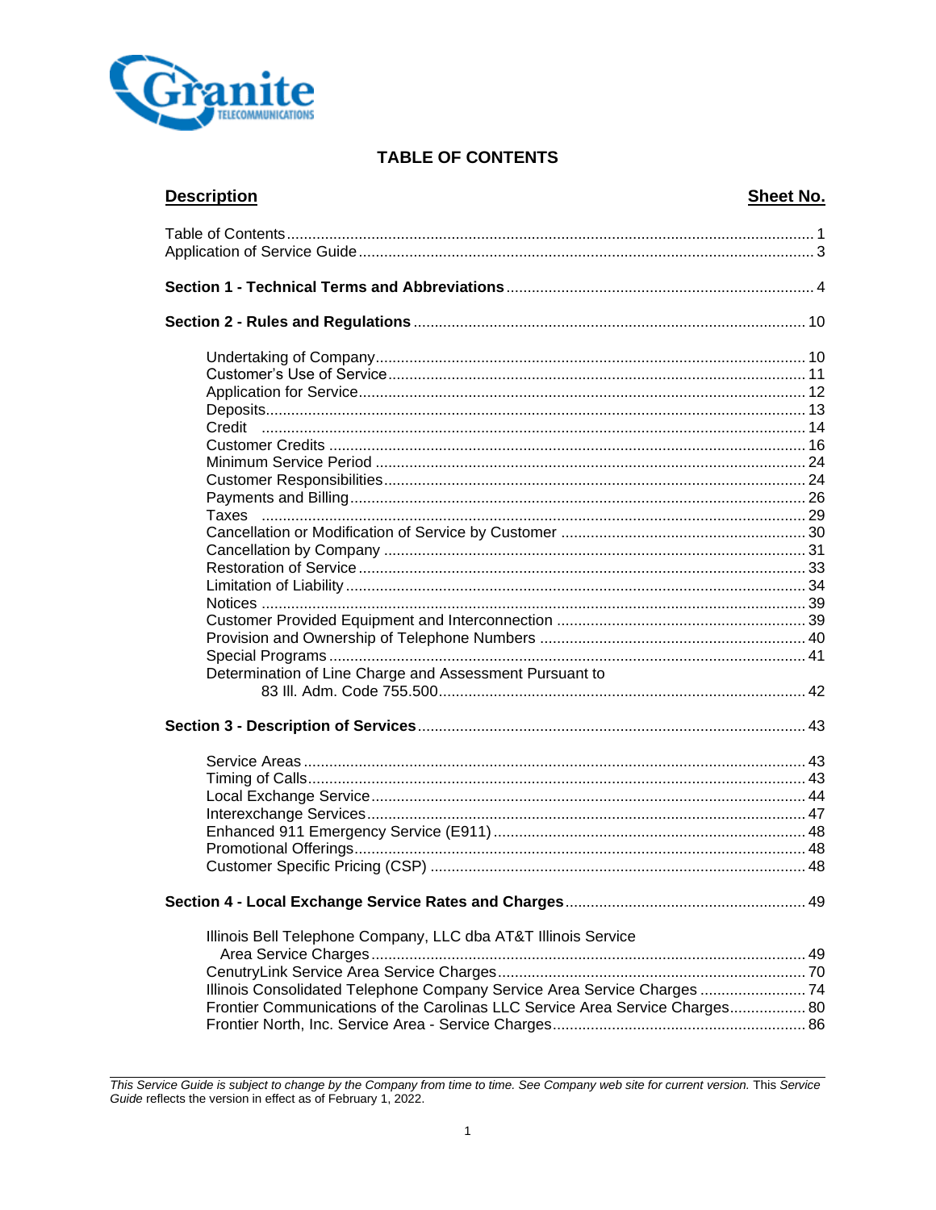# TABLE OF CONTENTS

| Description | Sheet No. |
|---|---|
| Table of Contents | 1 |
| Application of Service Guide | 3 |
| **Section 1 - Technical Terms and Abbreviations** | 4 |
| **Section 2 - Rules and Regulations** | 10 |
| Undertaking of Company | 10 |
| Customer's Use of Service | 11 |
| Application for Service | 12 |
| Deposits | 13 |
| Credit | 14 |
| Customer Credits | 16 |
| Minimum Service Period | 24 |
| Customer Responsibilities | 24 |
| Payments and Billing | 26 |
| Taxes | 29 |
| Cancellation or Modification of Service by Customer | 30 |
| Cancellation by Company | 31 |
| Restoration of Service | 33 |
| Limitation of Liability | 34 |
| Notices | 39 |
| Customer Provided Equipment and Interconnection | 39 |
| Provision and Ownership of Telephone Numbers | 40 |
| Special Programs | 41 |
| Determination of Line Charge and Assessment Pursuant to 83 Ill. Adm. Code 755.500 | 42 |
| **Section 3 - Description of Services** | 43 |
| Service Areas | 43 |
| Timing of Calls | 43 |
| Local Exchange Service | 44 |
| Interexchange Services | 47 |
| Enhanced 911 Emergency Service (E911) | 48 |
| Promotional Offerings | 48 |
| Customer Specific Pricing (CSP) | 48 |
| **Section 4 - Local Exchange Service Rates and Charges** | 49 |
| Illinois Bell Telephone Company, LLC dba AT&T Illinois Service Area Service Charges | 49 |
| CenutryLink Service Area Service Charges | 70 |
| Illinois Consolidated Telephone Company Service Area Service Charges | 74 |
| Frontier Communications of the Carolinas LLC Service Area Service Charges | 80 |
| Frontier North, Inc. Service Area - Service Charges | 86 |

*This Service Guide is subject to change by the Company from time to time. See Company web site for current version.* This *Service Guide* reflects the version in effect as of February 1, 2022.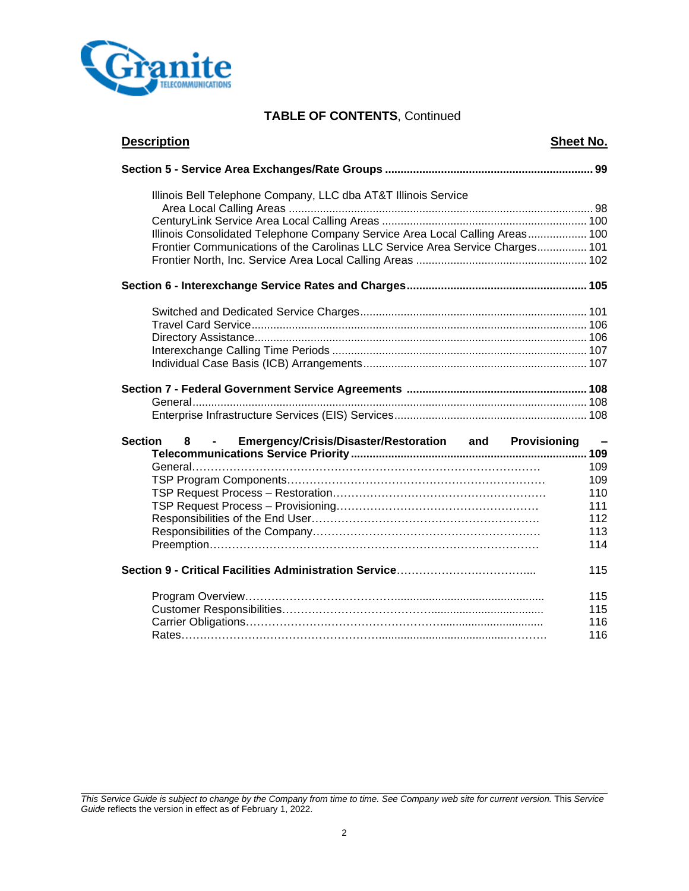**TABLE OF CONTENTS**, Continued

| Description | Sheet No. |
|---|---|
| **Section 5 - Service Area Exchanges/Rate Groups** | **99** |
| Illinois Bell Telephone Company, LLC dba AT&T Illinois Service Area Local Calling Areas | 98 |
| CenturyLink Service Area Local Calling Areas | 100 |
| Illinois Consolidated Telephone Company Service Area Local Calling Areas | 100 |
| Frontier Communications of the Carolinas LLC Service Area Service Charges | 101 |
| Frontier North, Inc. Service Area Local Calling Areas | 102 |
| **Section 6 - Interexchange Service Rates and Charges** | **105** |
| Switched and Dedicated Service Charges | 101 |
| Travel Card Service | 106 |
| Directory Assistance | 106 |
| Interexchange Calling Time Periods | 107 |
| Individual Case Basis (ICB) Arrangements | 107 |
| **Section 7 - Federal Government Service Agreements** | **108** |
| General | 108 |
| Enterprise Infrastructure Services (EIS) Services | 108 |
| **Section 8 - Emergency/Crisis/Disaster/Restoration and Provisioning – Telecommunications Service Priority** | **109** |
| General | 109 |
| TSP Program Components | 109 |
| TSP Request Process – Restoration | 110 |
| TSP Request Process – Provisioning | 111 |
| Responsibilities of the End User | 112 |
| Responsibilities of the Company | 113 |
| Preemption | 114 |
| **Section 9 - Critical Facilities Administration Service** | 115 |
| Program Overview | 115 |
| Customer Responsibilities | 115 |
| Carrier Obligations | 116 |
| Rates | 116 |

*This Service Guide is subject to change by the Company from time to time. See Company web site for current version.* This *Service Guide* reflects the version in effect as of February 1, 2022.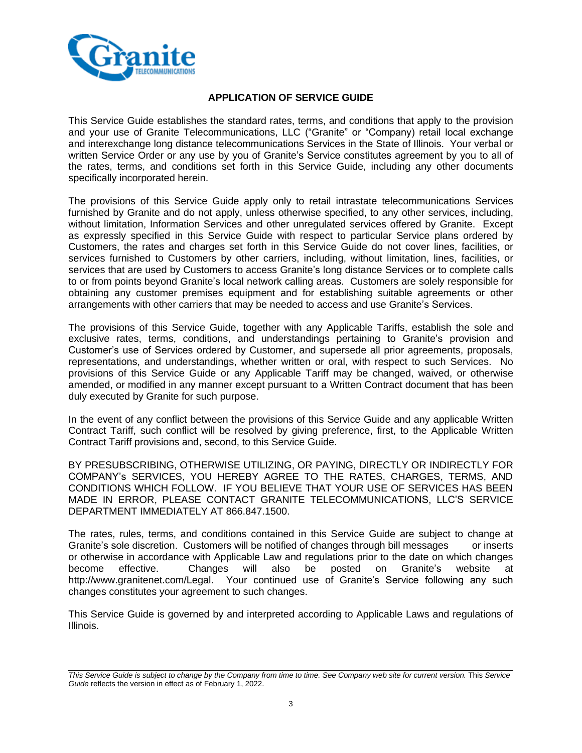## APPLICATION OF SERVICE GUIDE

This Service Guide establishes the standard rates, terms, and conditions that apply to the provision and your use of Granite Telecommunications, LLC ("Granite" or "Company) retail local exchange and interexchange long distance telecommunications Services in the State of Illinois. Your verbal or written Service Order or any use by you of Granite's Service constitutes agreement by you to all of the rates, terms, and conditions set forth in this Service Guide, including any other documents specifically incorporated herein.

The provisions of this Service Guide apply only to retail intrastate telecommunications Services furnished by Granite and do not apply, unless otherwise specified, to any other services, including, without limitation, Information Services and other unregulated services offered by Granite. Except as expressly specified in this Service Guide with respect to particular Service plans ordered by Customers, the rates and charges set forth in this Service Guide do not cover lines, facilities, or services furnished to Customers by other carriers, including, without limitation, lines, facilities, or services that are used by Customers to access Granite's long distance Services or to complete calls to or from points beyond Granite's local network calling areas. Customers are solely responsible for obtaining any customer premises equipment and for establishing suitable agreements or other arrangements with other carriers that may be needed to access and use Granite's Services.

The provisions of this Service Guide, together with any Applicable Tariffs, establish the sole and exclusive rates, terms, conditions, and understandings pertaining to Granite's provision and Customer's use of Services ordered by Customer, and supersede all prior agreements, proposals, representations, and understandings, whether written or oral, with respect to such Services. No provisions of this Service Guide or any Applicable Tariff may be changed, waived, or otherwise amended, or modified in any manner except pursuant to a Written Contract document that has been duly executed by Granite for such purpose.

In the event of any conflict between the provisions of this Service Guide and any applicable Written Contract Tariff, such conflict will be resolved by giving preference, first, to the Applicable Written Contract Tariff provisions and, second, to this Service Guide.

BY PRESUBSCRIBING, OTHERWISE UTILIZING, OR PAYING, DIRECTLY OR INDIRECTLY FOR COMPANY's SERVICES, YOU HEREBY AGREE TO THE RATES, CHARGES, TERMS, AND CONDITIONS WHICH FOLLOW. IF YOU BELIEVE THAT YOUR USE OF SERVICES HAS BEEN MADE IN ERROR, PLEASE CONTACT GRANITE TELECOMMUNICATIONS, LLC'S SERVICE DEPARTMENT IMMEDIATELY AT 866.847.1500.

The rates, rules, terms, and conditions contained in this Service Guide are subject to change at Granite's sole discretion. Customers will be notified of changes through bill messages or inserts or otherwise in accordance with Applicable Law and regulations prior to the date on which changes become effective. Changes will also be posted on Granite's website at http://www.granitenet.com/Legal. Your continued use of Granite's Service following any such changes constitutes your agreement to such changes.

This Service Guide is governed by and interpreted according to Applicable Laws and regulations of Illinois.

*This Service Guide is subject to change by the Company from time to time. See Company web site for current version.* This *Service Guide* reflects the version in effect as of February 1, 2022.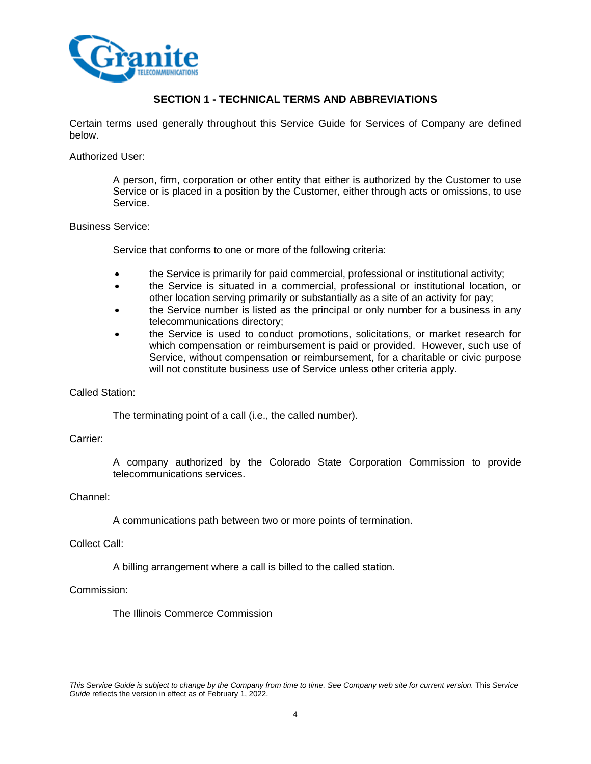## SECTION 1 - TECHNICAL TERMS AND ABBREVIATIONS

Certain terms used generally throughout this Service Guide for Services of Company are defined below.

Authorized User:

> A person, firm, corporation or other entity that either is authorized by the Customer to use Service or is placed in a position by the Customer, either through acts or omissions, to use Service.

Business Service:

> Service that conforms to one or more of the following criteria:
>
> - the Service is primarily for paid commercial, professional or institutional activity;
> - the Service is situated in a commercial, professional or institutional location, or other location serving primarily or substantially as a site of an activity for pay;
> - the Service number is listed as the principal or only number for a business in any telecommunications directory;
> - the Service is used to conduct promotions, solicitations, or market research for which compensation or reimbursement is paid or provided. However, such use of Service, without compensation or reimbursement, for a charitable or civic purpose will not constitute business use of Service unless other criteria apply.

Called Station:

> The terminating point of a call (i.e., the called number).

Carrier:

> A company authorized by the Colorado State Corporation Commission to provide telecommunications services.

Channel:

> A communications path between two or more points of termination.

Collect Call:

> A billing arrangement where a call is billed to the called station.

Commission:

> The Illinois Commerce Commission

*This Service Guide is subject to change by the Company from time to time. See Company web site for current version.* This *Service Guide* reflects the version in effect as of February 1, 2022.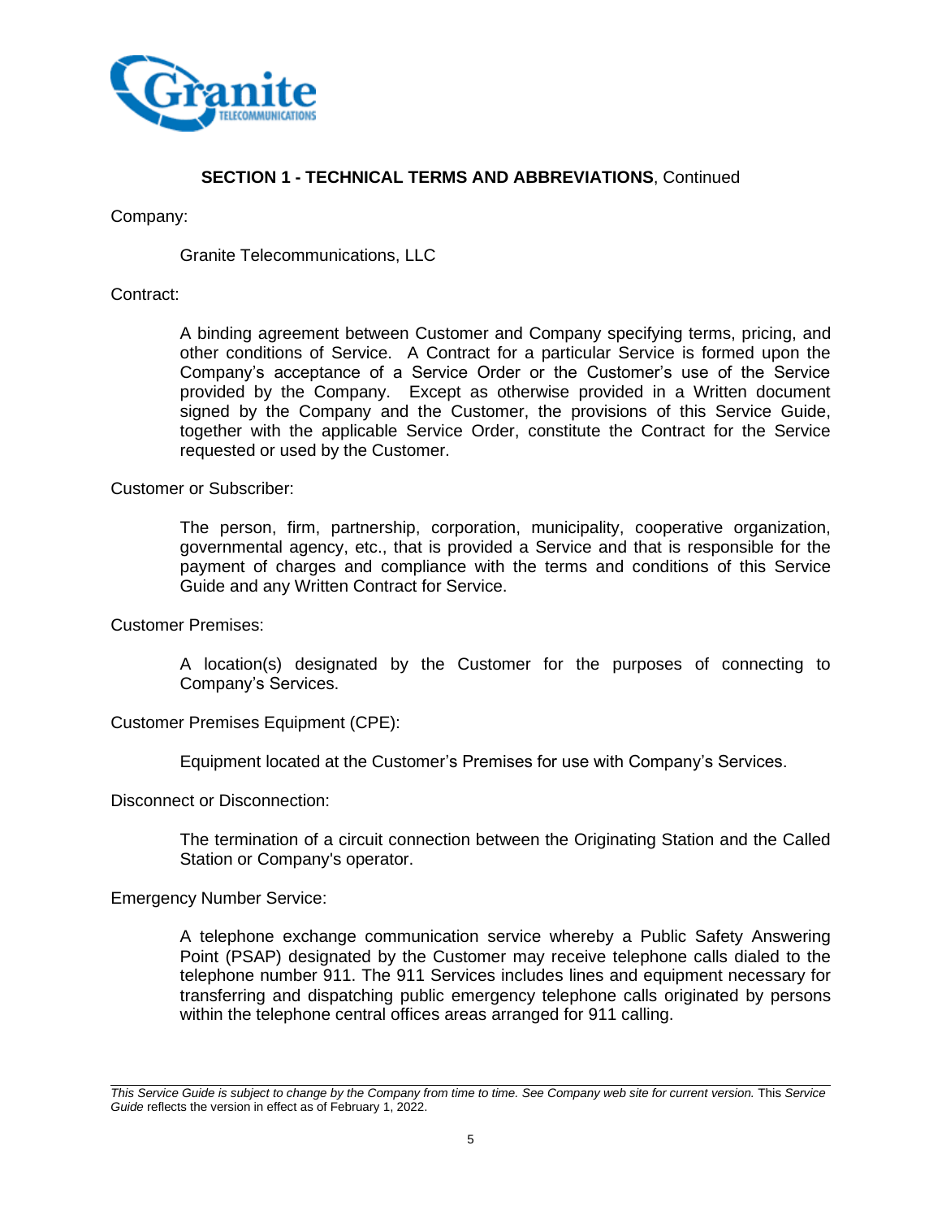## SECTION 1 - TECHNICAL TERMS AND ABBREVIATIONS, Continued

Company:

Granite Telecommunications, LLC

Contract:

A binding agreement between Customer and Company specifying terms, pricing, and other conditions of Service. A Contract for a particular Service is formed upon the Company's acceptance of a Service Order or the Customer's use of the Service provided by the Company. Except as otherwise provided in a Written document signed by the Company and the Customer, the provisions of this Service Guide, together with the applicable Service Order, constitute the Contract for the Service requested or used by the Customer.

Customer or Subscriber:

The person, firm, partnership, corporation, municipality, cooperative organization, governmental agency, etc., that is provided a Service and that is responsible for the payment of charges and compliance with the terms and conditions of this Service Guide and any Written Contract for Service.

Customer Premises:

A location(s) designated by the Customer for the purposes of connecting to Company's Services.

Customer Premises Equipment (CPE):

Equipment located at the Customer's Premises for use with Company's Services.

Disconnect or Disconnection:

The termination of a circuit connection between the Originating Station and the Called Station or Company's operator.

Emergency Number Service:

A telephone exchange communication service whereby a Public Safety Answering Point (PSAP) designated by the Customer may receive telephone calls dialed to the telephone number 911. The 911 Services includes lines and equipment necessary for transferring and dispatching public emergency telephone calls originated by persons within the telephone central offices areas arranged for 911 calling.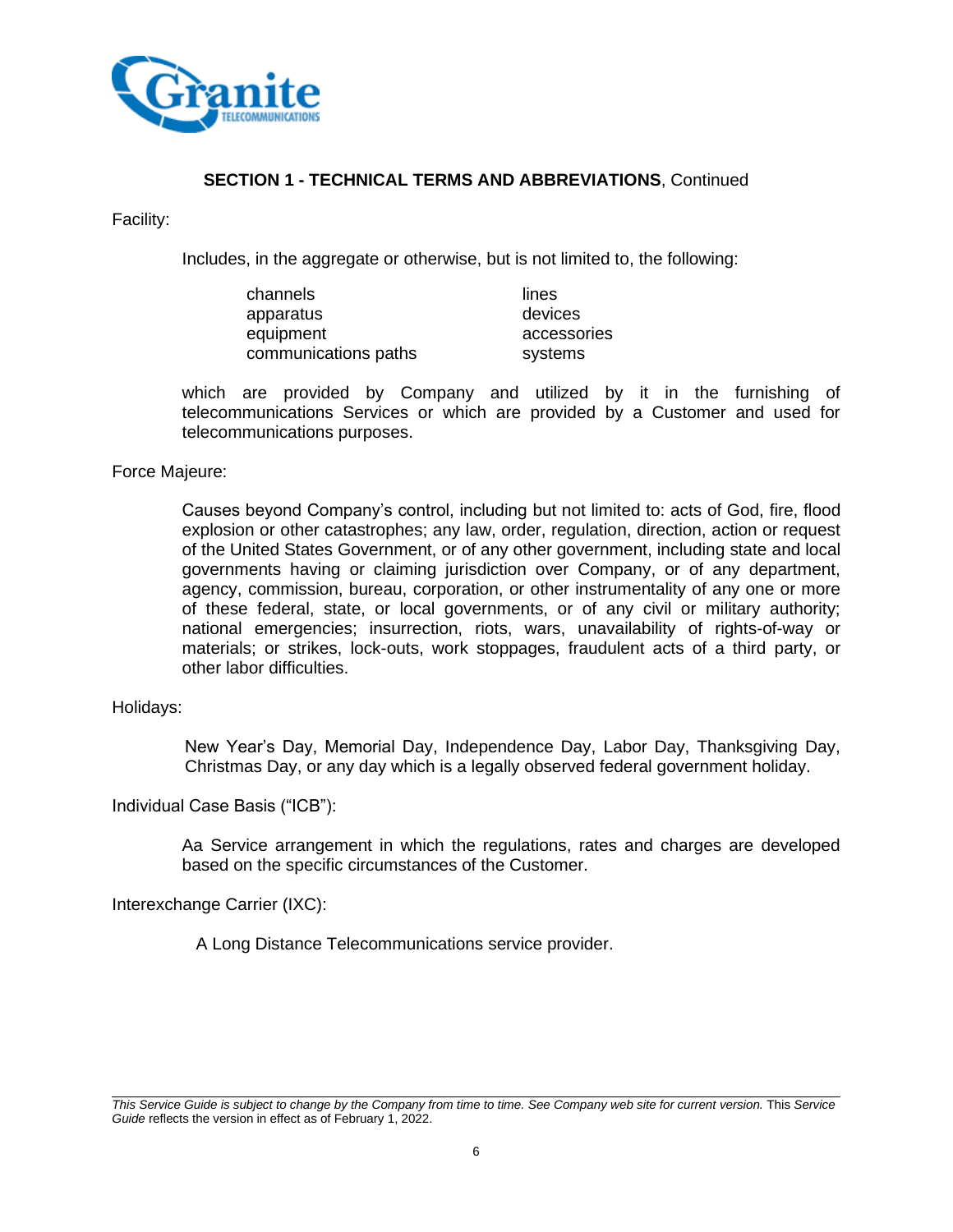## SECTION 1 - TECHNICAL TERMS AND ABBREVIATIONS, Continued

Facility:

Includes, in the aggregate or otherwise, but is not limited to, the following:

| | |
|---|---|
| channels | lines |
| apparatus | devices |
| equipment | accessories |
| communications paths | systems |

which are provided by Company and utilized by it in the furnishing of telecommunications Services or which are provided by a Customer and used for telecommunications purposes.

Force Majeure:

Causes beyond Company's control, including but not limited to: acts of God, fire, flood explosion or other catastrophes; any law, order, regulation, direction, action or request of the United States Government, or of any other government, including state and local governments having or claiming jurisdiction over Company, or of any department, agency, commission, bureau, corporation, or other instrumentality of any one or more of these federal, state, or local governments, or of any civil or military authority; national emergencies; insurrection, riots, wars, unavailability of rights-of-way or materials; or strikes, lock-outs, work stoppages, fraudulent acts of a third party, or other labor difficulties.

Holidays:

New Year's Day, Memorial Day, Independence Day, Labor Day, Thanksgiving Day, Christmas Day, or any day which is a legally observed federal government holiday.

Individual Case Basis ("ICB"):

Aa Service arrangement in which the regulations, rates and charges are developed based on the specific circumstances of the Customer.

Interexchange Carrier (IXC):

A Long Distance Telecommunications service provider.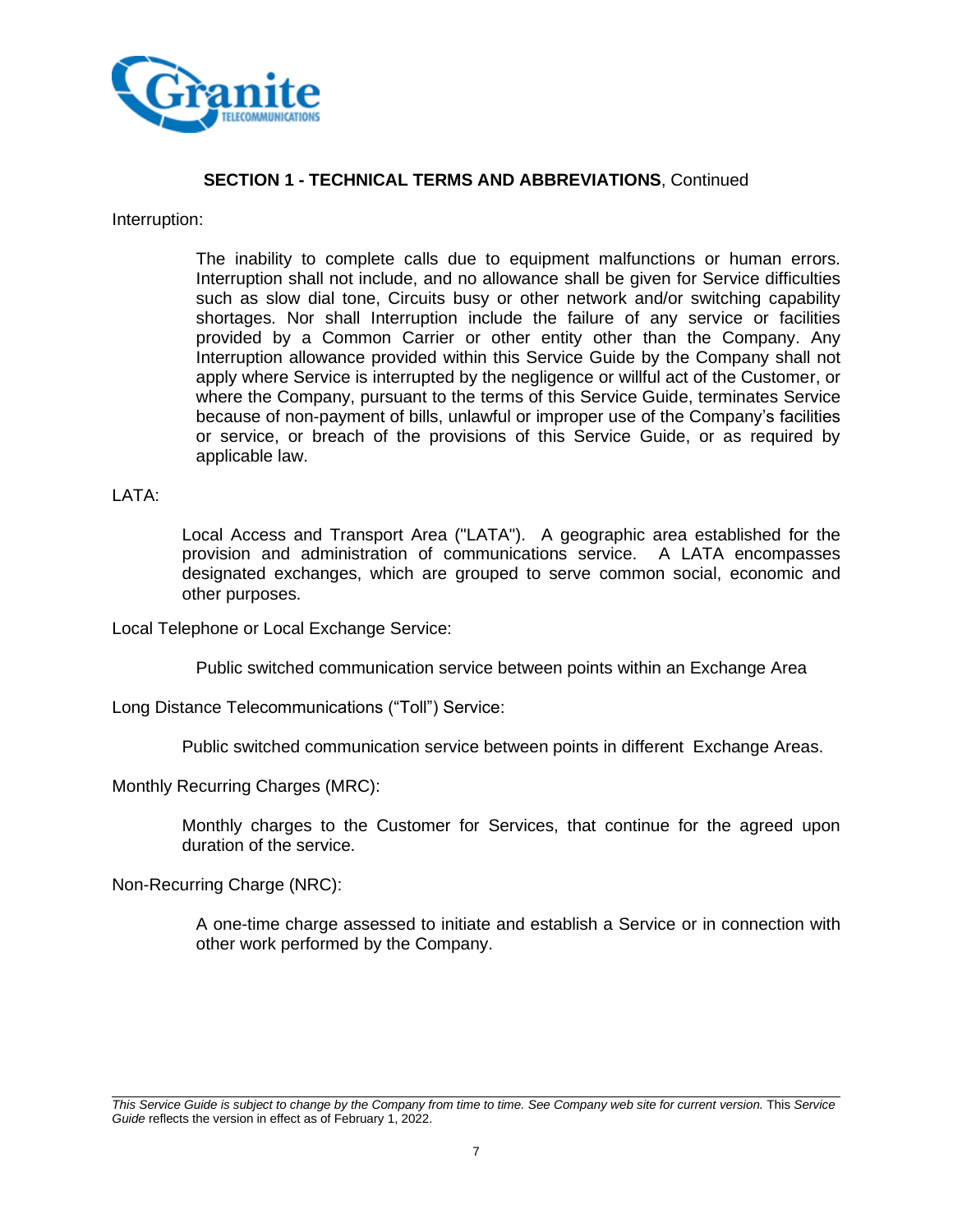**SECTION 1 - TECHNICAL TERMS AND ABBREVIATIONS**, Continued

Interruption:

> The inability to complete calls due to equipment malfunctions or human errors. Interruption shall not include, and no allowance shall be given for Service difficulties such as slow dial tone, Circuits busy or other network and/or switching capability shortages. Nor shall Interruption include the failure of any service or facilities provided by a Common Carrier or other entity other than the Company. Any Interruption allowance provided within this Service Guide by the Company shall not apply where Service is interrupted by the negligence or willful act of the Customer, or where the Company, pursuant to the terms of this Service Guide, terminates Service because of non-payment of bills, unlawful or improper use of the Company's facilities or service, or breach of the provisions of this Service Guide, or as required by applicable law.

LATA:

> Local Access and Transport Area ("LATA"). A geographic area established for the provision and administration of communications service. A LATA encompasses designated exchanges, which are grouped to serve common social, economic and other purposes.

Local Telephone or Local Exchange Service:

> Public switched communication service between points within an Exchange Area

Long Distance Telecommunications ("Toll") Service:

> Public switched communication service between points in different Exchange Areas.

Monthly Recurring Charges (MRC):

> Monthly charges to the Customer for Services, that continue for the agreed upon duration of the service.

Non-Recurring Charge (NRC):

> A one-time charge assessed to initiate and establish a Service or in connection with other work performed by the Company.

*This Service Guide is subject to change by the Company from time to time. See Company web site for current version.* This *Service Guide* reflects the version in effect as of February 1, 2022.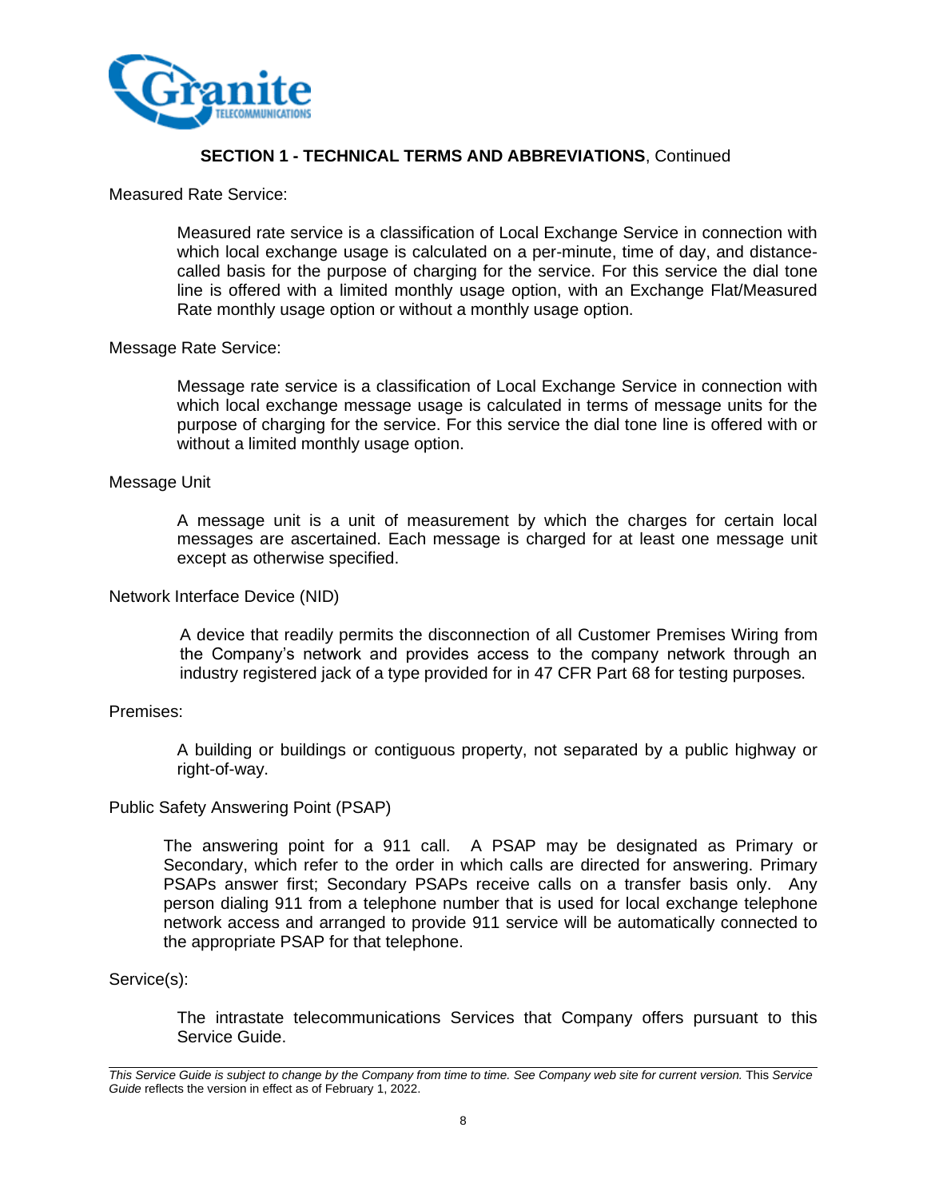## SECTION 1 - TECHNICAL TERMS AND ABBREVIATIONS, Continued

Measured Rate Service:

Measured rate service is a classification of Local Exchange Service in connection with which local exchange usage is calculated on a per-minute, time of day, and distance-called basis for the purpose of charging for the service. For this service the dial tone line is offered with a limited monthly usage option, with an Exchange Flat/Measured Rate monthly usage option or without a monthly usage option.

Message Rate Service:

Message rate service is a classification of Local Exchange Service in connection with which local exchange message usage is calculated in terms of message units for the purpose of charging for the service. For this service the dial tone line is offered with or without a limited monthly usage option.

Message Unit

A message unit is a unit of measurement by which the charges for certain local messages are ascertained. Each message is charged for at least one message unit except as otherwise specified.

Network Interface Device (NID)

A device that readily permits the disconnection of all Customer Premises Wiring from the Company's network and provides access to the company network through an industry registered jack of a type provided for in 47 CFR Part 68 for testing purposes.

Premises:

A building or buildings or contiguous property, not separated by a public highway or right-of-way.

Public Safety Answering Point (PSAP)

The answering point for a 911 call. A PSAP may be designated as Primary or Secondary, which refer to the order in which calls are directed for answering. Primary PSAPs answer first; Secondary PSAPs receive calls on a transfer basis only. Any person dialing 911 from a telephone number that is used for local exchange telephone network access and arranged to provide 911 service will be automatically connected to the appropriate PSAP for that telephone.

Service(s):

The intrastate telecommunications Services that Company offers pursuant to this Service Guide.

*This Service Guide is subject to change by the Company from time to time. See Company web site for current version.* This *Service Guide* reflects the version in effect as of February 1, 2022.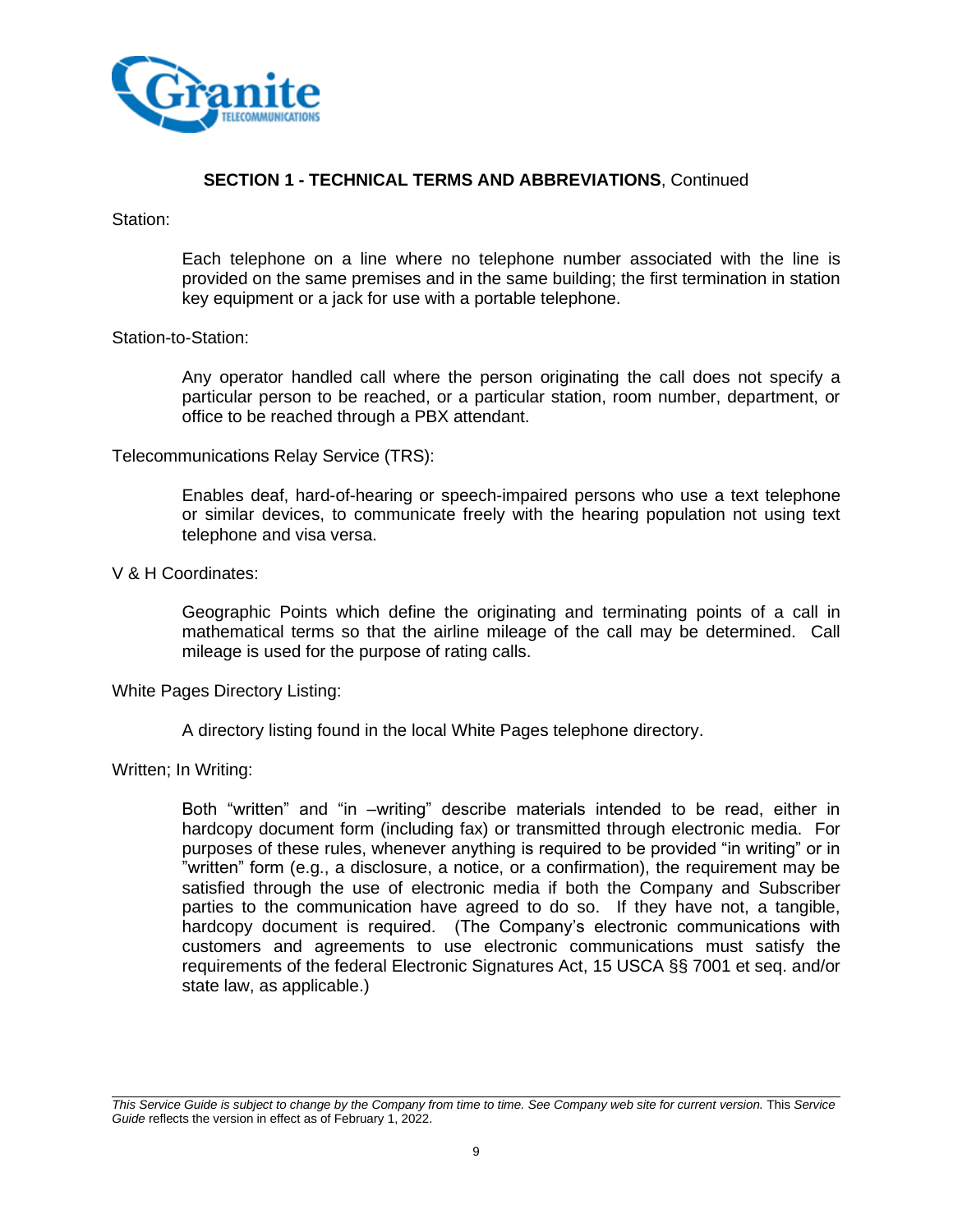**SECTION 1 - TECHNICAL TERMS AND ABBREVIATIONS**, Continued

Station:

Each telephone on a line where no telephone number associated with the line is provided on the same premises and in the same building; the first termination in station key equipment or a jack for use with a portable telephone.

Station-to-Station:

Any operator handled call where the person originating the call does not specify a particular person to be reached, or a particular station, room number, department, or office to be reached through a PBX attendant.

Telecommunications Relay Service (TRS):

Enables deaf, hard-of-hearing or speech-impaired persons who use a text telephone or similar devices, to communicate freely with the hearing population not using text telephone and visa versa.

V & H Coordinates:

Geographic Points which define the originating and terminating points of a call in mathematical terms so that the airline mileage of the call may be determined. Call mileage is used for the purpose of rating calls.

White Pages Directory Listing:

A directory listing found in the local White Pages telephone directory.

Written; In Writing:

Both "written" and "in –writing" describe materials intended to be read, either in hardcopy document form (including fax) or transmitted through electronic media. For purposes of these rules, whenever anything is required to be provided "in writing" or in "written" form (e.g., a disclosure, a notice, or a confirmation), the requirement may be satisfied through the use of electronic media if both the Company and Subscriber parties to the communication have agreed to do so. If they have not, a tangible, hardcopy document is required. (The Company's electronic communications with customers and agreements to use electronic communications must satisfy the requirements of the federal Electronic Signatures Act, 15 USCA §§ 7001 et seq. and/or state law, as applicable.)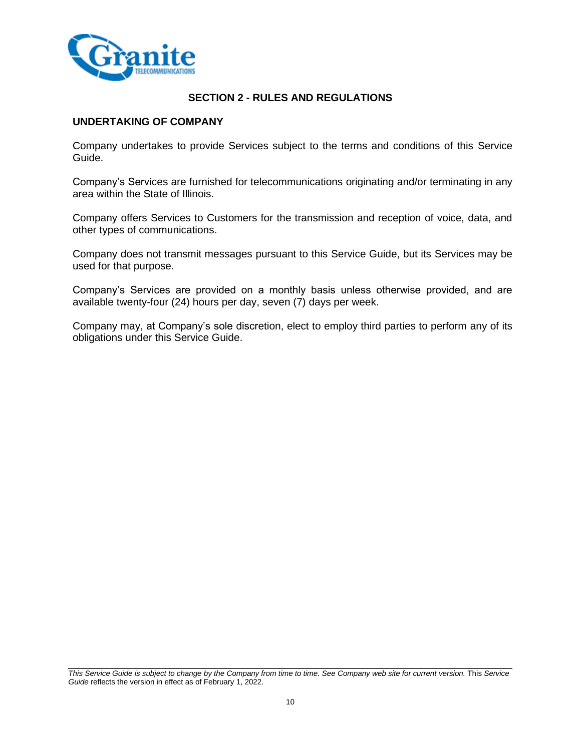## SECTION 2 - RULES AND REGULATIONS

### UNDERTAKING OF COMPANY

Company undertakes to provide Services subject to the terms and conditions of this Service Guide.

Company's Services are furnished for telecommunications originating and/or terminating in any area within the State of Illinois.

Company offers Services to Customers for the transmission and reception of voice, data, and other types of communications.

Company does not transmit messages pursuant to this Service Guide, but its Services may be used for that purpose.

Company's Services are provided on a monthly basis unless otherwise provided, and are available twenty-four (24) hours per day, seven (7) days per week.

Company may, at Company's sole discretion, elect to employ third parties to perform any of its obligations under this Service Guide.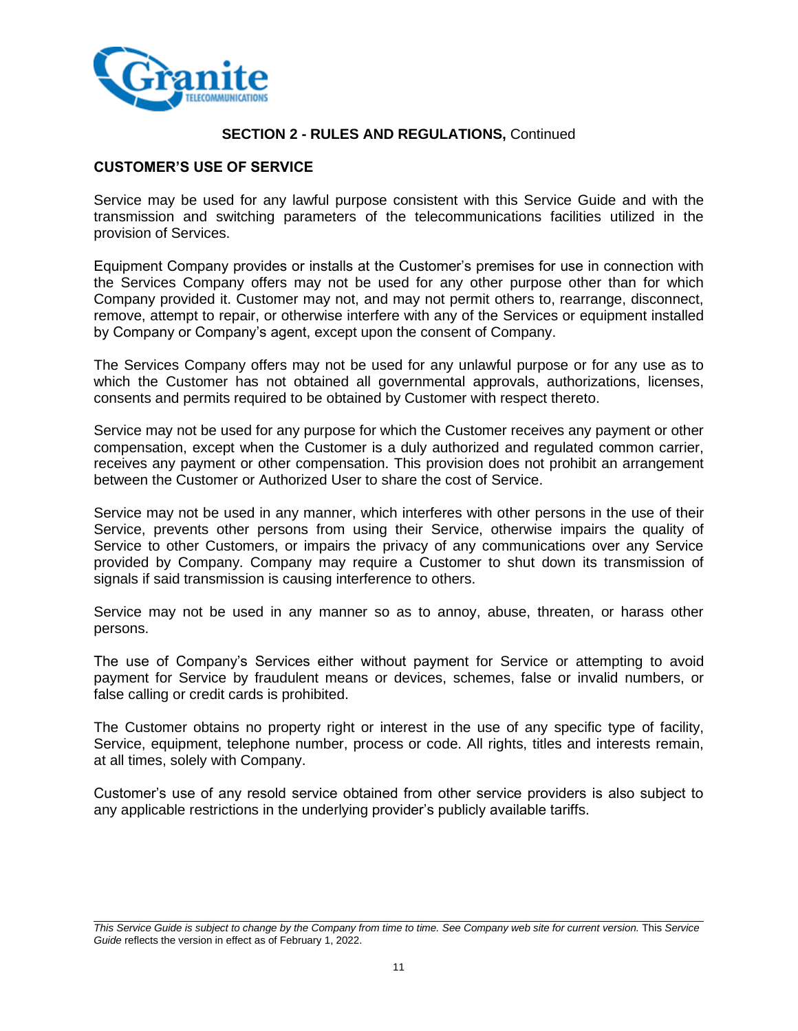## SECTION 2 - RULES AND REGULATIONS, Continued

### CUSTOMER'S USE OF SERVICE

Service may be used for any lawful purpose consistent with this Service Guide and with the transmission and switching parameters of the telecommunications facilities utilized in the provision of Services.

Equipment Company provides or installs at the Customer's premises for use in connection with the Services Company offers may not be used for any other purpose other than for which Company provided it. Customer may not, and may not permit others to, rearrange, disconnect, remove, attempt to repair, or otherwise interfere with any of the Services or equipment installed by Company or Company's agent, except upon the consent of Company.

The Services Company offers may not be used for any unlawful purpose or for any use as to which the Customer has not obtained all governmental approvals, authorizations, licenses, consents and permits required to be obtained by Customer with respect thereto.

Service may not be used for any purpose for which the Customer receives any payment or other compensation, except when the Customer is a duly authorized and regulated common carrier, receives any payment or other compensation. This provision does not prohibit an arrangement between the Customer or Authorized User to share the cost of Service.

Service may not be used in any manner, which interferes with other persons in the use of their Service, prevents other persons from using their Service, otherwise impairs the quality of Service to other Customers, or impairs the privacy of any communications over any Service provided by Company. Company may require a Customer to shut down its transmission of signals if said transmission is causing interference to others.

Service may not be used in any manner so as to annoy, abuse, threaten, or harass other persons.

The use of Company's Services either without payment for Service or attempting to avoid payment for Service by fraudulent means or devices, schemes, false or invalid numbers, or false calling or credit cards is prohibited.

The Customer obtains no property right or interest in the use of any specific type of facility, Service, equipment, telephone number, process or code. All rights, titles and interests remain, at all times, solely with Company.

Customer's use of any resold service obtained from other service providers is also subject to any applicable restrictions in the underlying provider's publicly available tariffs.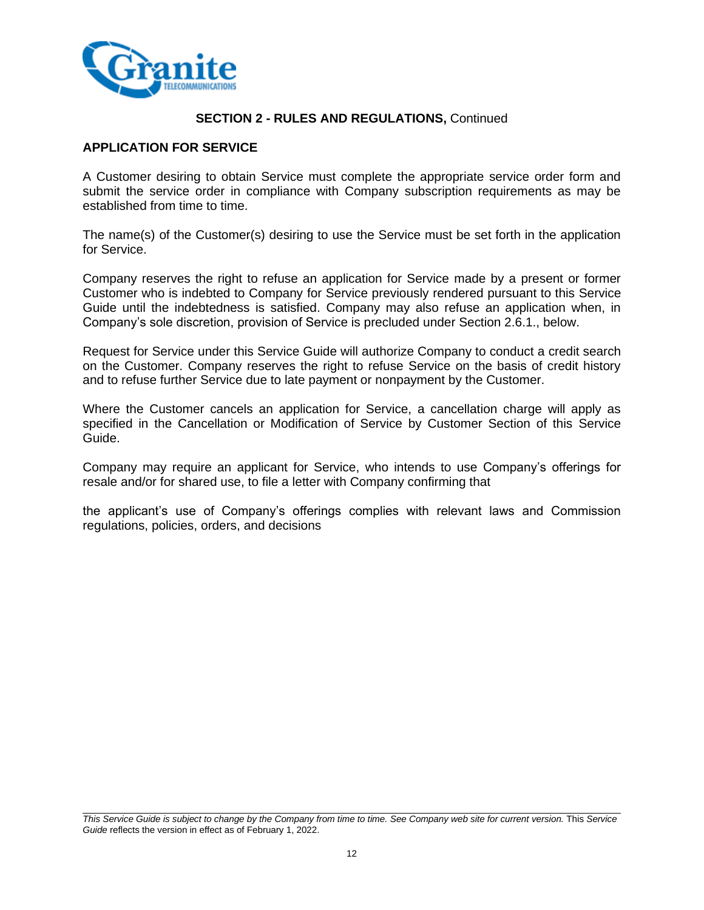**SECTION 2 - RULES AND REGULATIONS,** Continued

## APPLICATION FOR SERVICE

A Customer desiring to obtain Service must complete the appropriate service order form and submit the service order in compliance with Company subscription requirements as may be established from time to time.

The name(s) of the Customer(s) desiring to use the Service must be set forth in the application for Service.

Company reserves the right to refuse an application for Service made by a present or former Customer who is indebted to Company for Service previously rendered pursuant to this Service Guide until the indebtedness is satisfied. Company may also refuse an application when, in Company's sole discretion, provision of Service is precluded under Section 2.6.1., below.

Request for Service under this Service Guide will authorize Company to conduct a credit search on the Customer. Company reserves the right to refuse Service on the basis of credit history and to refuse further Service due to late payment or nonpayment by the Customer.

Where the Customer cancels an application for Service, a cancellation charge will apply as specified in the Cancellation or Modification of Service by Customer Section of this Service Guide.

Company may require an applicant for Service, who intends to use Company's offerings for resale and/or for shared use, to file a letter with Company confirming that

the applicant's use of Company's offerings complies with relevant laws and Commission regulations, policies, orders, and decisions

*This Service Guide is subject to change by the Company from time to time. See Company web site for current version.* This *Service Guide* reflects the version in effect as of February 1, 2022.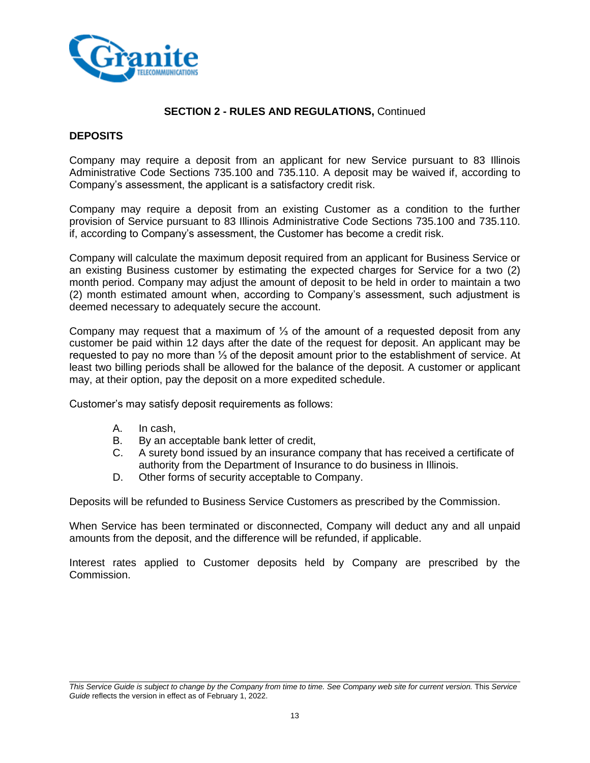**SECTION 2 - RULES AND REGULATIONS,** Continued

**DEPOSITS**

Company may require a deposit from an applicant for new Service pursuant to 83 Illinois Administrative Code Sections 735.100 and 735.110. A deposit may be waived if, according to Company's assessment, the applicant is a satisfactory credit risk.

Company may require a deposit from an existing Customer as a condition to the further provision of Service pursuant to 83 Illinois Administrative Code Sections 735.100 and 735.110. if, according to Company's assessment, the Customer has become a credit risk.

Company will calculate the maximum deposit required from an applicant for Business Service or an existing Business customer by estimating the expected charges for Service for a two (2) month period. Company may adjust the amount of deposit to be held in order to maintain a two (2) month estimated amount when, according to Company's assessment, such adjustment is deemed necessary to adequately secure the account.

Company may request that a maximum of ⅓ of the amount of a requested deposit from any customer be paid within 12 days after the date of the request for deposit. An applicant may be requested to pay no more than ⅓ of the deposit amount prior to the establishment of service. At least two billing periods shall be allowed for the balance of the deposit. A customer or applicant may, at their option, pay the deposit on a more expedited schedule.

Customer's may satisfy deposit requirements as follows:

A. In cash,
B. By an acceptable bank letter of credit,
C. A surety bond issued by an insurance company that has received a certificate of authority from the Department of Insurance to do business in Illinois.
D. Other forms of security acceptable to Company.

Deposits will be refunded to Business Service Customers as prescribed by the Commission.

When Service has been terminated or disconnected, Company will deduct any and all unpaid amounts from the deposit, and the difference will be refunded, if applicable.

Interest rates applied to Customer deposits held by Company are prescribed by the Commission.

*This Service Guide is subject to change by the Company from time to time. See Company web site for current version.* This *Service Guide* reflects the version in effect as of February 1, 2022.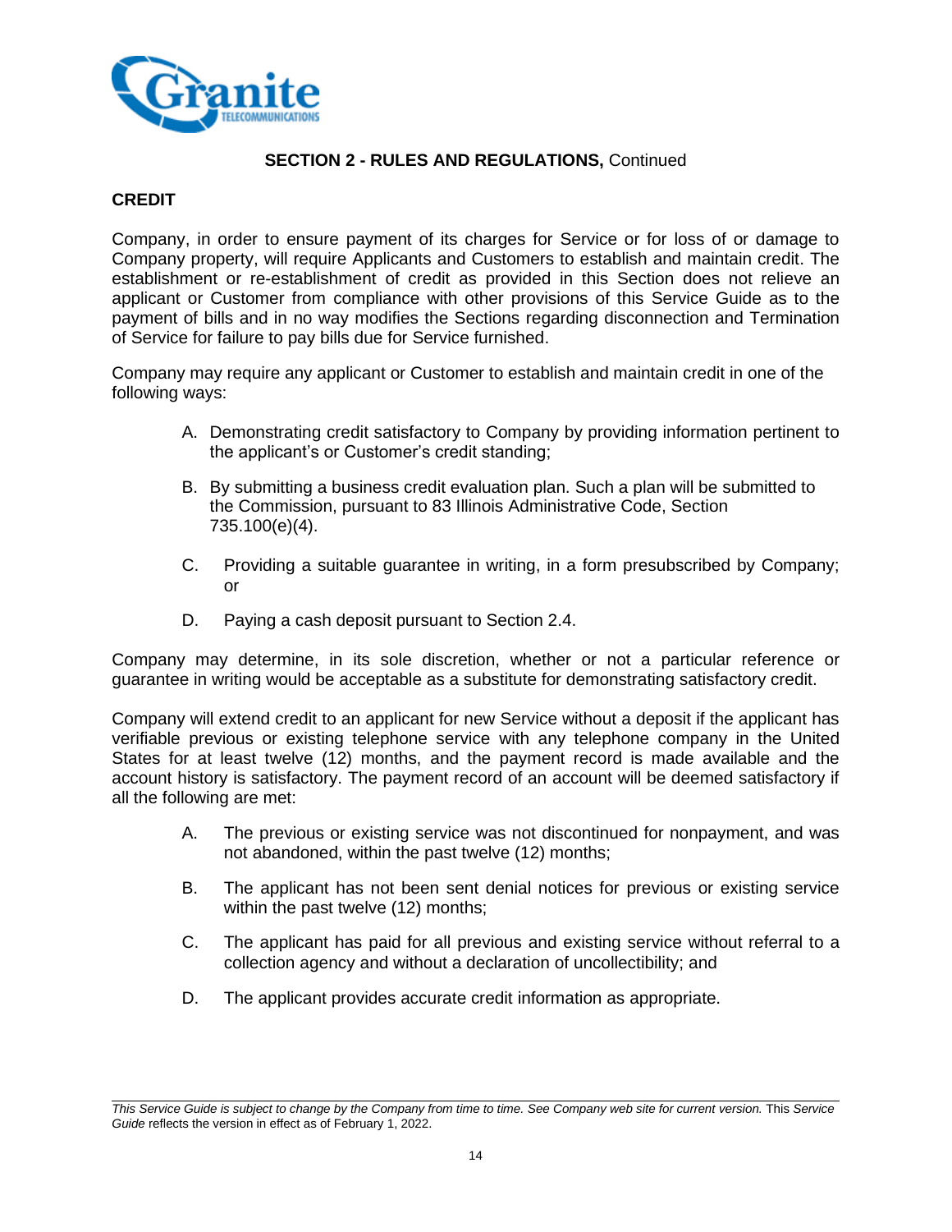**SECTION 2 - RULES AND REGULATIONS,** Continued

## CREDIT

Company, in order to ensure payment of its charges for Service or for loss of or damage to Company property, will require Applicants and Customers to establish and maintain credit. The establishment or re-establishment of credit as provided in this Section does not relieve an applicant or Customer from compliance with other provisions of this Service Guide as to the payment of bills and in no way modifies the Sections regarding disconnection and Termination of Service for failure to pay bills due for Service furnished.

Company may require any applicant or Customer to establish and maintain credit in one of the following ways:

A. Demonstrating credit satisfactory to Company by providing information pertinent to the applicant's or Customer's credit standing;

B. By submitting a business credit evaluation plan. Such a plan will be submitted to the Commission, pursuant to 83 Illinois Administrative Code, Section 735.100(e)(4).

C. Providing a suitable guarantee in writing, in a form presubscribed by Company; or

D. Paying a cash deposit pursuant to Section 2.4.

Company may determine, in its sole discretion, whether or not a particular reference or guarantee in writing would be acceptable as a substitute for demonstrating satisfactory credit.

Company will extend credit to an applicant for new Service without a deposit if the applicant has verifiable previous or existing telephone service with any telephone company in the United States for at least twelve (12) months, and the payment record is made available and the account history is satisfactory. The payment record of an account will be deemed satisfactory if all the following are met:

A. The previous or existing service was not discontinued for nonpayment, and was not abandoned, within the past twelve (12) months;

B. The applicant has not been sent denial notices for previous or existing service within the past twelve (12) months;

C. The applicant has paid for all previous and existing service without referral to a collection agency and without a declaration of uncollectibility; and

D. The applicant provides accurate credit information as appropriate.

*This Service Guide is subject to change by the Company from time to time. See Company web site for current version.* This *Service Guide* reflects the version in effect as of February 1, 2022.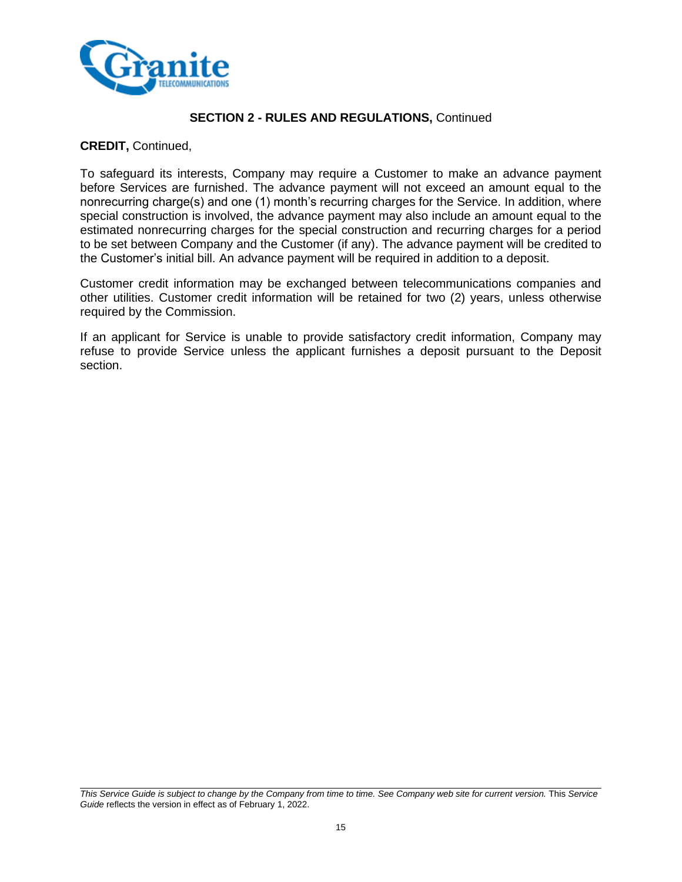## SECTION 2 - RULES AND REGULATIONS, Continued

**CREDIT,** Continued,

To safeguard its interests, Company may require a Customer to make an advance payment before Services are furnished. The advance payment will not exceed an amount equal to the nonrecurring charge(s) and one (1) month's recurring charges for the Service. In addition, where special construction is involved, the advance payment may also include an amount equal to the estimated nonrecurring charges for the special construction and recurring charges for a period to be set between Company and the Customer (if any). The advance payment will be credited to the Customer's initial bill. An advance payment will be required in addition to a deposit.

Customer credit information may be exchanged between telecommunications companies and other utilities. Customer credit information will be retained for two (2) years, unless otherwise required by the Commission.

If an applicant for Service is unable to provide satisfactory credit information, Company may refuse to provide Service unless the applicant furnishes a deposit pursuant to the Deposit section.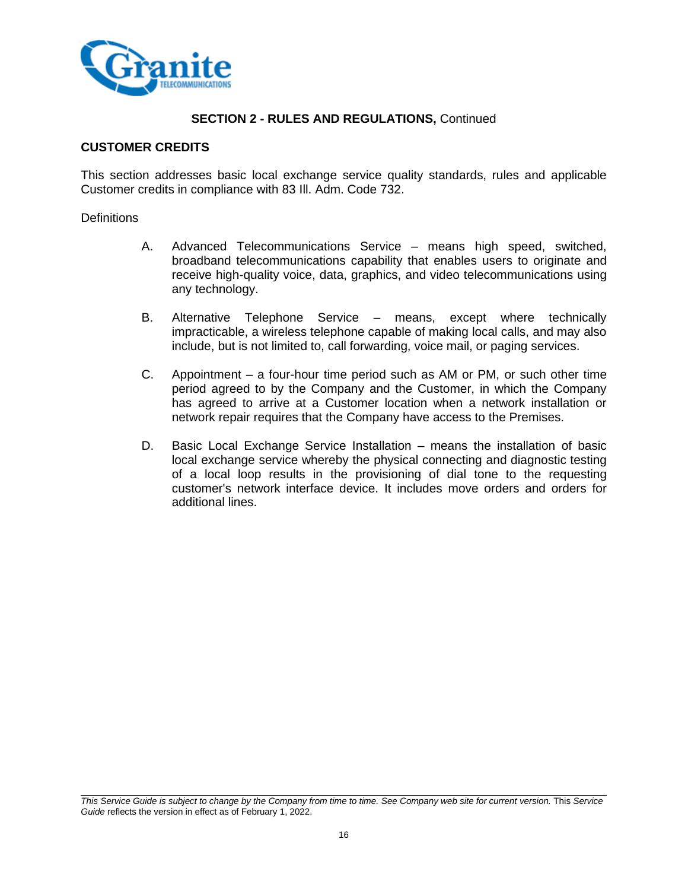## SECTION 2 - RULES AND REGULATIONS, Continued

### CUSTOMER CREDITS

This section addresses basic local exchange service quality standards, rules and applicable Customer credits in compliance with 83 Ill. Adm. Code 732.

Definitions

A. Advanced Telecommunications Service – means high speed, switched, broadband telecommunications capability that enables users to originate and receive high-quality voice, data, graphics, and video telecommunications using any technology.

B. Alternative Telephone Service – means, except where technically impracticable, a wireless telephone capable of making local calls, and may also include, but is not limited to, call forwarding, voice mail, or paging services.

C. Appointment – a four-hour time period such as AM or PM, or such other time period agreed to by the Company and the Customer, in which the Company has agreed to arrive at a Customer location when a network installation or network repair requires that the Company have access to the Premises.

D. Basic Local Exchange Service Installation – means the installation of basic local exchange service whereby the physical connecting and diagnostic testing of a local loop results in the provisioning of dial tone to the requesting customer's network interface device. It includes move orders and orders for additional lines.

*This Service Guide is subject to change by the Company from time to time. See Company web site for current version.* This *Service Guide* reflects the version in effect as of February 1, 2022.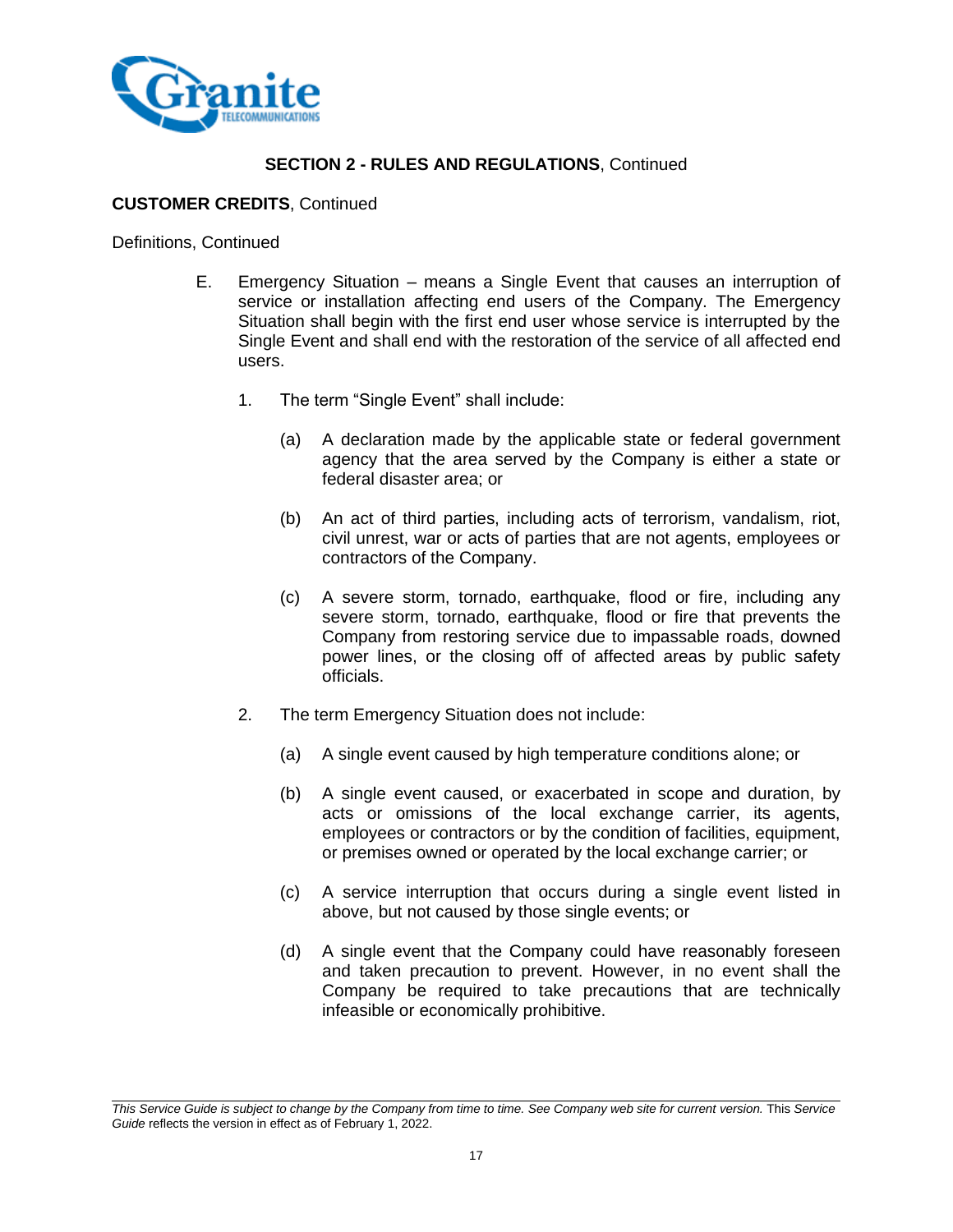**SECTION 2 - RULES AND REGULATIONS**, Continued

**CUSTOMER CREDITS**, Continued

Definitions, Continued

E. Emergency Situation – means a Single Event that causes an interruption of service or installation affecting end users of the Company. The Emergency Situation shall begin with the first end user whose service is interrupted by the Single Event and shall end with the restoration of the service of all affected end users.

1. The term "Single Event" shall include:

   (a) A declaration made by the applicable state or federal government agency that the area served by the Company is either a state or federal disaster area; or

   (b) An act of third parties, including acts of terrorism, vandalism, riot, civil unrest, war or acts of parties that are not agents, employees or contractors of the Company.

   (c) A severe storm, tornado, earthquake, flood or fire, including any severe storm, tornado, earthquake, flood or fire that prevents the Company from restoring service due to impassable roads, downed power lines, or the closing off of affected areas by public safety officials.

2. The term Emergency Situation does not include:

   (a) A single event caused by high temperature conditions alone; or

   (b) A single event caused, or exacerbated in scope and duration, by acts or omissions of the local exchange carrier, its agents, employees or contractors or by the condition of facilities, equipment, or premises owned or operated by the local exchange carrier; or

   (c) A service interruption that occurs during a single event listed in above, but not caused by those single events; or

   (d) A single event that the Company could have reasonably foreseen and taken precaution to prevent. However, in no event shall the Company be required to take precautions that are technically infeasible or economically prohibitive.

*This Service Guide is subject to change by the Company from time to time. See Company web site for current version.* This *Service Guide* reflects the version in effect as of February 1, 2022.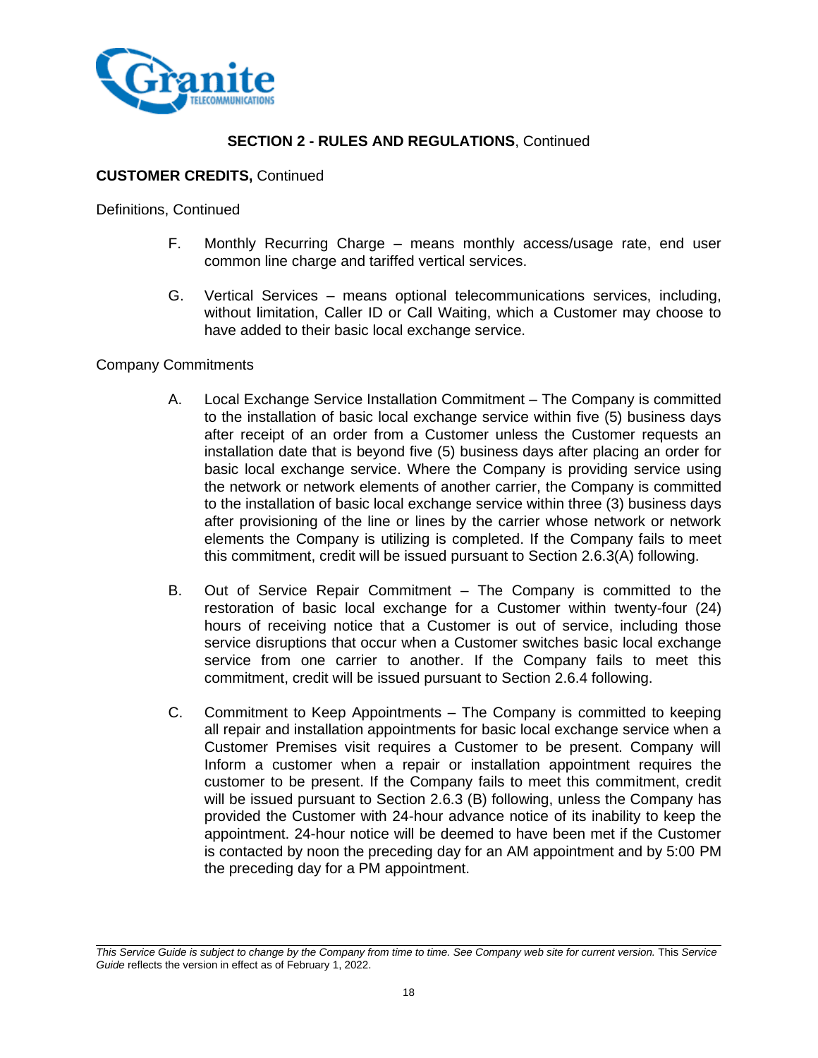**SECTION 2 - RULES AND REGULATIONS**, Continued

**CUSTOMER CREDITS,** Continued

Definitions, Continued

F. Monthly Recurring Charge – means monthly access/usage rate, end user common line charge and tariffed vertical services.

G. Vertical Services – means optional telecommunications services, including, without limitation, Caller ID or Call Waiting, which a Customer may choose to have added to their basic local exchange service.

Company Commitments

A. Local Exchange Service Installation Commitment – The Company is committed to the installation of basic local exchange service within five (5) business days after receipt of an order from a Customer unless the Customer requests an installation date that is beyond five (5) business days after placing an order for basic local exchange service. Where the Company is providing service using the network or network elements of another carrier, the Company is committed to the installation of basic local exchange service within three (3) business days after provisioning of the line or lines by the carrier whose network or network elements the Company is utilizing is completed. If the Company fails to meet this commitment, credit will be issued pursuant to Section 2.6.3(A) following.

B. Out of Service Repair Commitment – The Company is committed to the restoration of basic local exchange for a Customer within twenty-four (24) hours of receiving notice that a Customer is out of service, including those service disruptions that occur when a Customer switches basic local exchange service from one carrier to another. If the Company fails to meet this commitment, credit will be issued pursuant to Section 2.6.4 following.

C. Commitment to Keep Appointments – The Company is committed to keeping all repair and installation appointments for basic local exchange service when a Customer Premises visit requires a Customer to be present. Company will Inform a customer when a repair or installation appointment requires the customer to be present. If the Company fails to meet this commitment, credit will be issued pursuant to Section 2.6.3 (B) following, unless the Company has provided the Customer with 24-hour advance notice of its inability to keep the appointment. 24-hour notice will be deemed to have been met if the Customer is contacted by noon the preceding day for an AM appointment and by 5:00 PM the preceding day for a PM appointment.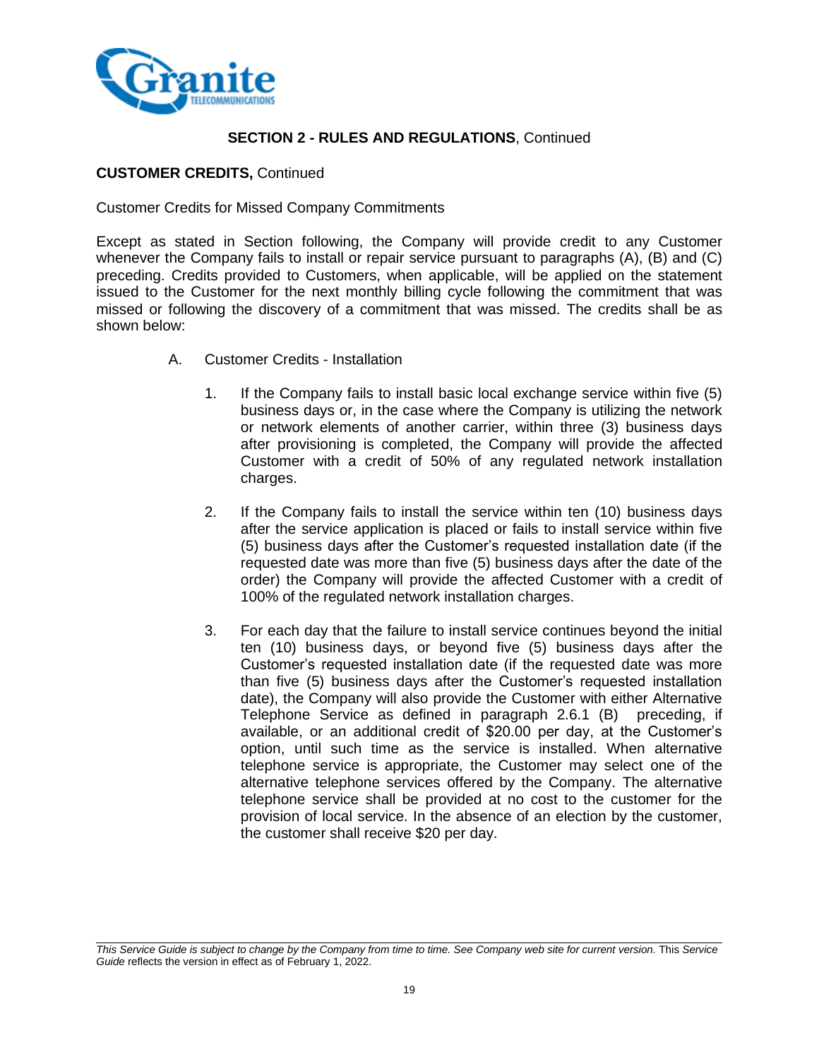## SECTION 2 - RULES AND REGULATIONS, Continued

**CUSTOMER CREDITS,** Continued

Customer Credits for Missed Company Commitments

Except as stated in Section following, the Company will provide credit to any Customer whenever the Company fails to install or repair service pursuant to paragraphs (A), (B) and (C) preceding. Credits provided to Customers, when applicable, will be applied on the statement issued to the Customer for the next monthly billing cycle following the commitment that was missed or following the discovery of a commitment that was missed. The credits shall be as shown below:

A. Customer Credits - Installation

1. If the Company fails to install basic local exchange service within five (5) business days or, in the case where the Company is utilizing the network or network elements of another carrier, within three (3) business days after provisioning is completed, the Company will provide the affected Customer with a credit of 50% of any regulated network installation charges.

2. If the Company fails to install the service within ten (10) business days after the service application is placed or fails to install service within five (5) business days after the Customer's requested installation date (if the requested date was more than five (5) business days after the date of the order) the Company will provide the affected Customer with a credit of 100% of the regulated network installation charges.

3. For each day that the failure to install service continues beyond the initial ten (10) business days, or beyond five (5) business days after the Customer's requested installation date (if the requested date was more than five (5) business days after the Customer's requested installation date), the Company will also provide the Customer with either Alternative Telephone Service as defined in paragraph 2.6.1 (B) preceding, if available, or an additional credit of $20.00 per day, at the Customer's option, until such time as the service is installed. When alternative telephone service is appropriate, the Customer may select one of the alternative telephone services offered by the Company. The alternative telephone service shall be provided at no cost to the customer for the provision of local service. In the absence of an election by the customer, the customer shall receive $20 per day.

*This Service Guide is subject to change by the Company from time to time. See Company web site for current version.* This *Service Guide* reflects the version in effect as of February 1, 2022.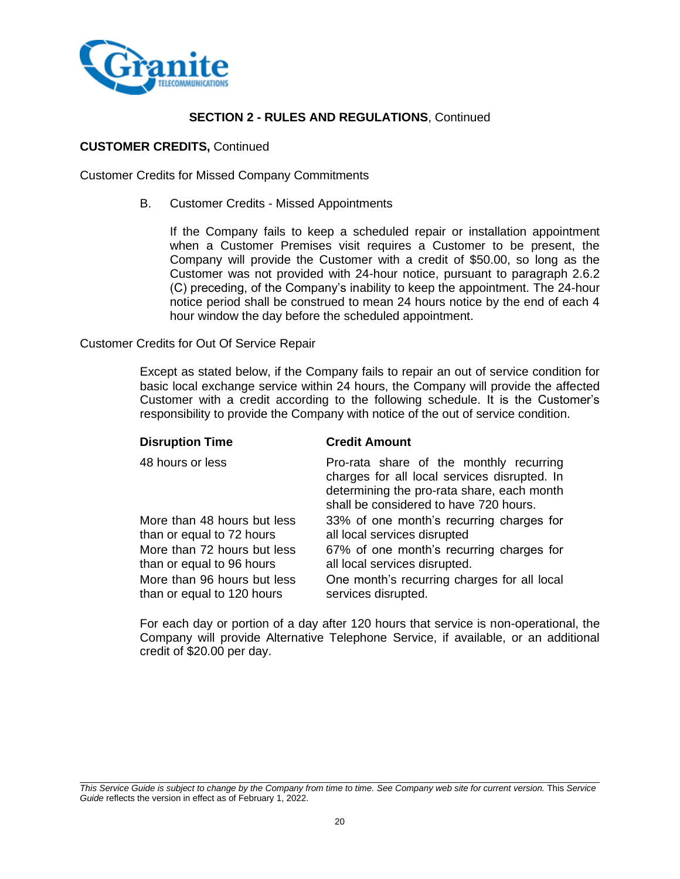**SECTION 2 - RULES AND REGULATIONS**, Continued

**CUSTOMER CREDITS,** Continued

Customer Credits for Missed Company Commitments

B. Customer Credits - Missed Appointments

If the Company fails to keep a scheduled repair or installation appointment when a Customer Premises visit requires a Customer to be present, the Company will provide the Customer with a credit of $50.00, so long as the Customer was not provided with 24-hour notice, pursuant to paragraph 2.6.2 (C) preceding, of the Company's inability to keep the appointment. The 24-hour notice period shall be construed to mean 24 hours notice by the end of each 4 hour window the day before the scheduled appointment.

Customer Credits for Out Of Service Repair

Except as stated below, if the Company fails to repair an out of service condition for basic local exchange service within 24 hours, the Company will provide the affected Customer with a credit according to the following schedule. It is the Customer's responsibility to provide the Company with notice of the out of service condition.

| **Disruption Time** | **Credit Amount** |
|---|---|
| 48 hours or less | Pro-rata share of the monthly recurring charges for all local services disrupted. In determining the pro-rata share, each month shall be considered to have 720 hours. |
| More than 48 hours but less than or equal to 72 hours | 33% of one month's recurring charges for all local services disrupted |
| More than 72 hours but less than or equal to 96 hours | 67% of one month's recurring charges for all local services disrupted. |
| More than 96 hours but less than or equal to 120 hours | One month's recurring charges for all local services disrupted. |

For each day or portion of a day after 120 hours that service is non-operational, the Company will provide Alternative Telephone Service, if available, or an additional credit of $20.00 per day.

*This Service Guide is subject to change by the Company from time to time. See Company web site for current version.* This *Service Guide* reflects the version in effect as of February 1, 2022.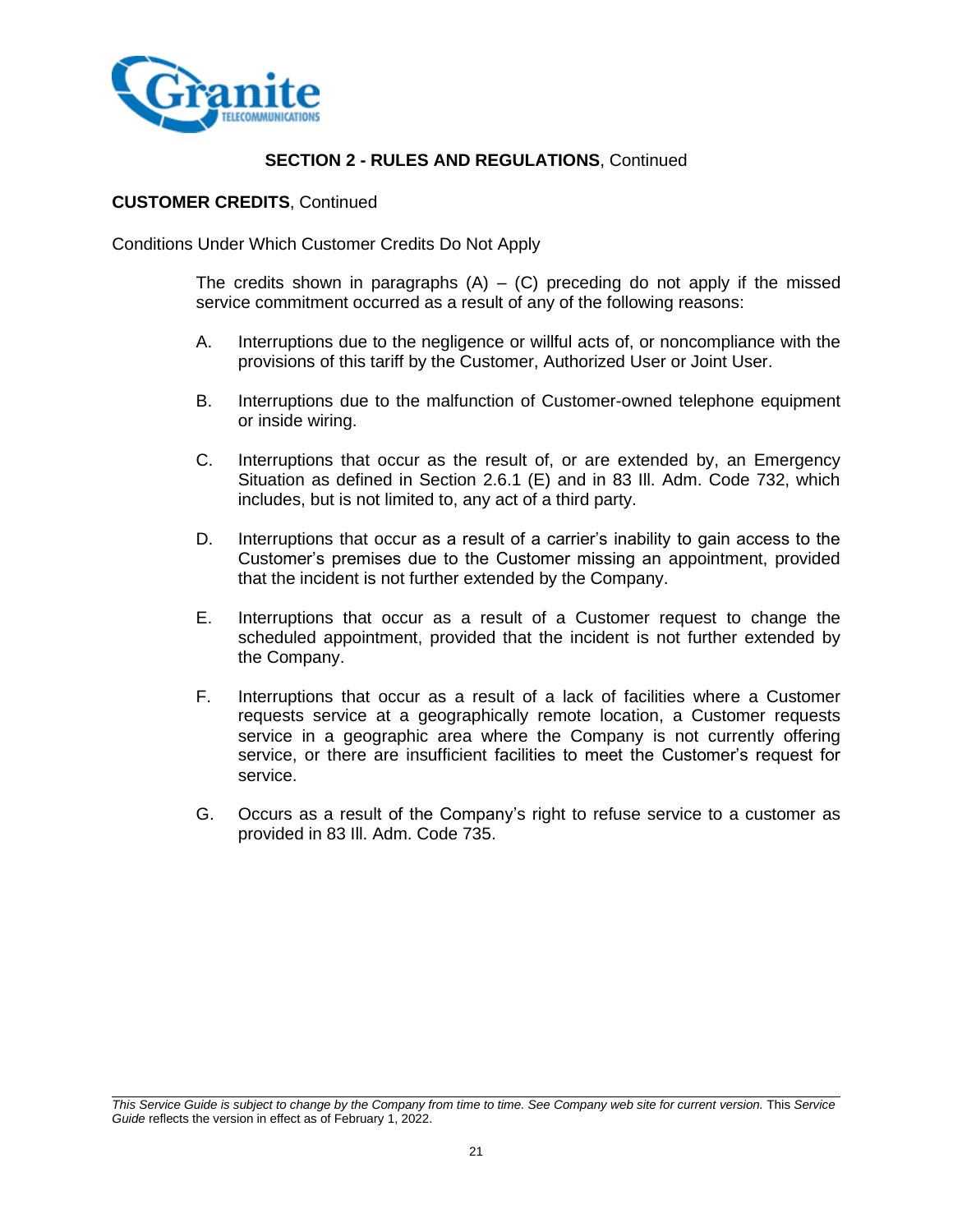## SECTION 2 - RULES AND REGULATIONS, Continued

**CUSTOMER CREDITS**, Continued

Conditions Under Which Customer Credits Do Not Apply

The credits shown in paragraphs (A) – (C) preceding do not apply if the missed service commitment occurred as a result of any of the following reasons:

A. Interruptions due to the negligence or willful acts of, or noncompliance with the provisions of this tariff by the Customer, Authorized User or Joint User.

B. Interruptions due to the malfunction of Customer-owned telephone equipment or inside wiring.

C. Interruptions that occur as the result of, or are extended by, an Emergency Situation as defined in Section 2.6.1 (E) and in 83 Ill. Adm. Code 732, which includes, but is not limited to, any act of a third party.

D. Interruptions that occur as a result of a carrier's inability to gain access to the Customer's premises due to the Customer missing an appointment, provided that the incident is not further extended by the Company.

E. Interruptions that occur as a result of a Customer request to change the scheduled appointment, provided that the incident is not further extended by the Company.

F. Interruptions that occur as a result of a lack of facilities where a Customer requests service at a geographically remote location, a Customer requests service in a geographic area where the Company is not currently offering service, or there are insufficient facilities to meet the Customer's request for service.

G. Occurs as a result of the Company's right to refuse service to a customer as provided in 83 Ill. Adm. Code 735.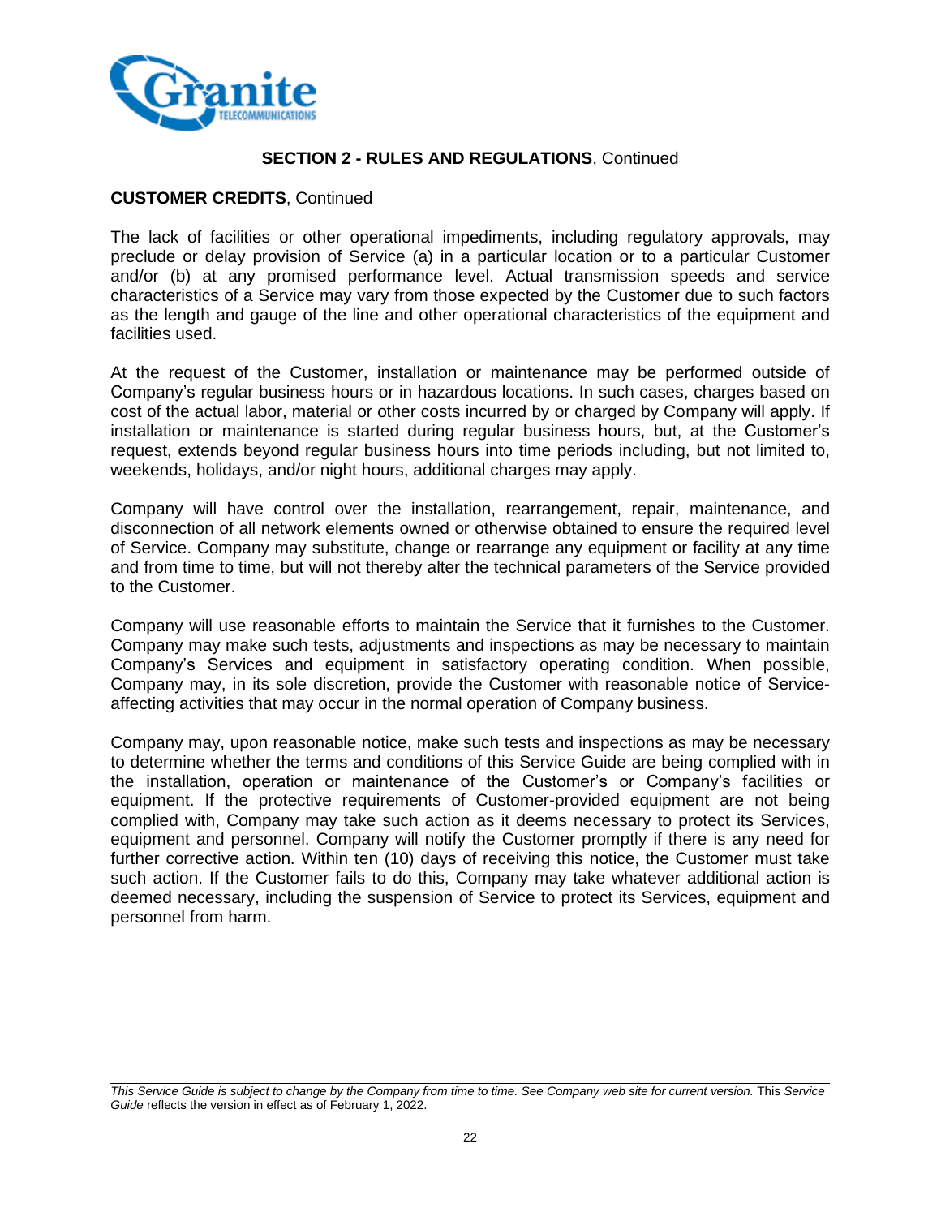## SECTION 2 - RULES AND REGULATIONS, Continued

**CUSTOMER CREDITS**, Continued

The lack of facilities or other operational impediments, including regulatory approvals, may preclude or delay provision of Service (a) in a particular location or to a particular Customer and/or (b) at any promised performance level. Actual transmission speeds and service characteristics of a Service may vary from those expected by the Customer due to such factors as the length and gauge of the line and other operational characteristics of the equipment and facilities used.

At the request of the Customer, installation or maintenance may be performed outside of Company's regular business hours or in hazardous locations. In such cases, charges based on cost of the actual labor, material or other costs incurred by or charged by Company will apply. If installation or maintenance is started during regular business hours, but, at the Customer's request, extends beyond regular business hours into time periods including, but not limited to, weekends, holidays, and/or night hours, additional charges may apply.

Company will have control over the installation, rearrangement, repair, maintenance, and disconnection of all network elements owned or otherwise obtained to ensure the required level of Service. Company may substitute, change or rearrange any equipment or facility at any time and from time to time, but will not thereby alter the technical parameters of the Service provided to the Customer.

Company will use reasonable efforts to maintain the Service that it furnishes to the Customer. Company may make such tests, adjustments and inspections as may be necessary to maintain Company's Services and equipment in satisfactory operating condition. When possible, Company may, in its sole discretion, provide the Customer with reasonable notice of Service-affecting activities that may occur in the normal operation of Company business.

Company may, upon reasonable notice, make such tests and inspections as may be necessary to determine whether the terms and conditions of this Service Guide are being complied with in the installation, operation or maintenance of the Customer's or Company's facilities or equipment. If the protective requirements of Customer-provided equipment are not being complied with, Company may take such action as it deems necessary to protect its Services, equipment and personnel. Company will notify the Customer promptly if there is any need for further corrective action. Within ten (10) days of receiving this notice, the Customer must take such action. If the Customer fails to do this, Company may take whatever additional action is deemed necessary, including the suspension of Service to protect its Services, equipment and personnel from harm.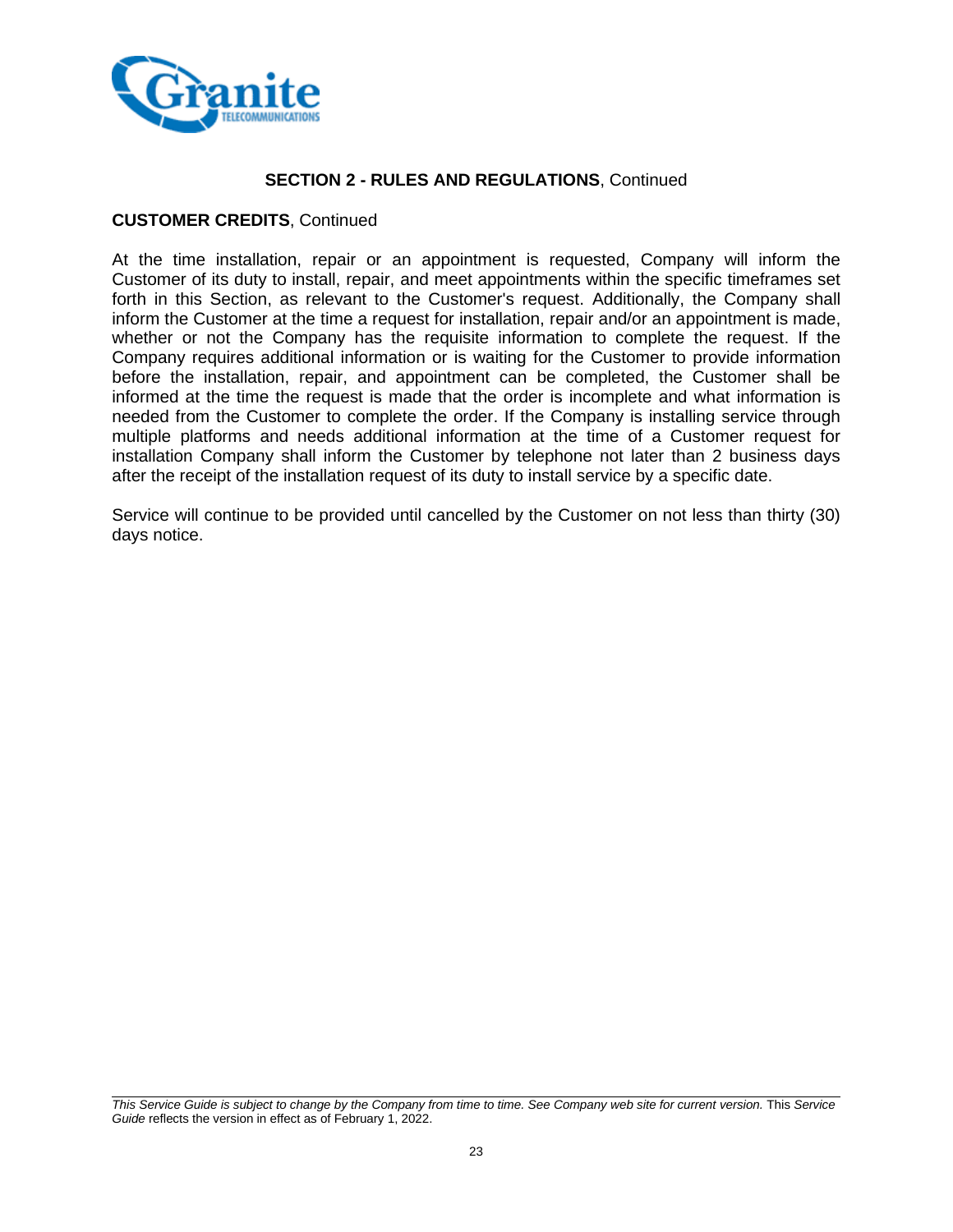## **SECTION 2 - RULES AND REGULATIONS**, Continued

**CUSTOMER CREDITS**, Continued

At the time installation, repair or an appointment is requested, Company will inform the Customer of its duty to install, repair, and meet appointments within the specific timeframes set forth in this Section, as relevant to the Customer's request. Additionally, the Company shall inform the Customer at the time a request for installation, repair and/or an appointment is made, whether or not the Company has the requisite information to complete the request. If the Company requires additional information or is waiting for the Customer to provide information before the installation, repair, and appointment can be completed, the Customer shall be informed at the time the request is made that the order is incomplete and what information is needed from the Customer to complete the order. If the Company is installing service through multiple platforms and needs additional information at the time of a Customer request for installation Company shall inform the Customer by telephone not later than 2 business days after the receipt of the installation request of its duty to install service by a specific date.

Service will continue to be provided until cancelled by the Customer on not less than thirty (30) days notice.

*This Service Guide is subject to change by the Company from time to time. See Company web site for current version.* This *Service Guide* reflects the version in effect as of February 1, 2022.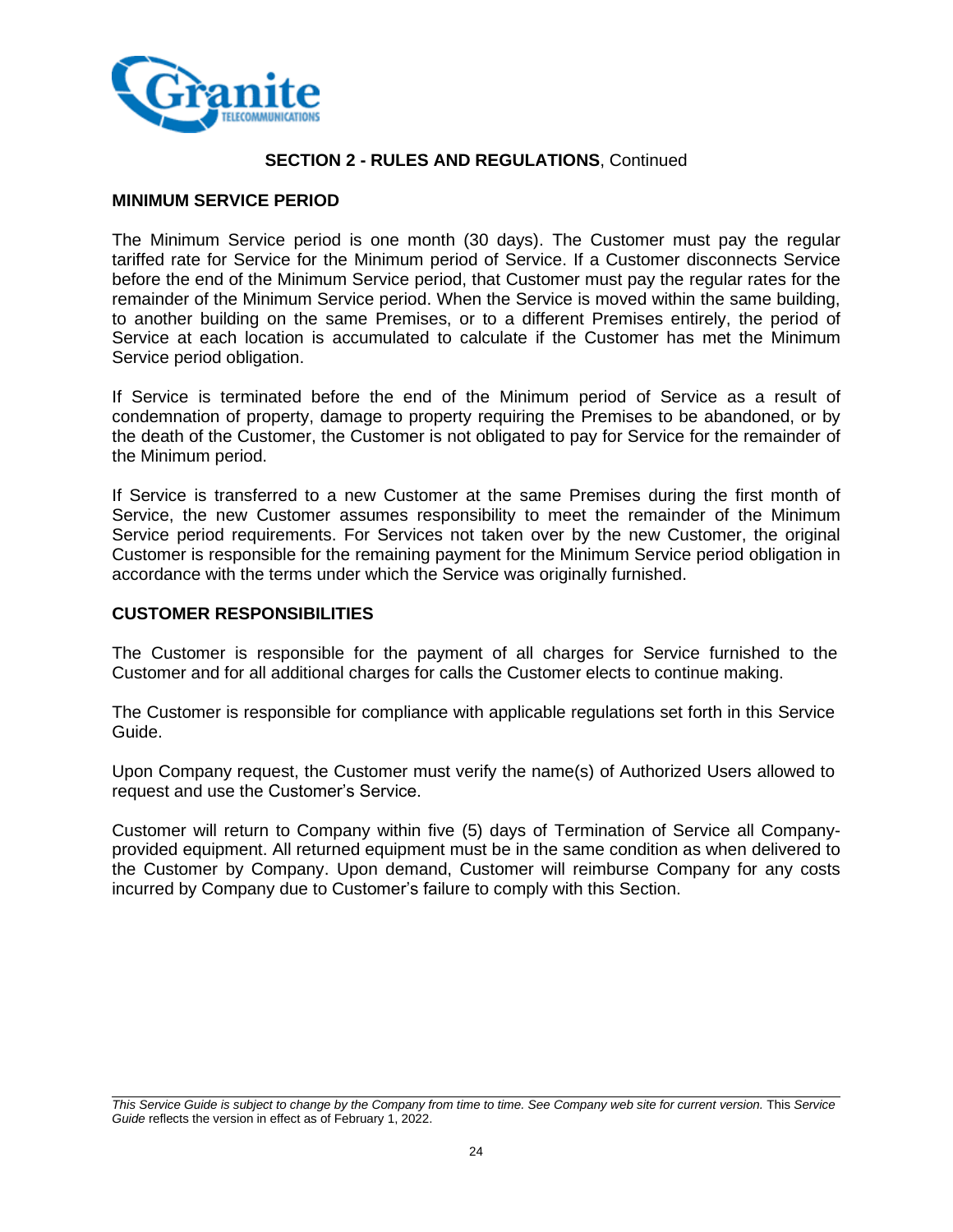**SECTION 2 - RULES AND REGULATIONS**, Continued

## MINIMUM SERVICE PERIOD

The Minimum Service period is one month (30 days). The Customer must pay the regular tariffed rate for Service for the Minimum period of Service. If a Customer disconnects Service before the end of the Minimum Service period, that Customer must pay the regular rates for the remainder of the Minimum Service period. When the Service is moved within the same building, to another building on the same Premises, or to a different Premises entirely, the period of Service at each location is accumulated to calculate if the Customer has met the Minimum Service period obligation.

If Service is terminated before the end of the Minimum period of Service as a result of condemnation of property, damage to property requiring the Premises to be abandoned, or by the death of the Customer, the Customer is not obligated to pay for Service for the remainder of the Minimum period.

If Service is transferred to a new Customer at the same Premises during the first month of Service, the new Customer assumes responsibility to meet the remainder of the Minimum Service period requirements. For Services not taken over by the new Customer, the original Customer is responsible for the remaining payment for the Minimum Service period obligation in accordance with the terms under which the Service was originally furnished.

## CUSTOMER RESPONSIBILITIES

The Customer is responsible for the payment of all charges for Service furnished to the Customer and for all additional charges for calls the Customer elects to continue making.

The Customer is responsible for compliance with applicable regulations set forth in this Service Guide.

Upon Company request, the Customer must verify the name(s) of Authorized Users allowed to request and use the Customer's Service.

Customer will return to Company within five (5) days of Termination of Service all Company-provided equipment. All returned equipment must be in the same condition as when delivered to the Customer by Company. Upon demand, Customer will reimburse Company for any costs incurred by Company due to Customer's failure to comply with this Section.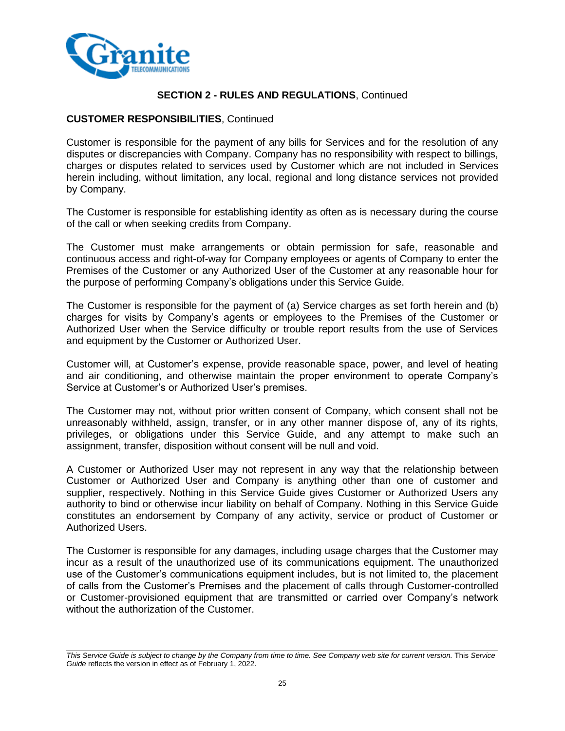## SECTION 2 - RULES AND REGULATIONS, Continued

### CUSTOMER RESPONSIBILITIES, Continued

Customer is responsible for the payment of any bills for Services and for the resolution of any disputes or discrepancies with Company. Company has no responsibility with respect to billings, charges or disputes related to services used by Customer which are not included in Services herein including, without limitation, any local, regional and long distance services not provided by Company.

The Customer is responsible for establishing identity as often as is necessary during the course of the call or when seeking credits from Company.

The Customer must make arrangements or obtain permission for safe, reasonable and continuous access and right-of-way for Company employees or agents of Company to enter the Premises of the Customer or any Authorized User of the Customer at any reasonable hour for the purpose of performing Company's obligations under this Service Guide.

The Customer is responsible for the payment of (a) Service charges as set forth herein and (b) charges for visits by Company's agents or employees to the Premises of the Customer or Authorized User when the Service difficulty or trouble report results from the use of Services and equipment by the Customer or Authorized User.

Customer will, at Customer's expense, provide reasonable space, power, and level of heating and air conditioning, and otherwise maintain the proper environment to operate Company's Service at Customer's or Authorized User's premises.

The Customer may not, without prior written consent of Company, which consent shall not be unreasonably withheld, assign, transfer, or in any other manner dispose of, any of its rights, privileges, or obligations under this Service Guide, and any attempt to make such an assignment, transfer, disposition without consent will be null and void.

A Customer or Authorized User may not represent in any way that the relationship between Customer or Authorized User and Company is anything other than one of customer and supplier, respectively. Nothing in this Service Guide gives Customer or Authorized Users any authority to bind or otherwise incur liability on behalf of Company. Nothing in this Service Guide constitutes an endorsement by Company of any activity, service or product of Customer or Authorized Users.

The Customer is responsible for any damages, including usage charges that the Customer may incur as a result of the unauthorized use of its communications equipment. The unauthorized use of the Customer's communications equipment includes, but is not limited to, the placement of calls from the Customer's Premises and the placement of calls through Customer-controlled or Customer-provisioned equipment that are transmitted or carried over Company's network without the authorization of the Customer.

*This Service Guide is subject to change by the Company from time to time. See Company web site for current version.* This *Service Guide* reflects the version in effect as of February 1, 2022.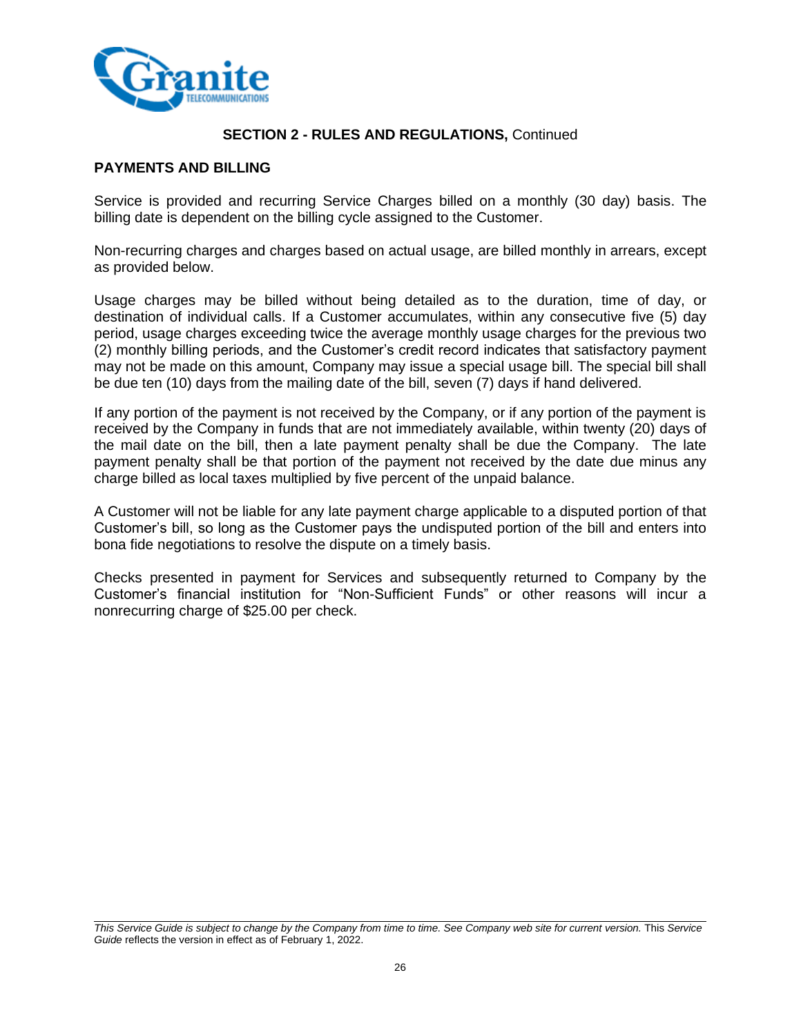**SECTION 2 - RULES AND REGULATIONS,** Continued

## PAYMENTS AND BILLING

Service is provided and recurring Service Charges billed on a monthly (30 day) basis. The billing date is dependent on the billing cycle assigned to the Customer.

Non-recurring charges and charges based on actual usage, are billed monthly in arrears, except as provided below.

Usage charges may be billed without being detailed as to the duration, time of day, or destination of individual calls. If a Customer accumulates, within any consecutive five (5) day period, usage charges exceeding twice the average monthly usage charges for the previous two (2) monthly billing periods, and the Customer's credit record indicates that satisfactory payment may not be made on this amount, Company may issue a special usage bill. The special bill shall be due ten (10) days from the mailing date of the bill, seven (7) days if hand delivered.

If any portion of the payment is not received by the Company, or if any portion of the payment is received by the Company in funds that are not immediately available, within twenty (20) days of the mail date on the bill, then a late payment penalty shall be due the Company. The late payment penalty shall be that portion of the payment not received by the date due minus any charge billed as local taxes multiplied by five percent of the unpaid balance.

A Customer will not be liable for any late payment charge applicable to a disputed portion of that Customer's bill, so long as the Customer pays the undisputed portion of the bill and enters into bona fide negotiations to resolve the dispute on a timely basis.

Checks presented in payment for Services and subsequently returned to Company by the Customer's financial institution for "Non-Sufficient Funds" or other reasons will incur a nonrecurring charge of $25.00 per check.

*This Service Guide is subject to change by the Company from time to time. See Company web site for current version.* This *Service Guide* reflects the version in effect as of February 1, 2022.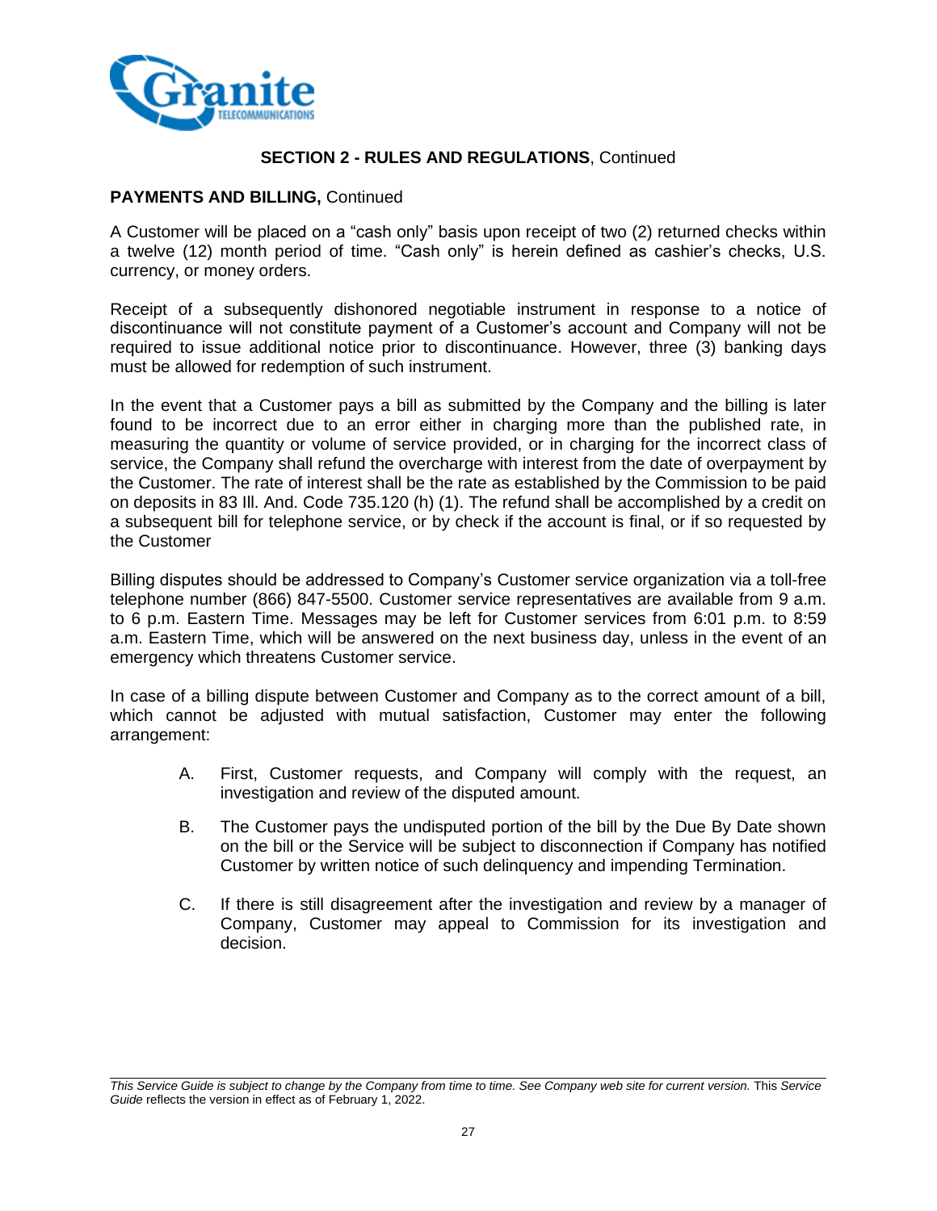## SECTION 2 - RULES AND REGULATIONS, Continued

**PAYMENTS AND BILLING,** Continued

A Customer will be placed on a "cash only" basis upon receipt of two (2) returned checks within a twelve (12) month period of time. "Cash only" is herein defined as cashier's checks, U.S. currency, or money orders.

Receipt of a subsequently dishonored negotiable instrument in response to a notice of discontinuance will not constitute payment of a Customer's account and Company will not be required to issue additional notice prior to discontinuance. However, three (3) banking days must be allowed for redemption of such instrument.

In the event that a Customer pays a bill as submitted by the Company and the billing is later found to be incorrect due to an error either in charging more than the published rate, in measuring the quantity or volume of service provided, or in charging for the incorrect class of service, the Company shall refund the overcharge with interest from the date of overpayment by the Customer. The rate of interest shall be the rate as established by the Commission to be paid on deposits in 83 Ill. And. Code 735.120 (h) (1). The refund shall be accomplished by a credit on a subsequent bill for telephone service, or by check if the account is final, or if so requested by the Customer

Billing disputes should be addressed to Company's Customer service organization via a toll-free telephone number (866) 847-5500. Customer service representatives are available from 9 a.m. to 6 p.m. Eastern Time. Messages may be left for Customer services from 6:01 p.m. to 8:59 a.m. Eastern Time, which will be answered on the next business day, unless in the event of an emergency which threatens Customer service.

In case of a billing dispute between Customer and Company as to the correct amount of a bill, which cannot be adjusted with mutual satisfaction, Customer may enter the following arrangement:

A. First, Customer requests, and Company will comply with the request, an investigation and review of the disputed amount.

B. The Customer pays the undisputed portion of the bill by the Due By Date shown on the bill or the Service will be subject to disconnection if Company has notified Customer by written notice of such delinquency and impending Termination.

C. If there is still disagreement after the investigation and review by a manager of Company, Customer may appeal to Commission for its investigation and decision.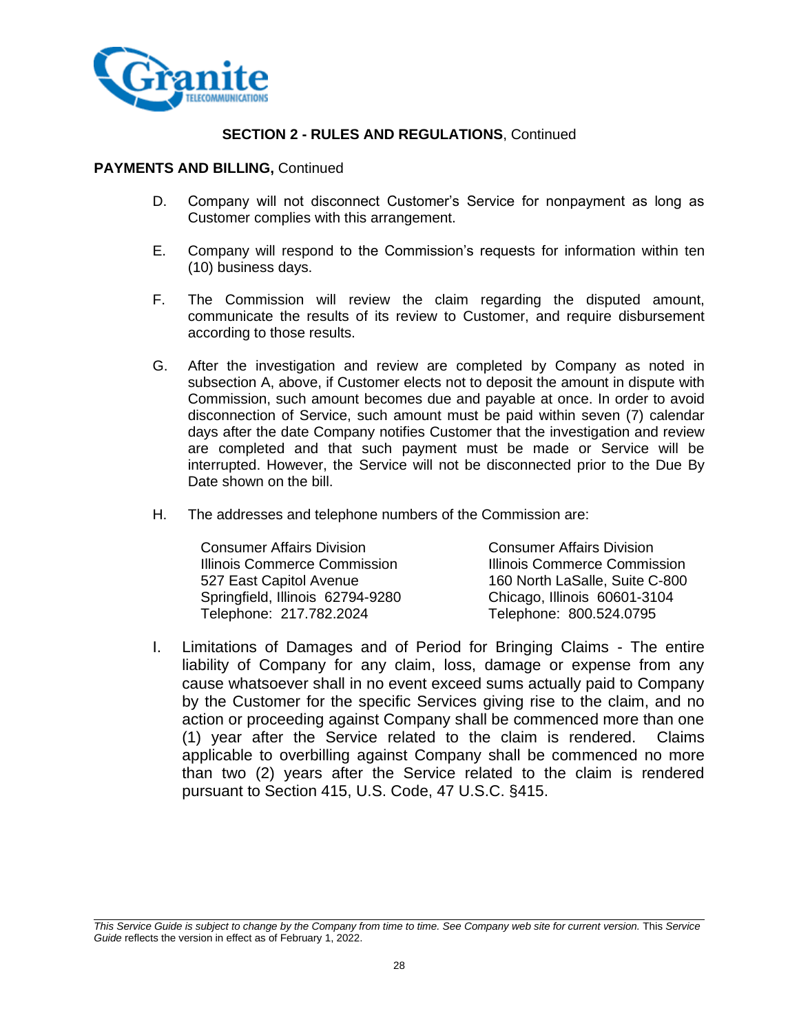## SECTION 2 - RULES AND REGULATIONS, Continued

**PAYMENTS AND BILLING,** Continued

D. Company will not disconnect Customer's Service for nonpayment as long as Customer complies with this arrangement.

E. Company will respond to the Commission's requests for information within ten (10) business days.

F. The Commission will review the claim regarding the disputed amount, communicate the results of its review to Customer, and require disbursement according to those results.

G. After the investigation and review are completed by Company as noted in subsection A, above, if Customer elects not to deposit the amount in dispute with Commission, such amount becomes due and payable at once. In order to avoid disconnection of Service, such amount must be paid within seven (7) calendar days after the date Company notifies Customer that the investigation and review are completed and that such payment must be made or Service will be interrupted. However, the Service will not be disconnected prior to the Due By Date shown on the bill.

H. The addresses and telephone numbers of the Commission are:

Consumer Affairs Division
Illinois Commerce Commission
527 East Capitol Avenue
Springfield, Illinois 62794-9280
Telephone: 217.782.2024

Consumer Affairs Division
Illinois Commerce Commission
160 North LaSalle, Suite C-800
Chicago, Illinois 60601-3104
Telephone: 800.524.0795

I. Limitations of Damages and of Period for Bringing Claims - The entire liability of Company for any claim, loss, damage or expense from any cause whatsoever shall in no event exceed sums actually paid to Company by the Customer for the specific Services giving rise to the claim, and no action or proceeding against Company shall be commenced more than one (1) year after the Service related to the claim is rendered. Claims applicable to overbilling against Company shall be commenced no more than two (2) years after the Service related to the claim is rendered pursuant to Section 415, U.S. Code, 47 U.S.C. §415.

*This Service Guide is subject to change by the Company from time to time. See Company web site for current version.* This *Service Guide* reflects the version in effect as of February 1, 2022.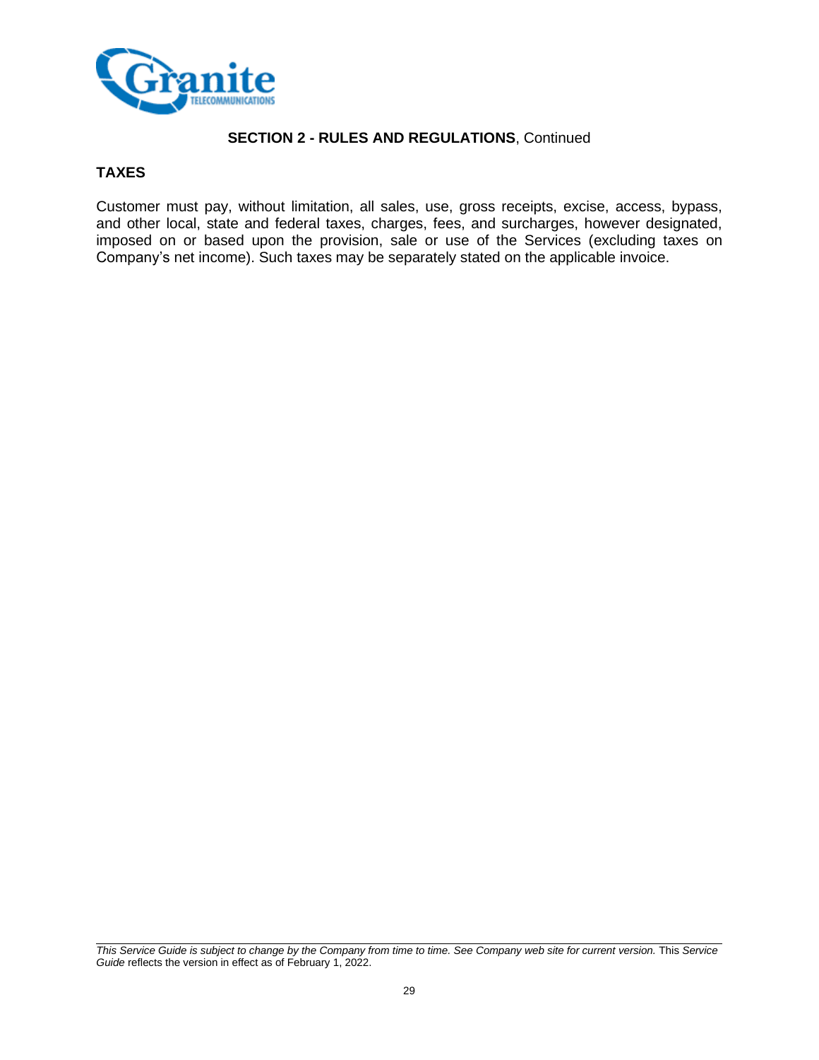**SECTION 2 - RULES AND REGULATIONS**, Continued

## TAXES

Customer must pay, without limitation, all sales, use, gross receipts, excise, access, bypass, and other local, state and federal taxes, charges, fees, and surcharges, however designated, imposed on or based upon the provision, sale or use of the Services (excluding taxes on Company's net income). Such taxes may be separately stated on the applicable invoice.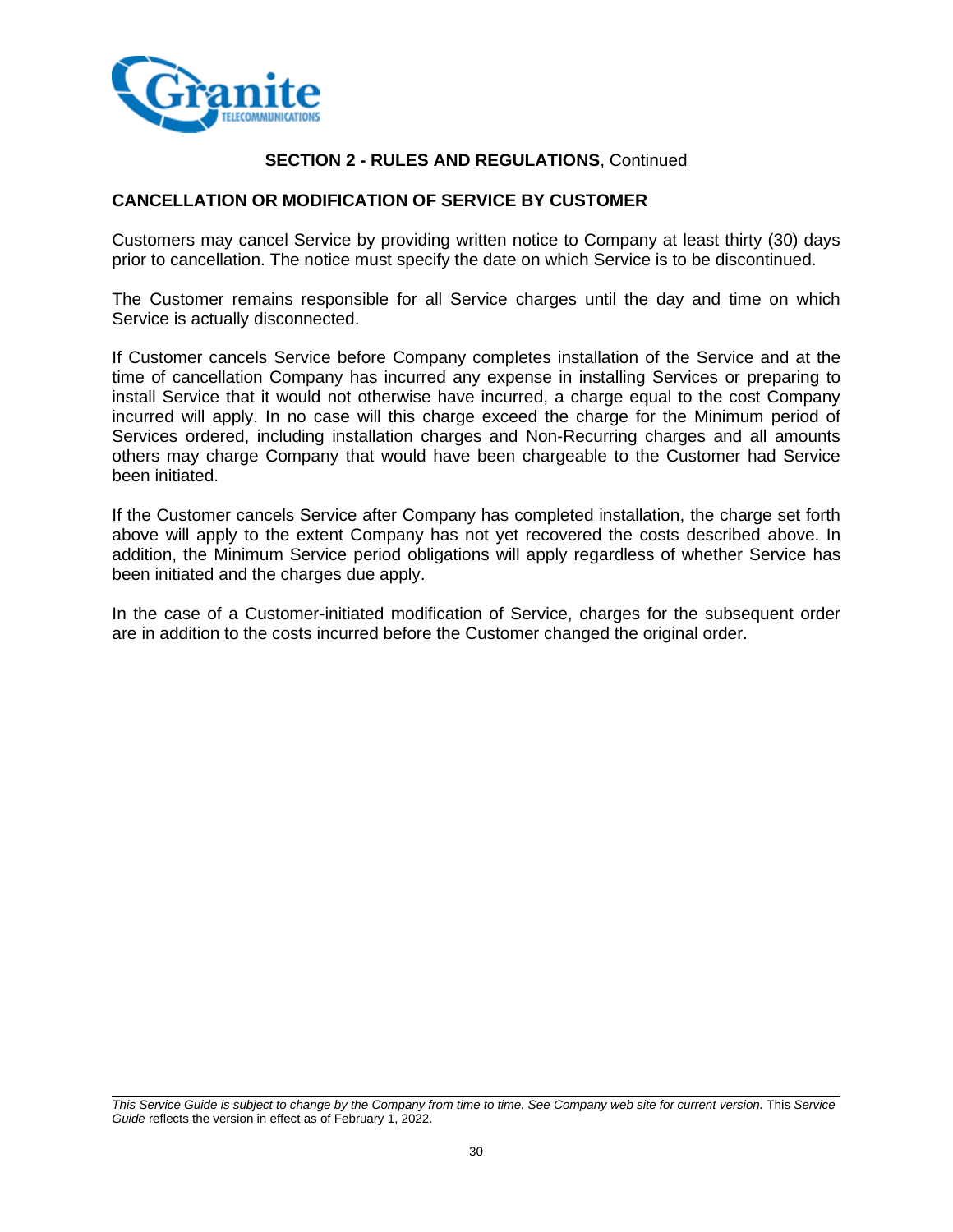**SECTION 2 - RULES AND REGULATIONS**, Continued

## CANCELLATION OR MODIFICATION OF SERVICE BY CUSTOMER

Customers may cancel Service by providing written notice to Company at least thirty (30) days prior to cancellation. The notice must specify the date on which Service is to be discontinued.

The Customer remains responsible for all Service charges until the day and time on which Service is actually disconnected.

If Customer cancels Service before Company completes installation of the Service and at the time of cancellation Company has incurred any expense in installing Services or preparing to install Service that it would not otherwise have incurred, a charge equal to the cost Company incurred will apply. In no case will this charge exceed the charge for the Minimum period of Services ordered, including installation charges and Non-Recurring charges and all amounts others may charge Company that would have been chargeable to the Customer had Service been initiated.

If the Customer cancels Service after Company has completed installation, the charge set forth above will apply to the extent Company has not yet recovered the costs described above. In addition, the Minimum Service period obligations will apply regardless of whether Service has been initiated and the charges due apply.

In the case of a Customer-initiated modification of Service, charges for the subsequent order are in addition to the costs incurred before the Customer changed the original order.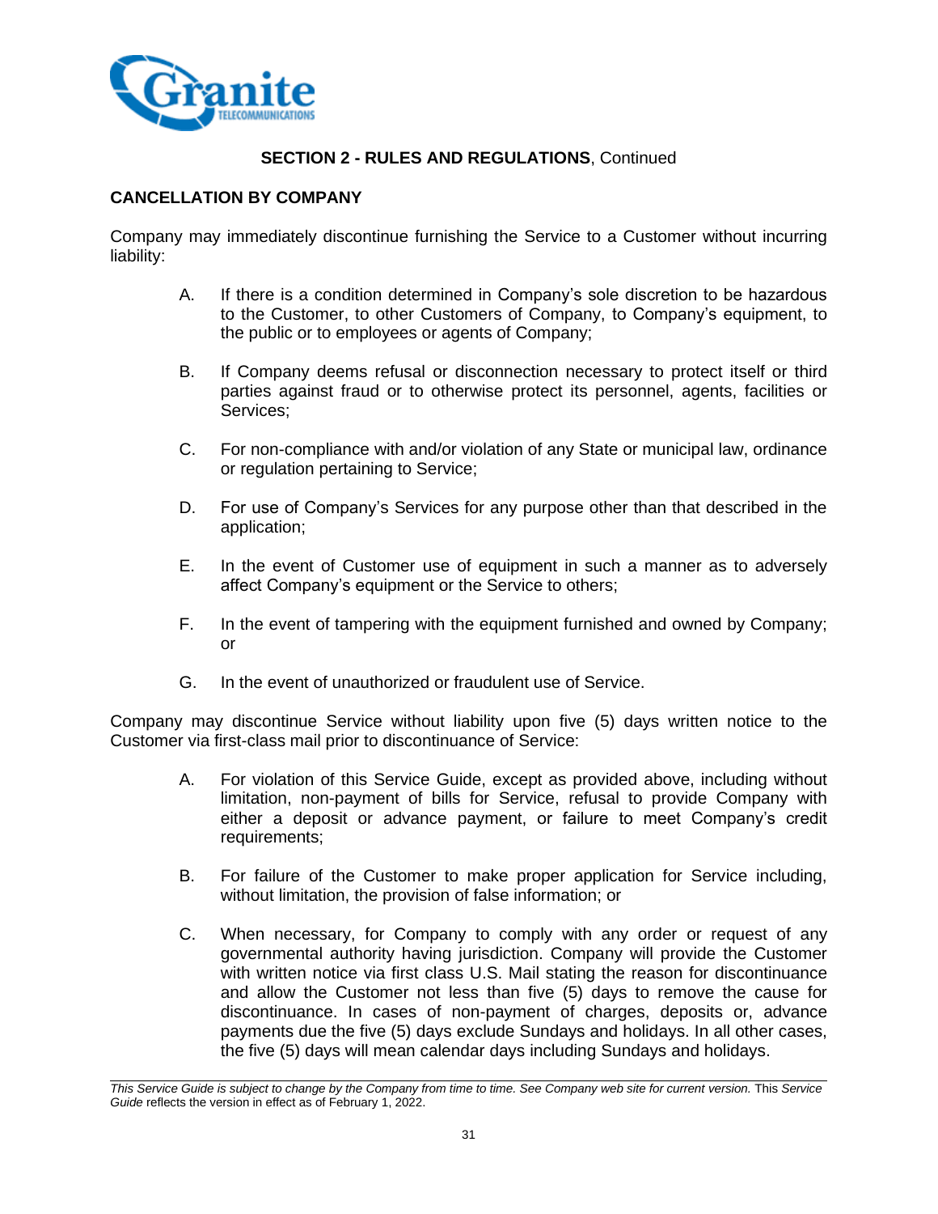**SECTION 2 - RULES AND REGULATIONS**, Continued

## CANCELLATION BY COMPANY

Company may immediately discontinue furnishing the Service to a Customer without incurring liability:

A. If there is a condition determined in Company's sole discretion to be hazardous to the Customer, to other Customers of Company, to Company's equipment, to the public or to employees or agents of Company;

B. If Company deems refusal or disconnection necessary to protect itself or third parties against fraud or to otherwise protect its personnel, agents, facilities or Services;

C. For non-compliance with and/or violation of any State or municipal law, ordinance or regulation pertaining to Service;

D. For use of Company's Services for any purpose other than that described in the application;

E. In the event of Customer use of equipment in such a manner as to adversely affect Company's equipment or the Service to others;

F. In the event of tampering with the equipment furnished and owned by Company; or

G. In the event of unauthorized or fraudulent use of Service.

Company may discontinue Service without liability upon five (5) days written notice to the Customer via first-class mail prior to discontinuance of Service:

A. For violation of this Service Guide, except as provided above, including without limitation, non-payment of bills for Service, refusal to provide Company with either a deposit or advance payment, or failure to meet Company's credit requirements;

B. For failure of the Customer to make proper application for Service including, without limitation, the provision of false information; or

C. When necessary, for Company to comply with any order or request of any governmental authority having jurisdiction. Company will provide the Customer with written notice via first class U.S. Mail stating the reason for discontinuance and allow the Customer not less than five (5) days to remove the cause for discontinuance. In cases of non-payment of charges, deposits or, advance payments due the five (5) days exclude Sundays and holidays. In all other cases, the five (5) days will mean calendar days including Sundays and holidays.

*This Service Guide is subject to change by the Company from time to time. See Company web site for current version.* This *Service Guide* reflects the version in effect as of February 1, 2022.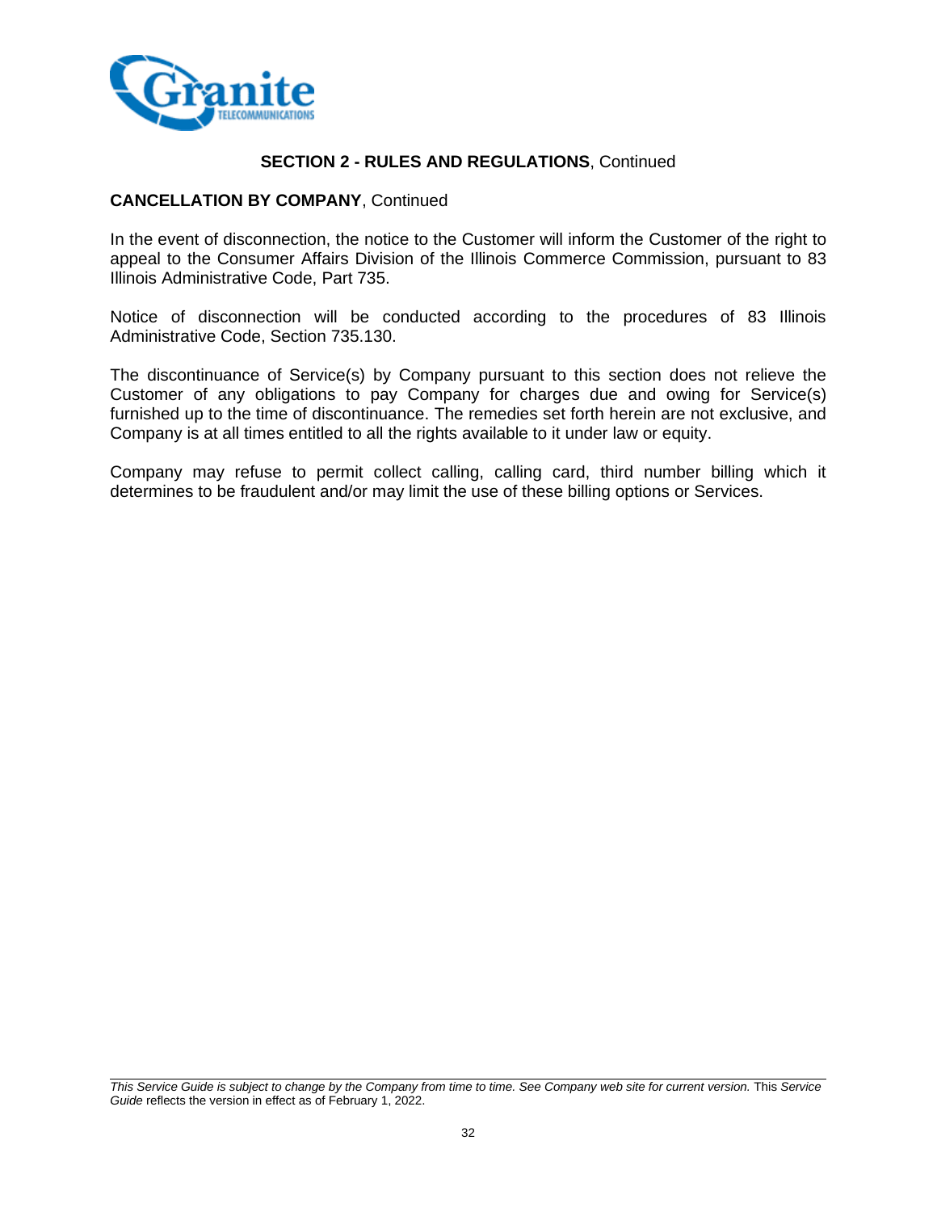## SECTION 2 - RULES AND REGULATIONS, Continued

### CANCELLATION BY COMPANY, Continued

In the event of disconnection, the notice to the Customer will inform the Customer of the right to appeal to the Consumer Affairs Division of the Illinois Commerce Commission, pursuant to 83 Illinois Administrative Code, Part 735.

Notice of disconnection will be conducted according to the procedures of 83 Illinois Administrative Code, Section 735.130.

The discontinuance of Service(s) by Company pursuant to this section does not relieve the Customer of any obligations to pay Company for charges due and owing for Service(s) furnished up to the time of discontinuance. The remedies set forth herein are not exclusive, and Company is at all times entitled to all the rights available to it under law or equity.

Company may refuse to permit collect calling, calling card, third number billing which it determines to be fraudulent and/or may limit the use of these billing options or Services.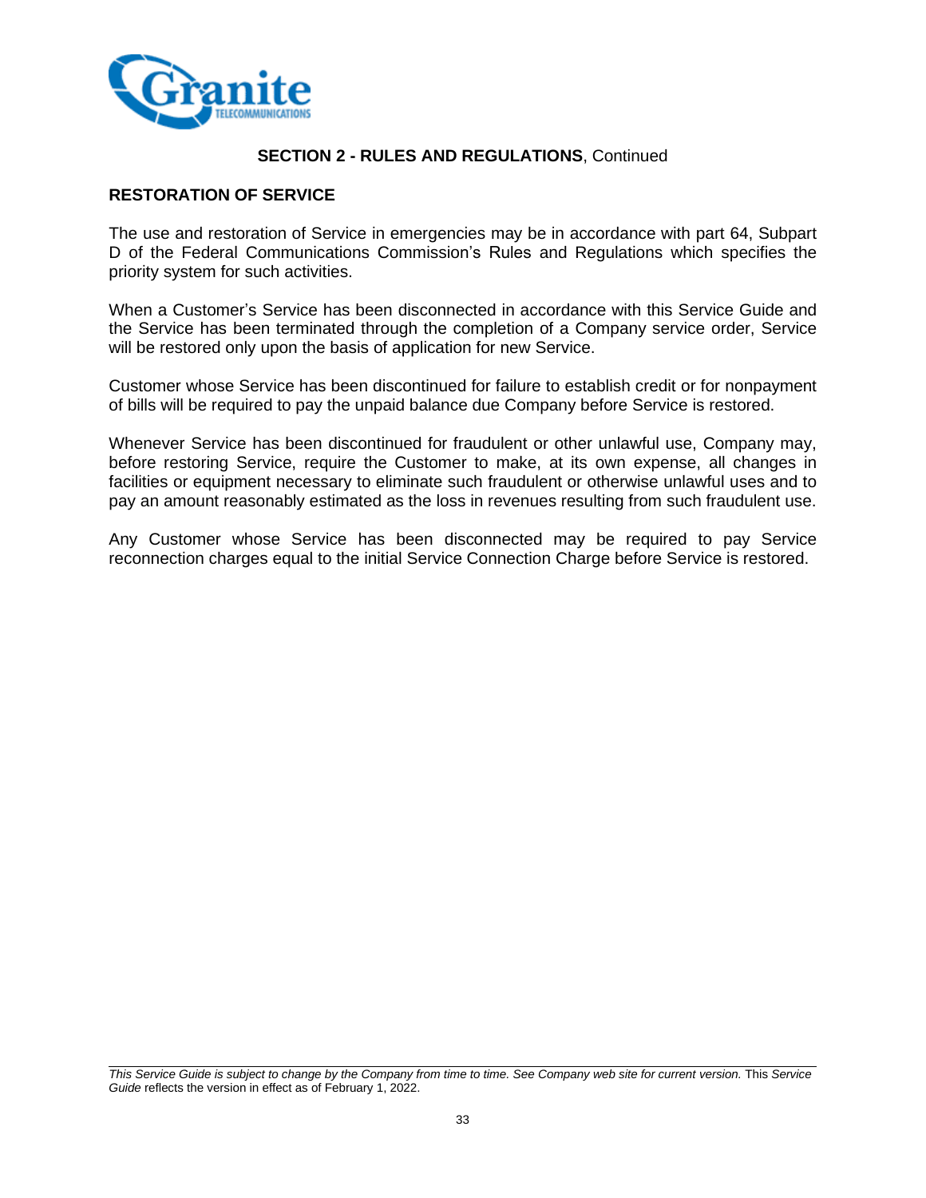**SECTION 2 - RULES AND REGULATIONS**, Continued

## RESTORATION OF SERVICE

The use and restoration of Service in emergencies may be in accordance with part 64, Subpart D of the Federal Communications Commission's Rules and Regulations which specifies the priority system for such activities.

When a Customer's Service has been disconnected in accordance with this Service Guide and the Service has been terminated through the completion of a Company service order, Service will be restored only upon the basis of application for new Service.

Customer whose Service has been discontinued for failure to establish credit or for nonpayment of bills will be required to pay the unpaid balance due Company before Service is restored.

Whenever Service has been discontinued for fraudulent or other unlawful use, Company may, before restoring Service, require the Customer to make, at its own expense, all changes in facilities or equipment necessary to eliminate such fraudulent or otherwise unlawful uses and to pay an amount reasonably estimated as the loss in revenues resulting from such fraudulent use.

Any Customer whose Service has been disconnected may be required to pay Service reconnection charges equal to the initial Service Connection Charge before Service is restored.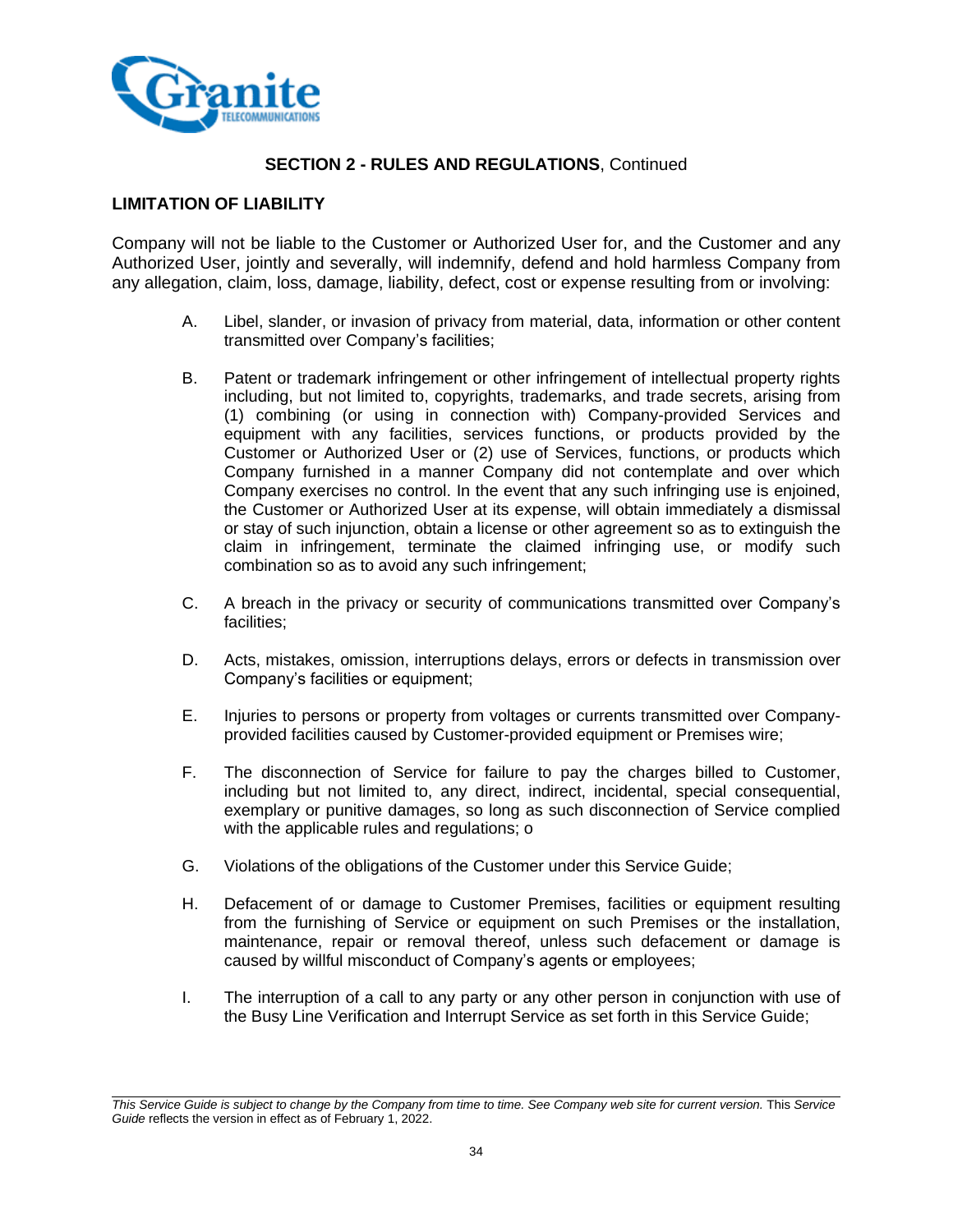**SECTION 2 - RULES AND REGULATIONS**, Continued

**LIMITATION OF LIABILITY**

Company will not be liable to the Customer or Authorized User for, and the Customer and any Authorized User, jointly and severally, will indemnify, defend and hold harmless Company from any allegation, claim, loss, damage, liability, defect, cost or expense resulting from or involving:

A. Libel, slander, or invasion of privacy from material, data, information or other content transmitted over Company's facilities;

B. Patent or trademark infringement or other infringement of intellectual property rights including, but not limited to, copyrights, trademarks, and trade secrets, arising from (1) combining (or using in connection with) Company-provided Services and equipment with any facilities, services functions, or products provided by the Customer or Authorized User or (2) use of Services, functions, or products which Company furnished in a manner Company did not contemplate and over which Company exercises no control. In the event that any such infringing use is enjoined, the Customer or Authorized User at its expense, will obtain immediately a dismissal or stay of such injunction, obtain a license or other agreement so as to extinguish the claim in infringement, terminate the claimed infringing use, or modify such combination so as to avoid any such infringement;

C. A breach in the privacy or security of communications transmitted over Company's facilities;

D. Acts, mistakes, omission, interruptions delays, errors or defects in transmission over Company's facilities or equipment;

E. Injuries to persons or property from voltages or currents transmitted over Company-provided facilities caused by Customer-provided equipment or Premises wire;

F. The disconnection of Service for failure to pay the charges billed to Customer, including but not limited to, any direct, indirect, incidental, special consequential, exemplary or punitive damages, so long as such disconnection of Service complied with the applicable rules and regulations; o

G. Violations of the obligations of the Customer under this Service Guide;

H. Defacement of or damage to Customer Premises, facilities or equipment resulting from the furnishing of Service or equipment on such Premises or the installation, maintenance, repair or removal thereof, unless such defacement or damage is caused by willful misconduct of Company's agents or employees;

I. The interruption of a call to any party or any other person in conjunction with use of the Busy Line Verification and Interrupt Service as set forth in this Service Guide;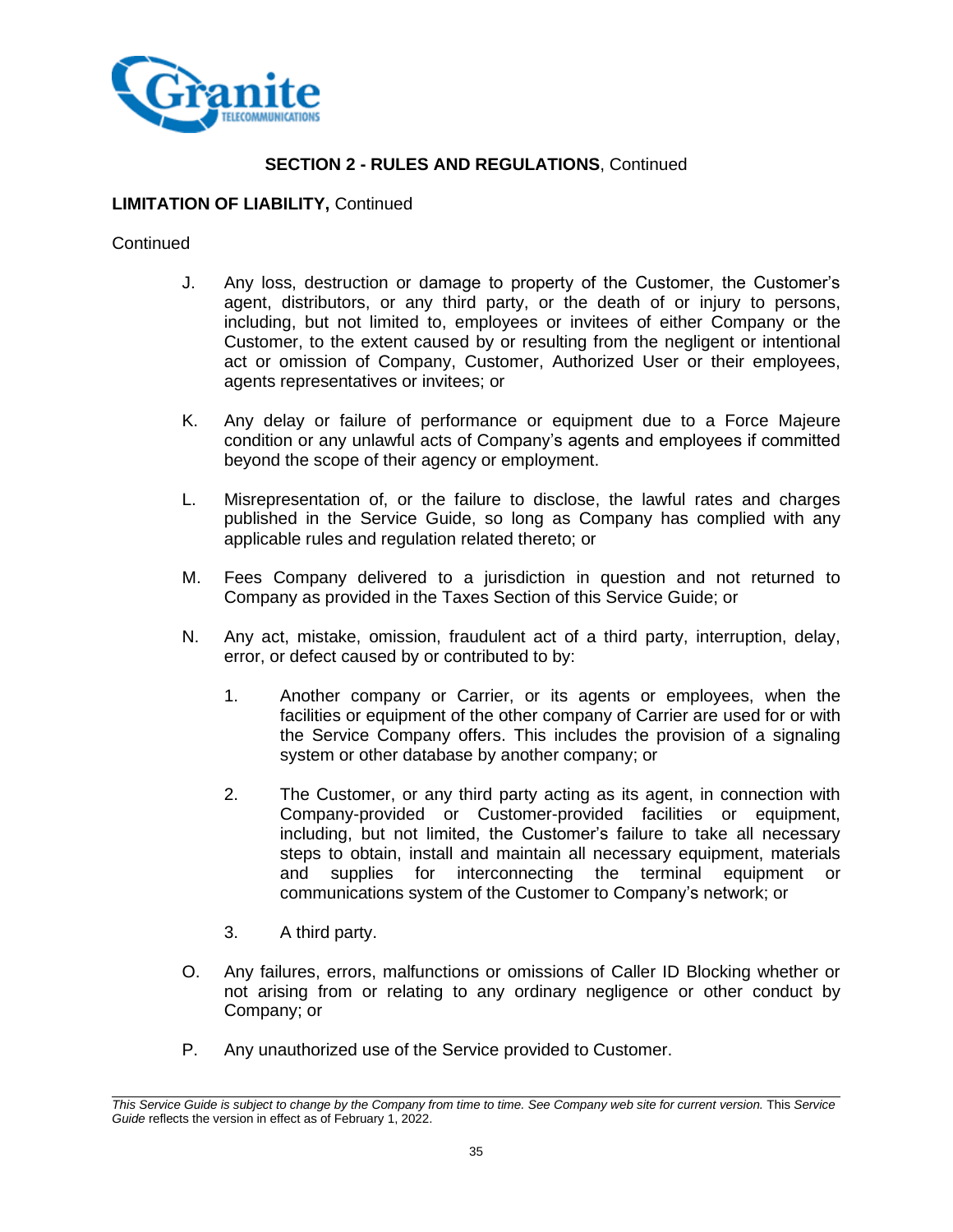## SECTION 2 - RULES AND REGULATIONS, Continued

**LIMITATION OF LIABILITY,** Continued

Continued

J. Any loss, destruction or damage to property of the Customer, the Customer's agent, distributors, or any third party, or the death of or injury to persons, including, but not limited to, employees or invitees of either Company or the Customer, to the extent caused by or resulting from the negligent or intentional act or omission of Company, Customer, Authorized User or their employees, agents representatives or invitees; or

K. Any delay or failure of performance or equipment due to a Force Majeure condition or any unlawful acts of Company's agents and employees if committed beyond the scope of their agency or employment.

L. Misrepresentation of, or the failure to disclose, the lawful rates and charges published in the Service Guide, so long as Company has complied with any applicable rules and regulation related thereto; or

M. Fees Company delivered to a jurisdiction in question and not returned to Company as provided in the Taxes Section of this Service Guide; or

N. Any act, mistake, omission, fraudulent act of a third party, interruption, delay, error, or defect caused by or contributed to by:

   1. Another company or Carrier, or its agents or employees, when the facilities or equipment of the other company of Carrier are used for or with the Service Company offers. This includes the provision of a signaling system or other database by another company; or

   2. The Customer, or any third party acting as its agent, in connection with Company-provided or Customer-provided facilities or equipment, including, but not limited, the Customer's failure to take all necessary steps to obtain, install and maintain all necessary equipment, materials and supplies for interconnecting the terminal equipment or communications system of the Customer to Company's network; or

   3. A third party.

O. Any failures, errors, malfunctions or omissions of Caller ID Blocking whether or not arising from or relating to any ordinary negligence or other conduct by Company; or

P. Any unauthorized use of the Service provided to Customer.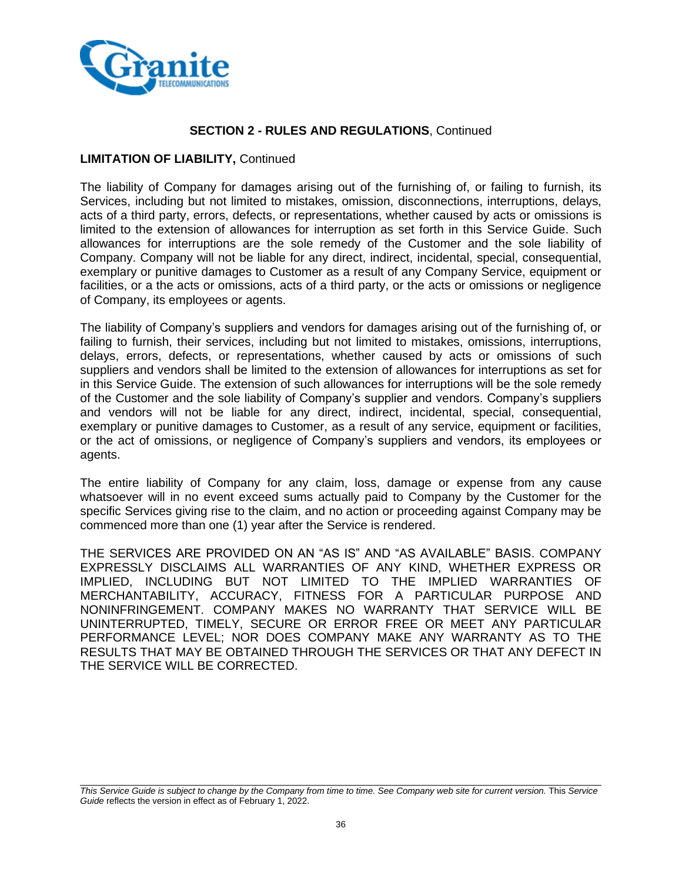## SECTION 2 - RULES AND REGULATIONS, Continued

**LIMITATION OF LIABILITY,** Continued

The liability of Company for damages arising out of the furnishing of, or failing to furnish, its Services, including but not limited to mistakes, omission, disconnections, interruptions, delays, acts of a third party, errors, defects, or representations, whether caused by acts or omissions is limited to the extension of allowances for interruption as set forth in this Service Guide. Such allowances for interruptions are the sole remedy of the Customer and the sole liability of Company. Company will not be liable for any direct, indirect, incidental, special, consequential, exemplary or punitive damages to Customer as a result of any Company Service, equipment or facilities, or a the acts or omissions, acts of a third party, or the acts or omissions or negligence of Company, its employees or agents.

The liability of Company's suppliers and vendors for damages arising out of the furnishing of, or failing to furnish, their services, including but not limited to mistakes, omissions, interruptions, delays, errors, defects, or representations, whether caused by acts or omissions of such suppliers and vendors shall be limited to the extension of allowances for interruptions as set for in this Service Guide. The extension of such allowances for interruptions will be the sole remedy of the Customer and the sole liability of Company's supplier and vendors. Company's suppliers and vendors will not be liable for any direct, indirect, incidental, special, consequential, exemplary or punitive damages to Customer, as a result of any service, equipment or facilities, or the act of omissions, or negligence of Company's suppliers and vendors, its employees or agents.

The entire liability of Company for any claim, loss, damage or expense from any cause whatsoever will in no event exceed sums actually paid to Company by the Customer for the specific Services giving rise to the claim, and no action or proceeding against Company may be commenced more than one (1) year after the Service is rendered.

THE SERVICES ARE PROVIDED ON AN "AS IS" AND "AS AVAILABLE" BASIS. COMPANY EXPRESSLY DISCLAIMS ALL WARRANTIES OF ANY KIND, WHETHER EXPRESS OR IMPLIED, INCLUDING BUT NOT LIMITED TO THE IMPLIED WARRANTIES OF MERCHANTABILITY, ACCURACY, FITNESS FOR A PARTICULAR PURPOSE AND NONINFRINGEMENT. COMPANY MAKES NO WARRANTY THAT SERVICE WILL BE UNINTERRUPTED, TIMELY, SECURE OR ERROR FREE OR MEET ANY PARTICULAR PERFORMANCE LEVEL; NOR DOES COMPANY MAKE ANY WARRANTY AS TO THE RESULTS THAT MAY BE OBTAINED THROUGH THE SERVICES OR THAT ANY DEFECT IN THE SERVICE WILL BE CORRECTED.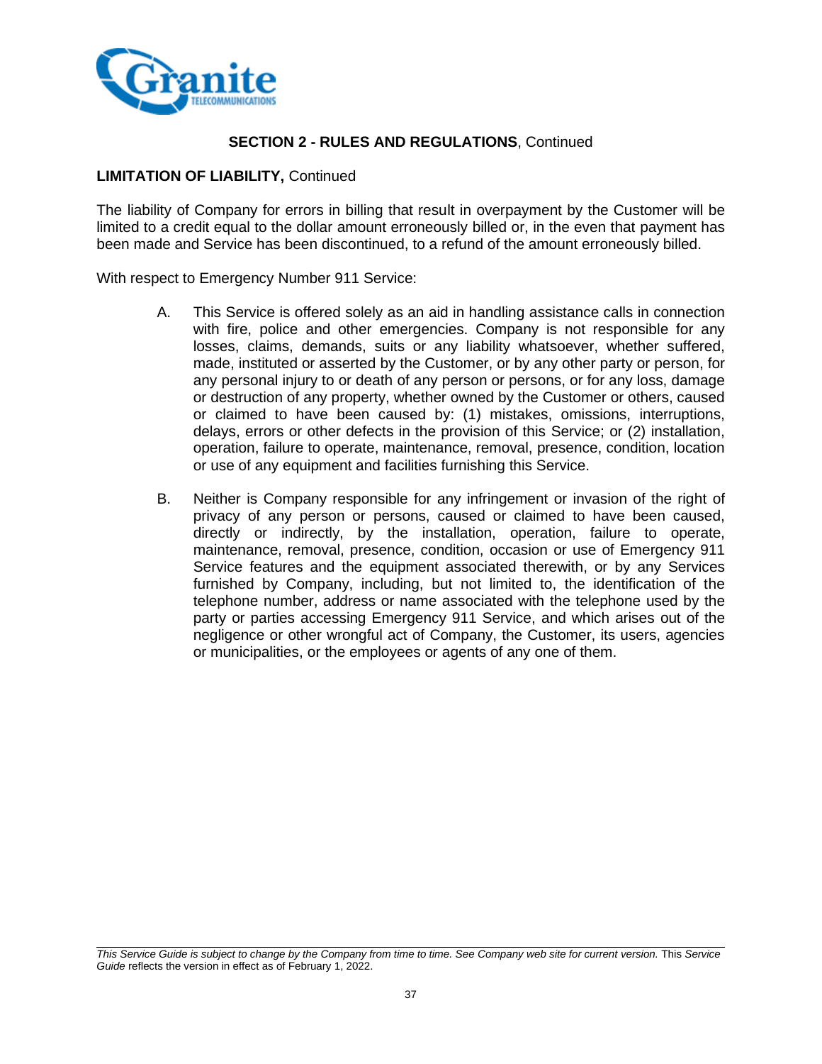## SECTION 2 - RULES AND REGULATIONS, Continued

**LIMITATION OF LIABILITY,** Continued

The liability of Company for errors in billing that result in overpayment by the Customer will be limited to a credit equal to the dollar amount erroneously billed or, in the even that payment has been made and Service has been discontinued, to a refund of the amount erroneously billed.

With respect to Emergency Number 911 Service:

A. This Service is offered solely as an aid in handling assistance calls in connection with fire, police and other emergencies. Company is not responsible for any losses, claims, demands, suits or any liability whatsoever, whether suffered, made, instituted or asserted by the Customer, or by any other party or person, for any personal injury to or death of any person or persons, or for any loss, damage or destruction of any property, whether owned by the Customer or others, caused or claimed to have been caused by: (1) mistakes, omissions, interruptions, delays, errors or other defects in the provision of this Service; or (2) installation, operation, failure to operate, maintenance, removal, presence, condition, location or use of any equipment and facilities furnishing this Service.

B. Neither is Company responsible for any infringement or invasion of the right of privacy of any person or persons, caused or claimed to have been caused, directly or indirectly, by the installation, operation, failure to operate, maintenance, removal, presence, condition, occasion or use of Emergency 911 Service features and the equipment associated therewith, or by any Services furnished by Company, including, but not limited to, the identification of the telephone number, address or name associated with the telephone used by the party or parties accessing Emergency 911 Service, and which arises out of the negligence or other wrongful act of Company, the Customer, its users, agencies or municipalities, or the employees or agents of any one of them.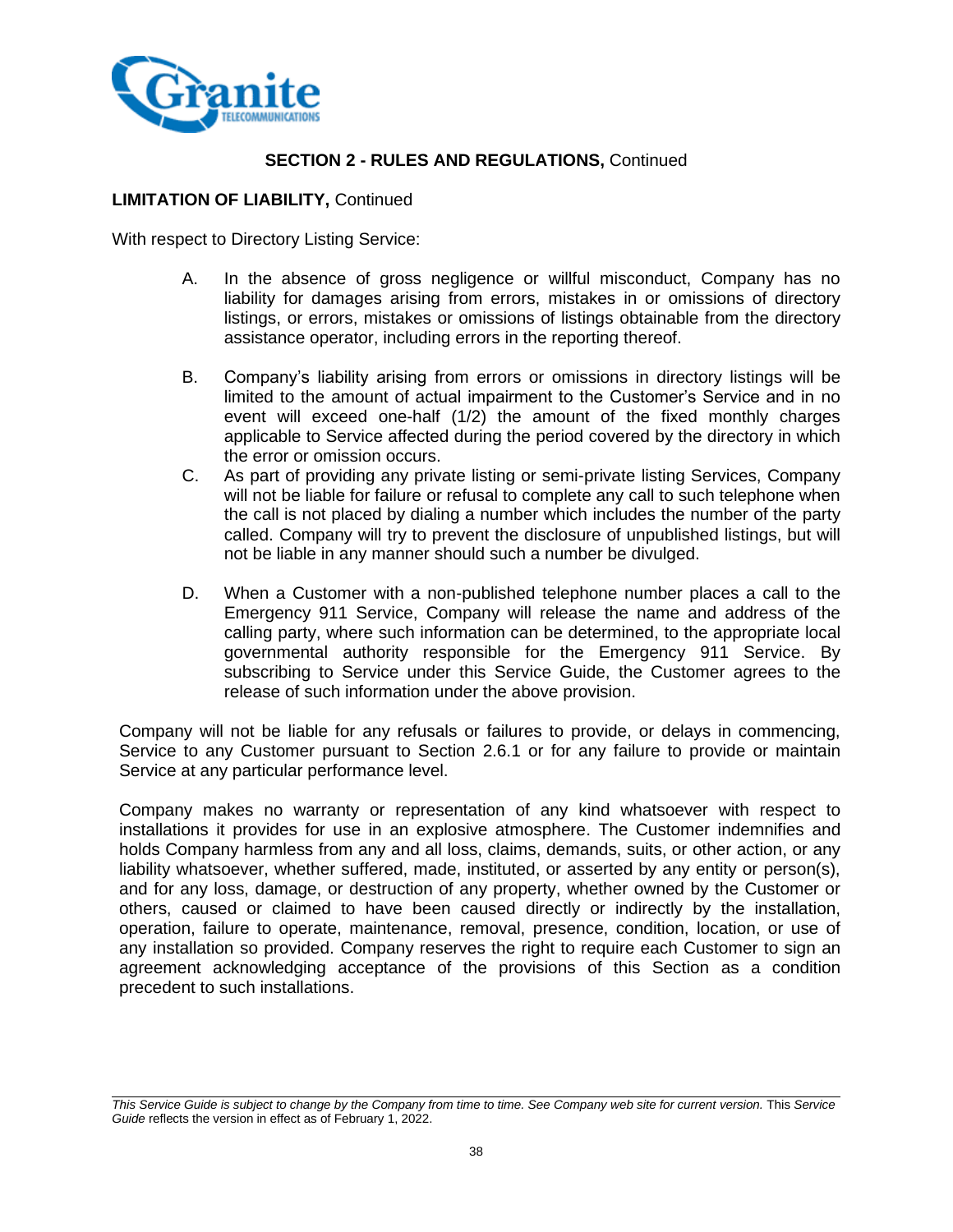## SECTION 2 - RULES AND REGULATIONS, Continued

**LIMITATION OF LIABILITY,** Continued

With respect to Directory Listing Service:

A. In the absence of gross negligence or willful misconduct, Company has no liability for damages arising from errors, mistakes in or omissions of directory listings, or errors, mistakes or omissions of listings obtainable from the directory assistance operator, including errors in the reporting thereof.

B. Company's liability arising from errors or omissions in directory listings will be limited to the amount of actual impairment to the Customer's Service and in no event will exceed one-half (1/2) the amount of the fixed monthly charges applicable to Service affected during the period covered by the directory in which the error or omission occurs.

C. As part of providing any private listing or semi-private listing Services, Company will not be liable for failure or refusal to complete any call to such telephone when the call is not placed by dialing a number which includes the number of the party called. Company will try to prevent the disclosure of unpublished listings, but will not be liable in any manner should such a number be divulged.

D. When a Customer with a non-published telephone number places a call to the Emergency 911 Service, Company will release the name and address of the calling party, where such information can be determined, to the appropriate local governmental authority responsible for the Emergency 911 Service. By subscribing to Service under this Service Guide, the Customer agrees to the release of such information under the above provision.

Company will not be liable for any refusals or failures to provide, or delays in commencing, Service to any Customer pursuant to Section 2.6.1 or for any failure to provide or maintain Service at any particular performance level.

Company makes no warranty or representation of any kind whatsoever with respect to installations it provides for use in an explosive atmosphere. The Customer indemnifies and holds Company harmless from any and all loss, claims, demands, suits, or other action, or any liability whatsoever, whether suffered, made, instituted, or asserted by any entity or person(s), and for any loss, damage, or destruction of any property, whether owned by the Customer or others, caused or claimed to have been caused directly or indirectly by the installation, operation, failure to operate, maintenance, removal, presence, condition, location, or use of any installation so provided. Company reserves the right to require each Customer to sign an agreement acknowledging acceptance of the provisions of this Section as a condition precedent to such installations.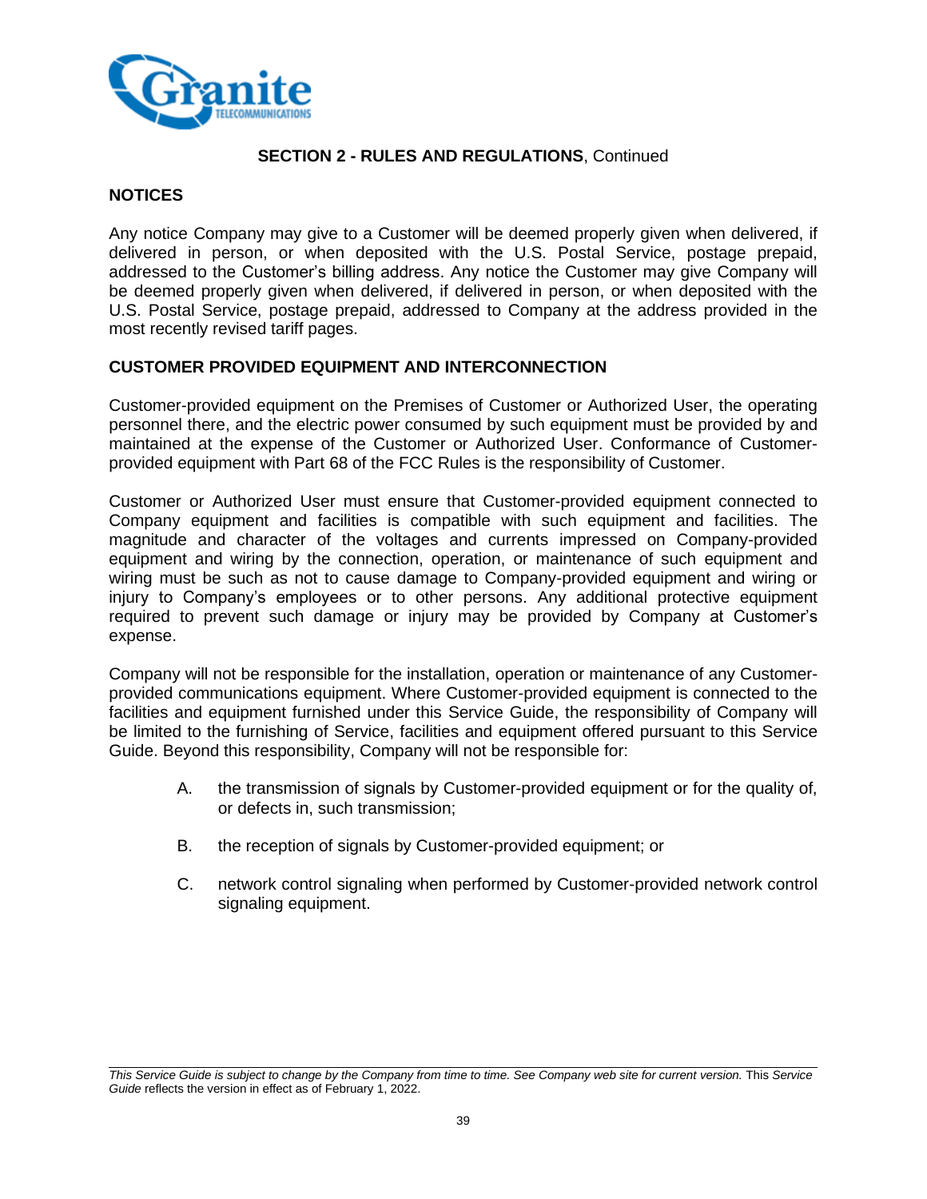**SECTION 2 - RULES AND REGULATIONS**, Continued

## NOTICES

Any notice Company may give to a Customer will be deemed properly given when delivered, if delivered in person, or when deposited with the U.S. Postal Service, postage prepaid, addressed to the Customer's billing address. Any notice the Customer may give Company will be deemed properly given when delivered, if delivered in person, or when deposited with the U.S. Postal Service, postage prepaid, addressed to Company at the address provided in the most recently revised tariff pages.

## CUSTOMER PROVIDED EQUIPMENT AND INTERCONNECTION

Customer-provided equipment on the Premises of Customer or Authorized User, the operating personnel there, and the electric power consumed by such equipment must be provided by and maintained at the expense of the Customer or Authorized User. Conformance of Customer-provided equipment with Part 68 of the FCC Rules is the responsibility of Customer.

Customer or Authorized User must ensure that Customer-provided equipment connected to Company equipment and facilities is compatible with such equipment and facilities. The magnitude and character of the voltages and currents impressed on Company-provided equipment and wiring by the connection, operation, or maintenance of such equipment and wiring must be such as not to cause damage to Company-provided equipment and wiring or injury to Company's employees or to other persons. Any additional protective equipment required to prevent such damage or injury may be provided by Company at Customer's expense.

Company will not be responsible for the installation, operation or maintenance of any Customer-provided communications equipment. Where Customer-provided equipment is connected to the facilities and equipment furnished under this Service Guide, the responsibility of Company will be limited to the furnishing of Service, facilities and equipment offered pursuant to this Service Guide. Beyond this responsibility, Company will not be responsible for:

A. the transmission of signals by Customer-provided equipment or for the quality of, or defects in, such transmission;

B. the reception of signals by Customer-provided equipment; or

C. network control signaling when performed by Customer-provided network control signaling equipment.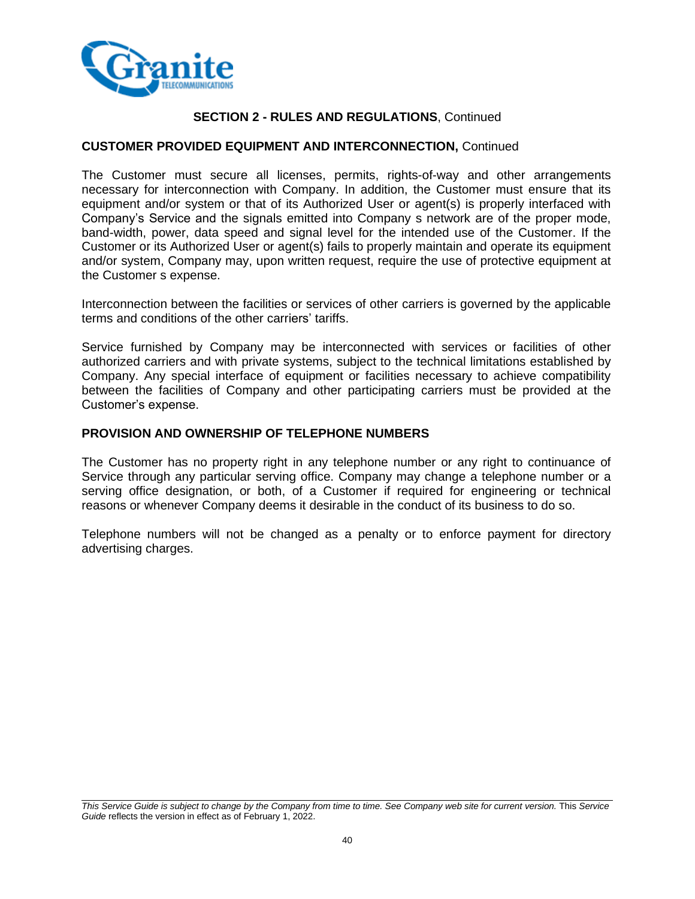## SECTION 2 - RULES AND REGULATIONS, Continued

### CUSTOMER PROVIDED EQUIPMENT AND INTERCONNECTION, Continued

The Customer must secure all licenses, permits, rights-of-way and other arrangements necessary for interconnection with Company. In addition, the Customer must ensure that its equipment and/or system or that of its Authorized User or agent(s) is properly interfaced with Company's Service and the signals emitted into Company s network are of the proper mode, band-width, power, data speed and signal level for the intended use of the Customer. If the Customer or its Authorized User or agent(s) fails to properly maintain and operate its equipment and/or system, Company may, upon written request, require the use of protective equipment at the Customer s expense.

Interconnection between the facilities or services of other carriers is governed by the applicable terms and conditions of the other carriers' tariffs.

Service furnished by Company may be interconnected with services or facilities of other authorized carriers and with private systems, subject to the technical limitations established by Company. Any special interface of equipment or facilities necessary to achieve compatibility between the facilities of Company and other participating carriers must be provided at the Customer's expense.

### PROVISION AND OWNERSHIP OF TELEPHONE NUMBERS

The Customer has no property right in any telephone number or any right to continuance of Service through any particular serving office. Company may change a telephone number or a serving office designation, or both, of a Customer if required for engineering or technical reasons or whenever Company deems it desirable in the conduct of its business to do so.

Telephone numbers will not be changed as a penalty or to enforce payment for directory advertising charges.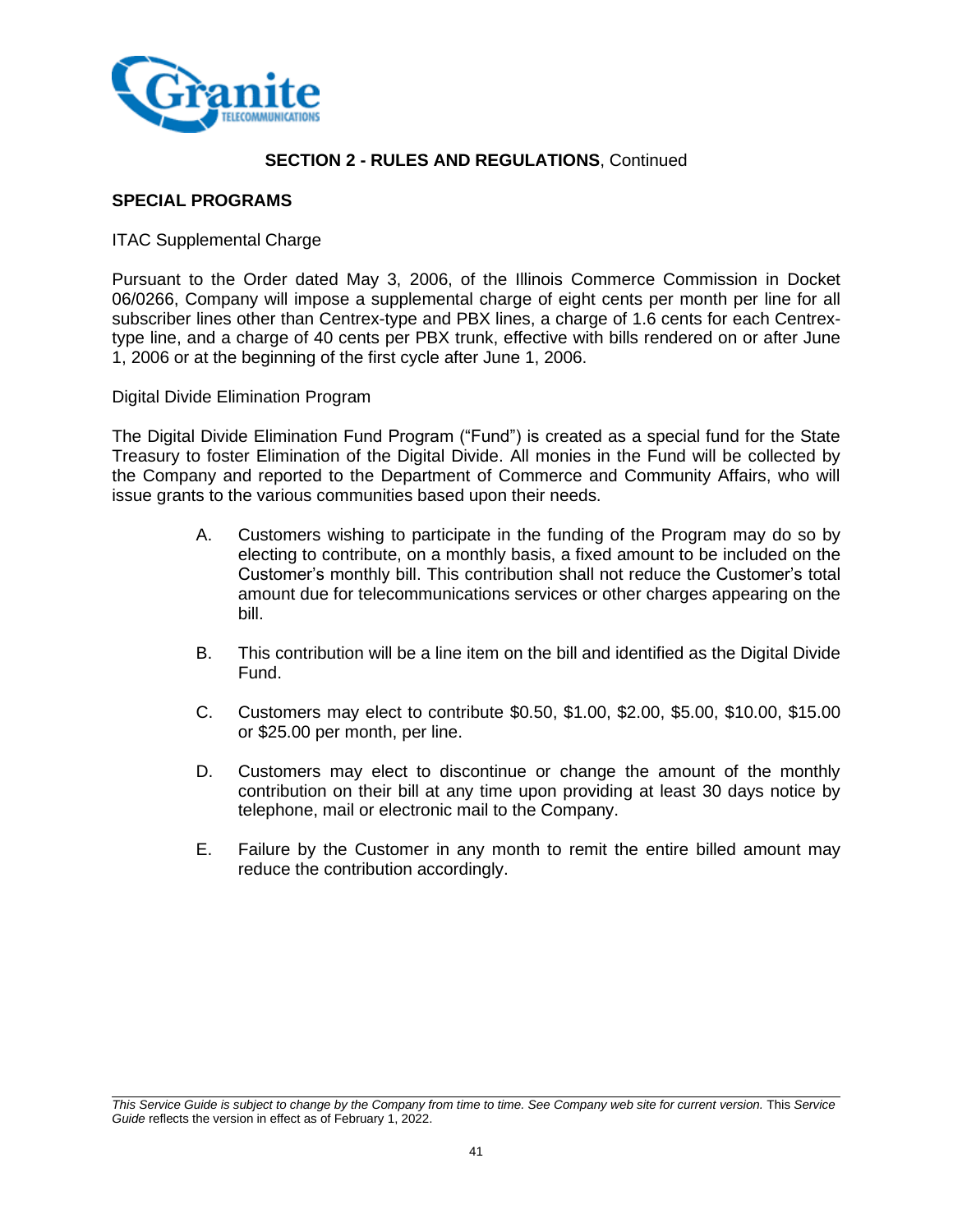**SECTION 2 - RULES AND REGULATIONS**, Continued

## SPECIAL PROGRAMS

ITAC Supplemental Charge

Pursuant to the Order dated May 3, 2006, of the Illinois Commerce Commission in Docket 06/0266, Company will impose a supplemental charge of eight cents per month per line for all subscriber lines other than Centrex-type and PBX lines, a charge of 1.6 cents for each Centrex-type line, and a charge of 40 cents per PBX trunk, effective with bills rendered on or after June 1, 2006 or at the beginning of the first cycle after June 1, 2006.

Digital Divide Elimination Program

The Digital Divide Elimination Fund Program ("Fund") is created as a special fund for the State Treasury to foster Elimination of the Digital Divide. All monies in the Fund will be collected by the Company and reported to the Department of Commerce and Community Affairs, who will issue grants to the various communities based upon their needs.

A. Customers wishing to participate in the funding of the Program may do so by electing to contribute, on a monthly basis, a fixed amount to be included on the Customer's monthly bill. This contribution shall not reduce the Customer's total amount due for telecommunications services or other charges appearing on the bill.

B. This contribution will be a line item on the bill and identified as the Digital Divide Fund.

C. Customers may elect to contribute $0.50, $1.00, $2.00, $5.00, $10.00, $15.00 or $25.00 per month, per line.

D. Customers may elect to discontinue or change the amount of the monthly contribution on their bill at any time upon providing at least 30 days notice by telephone, mail or electronic mail to the Company.

E. Failure by the Customer in any month to remit the entire billed amount may reduce the contribution accordingly.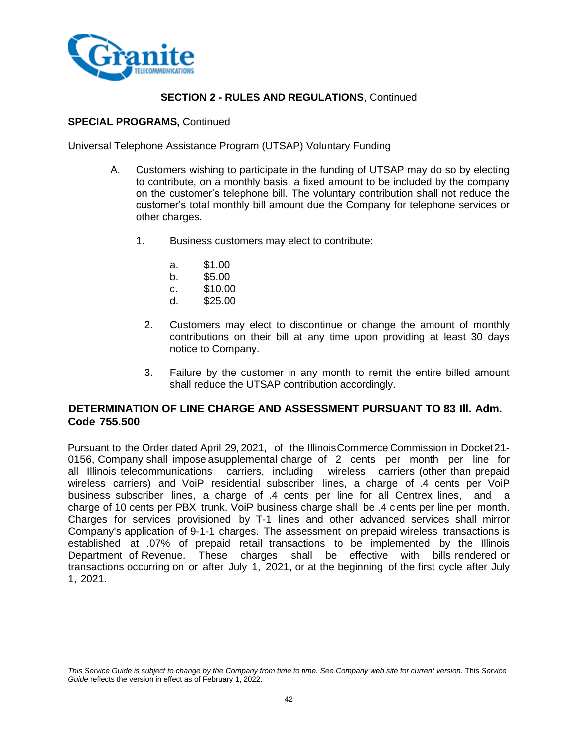**SECTION 2 - RULES AND REGULATIONS**, Continued

**SPECIAL PROGRAMS,** Continued

Universal Telephone Assistance Program (UTSAP) Voluntary Funding

A. Customers wishing to participate in the funding of UTSAP may do so by electing to contribute, on a monthly basis, a fixed amount to be included by the company on the customer's telephone bill. The voluntary contribution shall not reduce the customer's total monthly bill amount due the Company for telephone services or other charges.

   1. Business customers may elect to contribute:

      a. $1.00
      b. $5.00
      c. $10.00
      d. $25.00

   2. Customers may elect to discontinue or change the amount of monthly contributions on their bill at any time upon providing at least 30 days notice to Company.

   3. Failure by the customer in any month to remit the entire billed amount shall reduce the UTSAP contribution accordingly.

## DETERMINATION OF LINE CHARGE AND ASSESSMENT PURSUANT TO 83 Ill. Adm. Code 755.500

Pursuant to the Order dated April 29, 2021, of the Illinois Commerce Commission in Docket 21-0156, Company shall impose a supplemental charge of 2 cents per month per line for all Illinois telecommunications carriers, including wireless carriers (other than prepaid wireless carriers) and VoiP residential subscriber lines, a charge of .4 cents per VoiP business subscriber lines, a charge of .4 cents per line for all Centrex lines, and a charge of 10 cents per PBX trunk. VoiP business charge shall be .4 cents per line per month. Charges for services provisioned by T-1 lines and other advanced services shall mirror Company's application of 9-1-1 charges. The assessment on prepaid wireless transactions is established at .07% of prepaid retail transactions to be implemented by the Illinois Department of Revenue. These charges shall be effective with bills rendered or transactions occurring on or after July 1, 2021, or at the beginning of the first cycle after July 1, 2021.

*This Service Guide is subject to change by the Company from time to time. See Company web site for current version.* This *Service Guide* reflects the version in effect as of February 1, 2022.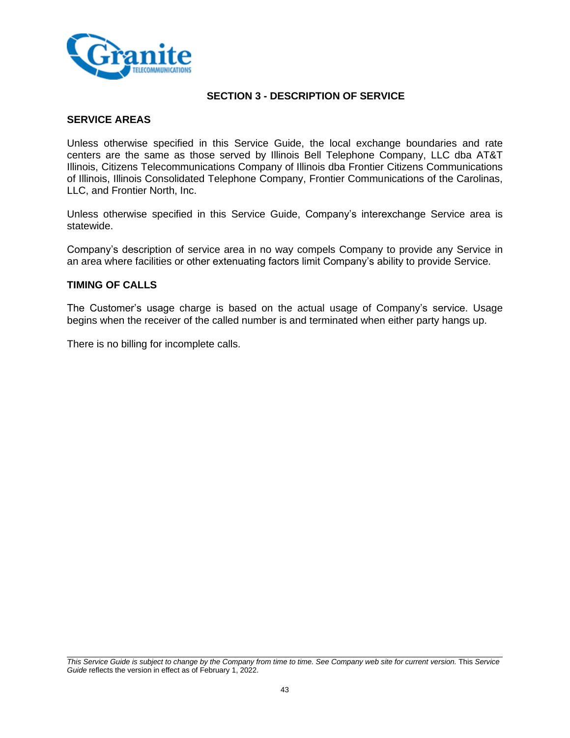## SECTION 3 - DESCRIPTION OF SERVICE

### SERVICE AREAS

Unless otherwise specified in this Service Guide, the local exchange boundaries and rate centers are the same as those served by Illinois Bell Telephone Company, LLC dba AT&T Illinois, Citizens Telecommunications Company of Illinois dba Frontier Citizens Communications of Illinois, Illinois Consolidated Telephone Company, Frontier Communications of the Carolinas, LLC, and Frontier North, Inc.

Unless otherwise specified in this Service Guide, Company's interexchange Service area is statewide.

Company's description of service area in no way compels Company to provide any Service in an area where facilities or other extenuating factors limit Company's ability to provide Service.

### TIMING OF CALLS

The Customer's usage charge is based on the actual usage of Company's service. Usage begins when the receiver of the called number is and terminated when either party hangs up.

There is no billing for incomplete calls.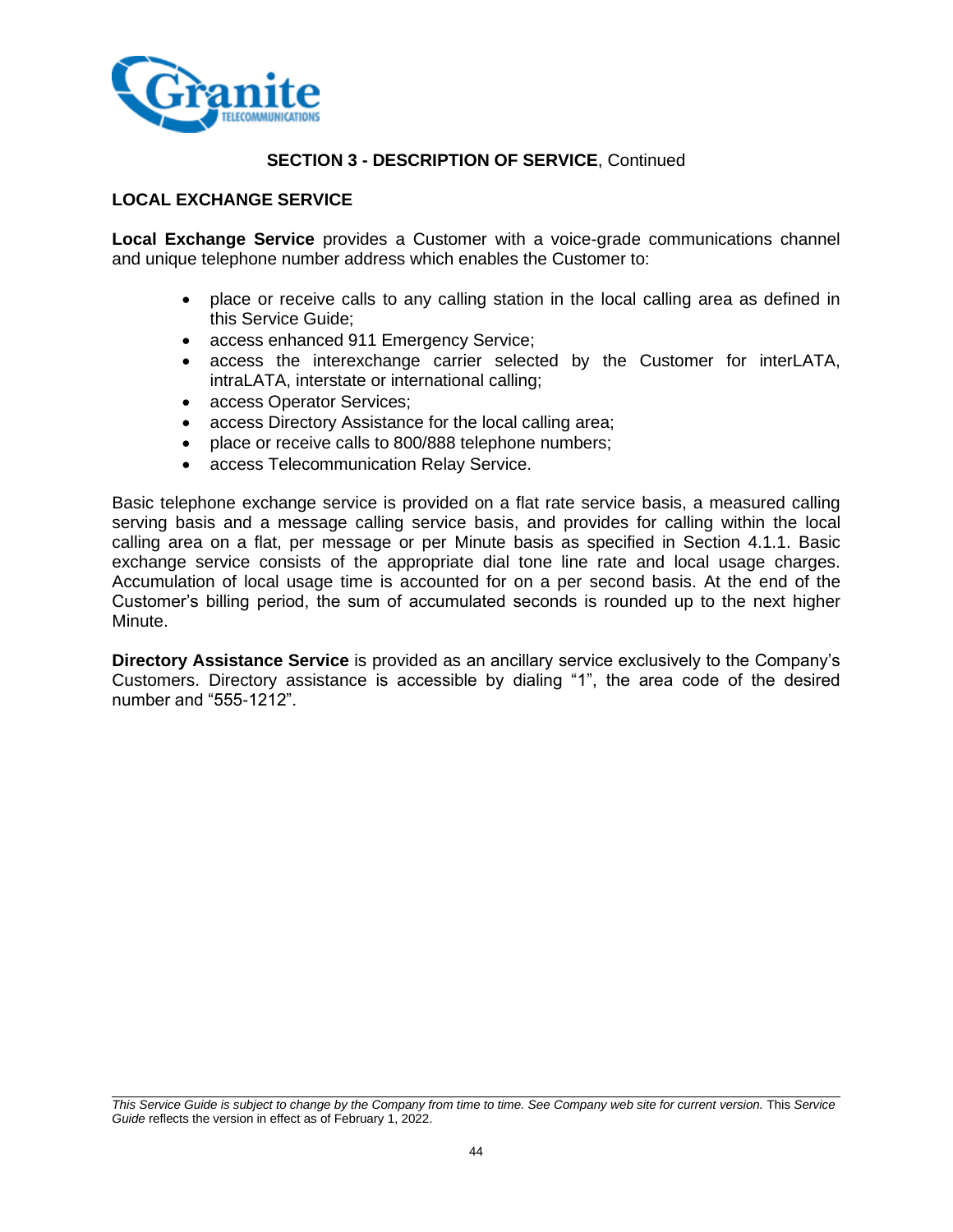**SECTION 3 - DESCRIPTION OF SERVICE**, Continued

## LOCAL EXCHANGE SERVICE

**Local Exchange Service** provides a Customer with a voice-grade communications channel and unique telephone number address which enables the Customer to:

- place or receive calls to any calling station in the local calling area as defined in this Service Guide;
- access enhanced 911 Emergency Service;
- access the interexchange carrier selected by the Customer for interLATA, intraLATA, interstate or international calling;
- access Operator Services;
- access Directory Assistance for the local calling area;
- place or receive calls to 800/888 telephone numbers;
- access Telecommunication Relay Service.

Basic telephone exchange service is provided on a flat rate service basis, a measured calling serving basis and a message calling service basis, and provides for calling within the local calling area on a flat, per message or per Minute basis as specified in Section 4.1.1. Basic exchange service consists of the appropriate dial tone line rate and local usage charges. Accumulation of local usage time is accounted for on a per second basis. At the end of the Customer's billing period, the sum of accumulated seconds is rounded up to the next higher Minute.

**Directory Assistance Service** is provided as an ancillary service exclusively to the Company's Customers. Directory assistance is accessible by dialing "1", the area code of the desired number and "555-1212".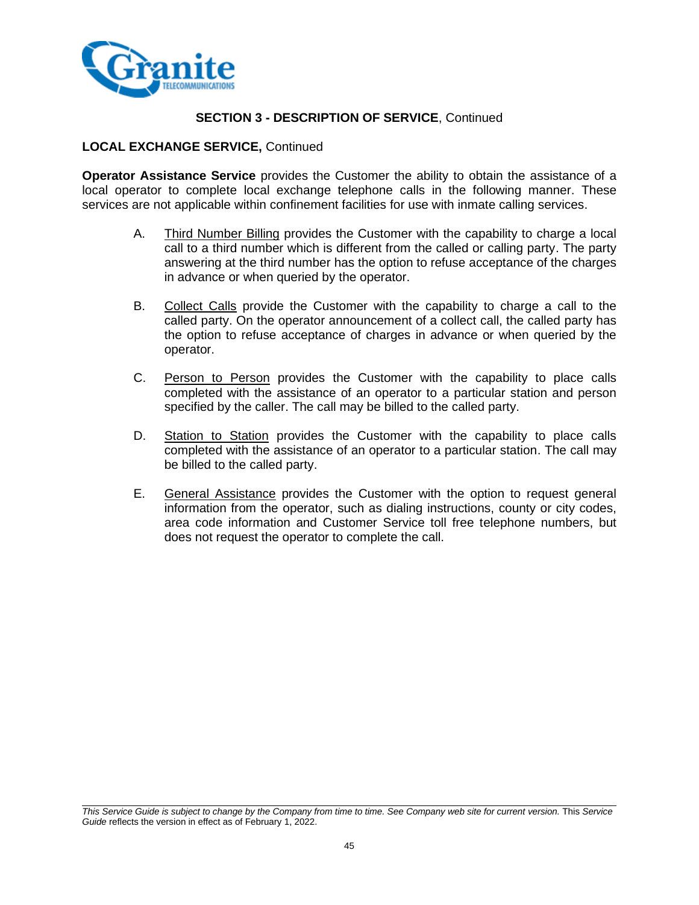## SECTION 3 - DESCRIPTION OF SERVICE, Continued

**LOCAL EXCHANGE SERVICE,** Continued

**Operator Assistance Service** provides the Customer the ability to obtain the assistance of a local operator to complete local exchange telephone calls in the following manner. These services are not applicable within confinement facilities for use with inmate calling services.

A. Third Number Billing provides the Customer with the capability to charge a local call to a third number which is different from the called or calling party. The party answering at the third number has the option to refuse acceptance of the charges in advance or when queried by the operator.

B. Collect Calls provide the Customer with the capability to charge a call to the called party. On the operator announcement of a collect call, the called party has the option to refuse acceptance of charges in advance or when queried by the operator.

C. Person to Person provides the Customer with the capability to place calls completed with the assistance of an operator to a particular station and person specified by the caller. The call may be billed to the called party.

D. Station to Station provides the Customer with the capability to place calls completed with the assistance of an operator to a particular station. The call may be billed to the called party.

E. General Assistance provides the Customer with the option to request general information from the operator, such as dialing instructions, county or city codes, area code information and Customer Service toll free telephone numbers, but does not request the operator to complete the call.

*This Service Guide is subject to change by the Company from time to time. See Company web site for current version.* This *Service Guide* reflects the version in effect as of February 1, 2022.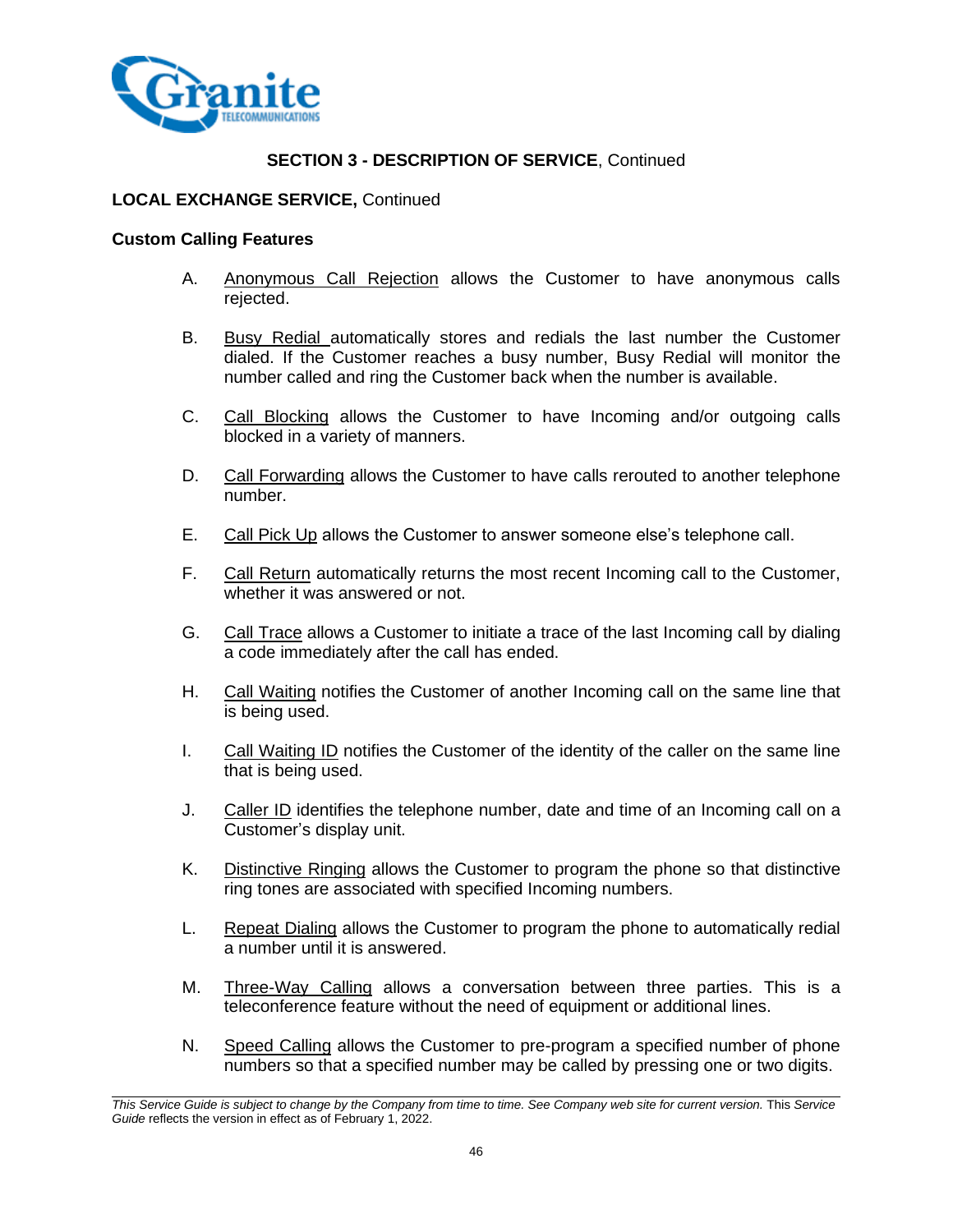**SECTION 3 - DESCRIPTION OF SERVICE**, Continued

**LOCAL EXCHANGE SERVICE,** Continued

**Custom Calling Features**

A. Anonymous Call Rejection allows the Customer to have anonymous calls rejected.

B. Busy Redial automatically stores and redials the last number the Customer dialed. If the Customer reaches a busy number, Busy Redial will monitor the number called and ring the Customer back when the number is available.

C. Call Blocking allows the Customer to have Incoming and/or outgoing calls blocked in a variety of manners.

D. Call Forwarding allows the Customer to have calls rerouted to another telephone number.

E. Call Pick Up allows the Customer to answer someone else's telephone call.

F. Call Return automatically returns the most recent Incoming call to the Customer, whether it was answered or not.

G. Call Trace allows a Customer to initiate a trace of the last Incoming call by dialing a code immediately after the call has ended.

H. Call Waiting notifies the Customer of another Incoming call on the same line that is being used.

I. Call Waiting ID notifies the Customer of the identity of the caller on the same line that is being used.

J. Caller ID identifies the telephone number, date and time of an Incoming call on a Customer's display unit.

K. Distinctive Ringing allows the Customer to program the phone so that distinctive ring tones are associated with specified Incoming numbers.

L. Repeat Dialing allows the Customer to program the phone to automatically redial a number until it is answered.

M. Three-Way Calling allows a conversation between three parties. This is a teleconference feature without the need of equipment or additional lines.

N. Speed Calling allows the Customer to pre-program a specified number of phone numbers so that a specified number may be called by pressing one or two digits.

*This Service Guide is subject to change by the Company from time to time. See Company web site for current version.* This *Service Guide* reflects the version in effect as of February 1, 2022.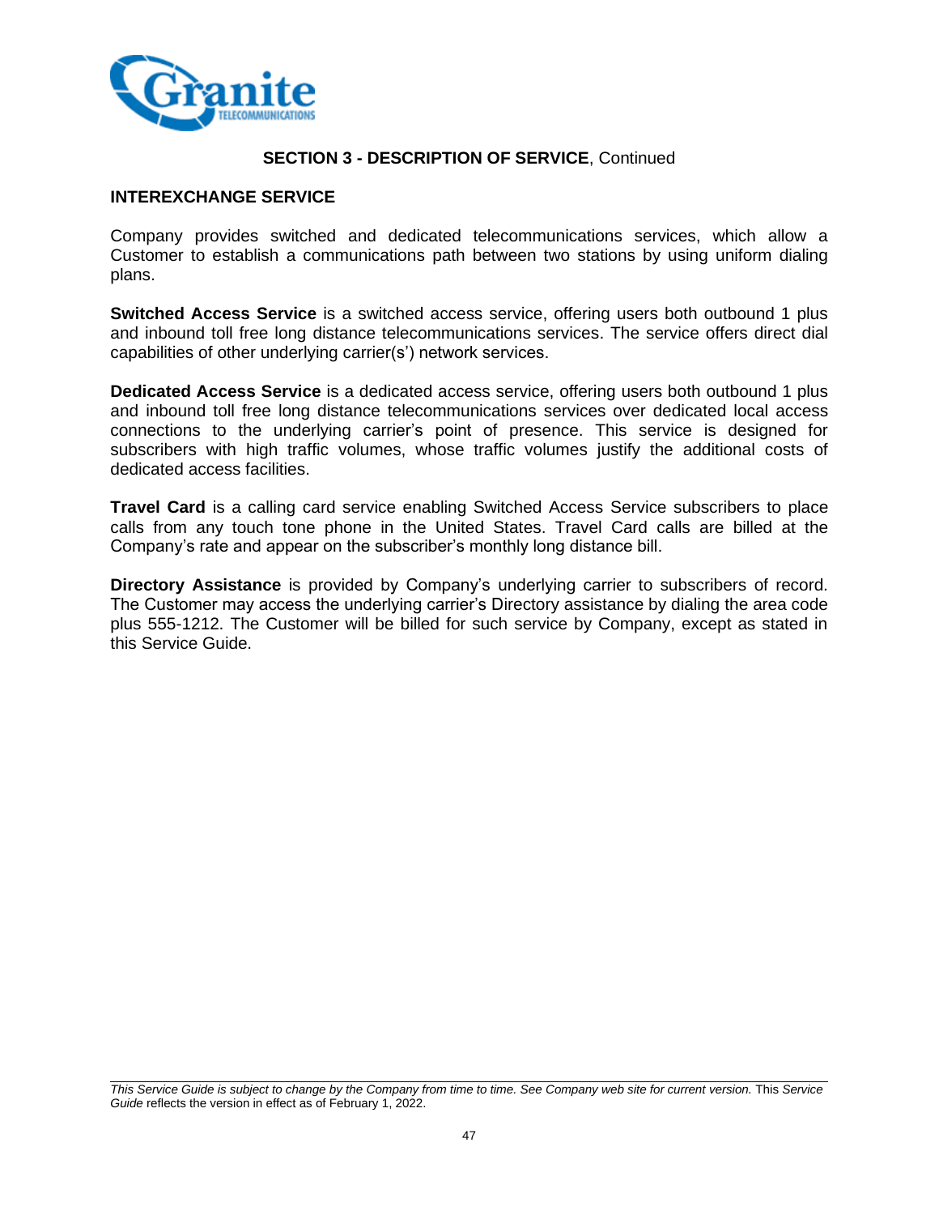**SECTION 3 - DESCRIPTION OF SERVICE**, Continued

## INTEREXCHANGE SERVICE

Company provides switched and dedicated telecommunications services, which allow a Customer to establish a communications path between two stations by using uniform dialing plans.

**Switched Access Service** is a switched access service, offering users both outbound 1 plus and inbound toll free long distance telecommunications services. The service offers direct dial capabilities of other underlying carrier(s') network services.

**Dedicated Access Service** is a dedicated access service, offering users both outbound 1 plus and inbound toll free long distance telecommunications services over dedicated local access connections to the underlying carrier's point of presence. This service is designed for subscribers with high traffic volumes, whose traffic volumes justify the additional costs of dedicated access facilities.

**Travel Card** is a calling card service enabling Switched Access Service subscribers to place calls from any touch tone phone in the United States. Travel Card calls are billed at the Company's rate and appear on the subscriber's monthly long distance bill.

**Directory Assistance** is provided by Company's underlying carrier to subscribers of record. The Customer may access the underlying carrier's Directory assistance by dialing the area code plus 555-1212. The Customer will be billed for such service by Company, except as stated in this Service Guide.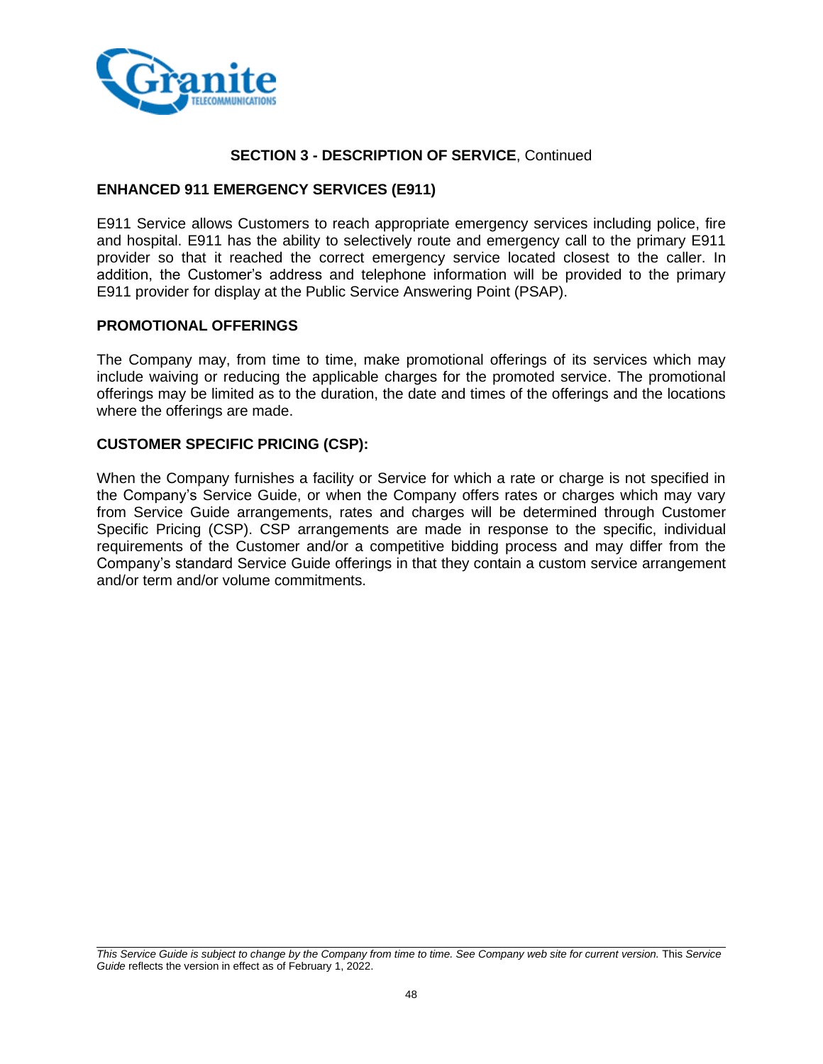## SECTION 3 - DESCRIPTION OF SERVICE, Continued

### ENHANCED 911 EMERGENCY SERVICES (E911)

E911 Service allows Customers to reach appropriate emergency services including police, fire and hospital. E911 has the ability to selectively route and emergency call to the primary E911 provider so that it reached the correct emergency service located closest to the caller. In addition, the Customer's address and telephone information will be provided to the primary E911 provider for display at the Public Service Answering Point (PSAP).

### PROMOTIONAL OFFERINGS

The Company may, from time to time, make promotional offerings of its services which may include waiving or reducing the applicable charges for the promoted service. The promotional offerings may be limited as to the duration, the date and times of the offerings and the locations where the offerings are made.

### CUSTOMER SPECIFIC PRICING (CSP):

When the Company furnishes a facility or Service for which a rate or charge is not specified in the Company's Service Guide, or when the Company offers rates or charges which may vary from Service Guide arrangements, rates and charges will be determined through Customer Specific Pricing (CSP). CSP arrangements are made in response to the specific, individual requirements of the Customer and/or a competitive bidding process and may differ from the Company's standard Service Guide offerings in that they contain a custom service arrangement and/or term and/or volume commitments.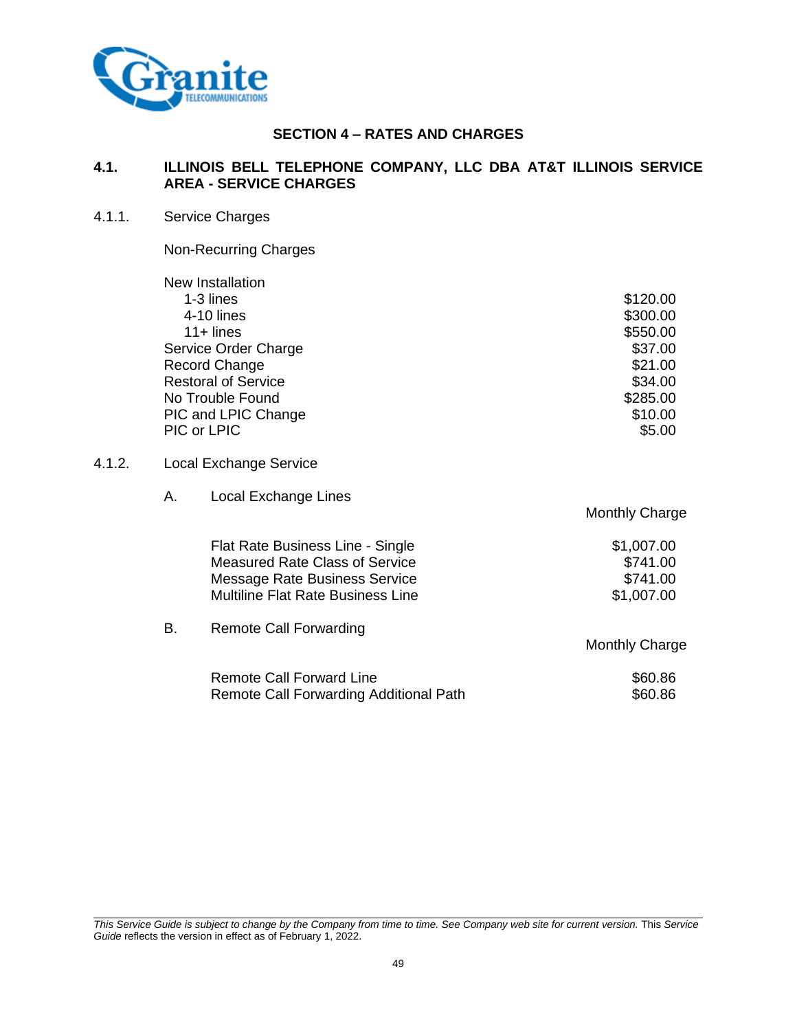## SECTION 4 – RATES AND CHARGES

### 4.1. ILLINOIS BELL TELEPHONE COMPANY, LLC DBA AT&T ILLINOIS SERVICE AREA - SERVICE CHARGES

4.1.1. Service Charges

Non-Recurring Charges

| | |
|---|---|
| New Installation | |
| 1-3 lines | $120.00 |
| 4-10 lines | $300.00 |
| 11+ lines | $550.00 |
| Service Order Charge | $37.00 |
| Record Change | $21.00 |
| Restoral of Service | $34.00 |
| No Trouble Found | $285.00 |
| PIC and LPIC Change | $10.00 |
| PIC or LPIC | $5.00 |

4.1.2. Local Exchange Service

A. Local Exchange Lines

| | Monthly Charge |
|---|---|
| Flat Rate Business Line - Single | $1,007.00 |
| Measured Rate Class of Service | $741.00 |
| Message Rate Business Service | $741.00 |
| Multiline Flat Rate Business Line | $1,007.00 |

B. Remote Call Forwarding

| | Monthly Charge |
|---|---|
| Remote Call Forward Line | $60.86 |
| Remote Call Forwarding Additional Path | $60.86 |

*This Service Guide is subject to change by the Company from time to time. See Company web site for current version.* This *Service Guide* reflects the version in effect as of February 1, 2022.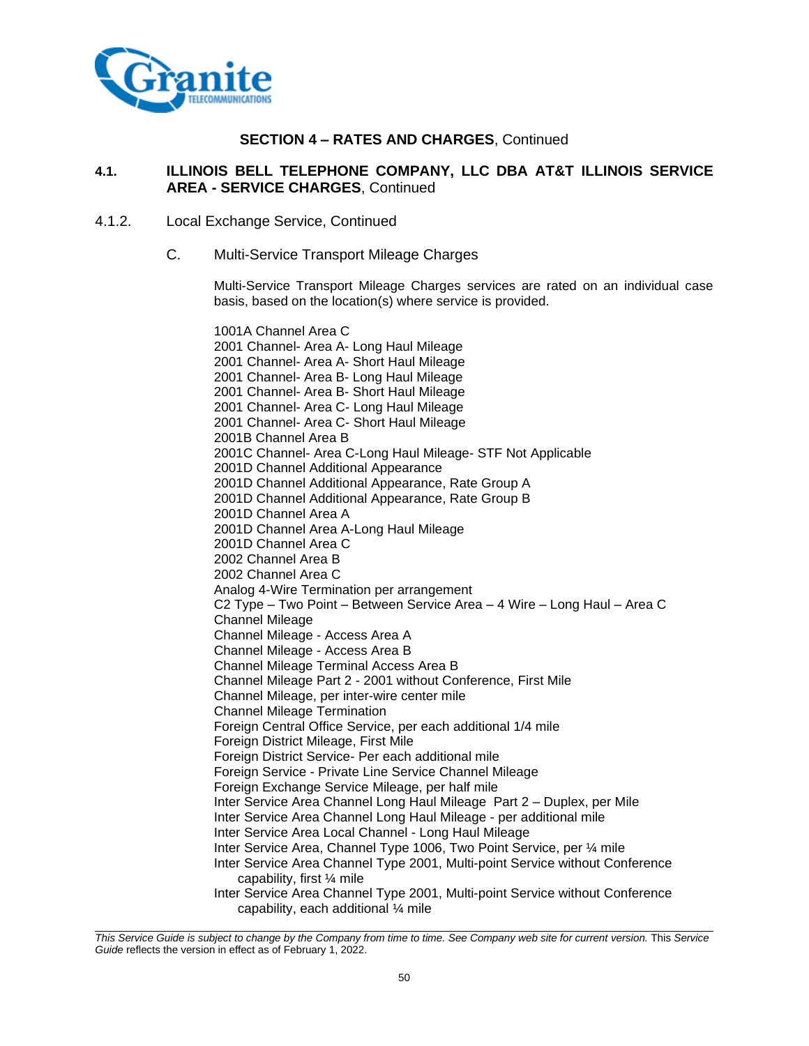**SECTION 4 – RATES AND CHARGES**, Continued

**4.1. ILLINOIS BELL TELEPHONE COMPANY, LLC DBA AT&T ILLINOIS SERVICE AREA - SERVICE CHARGES**, Continued

4.1.2. Local Exchange Service, Continued

C. Multi-Service Transport Mileage Charges

Multi-Service Transport Mileage Charges services are rated on an individual case basis, based on the location(s) where service is provided.

1001A Channel Area C
2001 Channel- Area A- Long Haul Mileage
2001 Channel- Area A- Short Haul Mileage
2001 Channel- Area B- Long Haul Mileage
2001 Channel- Area B- Short Haul Mileage
2001 Channel- Area C- Long Haul Mileage
2001 Channel- Area C- Short Haul Mileage
2001B Channel Area B
2001C Channel- Area C-Long Haul Mileage- STF Not Applicable
2001D Channel Additional Appearance
2001D Channel Additional Appearance, Rate Group A
2001D Channel Additional Appearance, Rate Group B
2001D Channel Area A
2001D Channel Area A-Long Haul Mileage
2001D Channel Area C
2002 Channel Area B
2002 Channel Area C
Analog 4-Wire Termination per arrangement
C2 Type – Two Point – Between Service Area – 4 Wire – Long Haul – Area C
Channel Mileage
Channel Mileage - Access Area A
Channel Mileage - Access Area B
Channel Mileage Terminal Access Area B
Channel Mileage Part 2 - 2001 without Conference, First Mile
Channel Mileage, per inter-wire center mile
Channel Mileage Termination
Foreign Central Office Service, per each additional 1/4 mile
Foreign District Mileage, First Mile
Foreign District Service- Per each additional mile
Foreign Service - Private Line Service Channel Mileage
Foreign Exchange Service Mileage, per half mile
Inter Service Area Channel Long Haul Mileage Part 2 – Duplex, per Mile
Inter Service Area Channel Long Haul Mileage - per additional mile
Inter Service Area Local Channel - Long Haul Mileage
Inter Service Area, Channel Type 1006, Two Point Service, per ¼ mile
Inter Service Area Channel Type 2001, Multi-point Service without Conference capability, first ¼ mile
Inter Service Area Channel Type 2001, Multi-point Service without Conference capability, each additional ¼ mile

*This Service Guide is subject to change by the Company from time to time. See Company web site for current version.* This *Service Guide* reflects the version in effect as of February 1, 2022.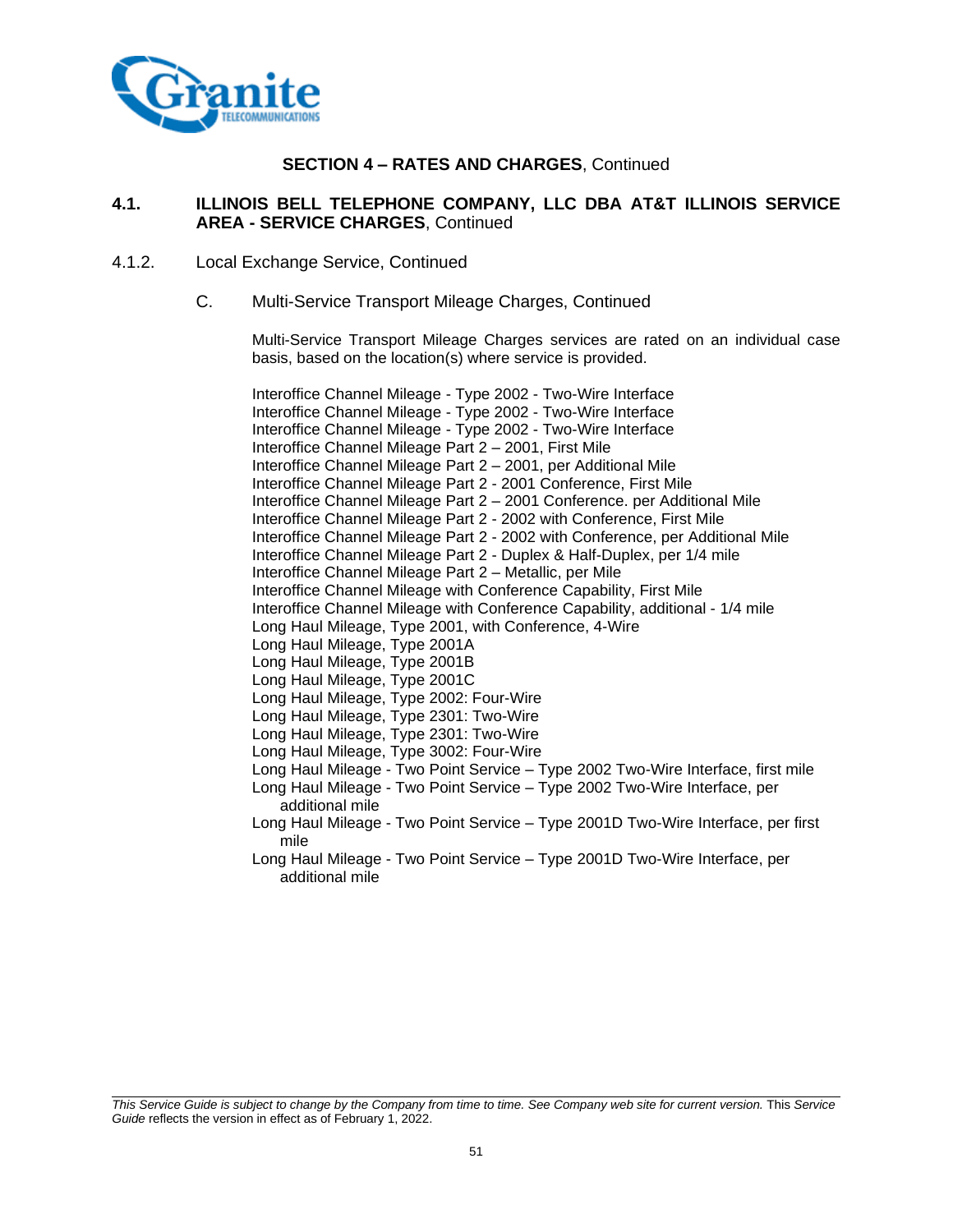## SECTION 4 – RATES AND CHARGES, Continued

### 4.1. ILLINOIS BELL TELEPHONE COMPANY, LLC DBA AT&T ILLINOIS SERVICE AREA - SERVICE CHARGES, Continued

4.1.2. Local Exchange Service, Continued

C. Multi-Service Transport Mileage Charges, Continued

Multi-Service Transport Mileage Charges services are rated on an individual case basis, based on the location(s) where service is provided.

Interoffice Channel Mileage - Type 2002 - Two-Wire Interface
Interoffice Channel Mileage - Type 2002 - Two-Wire Interface
Interoffice Channel Mileage - Type 2002 - Two-Wire Interface
Interoffice Channel Mileage Part 2 – 2001, First Mile
Interoffice Channel Mileage Part 2 – 2001, per Additional Mile
Interoffice Channel Mileage Part 2 - 2001 Conference, First Mile
Interoffice Channel Mileage Part 2 – 2001 Conference. per Additional Mile
Interoffice Channel Mileage Part 2 - 2002 with Conference, First Mile
Interoffice Channel Mileage Part 2 - 2002 with Conference, per Additional Mile
Interoffice Channel Mileage Part 2 - Duplex & Half-Duplex, per 1/4 mile
Interoffice Channel Mileage Part 2 – Metallic, per Mile
Interoffice Channel Mileage with Conference Capability, First Mile
Interoffice Channel Mileage with Conference Capability, additional - 1/4 mile
Long Haul Mileage, Type 2001, with Conference, 4-Wire
Long Haul Mileage, Type 2001A
Long Haul Mileage, Type 2001B
Long Haul Mileage, Type 2001C
Long Haul Mileage, Type 2002: Four-Wire
Long Haul Mileage, Type 2301: Two-Wire
Long Haul Mileage, Type 2301: Two-Wire
Long Haul Mileage, Type 3002: Four-Wire
Long Haul Mileage - Two Point Service – Type 2002 Two-Wire Interface, first mile
Long Haul Mileage - Two Point Service – Type 2002 Two-Wire Interface, per additional mile
Long Haul Mileage - Two Point Service – Type 2001D Two-Wire Interface, per first mile
Long Haul Mileage - Two Point Service – Type 2001D Two-Wire Interface, per additional mile

*This Service Guide is subject to change by the Company from time to time. See Company web site for current version.* This *Service Guide* reflects the version in effect as of February 1, 2022.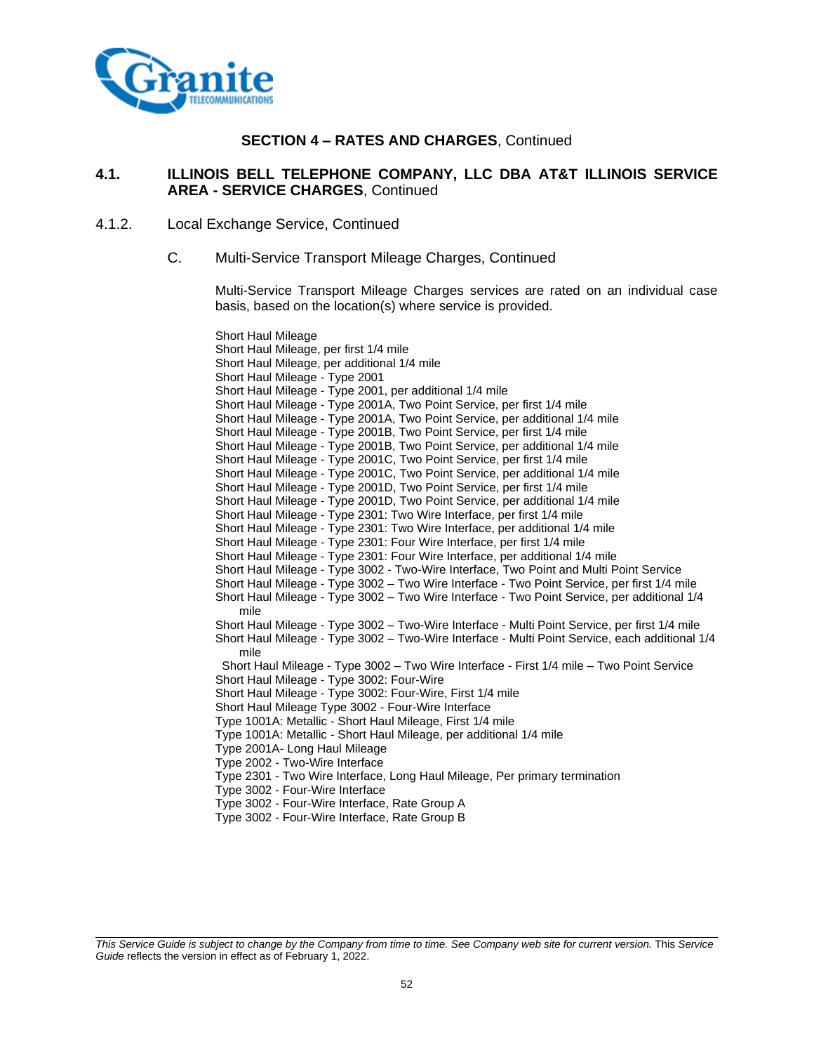## SECTION 4 – RATES AND CHARGES, Continued

### 4.1. ILLINOIS BELL TELEPHONE COMPANY, LLC DBA AT&T ILLINOIS SERVICE AREA - SERVICE CHARGES, Continued

4.1.2. Local Exchange Service, Continued

C. Multi-Service Transport Mileage Charges, Continued

Multi-Service Transport Mileage Charges services are rated on an individual case basis, based on the location(s) where service is provided.

Short Haul Mileage
Short Haul Mileage, per first 1/4 mile
Short Haul Mileage, per additional 1/4 mile
Short Haul Mileage - Type 2001
Short Haul Mileage - Type 2001, per additional 1/4 mile
Short Haul Mileage - Type 2001A, Two Point Service, per first 1/4 mile
Short Haul Mileage - Type 2001A, Two Point Service, per additional 1/4 mile
Short Haul Mileage - Type 2001B, Two Point Service, per first 1/4 mile
Short Haul Mileage - Type 2001B, Two Point Service, per additional 1/4 mile
Short Haul Mileage - Type 2001C, Two Point Service, per first 1/4 mile
Short Haul Mileage - Type 2001C, Two Point Service, per additional 1/4 mile
Short Haul Mileage - Type 2001D, Two Point Service, per first 1/4 mile
Short Haul Mileage - Type 2001D, Two Point Service, per additional 1/4 mile
Short Haul Mileage - Type 2301: Two Wire Interface, per first 1/4 mile
Short Haul Mileage - Type 2301: Two Wire Interface, per additional 1/4 mile
Short Haul Mileage - Type 2301: Four Wire Interface, per first 1/4 mile
Short Haul Mileage - Type 2301: Four Wire Interface, per additional 1/4 mile
Short Haul Mileage - Type 3002 - Two-Wire Interface, Two Point and Multi Point Service
Short Haul Mileage - Type 3002 – Two Wire Interface - Two Point Service, per first 1/4 mile
Short Haul Mileage - Type 3002 – Two Wire Interface - Two Point Service, per additional 1/4 mile
Short Haul Mileage - Type 3002 – Two-Wire Interface - Multi Point Service, per first 1/4 mile
Short Haul Mileage - Type 3002 – Two-Wire Interface - Multi Point Service, each additional 1/4 mile
Short Haul Mileage - Type 3002 – Two Wire Interface - First 1/4 mile – Two Point Service
Short Haul Mileage - Type 3002: Four-Wire
Short Haul Mileage - Type 3002: Four-Wire, First 1/4 mile
Short Haul Mileage Type 3002 - Four-Wire Interface
Type 1001A: Metallic - Short Haul Mileage, First 1/4 mile
Type 1001A: Metallic - Short Haul Mileage, per additional 1/4 mile
Type 2001A- Long Haul Mileage
Type 2002 - Two-Wire Interface
Type 2301 - Two Wire Interface, Long Haul Mileage, Per primary termination
Type 3002 - Four-Wire Interface
Type 3002 - Four-Wire Interface, Rate Group A
Type 3002 - Four-Wire Interface, Rate Group B

*This Service Guide is subject to change by the Company from time to time. See Company web site for current version.* This *Service Guide* reflects the version in effect as of February 1, 2022.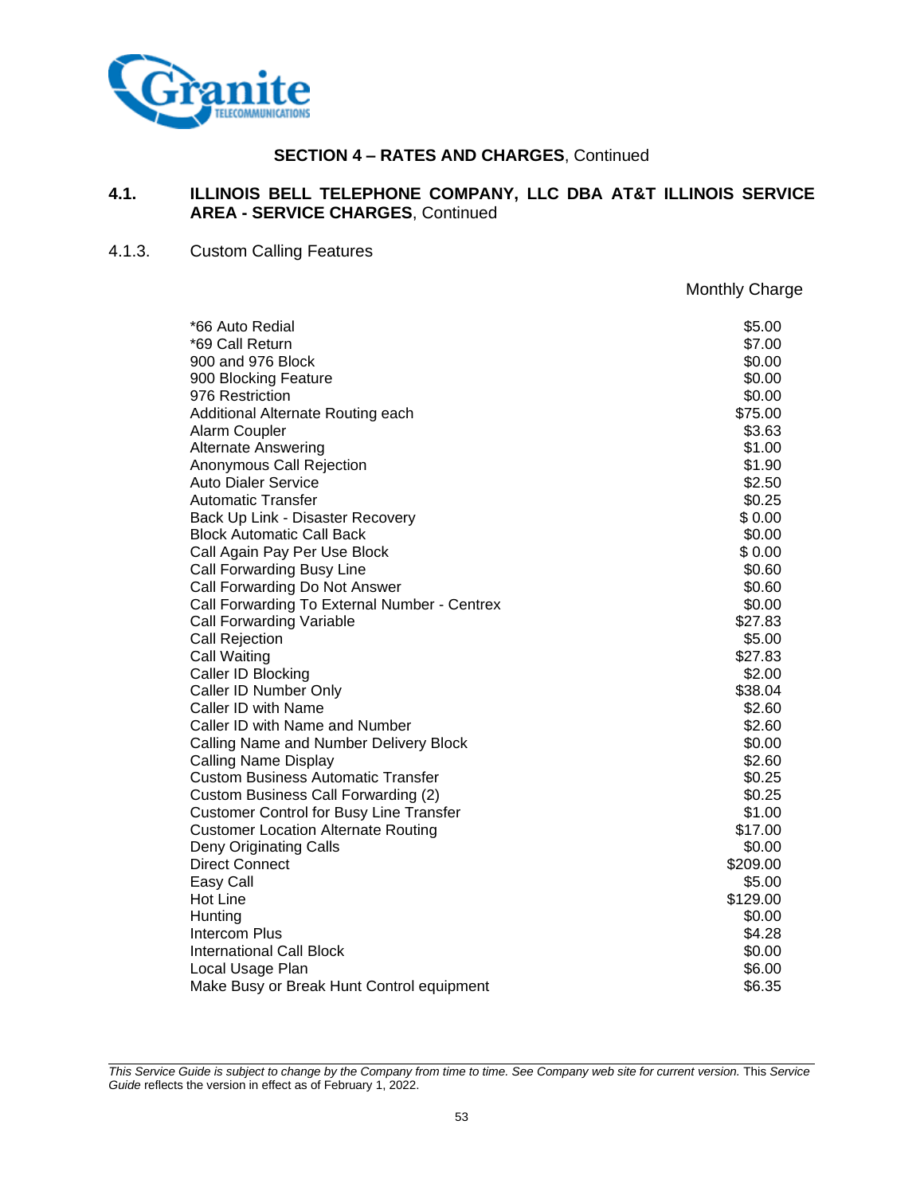## SECTION 4 – RATES AND CHARGES, Continued

### 4.1. ILLINOIS BELL TELEPHONE COMPANY, LLC DBA AT&T ILLINOIS SERVICE AREA - SERVICE CHARGES, Continued

#### 4.1.3. Custom Calling Features

| | Monthly Charge |
|---|---|
| *66 Auto Redial | $5.00 |
| *69 Call Return | $7.00 |
| 900 and 976 Block | $0.00 |
| 900 Blocking Feature | $0.00 |
| 976 Restriction | $0.00 |
| Additional Alternate Routing each | $75.00 |
| Alarm Coupler | $3.63 |
| Alternate Answering | $1.00 |
| Anonymous Call Rejection | $1.90 |
| Auto Dialer Service | $2.50 |
| Automatic Transfer | $0.25 |
| Back Up Link - Disaster Recovery | $ 0.00 |
| Block Automatic Call Back | $0.00 |
| Call Again Pay Per Use Block | $ 0.00 |
| Call Forwarding Busy Line | $0.60 |
| Call Forwarding Do Not Answer | $0.60 |
| Call Forwarding To External Number - Centrex | $0.00 |
| Call Forwarding Variable | $27.83 |
| Call Rejection | $5.00 |
| Call Waiting | $27.83 |
| Caller ID Blocking | $2.00 |
| Caller ID Number Only | $38.04 |
| Caller ID with Name | $2.60 |
| Caller ID with Name and Number | $2.60 |
| Calling Name and Number Delivery Block | $0.00 |
| Calling Name Display | $2.60 |
| Custom Business Automatic Transfer | $0.25 |
| Custom Business Call Forwarding (2) | $0.25 |
| Customer Control for Busy Line Transfer | $1.00 |
| Customer Location Alternate Routing | $17.00 |
| Deny Originating Calls | $0.00 |
| Direct Connect | $209.00 |
| Easy Call | $5.00 |
| Hot Line | $129.00 |
| Hunting | $0.00 |
| Intercom Plus | $4.28 |
| International Call Block | $0.00 |
| Local Usage Plan | $6.00 |
| Make Busy or Break Hunt Control equipment | $6.35 |

*This Service Guide is subject to change by the Company from time to time. See Company web site for current version.* This *Service Guide* reflects the version in effect as of February 1, 2022.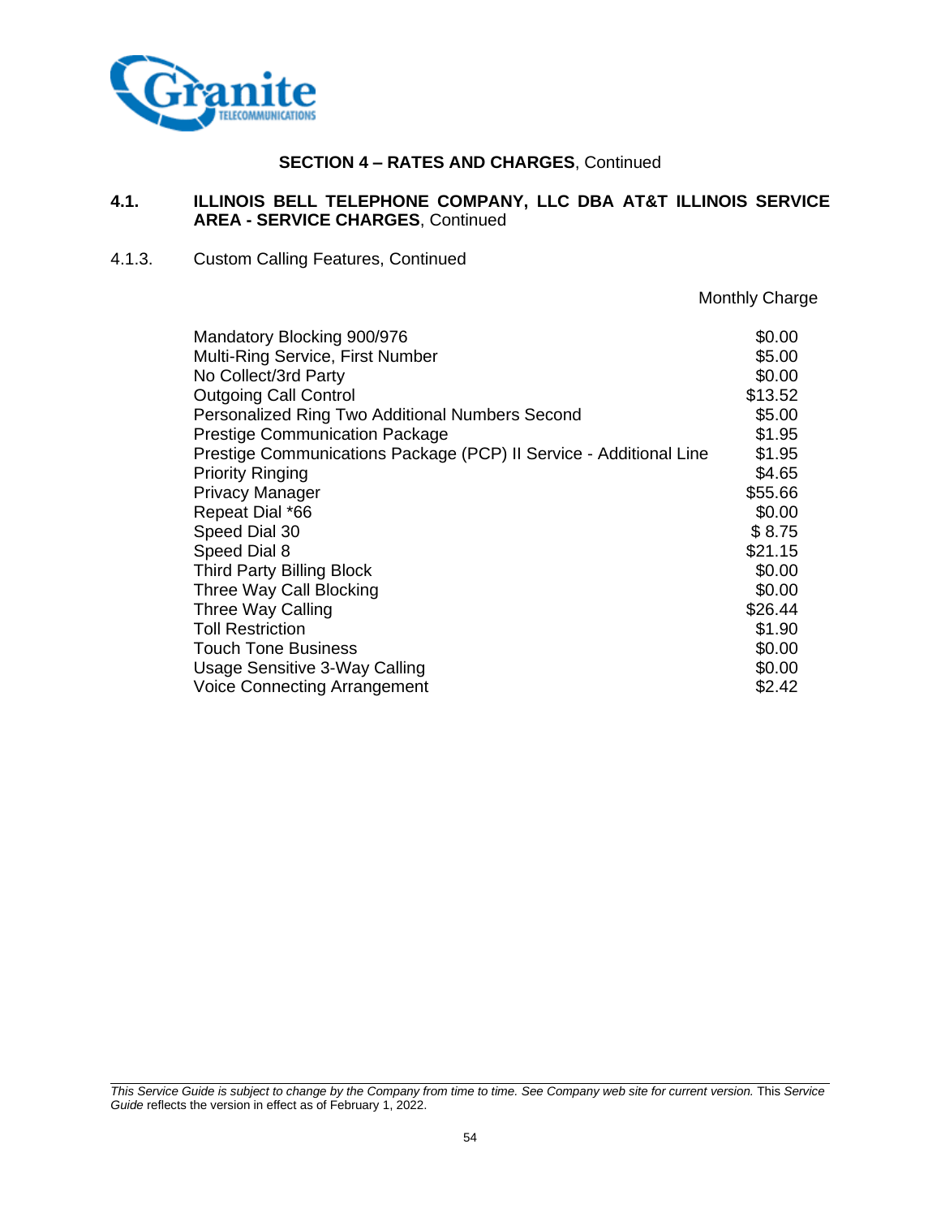## SECTION 4 – RATES AND CHARGES, Continued

### 4.1. ILLINOIS BELL TELEPHONE COMPANY, LLC DBA AT&T ILLINOIS SERVICE AREA - SERVICE CHARGES, Continued

4.1.3. Custom Calling Features, Continued

| | Monthly Charge |
|---|---|
| Mandatory Blocking 900/976 | $0.00 |
| Multi-Ring Service, First Number | $5.00 |
| No Collect/3rd Party | $0.00 |
| Outgoing Call Control | $13.52 |
| Personalized Ring Two Additional Numbers Second | $5.00 |
| Prestige Communication Package | $1.95 |
| Prestige Communications Package (PCP) II Service - Additional Line | $1.95 |
| Priority Ringing | $4.65 |
| Privacy Manager | $55.66 |
| Repeat Dial *66 | $0.00 |
| Speed Dial 30 | $ 8.75 |
| Speed Dial 8 | $21.15 |
| Third Party Billing Block | $0.00 |
| Three Way Call Blocking | $0.00 |
| Three Way Calling | $26.44 |
| Toll Restriction | $1.90 |
| Touch Tone Business | $0.00 |
| Usage Sensitive 3-Way Calling | $0.00 |
| Voice Connecting Arrangement | $2.42 |

*This Service Guide is subject to change by the Company from time to time. See Company web site for current version.* This *Service Guide* reflects the version in effect as of February 1, 2022.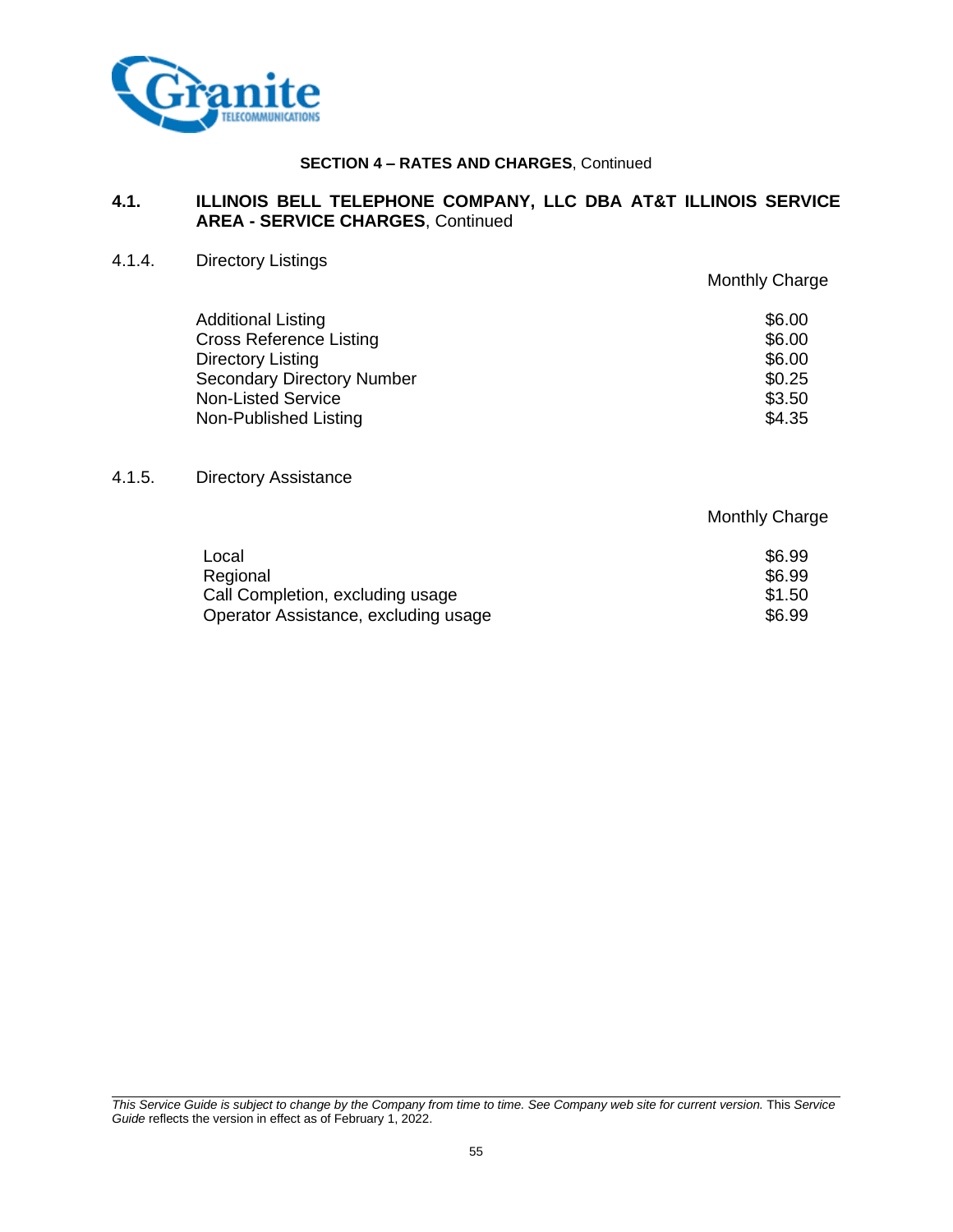**SECTION 4 – RATES AND CHARGES**, Continued

## 4.1. ILLINOIS BELL TELEPHONE COMPANY, LLC DBA AT&T ILLINOIS SERVICE AREA - SERVICE CHARGES, Continued

### 4.1.4. Directory Listings

| | Monthly Charge |
|---|---|
| Additional Listing | $6.00 |
| Cross Reference Listing | $6.00 |
| Directory Listing | $6.00 |
| Secondary Directory Number | $0.25 |
| Non-Listed Service | $3.50 |
| Non-Published Listing | $4.35 |

### 4.1.5. Directory Assistance

| | Monthly Charge |
|---|---|
| Local | $6.99 |
| Regional | $6.99 |
| Call Completion, excluding usage | $1.50 |
| Operator Assistance, excluding usage | $6.99 |

*This Service Guide is subject to change by the Company from time to time. See Company web site for current version.* This *Service Guide* reflects the version in effect as of February 1, 2022.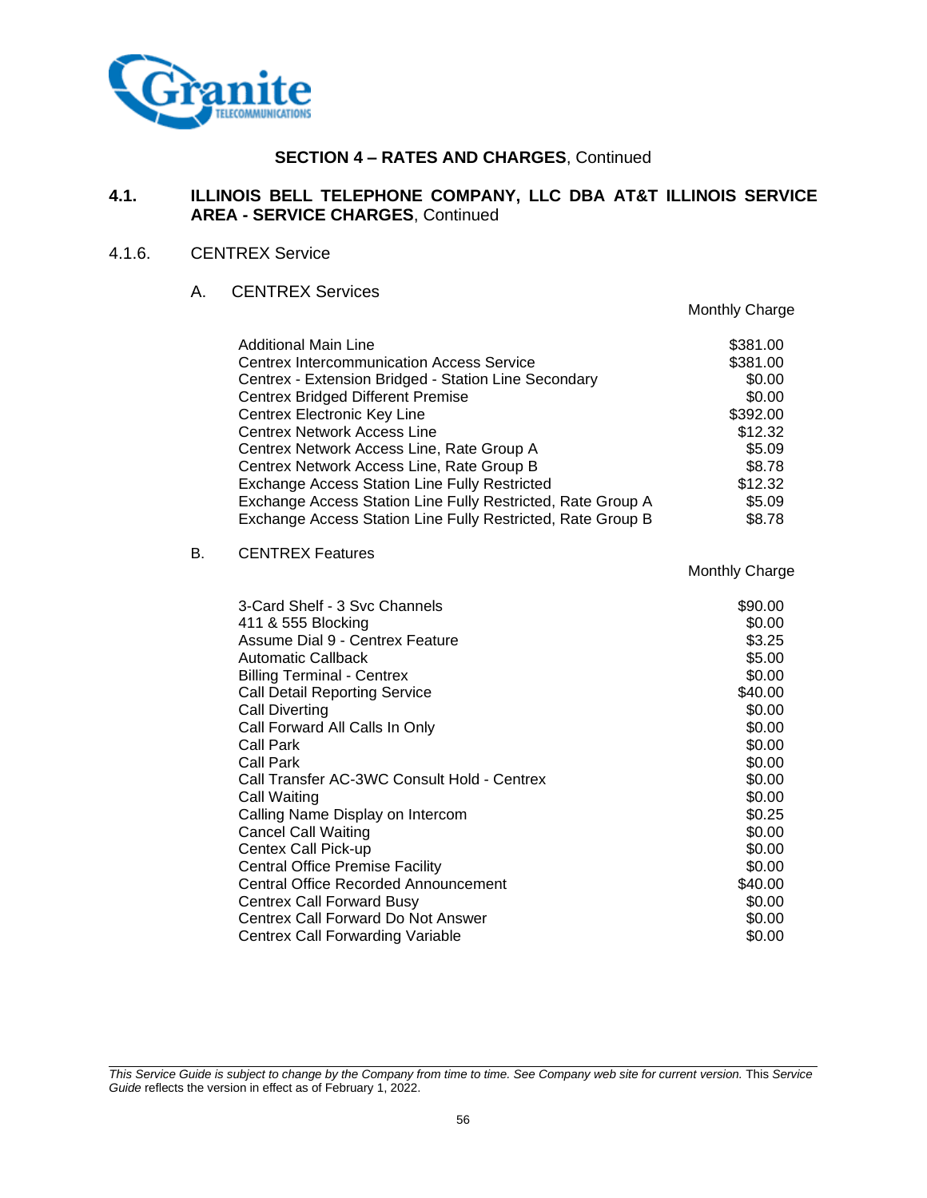## SECTION 4 – RATES AND CHARGES, Continued

### 4.1. ILLINOIS BELL TELEPHONE COMPANY, LLC DBA AT&T ILLINOIS SERVICE AREA - SERVICE CHARGES, Continued

#### 4.1.6. CENTREX Service

A. CENTREX Services

| | Monthly Charge |
|---|---|
| Additional Main Line | $381.00 |
| Centrex Intercommunication Access Service | $381.00 |
| Centrex - Extension Bridged - Station Line Secondary | $0.00 |
| Centrex Bridged Different Premise | $0.00 |
| Centrex Electronic Key Line | $392.00 |
| Centrex Network Access Line | $12.32 |
| Centrex Network Access Line, Rate Group A | $5.09 |
| Centrex Network Access Line, Rate Group B | $8.78 |
| Exchange Access Station Line Fully Restricted | $12.32 |
| Exchange Access Station Line Fully Restricted, Rate Group A | $5.09 |
| Exchange Access Station Line Fully Restricted, Rate Group B | $8.78 |

B. CENTREX Features

| | Monthly Charge |
|---|---|
| 3-Card Shelf - 3 Svc Channels | $90.00 |
| 411 & 555 Blocking | $0.00 |
| Assume Dial 9 - Centrex Feature | $3.25 |
| Automatic Callback | $5.00 |
| Billing Terminal - Centrex | $0.00 |
| Call Detail Reporting Service | $40.00 |
| Call Diverting | $0.00 |
| Call Forward All Calls In Only | $0.00 |
| Call Park | $0.00 |
| Call Park | $0.00 |
| Call Transfer AC-3WC Consult Hold - Centrex | $0.00 |
| Call Waiting | $0.00 |
| Calling Name Display on Intercom | $0.25 |
| Cancel Call Waiting | $0.00 |
| Centex Call Pick-up | $0.00 |
| Central Office Premise Facility | $0.00 |
| Central Office Recorded Announcement | $40.00 |
| Centrex Call Forward Busy | $0.00 |
| Centrex Call Forward Do Not Answer | $0.00 |
| Centrex Call Forwarding Variable | $0.00 |

*This Service Guide is subject to change by the Company from time to time. See Company web site for current version.* This *Service Guide* reflects the version in effect as of February 1, 2022.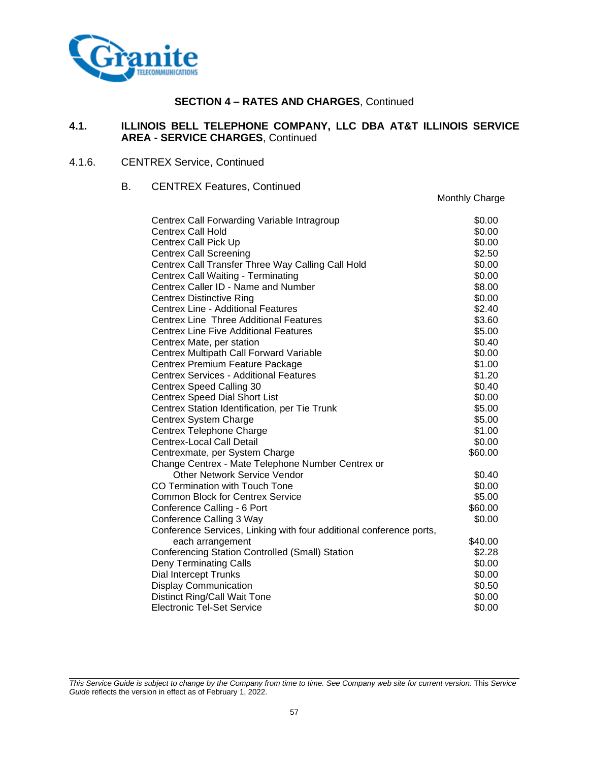**SECTION 4 – RATES AND CHARGES**, Continued

## 4.1. ILLINOIS BELL TELEPHONE COMPANY, LLC DBA AT&T ILLINOIS SERVICE AREA - SERVICE CHARGES, Continued

### 4.1.6. CENTREX Service, Continued

#### B. CENTREX Features, Continued

| | Monthly Charge |
|---|---|
| Centrex Call Forwarding Variable Intragroup | $0.00 |
| Centrex Call Hold | $0.00 |
| Centrex Call Pick Up | $0.00 |
| Centrex Call Screening | $2.50 |
| Centrex Call Transfer Three Way Calling Call Hold | $0.00 |
| Centrex Call Waiting - Terminating | $0.00 |
| Centrex Caller ID - Name and Number | $8.00 |
| Centrex Distinctive Ring | $0.00 |
| Centrex Line - Additional Features | $2.40 |
| Centrex Line Three Additional Features | $3.60 |
| Centrex Line Five Additional Features | $5.00 |
| Centrex Mate, per station | $0.40 |
| Centrex Multipath Call Forward Variable | $0.00 |
| Centrex Premium Feature Package | $1.00 |
| Centrex Services - Additional Features | $1.20 |
| Centrex Speed Calling 30 | $0.40 |
| Centrex Speed Dial Short List | $0.00 |
| Centrex Station Identification, per Tie Trunk | $5.00 |
| Centrex System Charge | $5.00 |
| Centrex Telephone Charge | $1.00 |
| Centrex-Local Call Detail | $0.00 |
| Centrexmate, per System Charge | $60.00 |
| Change Centrex - Mate Telephone Number Centrex or Other Network Service Vendor | $0.40 |
| CO Termination with Touch Tone | $0.00 |
| Common Block for Centrex Service | $5.00 |
| Conference Calling - 6 Port | $60.00 |
| Conference Calling 3 Way | $0.00 |
| Conference Services, Linking with four additional conference ports, each arrangement | $40.00 |
| Conferencing Station Controlled (Small) Station | $2.28 |
| Deny Terminating Calls | $0.00 |
| Dial Intercept Trunks | $0.00 |
| Display Communication | $0.50 |
| Distinct Ring/Call Wait Tone | $0.00 |
| Electronic Tel-Set Service | $0.00 |

*This Service Guide is subject to change by the Company from time to time. See Company web site for current version.* This *Service Guide* reflects the version in effect as of February 1, 2022.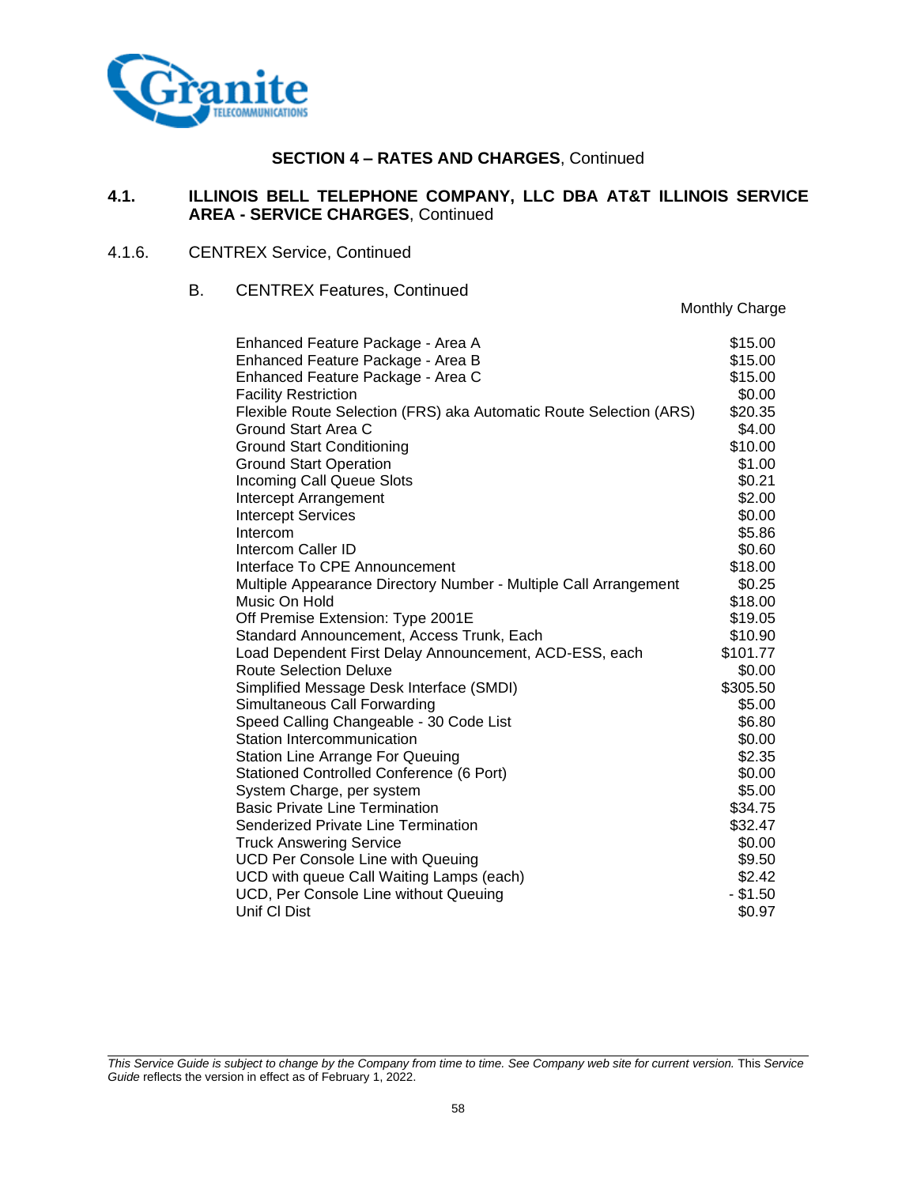**SECTION 4 – RATES AND CHARGES**, Continued

## 4.1. ILLINOIS BELL TELEPHONE COMPANY, LLC DBA AT&T ILLINOIS SERVICE AREA - SERVICE CHARGES, Continued

### 4.1.6. CENTREX Service, Continued

#### B. CENTREX Features, Continued

| | Monthly Charge |
|---|---|
| Enhanced Feature Package - Area A | $15.00 |
| Enhanced Feature Package - Area B | $15.00 |
| Enhanced Feature Package - Area C | $15.00 |
| Facility Restriction | $0.00 |
| Flexible Route Selection (FRS) aka Automatic Route Selection (ARS) | $20.35 |
| Ground Start Area C | $4.00 |
| Ground Start Conditioning | $10.00 |
| Ground Start Operation | $1.00 |
| Incoming Call Queue Slots | $0.21 |
| Intercept Arrangement | $2.00 |
| Intercept Services | $0.00 |
| Intercom | $5.86 |
| Intercom Caller ID | $0.60 |
| Interface To CPE Announcement | $18.00 |
| Multiple Appearance Directory Number - Multiple Call Arrangement | $0.25 |
| Music On Hold | $18.00 |
| Off Premise Extension: Type 2001E | $19.05 |
| Standard Announcement, Access Trunk, Each | $10.90 |
| Load Dependent First Delay Announcement, ACD-ESS, each | $101.77 |
| Route Selection Deluxe | $0.00 |
| Simplified Message Desk Interface (SMDI) | $305.50 |
| Simultaneous Call Forwarding | $5.00 |
| Speed Calling Changeable - 30 Code List | $6.80 |
| Station Intercommunication | $0.00 |
| Station Line Arrange For Queuing | $2.35 |
| Stationed Controlled Conference (6 Port) | $0.00 |
| System Charge, per system | $5.00 |
| Basic Private Line Termination | $34.75 |
| Senderized Private Line Termination | $32.47 |
| Truck Answering Service | $0.00 |
| UCD Per Console Line with Queuing | $9.50 |
| UCD with queue Call Waiting Lamps (each) | $2.42 |
| UCD, Per Console Line without Queuing | - $1.50 |
| Unif Cl Dist | $0.97 |

*This Service Guide is subject to change by the Company from time to time. See Company web site for current version.* This *Service Guide* reflects the version in effect as of February 1, 2022.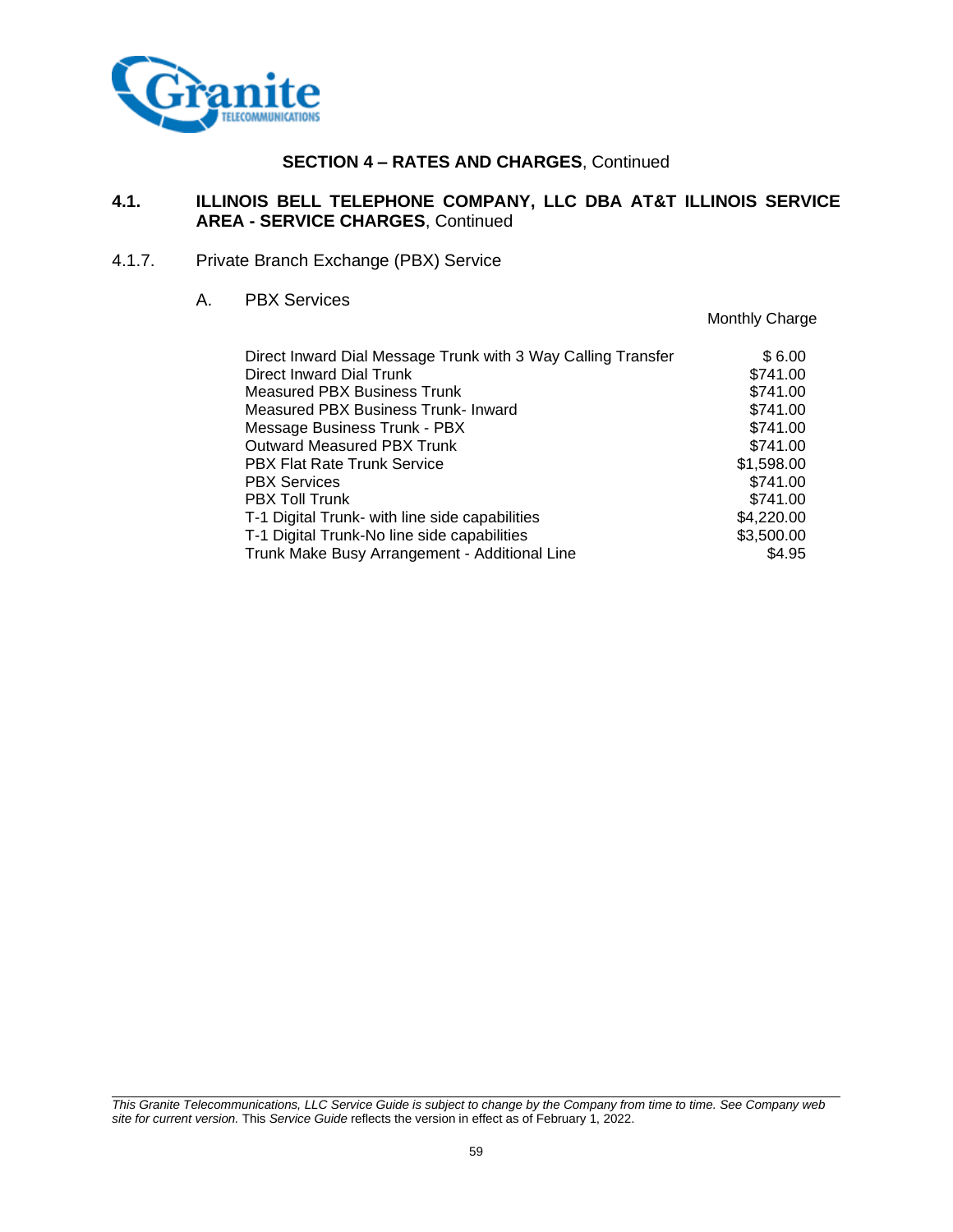**SECTION 4 – RATES AND CHARGES**, Continued

## 4.1. ILLINOIS BELL TELEPHONE COMPANY, LLC DBA AT&T ILLINOIS SERVICE AREA - SERVICE CHARGES, Continued

### 4.1.7. Private Branch Exchange (PBX) Service

A. PBX Services

| | Monthly Charge |
|---|---|
| Direct Inward Dial Message Trunk with 3 Way Calling Transfer | $ 6.00 |
| Direct Inward Dial Trunk | $741.00 |
| Measured PBX Business Trunk | $741.00 |
| Measured PBX Business Trunk- Inward | $741.00 |
| Message Business Trunk - PBX | $741.00 |
| Outward Measured PBX Trunk | $741.00 |
| PBX Flat Rate Trunk Service | $1,598.00 |
| PBX Services | $741.00 |
| PBX Toll Trunk | $741.00 |
| T-1 Digital Trunk- with line side capabilities | $4,220.00 |
| T-1 Digital Trunk-No line side capabilities | $3,500.00 |
| Trunk Make Busy Arrangement - Additional Line | $4.95 |

*This Granite Telecommunications, LLC Service Guide is subject to change by the Company from time to time. See Company web site for current version.* This *Service Guide* reflects the version in effect as of February 1, 2022.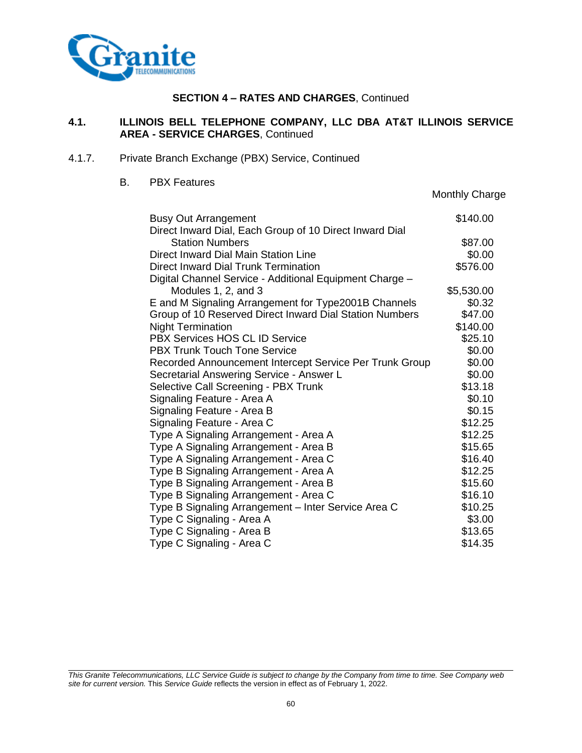**SECTION 4 – RATES AND CHARGES**, Continued

**4.1. ILLINOIS BELL TELEPHONE COMPANY, LLC DBA AT&T ILLINOIS SERVICE AREA - SERVICE CHARGES**, Continued

4.1.7. Private Branch Exchange (PBX) Service, Continued

B. PBX Features

| | Monthly Charge |
|---|---|
| Busy Out Arrangement | $140.00 |
| Direct Inward Dial, Each Group of 10 Direct Inward Dial Station Numbers | $87.00 |
| Direct Inward Dial Main Station Line | $0.00 |
| Direct Inward Dial Trunk Termination | $576.00 |
| Digital Channel Service - Additional Equipment Charge – Modules 1, 2, and 3 | $5,530.00 |
| E and M Signaling Arrangement for Type2001B Channels | $0.32 |
| Group of 10 Reserved Direct Inward Dial Station Numbers | $47.00 |
| Night Termination | $140.00 |
| PBX Services HOS CL ID Service | $25.10 |
| PBX Trunk Touch Tone Service | $0.00 |
| Recorded Announcement Intercept Service Per Trunk Group | $0.00 |
| Secretarial Answering Service - Answer L | $0.00 |
| Selective Call Screening - PBX Trunk | $13.18 |
| Signaling Feature - Area A | $0.10 |
| Signaling Feature - Area B | $0.15 |
| Signaling Feature - Area C | $12.25 |
| Type A Signaling Arrangement - Area A | $12.25 |
| Type A Signaling Arrangement - Area B | $15.65 |
| Type A Signaling Arrangement - Area C | $16.40 |
| Type B Signaling Arrangement - Area A | $12.25 |
| Type B Signaling Arrangement - Area B | $15.60 |
| Type B Signaling Arrangement - Area C | $16.10 |
| Type B Signaling Arrangement – Inter Service Area C | $10.25 |
| Type C Signaling - Area A | $3.00 |
| Type C Signaling - Area B | $13.65 |
| Type C Signaling - Area C | $14.35 |

*This Granite Telecommunications, LLC Service Guide is subject to change by the Company from time to time. See Company web site for current version.* This *Service Guide* reflects the version in effect as of February 1, 2022.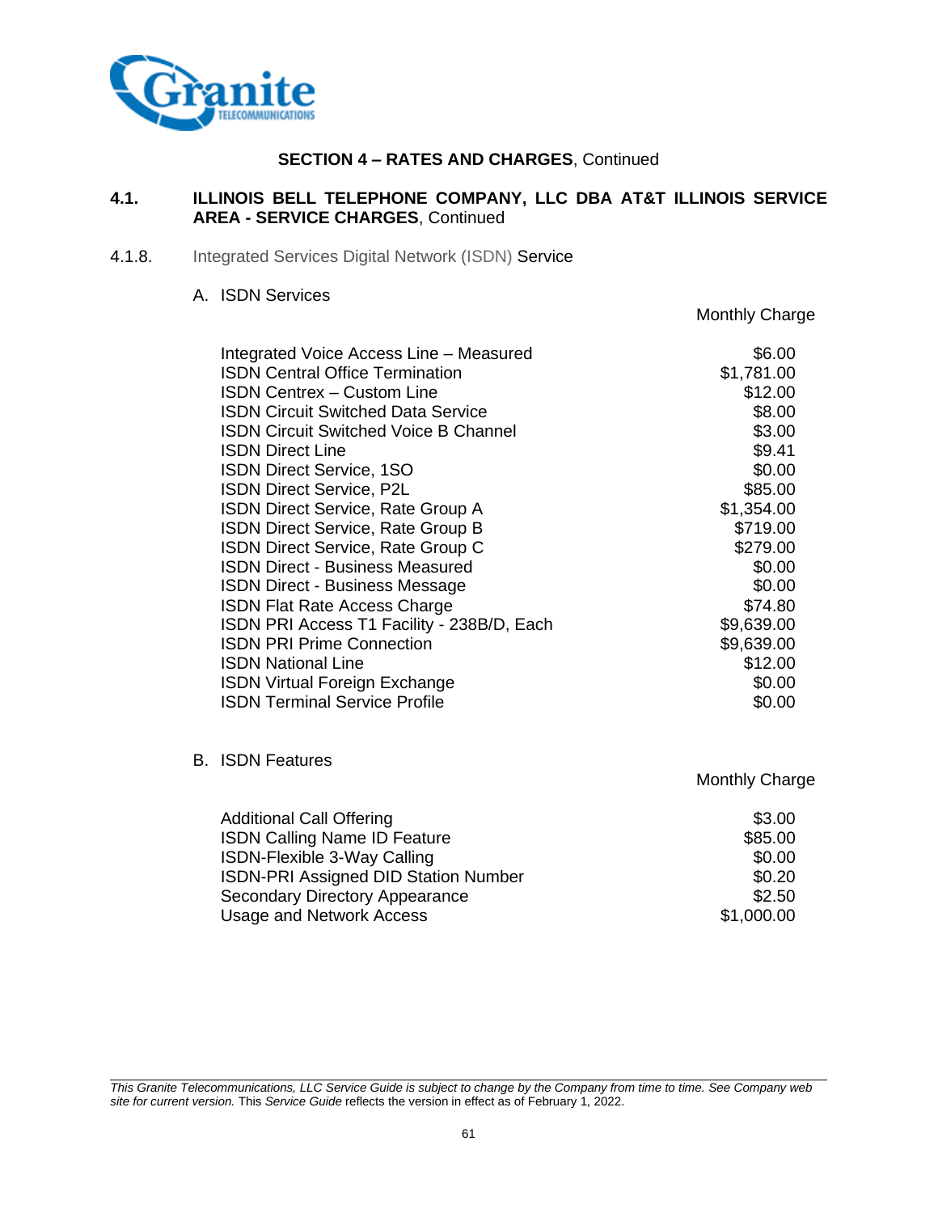**SECTION 4 – RATES AND CHARGES**, Continued

## 4.1. ILLINOIS BELL TELEPHONE COMPANY, LLC DBA AT&T ILLINOIS SERVICE AREA - SERVICE CHARGES, Continued

### 4.1.8. Integrated Services Digital Network (ISDN) Service

A. ISDN Services

| | Monthly Charge |
|---|---|
| Integrated Voice Access Line – Measured | $6.00 |
| ISDN Central Office Termination | $1,781.00 |
| ISDN Centrex – Custom Line | $12.00 |
| ISDN Circuit Switched Data Service | $8.00 |
| ISDN Circuit Switched Voice B Channel | $3.00 |
| ISDN Direct Line | $9.41 |
| ISDN Direct Service, 1SO | $0.00 |
| ISDN Direct Service, P2L | $85.00 |
| ISDN Direct Service, Rate Group A | $1,354.00 |
| ISDN Direct Service, Rate Group B | $719.00 |
| ISDN Direct Service, Rate Group C | $279.00 |
| ISDN Direct - Business Measured | $0.00 |
| ISDN Direct - Business Message | $0.00 |
| ISDN Flat Rate Access Charge | $74.80 |
| ISDN PRI Access T1 Facility - 238B/D, Each | $9,639.00 |
| ISDN PRI Prime Connection | $9,639.00 |
| ISDN National Line | $12.00 |
| ISDN Virtual Foreign Exchange | $0.00 |
| ISDN Terminal Service Profile | $0.00 |

B. ISDN Features

| | Monthly Charge |
|---|---|
| Additional Call Offering | $3.00 |
| ISDN Calling Name ID Feature | $85.00 |
| ISDN-Flexible 3-Way Calling | $0.00 |
| ISDN-PRI Assigned DID Station Number | $0.20 |
| Secondary Directory Appearance | $2.50 |
| Usage and Network Access | $1,000.00 |

*This Granite Telecommunications, LLC Service Guide is subject to change by the Company from time to time. See Company web site for current version.* This *Service Guide* reflects the version in effect as of February 1, 2022.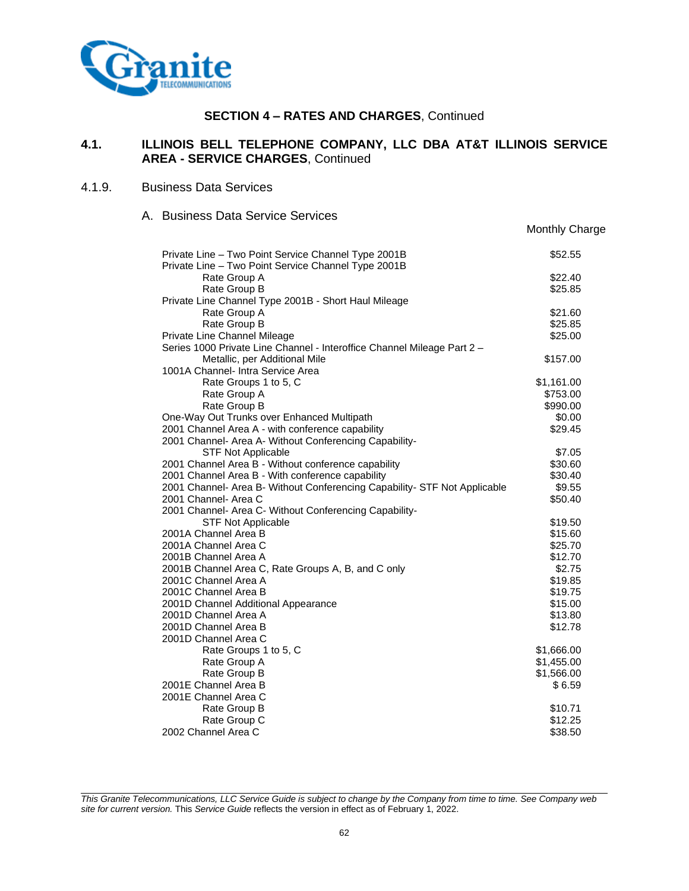## SECTION 4 – RATES AND CHARGES, Continued

### 4.1. ILLINOIS BELL TELEPHONE COMPANY, LLC DBA AT&T ILLINOIS SERVICE AREA - SERVICE CHARGES, Continued

#### 4.1.9. Business Data Services

A. Business Data Service Services

| | Monthly Charge |
|---|---|
| Private Line – Two Point Service Channel Type 2001B | $52.55 |
| Private Line – Two Point Service Channel Type 2001B | |
| Rate Group A | $22.40 |
| Rate Group B | $25.85 |
| Private Line Channel Type 2001B - Short Haul Mileage | |
| Rate Group A | $21.60 |
| Rate Group B | $25.85 |
| Private Line Channel Mileage | $25.00 |
| Series 1000 Private Line Channel - Interoffice Channel Mileage Part 2 – Metallic, per Additional Mile | $157.00 |
| 1001A Channel- Intra Service Area | |
| Rate Groups 1 to 5, C | $1,161.00 |
| Rate Group A | $753.00 |
| Rate Group B | $990.00 |
| One-Way Out Trunks over Enhanced Multipath | $0.00 |
| 2001 Channel Area A - with conference capability | $29.45 |
| 2001 Channel- Area A- Without Conferencing Capability- STF Not Applicable | $7.05 |
| 2001 Channel Area B - Without conference capability | $30.60 |
| 2001 Channel Area B - With conference capability | $30.40 |
| 2001 Channel- Area B- Without Conferencing Capability- STF Not Applicable | $9.55 |
| 2001 Channel- Area C | $50.40 |
| 2001 Channel- Area C- Without Conferencing Capability- STF Not Applicable | $19.50 |
| 2001A Channel Area B | $15.60 |
| 2001A Channel Area C | $25.70 |
| 2001B Channel Area A | $12.70 |
| 2001B Channel Area C, Rate Groups A, B, and C only | $2.75 |
| 2001C Channel Area A | $19.85 |
| 2001C Channel Area B | $19.75 |
| 2001D Channel Additional Appearance | $15.00 |
| 2001D Channel Area A | $13.80 |
| 2001D Channel Area B | $12.78 |
| 2001D Channel Area C | |
| Rate Groups 1 to 5, C | $1,666.00 |
| Rate Group A | $1,455.00 |
| Rate Group B | $1,566.00 |
| 2001E Channel Area B | $ 6.59 |
| 2001E Channel Area C | |
| Rate Group B | $10.71 |
| Rate Group C | $12.25 |
| 2002 Channel Area C | $38.50 |

*This Granite Telecommunications, LLC Service Guide is subject to change by the Company from time to time. See Company web site for current version.* This *Service Guide* reflects the version in effect as of February 1, 2022.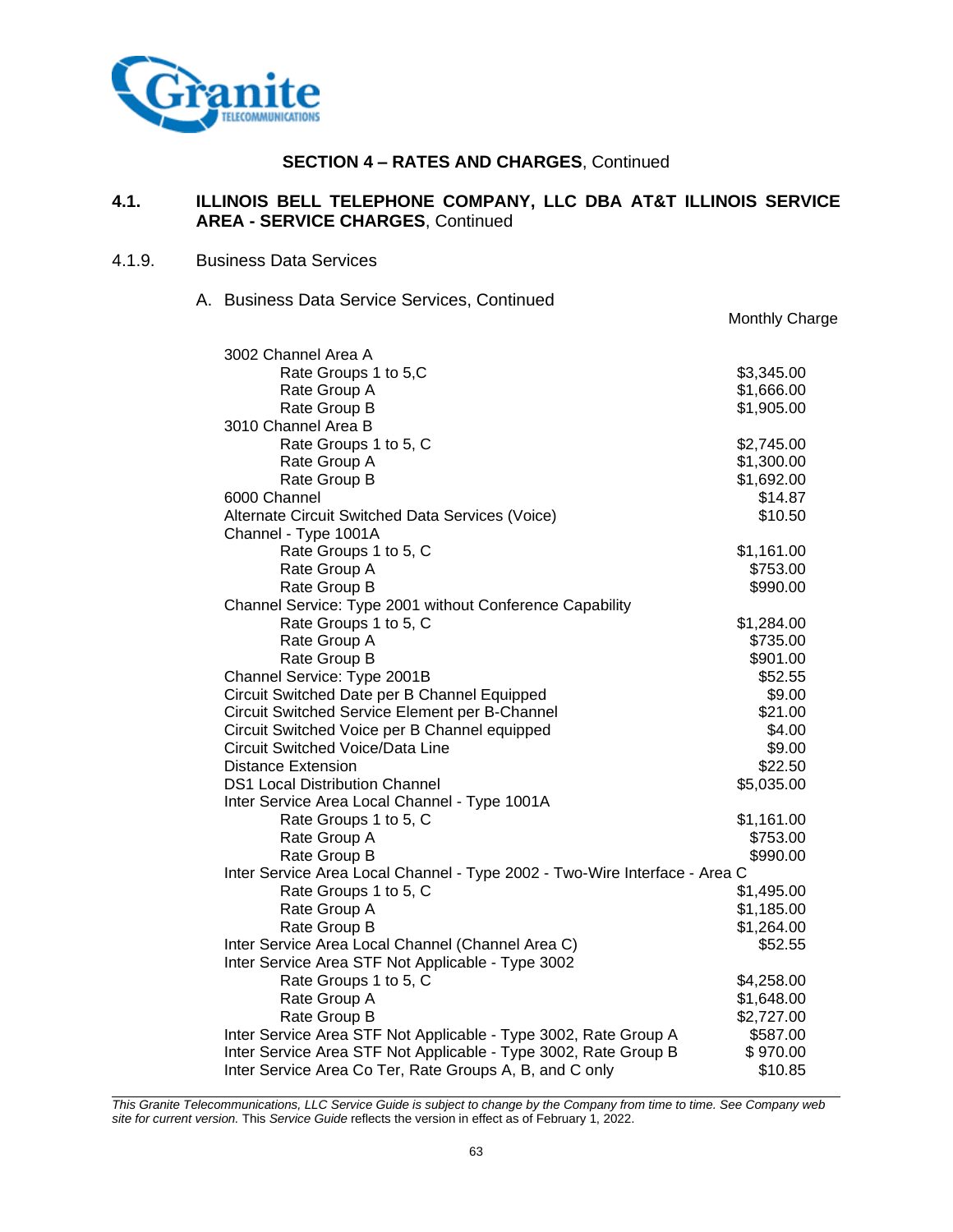## SECTION 4 – RATES AND CHARGES, Continued

### 4.1. ILLINOIS BELL TELEPHONE COMPANY, LLC DBA AT&T ILLINOIS SERVICE AREA - SERVICE CHARGES, Continued

#### 4.1.9. Business Data Services

A. Business Data Service Services, Continued

| | Monthly Charge |
|---|---|
| 3002 Channel Area A | |
| Rate Groups 1 to 5,C | $3,345.00 |
| Rate Group A | $1,666.00 |
| Rate Group B | $1,905.00 |
| 3010 Channel Area B | |
| Rate Groups 1 to 5, C | $2,745.00 |
| Rate Group A | $1,300.00 |
| Rate Group B | $1,692.00 |
| 6000 Channel | $14.87 |
| Alternate Circuit Switched Data Services (Voice) | $10.50 |
| Channel - Type 1001A | |
| Rate Groups 1 to 5, C | $1,161.00 |
| Rate Group A | $753.00 |
| Rate Group B | $990.00 |
| Channel Service: Type 2001 without Conference Capability | |
| Rate Groups 1 to 5, C | $1,284.00 |
| Rate Group A | $735.00 |
| Rate Group B | $901.00 |
| Channel Service: Type 2001B | $52.55 |
| Circuit Switched Date per B Channel Equipped | $9.00 |
| Circuit Switched Service Element per B-Channel | $21.00 |
| Circuit Switched Voice per B Channel equipped | $4.00 |
| Circuit Switched Voice/Data Line | $9.00 |
| Distance Extension | $22.50 |
| DS1 Local Distribution Channel | $5,035.00 |
| Inter Service Area Local Channel - Type 1001A | |
| Rate Groups 1 to 5, C | $1,161.00 |
| Rate Group A | $753.00 |
| Rate Group B | $990.00 |
| Inter Service Area Local Channel - Type 2002 - Two-Wire Interface - Area C | |
| Rate Groups 1 to 5, C | $1,495.00 |
| Rate Group A | $1,185.00 |
| Rate Group B | $1,264.00 |
| Inter Service Area Local Channel (Channel Area C) | $52.55 |
| Inter Service Area STF Not Applicable - Type 3002 | |
| Rate Groups 1 to 5, C | $4,258.00 |
| Rate Group A | $1,648.00 |
| Rate Group B | $2,727.00 |
| Inter Service Area STF Not Applicable - Type 3002, Rate Group A | $587.00 |
| Inter Service Area STF Not Applicable - Type 3002, Rate Group B | $ 970.00 |
| Inter Service Area Co Ter, Rate Groups A, B, and C only | $10.85 |

*This Granite Telecommunications, LLC Service Guide is subject to change by the Company from time to time. See Company web site for current version.* This *Service Guide* reflects the version in effect as of February 1, 2022.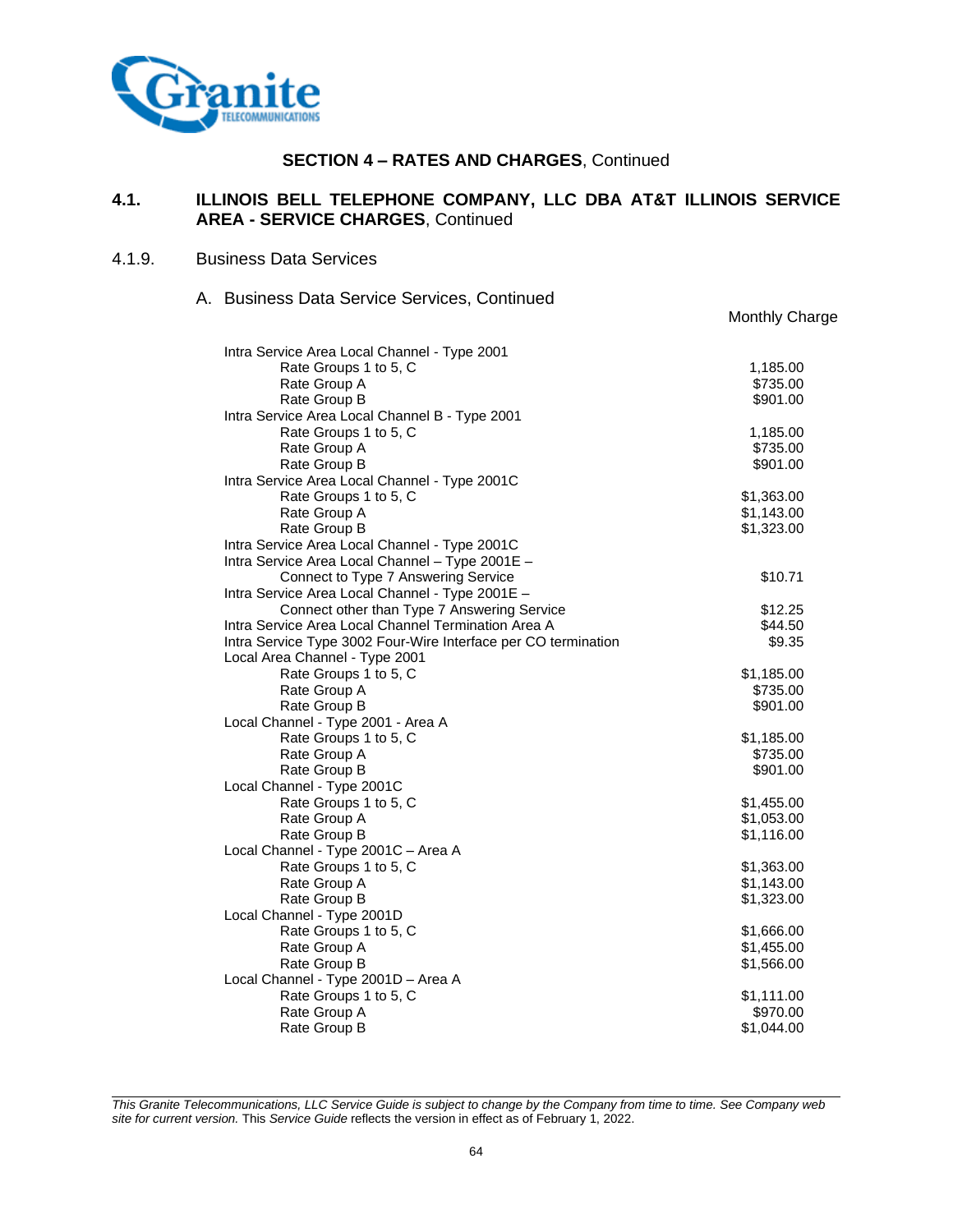**SECTION 4 – RATES AND CHARGES**, Continued

## 4.1. ILLINOIS BELL TELEPHONE COMPANY, LLC DBA AT&T ILLINOIS SERVICE AREA - SERVICE CHARGES, Continued

### 4.1.9. Business Data Services

A. Business Data Service Services, Continued

| | Monthly Charge |
|---|---|
| Intra Service Area Local Channel - Type 2001 | |
| Rate Groups 1 to 5, C | 1,185.00 |
| Rate Group A | $735.00 |
| Rate Group B | $901.00 |
| Intra Service Area Local Channel B - Type 2001 | |
| Rate Groups 1 to 5, C | 1,185.00 |
| Rate Group A | $735.00 |
| Rate Group B | $901.00 |
| Intra Service Area Local Channel - Type 2001C | |
| Rate Groups 1 to 5, C | $1,363.00 |
| Rate Group A | $1,143.00 |
| Rate Group B | $1,323.00 |
| Intra Service Area Local Channel - Type 2001C | |
| Intra Service Area Local Channel – Type 2001E – Connect to Type 7 Answering Service | $10.71 |
| Intra Service Area Local Channel - Type 2001E – Connect other than Type 7 Answering Service | $12.25 |
| Intra Service Area Local Channel Termination Area A | $44.50 |
| Intra Service Type 3002 Four-Wire Interface per CO termination | $9.35 |
| Local Area Channel - Type 2001 | |
| Rate Groups 1 to 5, C | $1,185.00 |
| Rate Group A | $735.00 |
| Rate Group B | $901.00 |
| Local Channel - Type 2001 - Area A | |
| Rate Groups 1 to 5, C | $1,185.00 |
| Rate Group A | $735.00 |
| Rate Group B | $901.00 |
| Local Channel - Type 2001C | |
| Rate Groups 1 to 5, C | $1,455.00 |
| Rate Group A | $1,053.00 |
| Rate Group B | $1,116.00 |
| Local Channel - Type 2001C – Area A | |
| Rate Groups 1 to 5, C | $1,363.00 |
| Rate Group A | $1,143.00 |
| Rate Group B | $1,323.00 |
| Local Channel - Type 2001D | |
| Rate Groups 1 to 5, C | $1,666.00 |
| Rate Group A | $1,455.00 |
| Rate Group B | $1,566.00 |
| Local Channel - Type 2001D – Area A | |
| Rate Groups 1 to 5, C | $1,111.00 |
| Rate Group A | $970.00 |
| Rate Group B | $1,044.00 |

*This Granite Telecommunications, LLC Service Guide is subject to change by the Company from time to time. See Company web site for current version.* This *Service Guide* reflects the version in effect as of February 1, 2022.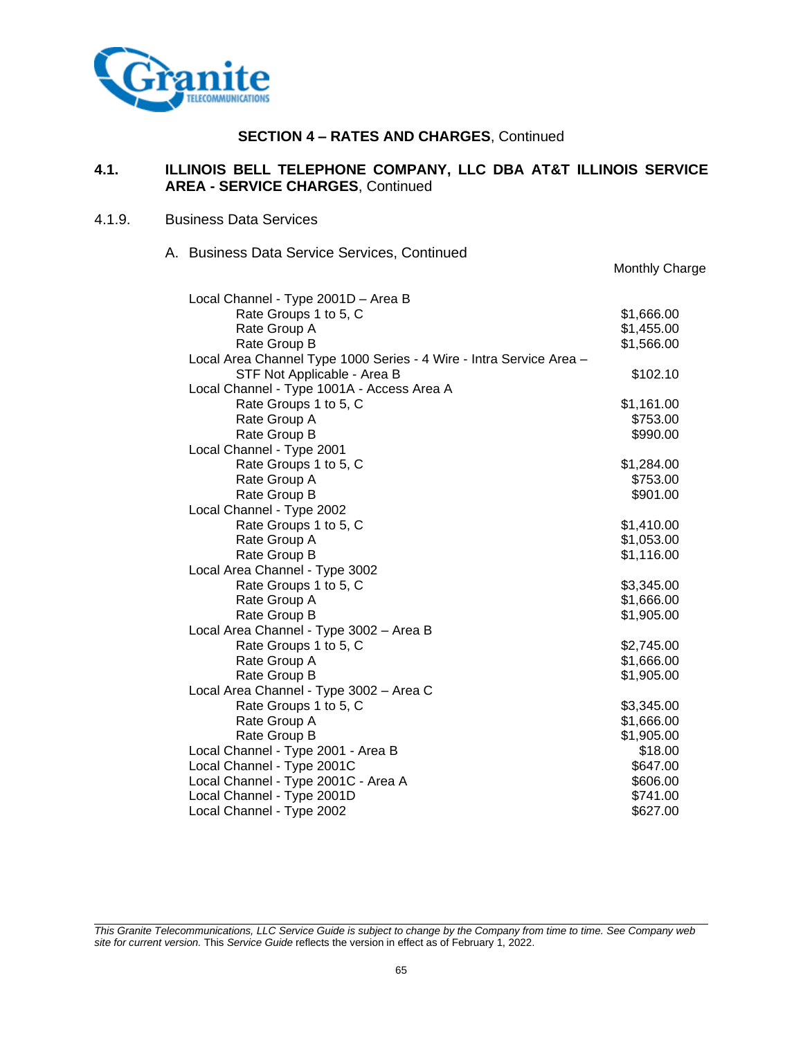**SECTION 4 – RATES AND CHARGES**, Continued

## 4.1. ILLINOIS BELL TELEPHONE COMPANY, LLC DBA AT&T ILLINOIS SERVICE AREA - SERVICE CHARGES, Continued

### 4.1.9. Business Data Services

A. Business Data Service Services, Continued

| | Monthly Charge |
|---|---|
| Local Channel - Type 2001D – Area B | |
| Rate Groups 1 to 5, C | $1,666.00 |
| Rate Group A | $1,455.00 |
| Rate Group B | $1,566.00 |
| Local Area Channel Type 1000 Series - 4 Wire - Intra Service Area – STF Not Applicable - Area B | $102.10 |
| Local Channel - Type 1001A - Access Area A | |
| Rate Groups 1 to 5, C | $1,161.00 |
| Rate Group A | $753.00 |
| Rate Group B | $990.00 |
| Local Channel - Type 2001 | |
| Rate Groups 1 to 5, C | $1,284.00 |
| Rate Group A | $753.00 |
| Rate Group B | $901.00 |
| Local Channel - Type 2002 | |
| Rate Groups 1 to 5, C | $1,410.00 |
| Rate Group A | $1,053.00 |
| Rate Group B | $1,116.00 |
| Local Area Channel - Type 3002 | |
| Rate Groups 1 to 5, C | $3,345.00 |
| Rate Group A | $1,666.00 |
| Rate Group B | $1,905.00 |
| Local Area Channel - Type 3002 – Area B | |
| Rate Groups 1 to 5, C | $2,745.00 |
| Rate Group A | $1,666.00 |
| Rate Group B | $1,905.00 |
| Local Area Channel - Type 3002 – Area C | |
| Rate Groups 1 to 5, C | $3,345.00 |
| Rate Group A | $1,666.00 |
| Rate Group B | $1,905.00 |
| Local Channel - Type 2001 - Area B | $18.00 |
| Local Channel - Type 2001C | $647.00 |
| Local Channel - Type 2001C - Area A | $606.00 |
| Local Channel - Type 2001D | $741.00 |
| Local Channel - Type 2002 | $627.00 |

*This Granite Telecommunications, LLC Service Guide is subject to change by the Company from time to time. See Company web site for current version.* This *Service Guide* reflects the version in effect as of February 1, 2022.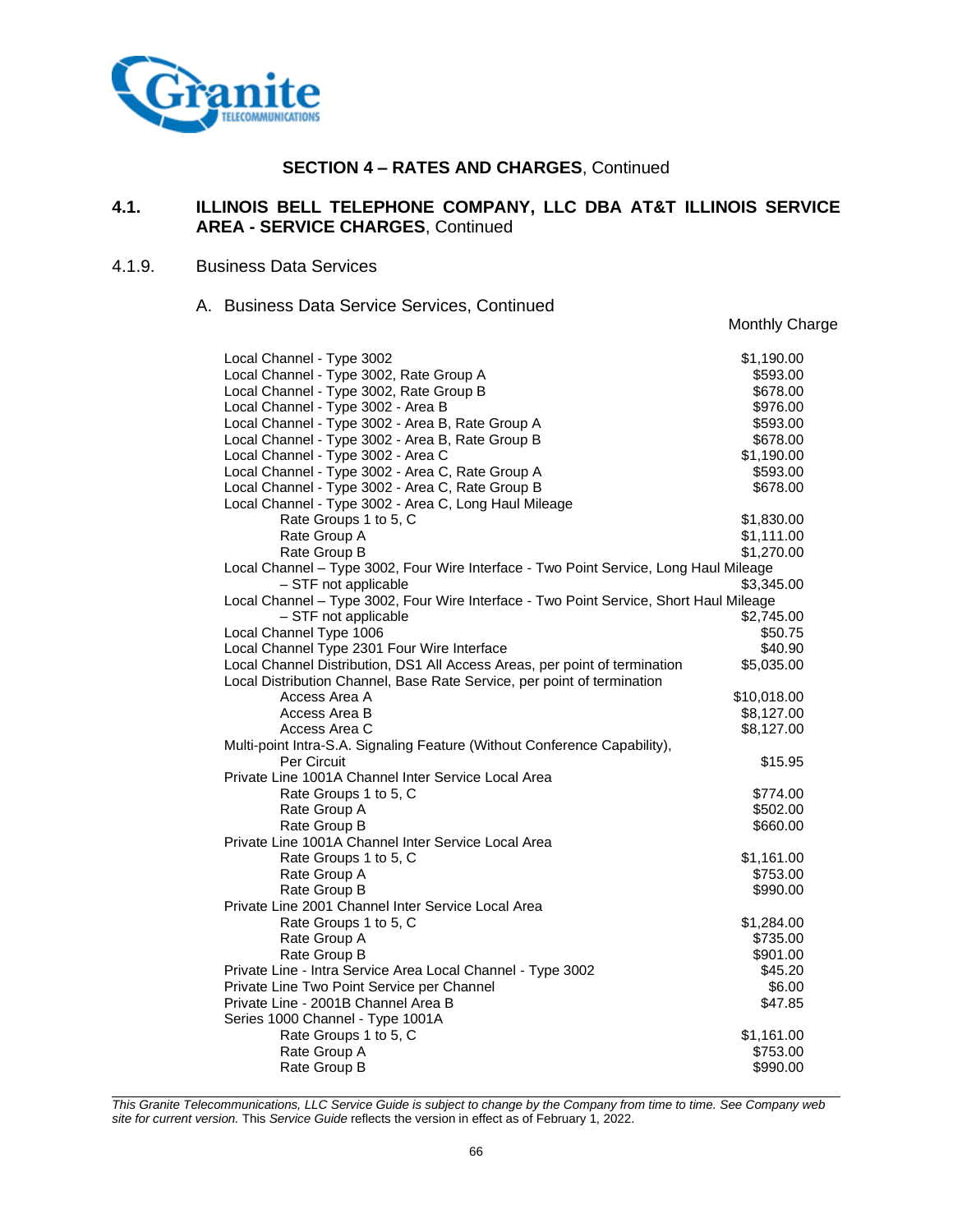## SECTION 4 – RATES AND CHARGES, Continued

### 4.1. ILLINOIS BELL TELEPHONE COMPANY, LLC DBA AT&T ILLINOIS SERVICE AREA - SERVICE CHARGES, Continued

4.1.9. Business Data Services

A. Business Data Service Services, Continued

| | Monthly Charge |
|---|---|
| Local Channel - Type 3002 | $1,190.00 |
| Local Channel - Type 3002, Rate Group A | $593.00 |
| Local Channel - Type 3002, Rate Group B | $678.00 |
| Local Channel - Type 3002 - Area B | $976.00 |
| Local Channel - Type 3002 - Area B, Rate Group A | $593.00 |
| Local Channel - Type 3002 - Area B, Rate Group B | $678.00 |
| Local Channel - Type 3002 - Area C | $1,190.00 |
| Local Channel - Type 3002 - Area C, Rate Group A | $593.00 |
| Local Channel - Type 3002 - Area C, Rate Group B | $678.00 |
| Local Channel - Type 3002 - Area C, Long Haul Mileage | |
| Rate Groups 1 to 5, C | $1,830.00 |
| Rate Group A | $1,111.00 |
| Rate Group B | $1,270.00 |
| Local Channel – Type 3002, Four Wire Interface - Two Point Service, Long Haul Mileage – STF not applicable | $3,345.00 |
| Local Channel – Type 3002, Four Wire Interface - Two Point Service, Short Haul Mileage – STF not applicable | $2,745.00 |
| Local Channel Type 1006 | $50.75 |
| Local Channel Type 2301 Four Wire Interface | $40.90 |
| Local Channel Distribution, DS1 All Access Areas, per point of termination | $5,035.00 |
| Local Distribution Channel, Base Rate Service, per point of termination | |
| Access Area A | $10,018.00 |
| Access Area B | $8,127.00 |
| Access Area C | $8,127.00 |
| Multi-point Intra-S.A. Signaling Feature (Without Conference Capability), Per Circuit | $15.95 |
| Private Line 1001A Channel Inter Service Local Area | |
| Rate Groups 1 to 5, C | $774.00 |
| Rate Group A | $502.00 |
| Rate Group B | $660.00 |
| Private Line 1001A Channel Inter Service Local Area | |
| Rate Groups 1 to 5, C | $1,161.00 |
| Rate Group A | $753.00 |
| Rate Group B | $990.00 |
| Private Line 2001 Channel Inter Service Local Area | |
| Rate Groups 1 to 5, C | $1,284.00 |
| Rate Group A | $735.00 |
| Rate Group B | $901.00 |
| Private Line - Intra Service Area Local Channel - Type 3002 | $45.20 |
| Private Line Two Point Service per Channel | $6.00 |
| Private Line - 2001B Channel Area B | $47.85 |
| Series 1000 Channel - Type 1001A | |
| Rate Groups 1 to 5, C | $1,161.00 |
| Rate Group A | $753.00 |
| Rate Group B | $990.00 |

*This Granite Telecommunications, LLC Service Guide is subject to change by the Company from time to time. See Company web site for current version.* This *Service Guide* reflects the version in effect as of February 1, 2022.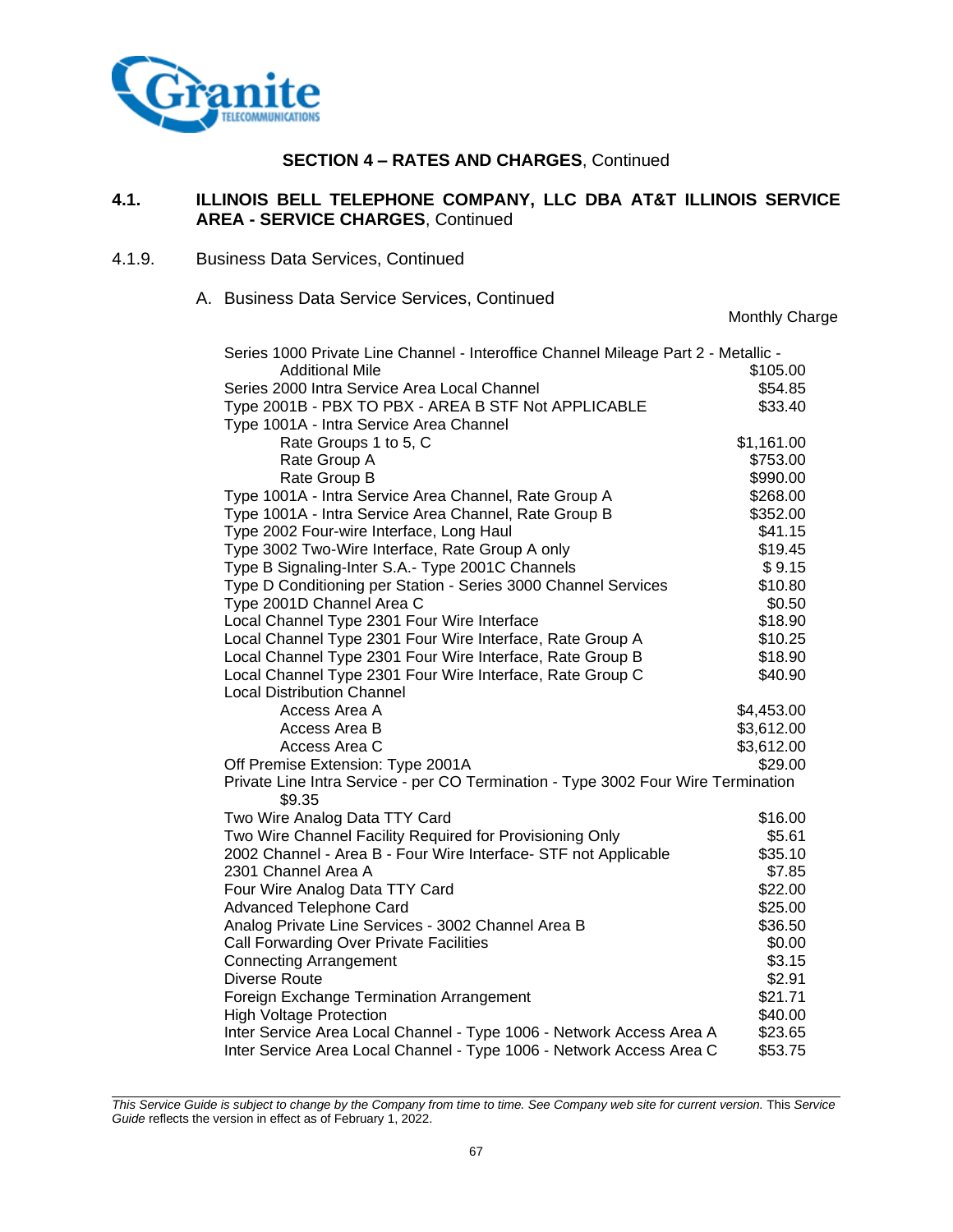**SECTION 4 – RATES AND CHARGES**, Continued

## 4.1. ILLINOIS BELL TELEPHONE COMPANY, LLC DBA AT&T ILLINOIS SERVICE AREA - SERVICE CHARGES, Continued

### 4.1.9. Business Data Services, Continued

A. Business Data Service Services, Continued

| | Monthly Charge |
|---|---|
| Series 1000 Private Line Channel - Interoffice Channel Mileage Part 2 - Metallic - Additional Mile | $105.00 |
| Series 2000 Intra Service Area Local Channel | $54.85 |
| Type 2001B - PBX TO PBX - AREA B STF Not APPLICABLE | $33.40 |
| Type 1001A - Intra Service Area Channel | |
| Rate Groups 1 to 5, C | $1,161.00 |
| Rate Group A | $753.00 |
| Rate Group B | $990.00 |
| Type 1001A - Intra Service Area Channel, Rate Group A | $268.00 |
| Type 1001A - Intra Service Area Channel, Rate Group B | $352.00 |
| Type 2002 Four-wire Interface, Long Haul | $41.15 |
| Type 3002 Two-Wire Interface, Rate Group A only | $19.45 |
| Type B Signaling-Inter S.A.- Type 2001C Channels | $ 9.15 |
| Type D Conditioning per Station - Series 3000 Channel Services | $10.80 |
| Type 2001D Channel Area C | $0.50 |
| Local Channel Type 2301 Four Wire Interface | $18.90 |
| Local Channel Type 2301 Four Wire Interface, Rate Group A | $10.25 |
| Local Channel Type 2301 Four Wire Interface, Rate Group B | $18.90 |
| Local Channel Type 2301 Four Wire Interface, Rate Group C | $40.90 |
| Local Distribution Channel | |
| Access Area A | $4,453.00 |
| Access Area B | $3,612.00 |
| Access Area C | $3,612.00 |
| Off Premise Extension: Type 2001A | $29.00 |
| Private Line Intra Service - per CO Termination - Type 3002 Four Wire Termination | $9.35 |
| Two Wire Analog Data TTY Card | $16.00 |
| Two Wire Channel Facility Required for Provisioning Only | $5.61 |
| 2002 Channel - Area B - Four Wire Interface- STF not Applicable | $35.10 |
| 2301 Channel Area A | $7.85 |
| Four Wire Analog Data TTY Card | $22.00 |
| Advanced Telephone Card | $25.00 |
| Analog Private Line Services - 3002 Channel Area B | $36.50 |
| Call Forwarding Over Private Facilities | $0.00 |
| Connecting Arrangement | $3.15 |
| Diverse Route | $2.91 |
| Foreign Exchange Termination Arrangement | $21.71 |
| High Voltage Protection | $40.00 |
| Inter Service Area Local Channel - Type 1006 - Network Access Area A | $23.65 |
| Inter Service Area Local Channel - Type 1006 - Network Access Area C | $53.75 |

*This Service Guide is subject to change by the Company from time to time. See Company web site for current version.* This *Service Guide* reflects the version in effect as of February 1, 2022.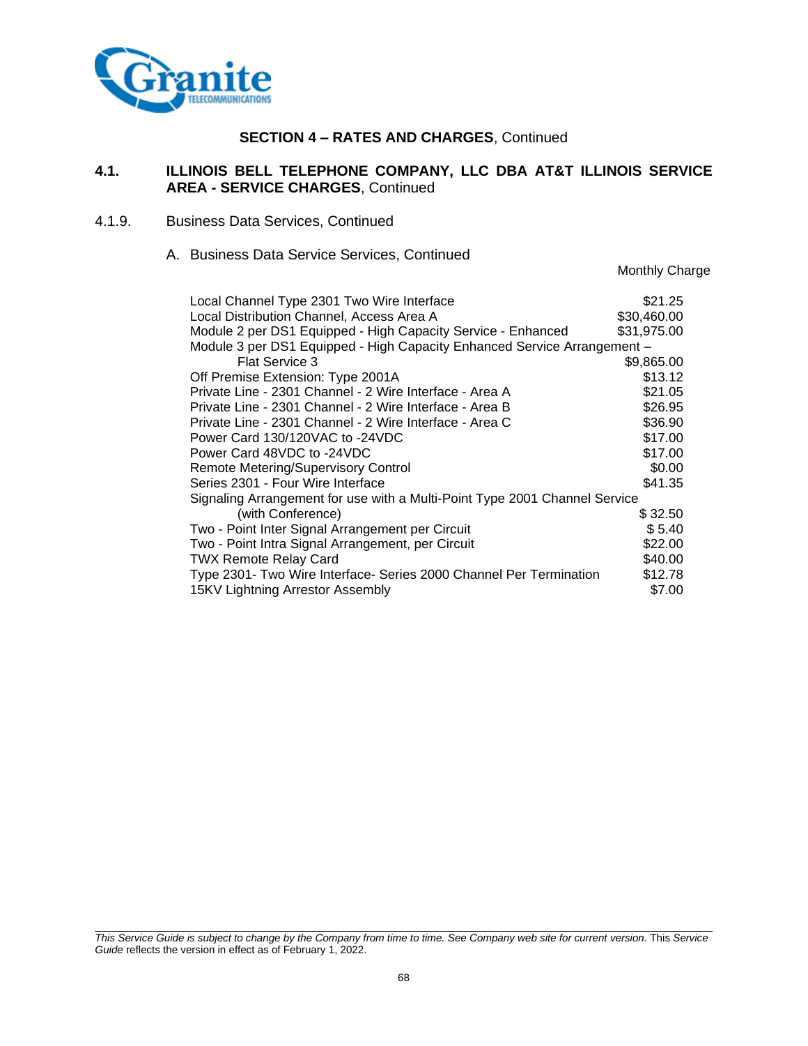## SECTION 4 – RATES AND CHARGES, Continued

### 4.1. ILLINOIS BELL TELEPHONE COMPANY, LLC DBA AT&T ILLINOIS SERVICE AREA - SERVICE CHARGES, Continued

4.1.9. Business Data Services, Continued

A. Business Data Service Services, Continued

| | Monthly Charge |
|---|---|
| Local Channel Type 2301 Two Wire Interface | $21.25 |
| Local Distribution Channel, Access Area A | $30,460.00 |
| Module 2 per DS1 Equipped - High Capacity Service - Enhanced | $31,975.00 |
| Module 3 per DS1 Equipped - High Capacity Enhanced Service Arrangement – Flat Service 3 | $9,865.00 |
| Off Premise Extension: Type 2001A | $13.12 |
| Private Line - 2301 Channel - 2 Wire Interface - Area A | $21.05 |
| Private Line - 2301 Channel - 2 Wire Interface - Area B | $26.95 |
| Private Line - 2301 Channel - 2 Wire Interface - Area C | $36.90 |
| Power Card 130/120VAC to -24VDC | $17.00 |
| Power Card 48VDC to -24VDC | $17.00 |
| Remote Metering/Supervisory Control | $0.00 |
| Series 2301 - Four Wire Interface | $41.35 |
| Signaling Arrangement for use with a Multi-Point Type 2001 Channel Service (with Conference) | $ 32.50 |
| Two - Point Inter Signal Arrangement per Circuit | $ 5.40 |
| Two - Point Intra Signal Arrangement, per Circuit | $22.00 |
| TWX Remote Relay Card | $40.00 |
| Type 2301- Two Wire Interface- Series 2000 Channel Per Termination | $12.78 |
| 15KV Lightning Arrestor Assembly | $7.00 |

*This Service Guide is subject to change by the Company from time to time. See Company web site for current version.* This *Service Guide* reflects the version in effect as of February 1, 2022.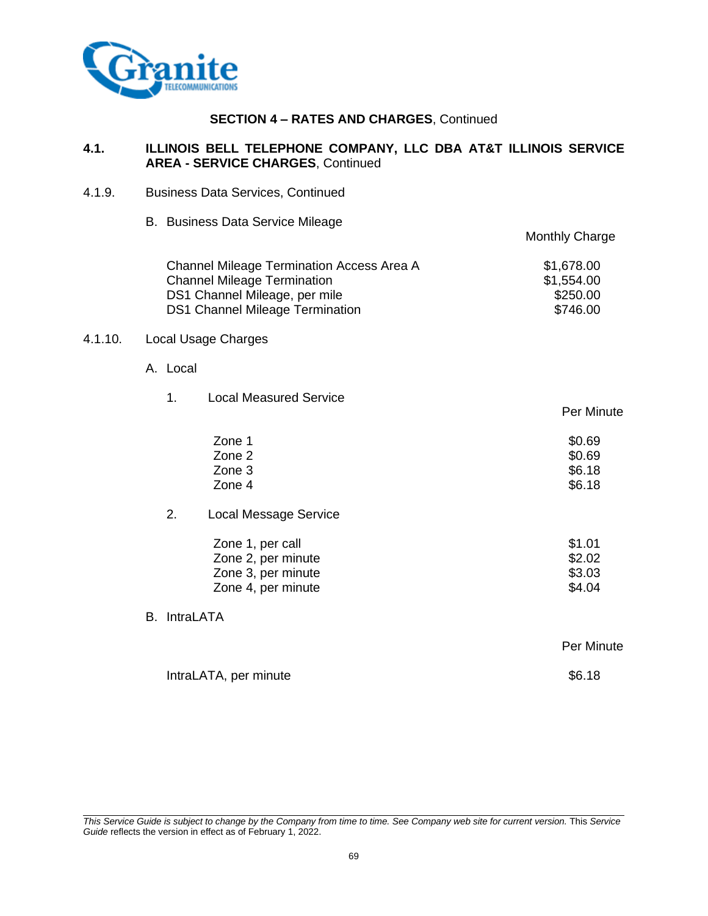**SECTION 4 – RATES AND CHARGES**, Continued

**4.1. ILLINOIS BELL TELEPHONE COMPANY, LLC DBA AT&T ILLINOIS SERVICE AREA - SERVICE CHARGES**, Continued

4.1.9. Business Data Services, Continued

B. Business Data Service Mileage

| | Monthly Charge |
|---|---|
| Channel Mileage Termination Access Area A | $1,678.00 |
| Channel Mileage Termination | $1,554.00 |
| DS1 Channel Mileage, per mile | $250.00 |
| DS1 Channel Mileage Termination | $746.00 |

4.1.10. Local Usage Charges

A. Local

1. Local Measured Service

| | Per Minute |
|---|---|
| Zone 1 | $0.69 |
| Zone 2 | $0.69 |
| Zone 3 | $6.18 |
| Zone 4 | $6.18 |

2. Local Message Service

| | |
|---|---|
| Zone 1, per call | $1.01 |
| Zone 2, per minute | $2.02 |
| Zone 3, per minute | $3.03 |
| Zone 4, per minute | $4.04 |

B. IntraLATA

| | Per Minute |
|---|---|
| IntraLATA, per minute | $6.18 |

*This Service Guide is subject to change by the Company from time to time. See Company web site for current version.* This *Service Guide* reflects the version in effect as of February 1, 2022.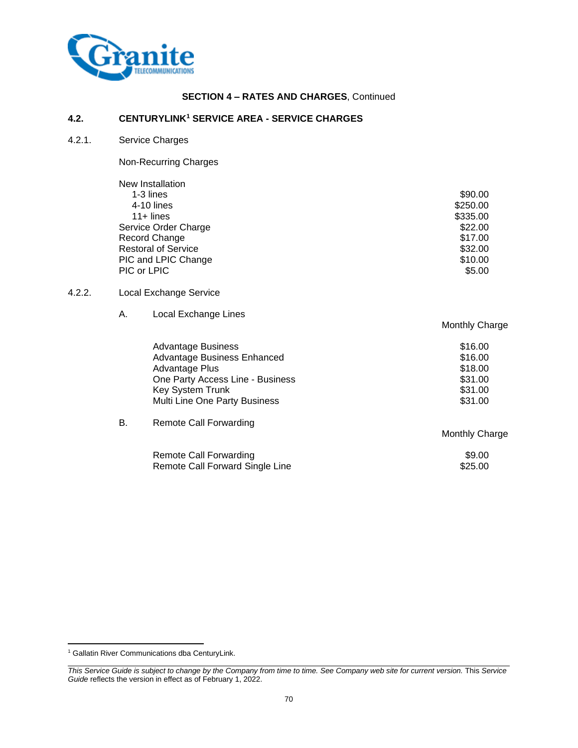**SECTION 4 – RATES AND CHARGES**, Continued

## 4.2. CENTURYLINK[1] SERVICE AREA - SERVICE CHARGES

### 4.2.1. Service Charges

Non-Recurring Charges

| | |
|---|---|
| New Installation | |
| 1-3 lines | $90.00 |
| 4-10 lines | $250.00 |
| 11+ lines | $335.00 |
| Service Order Charge | $22.00 |
| Record Change | $17.00 |
| Restoral of Service | $32.00 |
| PIC and LPIC Change | $10.00 |
| PIC or LPIC | $5.00 |

### 4.2.2. Local Exchange Service

A. Local Exchange Lines

| | Monthly Charge |
|---|---|
| Advantage Business | $16.00 |
| Advantage Business Enhanced | $16.00 |
| Advantage Plus | $18.00 |
| One Party Access Line - Business | $31.00 |
| Key System Trunk | $31.00 |
| Multi Line One Party Business | $31.00 |

B. Remote Call Forwarding

| | Monthly Charge |
|---|---|
| Remote Call Forwarding | $9.00 |
| Remote Call Forward Single Line | $25.00 |

[1] Gallatin River Communications dba CenturyLink.

*This Service Guide is subject to change by the Company from time to time. See Company web site for current version.* This *Service Guide* reflects the version in effect as of February 1, 2022.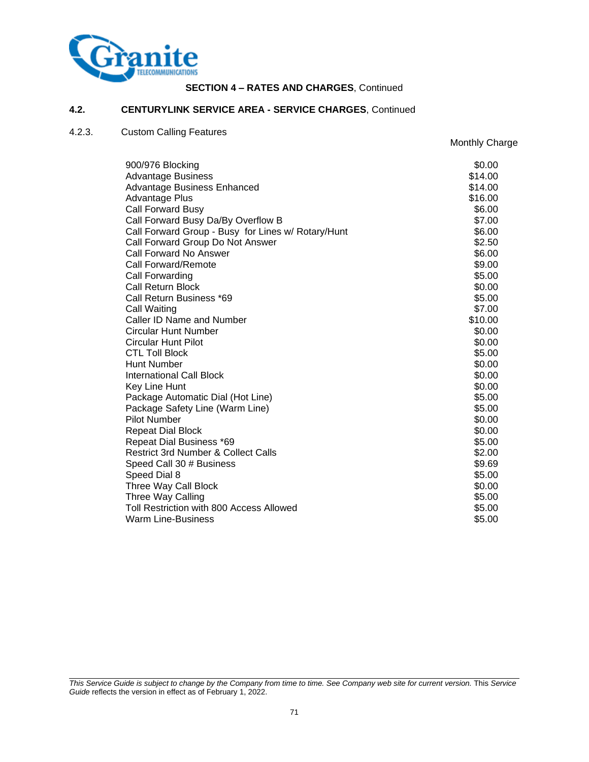## SECTION 4 – RATES AND CHARGES, Continued

### 4.2. CENTURYLINK SERVICE AREA - SERVICE CHARGES, Continued

#### 4.2.3. Custom Calling Features

| | Monthly Charge |
|---|---|
| 900/976 Blocking | $0.00 |
| Advantage Business | $14.00 |
| Advantage Business Enhanced | $14.00 |
| Advantage Plus | $16.00 |
| Call Forward Busy | $6.00 |
| Call Forward Busy Da/By Overflow B | $7.00 |
| Call Forward Group - Busy for Lines w/ Rotary/Hunt | $6.00 |
| Call Forward Group Do Not Answer | $2.50 |
| Call Forward No Answer | $6.00 |
| Call Forward/Remote | $9.00 |
| Call Forwarding | $5.00 |
| Call Return Block | $0.00 |
| Call Return Business *69 | $5.00 |
| Call Waiting | $7.00 |
| Caller ID Name and Number | $10.00 |
| Circular Hunt Number | $0.00 |
| Circular Hunt Pilot | $0.00 |
| CTL Toll Block | $5.00 |
| Hunt Number | $0.00 |
| International Call Block | $0.00 |
| Key Line Hunt | $0.00 |
| Package Automatic Dial (Hot Line) | $5.00 |
| Package Safety Line (Warm Line) | $5.00 |
| Pilot Number | $0.00 |
| Repeat Dial Block | $0.00 |
| Repeat Dial Business *69 | $5.00 |
| Restrict 3rd Number & Collect Calls | $2.00 |
| Speed Call 30 # Business | $9.69 |
| Speed Dial 8 | $5.00 |
| Three Way Call Block | $0.00 |
| Three Way Calling | $5.00 |
| Toll Restriction with 800 Access Allowed | $5.00 |
| Warm Line-Business | $5.00 |

*This Service Guide is subject to change by the Company from time to time. See Company web site for current version.* This *Service Guide* reflects the version in effect as of February 1, 2022.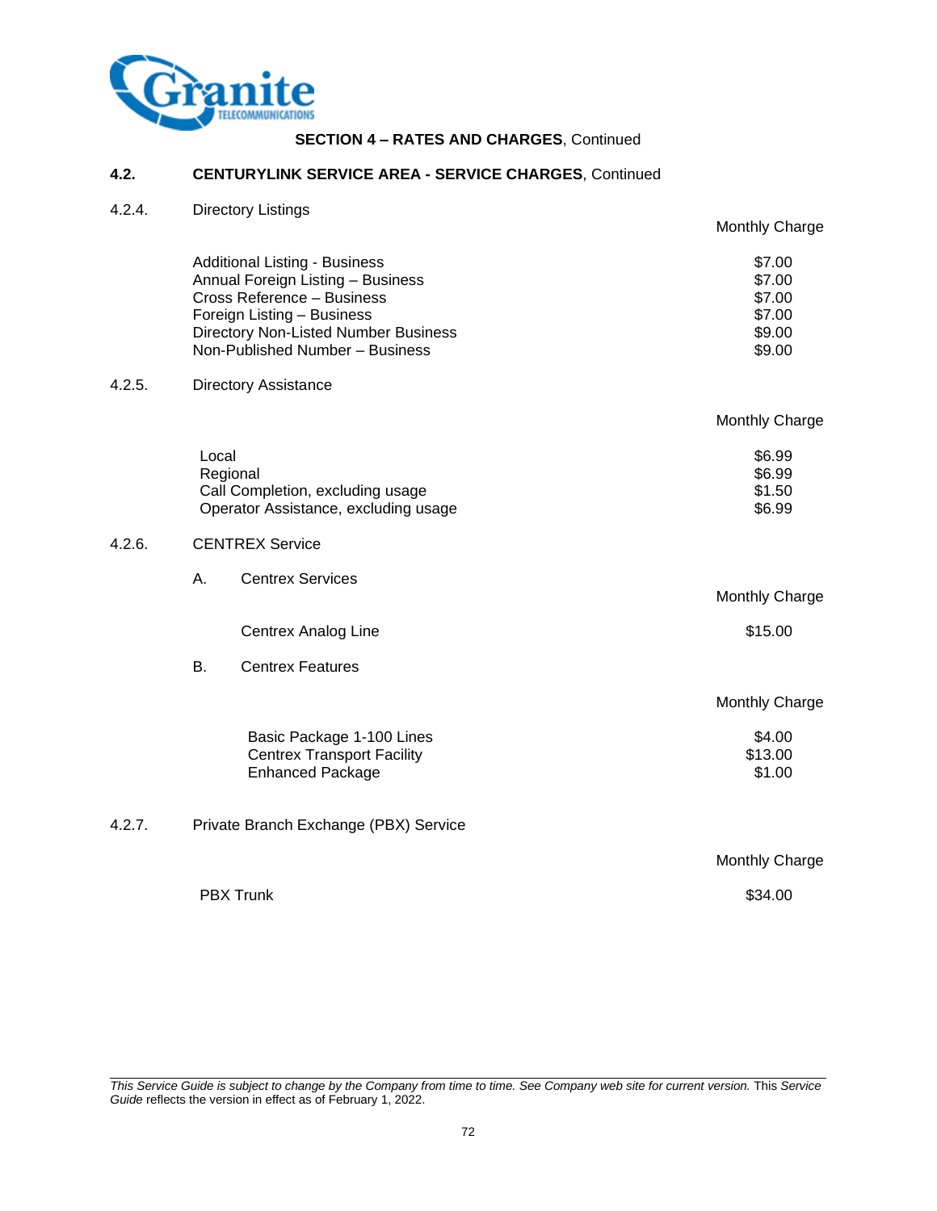**SECTION 4 – RATES AND CHARGES**, Continued

## 4.2. CENTURYLINK SERVICE AREA - SERVICE CHARGES, Continued

### 4.2.4. Directory Listings

| | Monthly Charge |
|---|---|
| Additional Listing - Business | $7.00 |
| Annual Foreign Listing – Business | $7.00 |
| Cross Reference – Business | $7.00 |
| Foreign Listing – Business | $7.00 |
| Directory Non-Listed Number Business | $9.00 |
| Non-Published Number – Business | $9.00 |

### 4.2.5. Directory Assistance

| | Monthly Charge |
|---|---|
| Local | $6.99 |
| Regional | $6.99 |
| Call Completion, excluding usage | $1.50 |
| Operator Assistance, excluding usage | $6.99 |

### 4.2.6. CENTREX Service

A. Centrex Services

| | Monthly Charge |
|---|---|
| Centrex Analog Line | $15.00 |

B. Centrex Features

| | Monthly Charge |
|---|---|
| Basic Package 1-100 Lines | $4.00 |
| Centrex Transport Facility | $13.00 |
| Enhanced Package | $1.00 |

### 4.2.7. Private Branch Exchange (PBX) Service

| | Monthly Charge |
|---|---|
| PBX Trunk | $34.00 |

*This Service Guide is subject to change by the Company from time to time. See Company web site for current version.* This *Service Guide* reflects the version in effect as of February 1, 2022.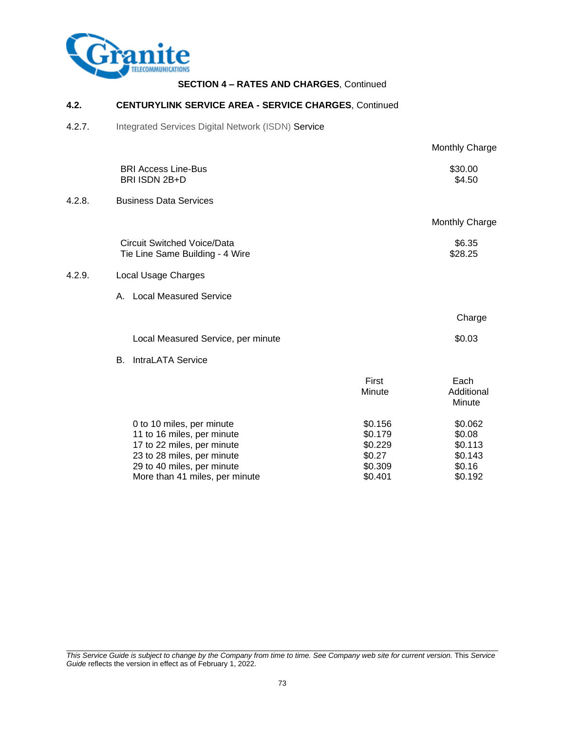**SECTION 4 – RATES AND CHARGES**, Continued

## 4.2. CENTURYLINK SERVICE AREA - SERVICE CHARGES, Continued

### 4.2.7. Integrated Services Digital Network (ISDN) Service

| | Monthly Charge |
|---|---|
| BRI Access Line-Bus | $30.00 |
| BRI ISDN 2B+D | $4.50 |

### 4.2.8. Business Data Services

| | Monthly Charge |
|---|---|
| Circuit Switched Voice/Data | $6.35 |
| Tie Line Same Building - 4 Wire | $28.25 |

### 4.2.9. Local Usage Charges

A. Local Measured Service

| | Charge |
|---|---|
| Local Measured Service, per minute | $0.03 |

B. IntraLATA Service

| | First Minute | Each Additional Minute |
|---|---|---|
| 0 to 10 miles, per minute | $0.156 | $0.062 |
| 11 to 16 miles, per minute | $0.179 | $0.08 |
| 17 to 22 miles, per minute | $0.229 | $0.113 |
| 23 to 28 miles, per minute | $0.27 | $0.143 |
| 29 to 40 miles, per minute | $0.309 | $0.16 |
| More than 41 miles, per minute | $0.401 | $0.192 |

*This Service Guide is subject to change by the Company from time to time. See Company web site for current version.* This *Service Guide* reflects the version in effect as of February 1, 2022.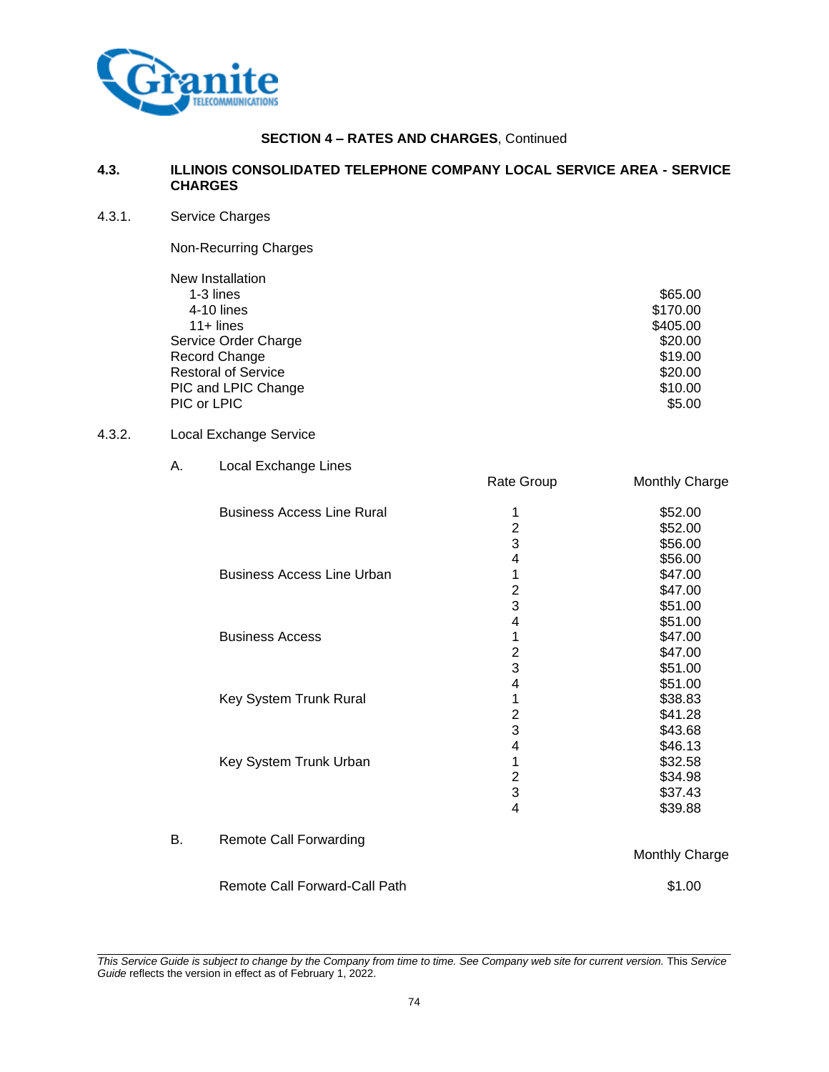**SECTION 4 – RATES AND CHARGES**, Continued

## 4.3. ILLINOIS CONSOLIDATED TELEPHONE COMPANY LOCAL SERVICE AREA - SERVICE CHARGES

### 4.3.1. Service Charges

Non-Recurring Charges

| | |
|---|---|
| New Installation | |
| 1-3 lines | $65.00 |
| 4-10 lines | $170.00 |
| 11+ lines | $405.00 |
| Service Order Charge | $20.00 |
| Record Change | $19.00 |
| Restoral of Service | $20.00 |
| PIC and LPIC Change | $10.00 |
| PIC or LPIC | $5.00 |

### 4.3.2. Local Exchange Service

A. Local Exchange Lines

| | Rate Group | Monthly Charge |
|---|---|---|
| Business Access Line Rural | 1 | $52.00 |
| | 2 | $52.00 |
| | 3 | $56.00 |
| | 4 | $56.00 |
| Business Access Line Urban | 1 | $47.00 |
| | 2 | $47.00 |
| | 3 | $51.00 |
| | 4 | $51.00 |
| Business Access | 1 | $47.00 |
| | 2 | $47.00 |
| | 3 | $51.00 |
| | 4 | $51.00 |
| Key System Trunk Rural | 1 | $38.83 |
| | 2 | $41.28 |
| | 3 | $43.68 |
| | 4 | $46.13 |
| Key System Trunk Urban | 1 | $32.58 |
| | 2 | $34.98 |
| | 3 | $37.43 |
| | 4 | $39.88 |

B. Remote Call Forwarding

| | Monthly Charge |
|---|---|
| Remote Call Forward-Call Path | $1.00 |

*This Service Guide is subject to change by the Company from time to time. See Company web site for current version.* This *Service Guide* reflects the version in effect as of February 1, 2022.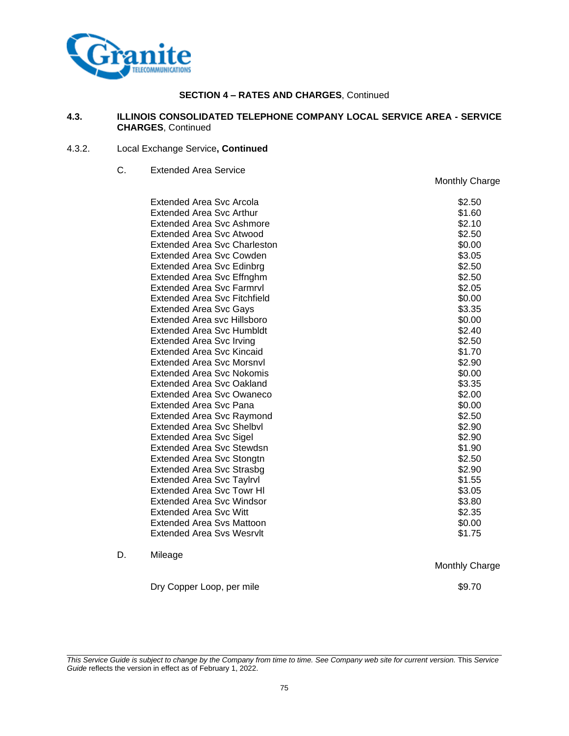**SECTION 4 – RATES AND CHARGES**, Continued

**4.3. ILLINOIS CONSOLIDATED TELEPHONE COMPANY LOCAL SERVICE AREA - SERVICE CHARGES**, Continued

4.3.2. Local Exchange Service**, Continued**

C. Extended Area Service

| | Monthly Charge |
|---|---|
| Extended Area Svc Arcola | $2.50 |
| Extended Area Svc Arthur | $1.60 |
| Extended Area Svc Ashmore | $2.10 |
| Extended Area Svc Atwood | $2.50 |
| Extended Area Svc Charleston | $0.00 |
| Extended Area Svc Cowden | $3.05 |
| Extended Area Svc Edinbrg | $2.50 |
| Extended Area Svc Effnghm | $2.50 |
| Extended Area Svc Farmrvl | $2.05 |
| Extended Area Svc Fitchfield | $0.00 |
| Extended Area Svc Gays | $3.35 |
| Extended Area svc Hillsboro | $0.00 |
| Extended Area Svc Humbldt | $2.40 |
| Extended Area Svc Irving | $2.50 |
| Extended Area Svc Kincaid | $1.70 |
| Extended Area Svc Morsnvl | $2.90 |
| Extended Area Svc Nokomis | $0.00 |
| Extended Area Svc Oakland | $3.35 |
| Extended Area Svc Owaneco | $2.00 |
| Extended Area Svc Pana | $0.00 |
| Extended Area Svc Raymond | $2.50 |
| Extended Area Svc Shelbvl | $2.90 |
| Extended Area Svc Sigel | $2.90 |
| Extended Area Svc Stewdsn | $1.90 |
| Extended Area Svc Stongtn | $2.50 |
| Extended Area Svc Strasbg | $2.90 |
| Extended Area Svc Taylrvl | $1.55 |
| Extended Area Svc Towr Hl | $3.05 |
| Extended Area Svc Windsor | $3.80 |
| Extended Area Svc Witt | $2.35 |
| Extended Area Svs Mattoon | $0.00 |
| Extended Area Svs Wesrvlt | $1.75 |

D. Mileage

| | Monthly Charge |
|---|---|
| Dry Copper Loop, per mile | $9.70 |

*This Service Guide is subject to change by the Company from time to time. See Company web site for current version.* This *Service Guide* reflects the version in effect as of February 1, 2022.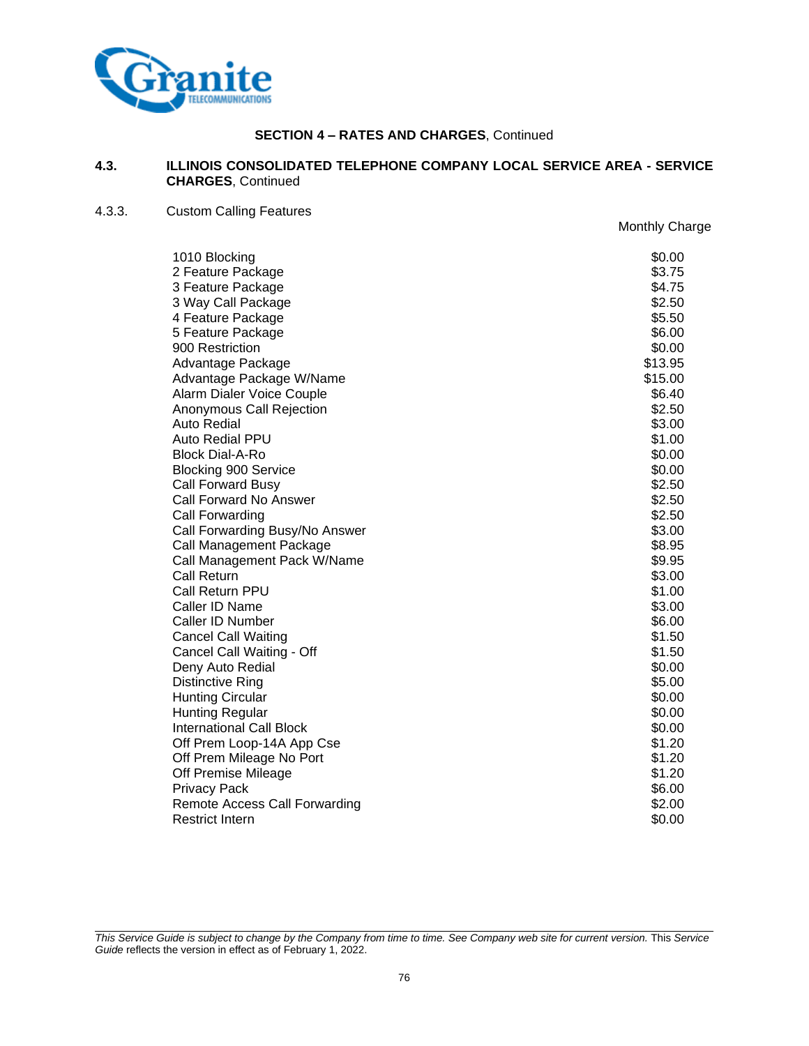**SECTION 4 – RATES AND CHARGES**, Continued

**4.3. ILLINOIS CONSOLIDATED TELEPHONE COMPANY LOCAL SERVICE AREA - SERVICE CHARGES**, Continued

4.3.3. Custom Calling Features

| | Monthly Charge |
|---|---|
| 1010 Blocking | $0.00 |
| 2 Feature Package | $3.75 |
| 3 Feature Package | $4.75 |
| 3 Way Call Package | $2.50 |
| 4 Feature Package | $5.50 |
| 5 Feature Package | $6.00 |
| 900 Restriction | $0.00 |
| Advantage Package | $13.95 |
| Advantage Package W/Name | $15.00 |
| Alarm Dialer Voice Couple | $6.40 |
| Anonymous Call Rejection | $2.50 |
| Auto Redial | $3.00 |
| Auto Redial PPU | $1.00 |
| Block Dial-A-Ro | $0.00 |
| Blocking 900 Service | $0.00 |
| Call Forward Busy | $2.50 |
| Call Forward No Answer | $2.50 |
| Call Forwarding | $2.50 |
| Call Forwarding Busy/No Answer | $3.00 |
| Call Management Package | $8.95 |
| Call Management Pack W/Name | $9.95 |
| Call Return | $3.00 |
| Call Return PPU | $1.00 |
| Caller ID Name | $3.00 |
| Caller ID Number | $6.00 |
| Cancel Call Waiting | $1.50 |
| Cancel Call Waiting - Off | $1.50 |
| Deny Auto Redial | $0.00 |
| Distinctive Ring | $5.00 |
| Hunting Circular | $0.00 |
| Hunting Regular | $0.00 |
| International Call Block | $0.00 |
| Off Prem Loop-14A App Cse | $1.20 |
| Off Prem Mileage No Port | $1.20 |
| Off Premise Mileage | $1.20 |
| Privacy Pack | $6.00 |
| Remote Access Call Forwarding | $2.00 |
| Restrict Intern | $0.00 |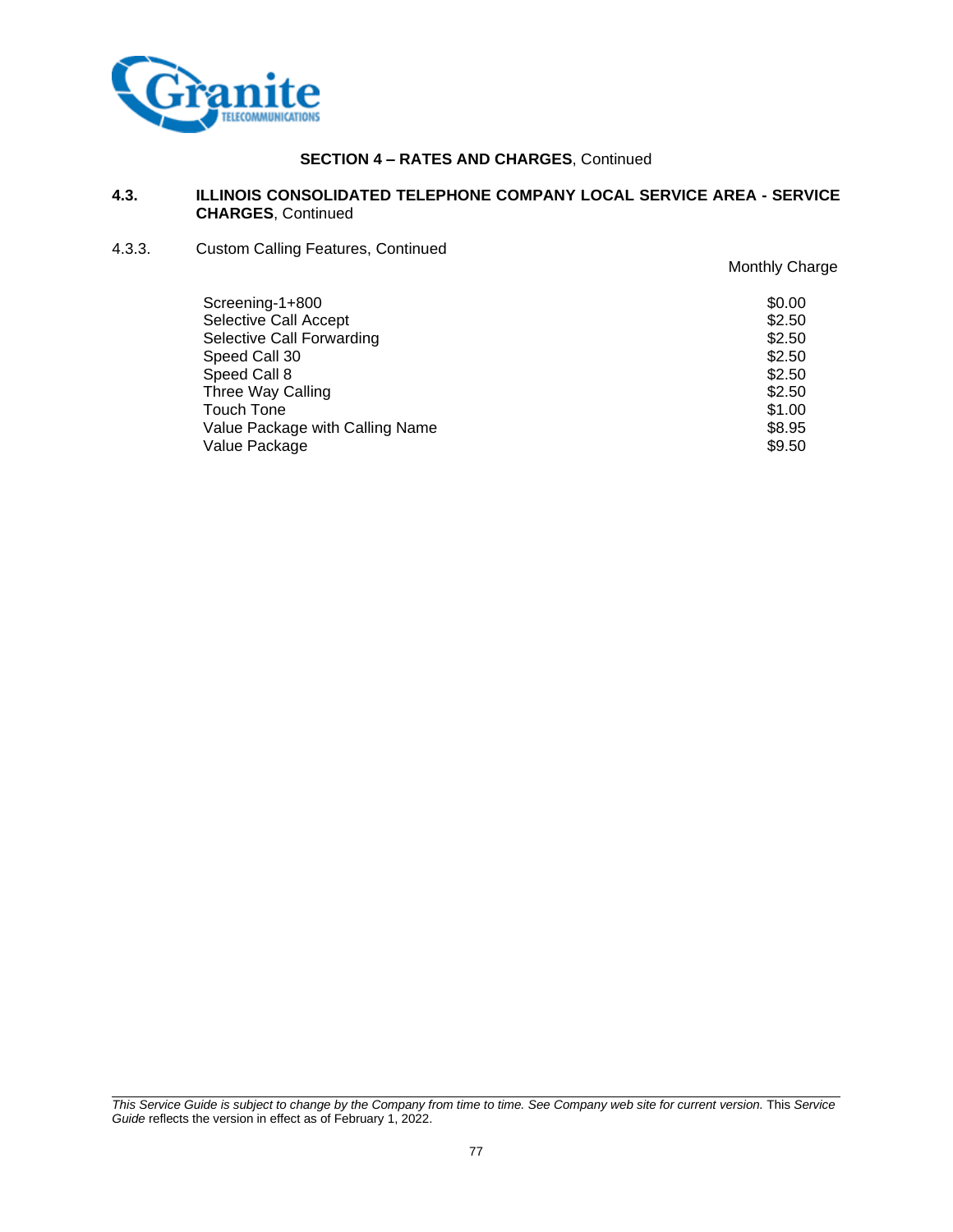**SECTION 4 – RATES AND CHARGES**, Continued

**4.3. ILLINOIS CONSOLIDATED TELEPHONE COMPANY LOCAL SERVICE AREA - SERVICE CHARGES**, Continued

4.3.3. Custom Calling Features, Continued

| | Monthly Charge |
|---|---|
| Screening-1+800 | $0.00 |
| Selective Call Accept | $2.50 |
| Selective Call Forwarding | $2.50 |
| Speed Call 30 | $2.50 |
| Speed Call 8 | $2.50 |
| Three Way Calling | $2.50 |
| Touch Tone | $1.00 |
| Value Package with Calling Name | $8.95 |
| Value Package | $9.50 |

*This Service Guide is subject to change by the Company from time to time. See Company web site for current version.* This *Service Guide* reflects the version in effect as of February 1, 2022.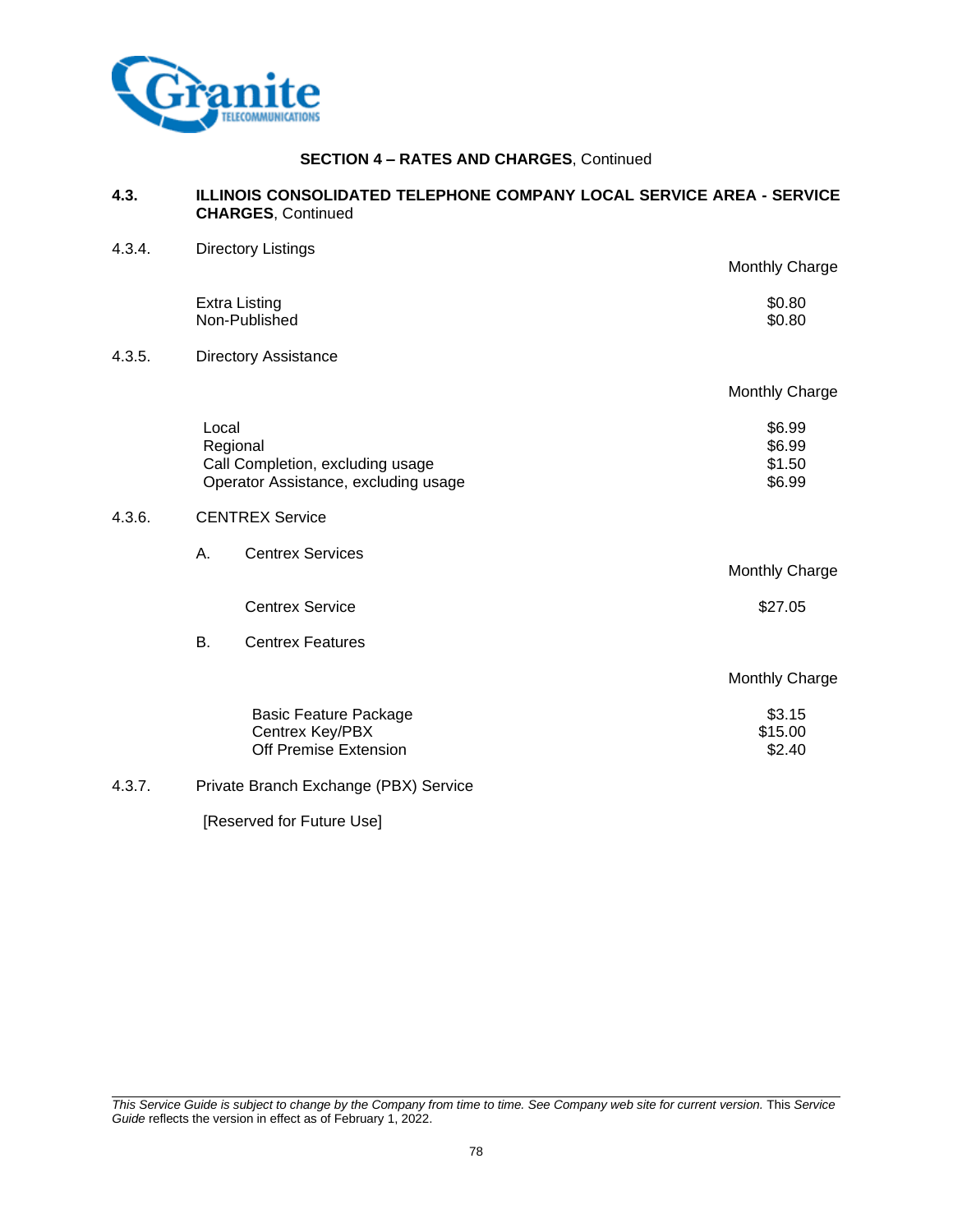**SECTION 4 – RATES AND CHARGES**, Continued

## 4.3. ILLINOIS CONSOLIDATED TELEPHONE COMPANY LOCAL SERVICE AREA - SERVICE CHARGES, Continued

### 4.3.4. Directory Listings

| | Monthly Charge |
|---|---|
| Extra Listing | $0.80 |
| Non-Published | $0.80 |

### 4.3.5. Directory Assistance

| | Monthly Charge |
|---|---|
| Local | $6.99 |
| Regional | $6.99 |
| Call Completion, excluding usage | $1.50 |
| Operator Assistance, excluding usage | $6.99 |

### 4.3.6. CENTREX Service

A. Centrex Services

| | Monthly Charge |
|---|---|
| Centrex Service | $27.05 |

B. Centrex Features

| | Monthly Charge |
|---|---|
| Basic Feature Package | $3.15 |
| Centrex Key/PBX | $15.00 |
| Off Premise Extension | $2.40 |

### 4.3.7. Private Branch Exchange (PBX) Service

[Reserved for Future Use]

*This Service Guide is subject to change by the Company from time to time. See Company web site for current version.* This *Service Guide* reflects the version in effect as of February 1, 2022.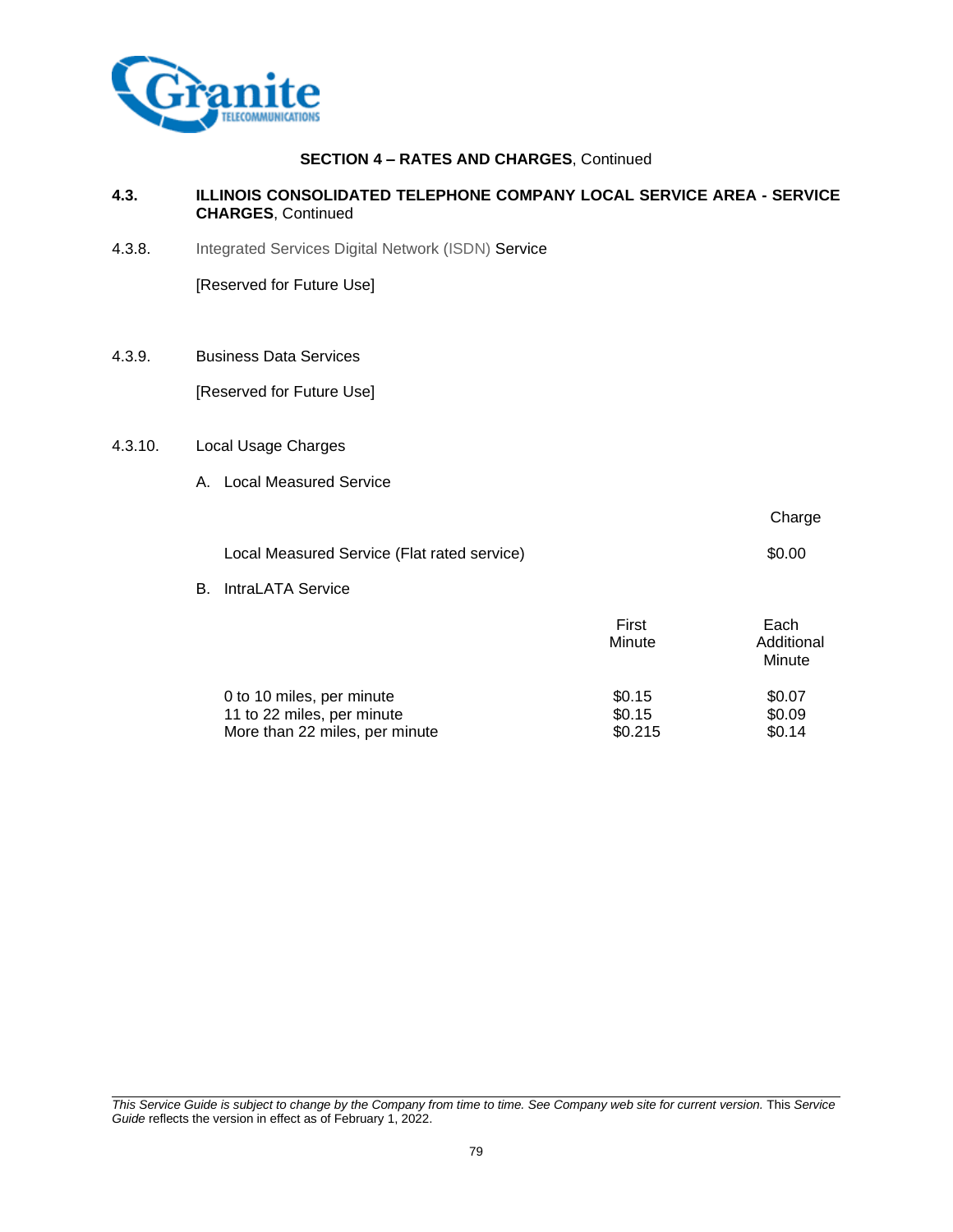**SECTION 4 – RATES AND CHARGES**, Continued

**4.3. ILLINOIS CONSOLIDATED TELEPHONE COMPANY LOCAL SERVICE AREA - SERVICE CHARGES**, Continued

4.3.8. Integrated Services Digital Network (ISDN) Service

[Reserved for Future Use]

4.3.9. Business Data Services

[Reserved for Future Use]

4.3.10. Local Usage Charges

A. Local Measured Service

| | Charge |
|---|---|
| Local Measured Service (Flat rated service) | $0.00 |

B. IntraLATA Service

| | First Minute | Each Additional Minute |
|---|---|---|
| 0 to 10 miles, per minute | $0.15 | $0.07 |
| 11 to 22 miles, per minute | $0.15 | $0.09 |
| More than 22 miles, per minute | $0.215 | $0.14 |

*This Service Guide is subject to change by the Company from time to time. See Company web site for current version.* This *Service Guide* reflects the version in effect as of February 1, 2022.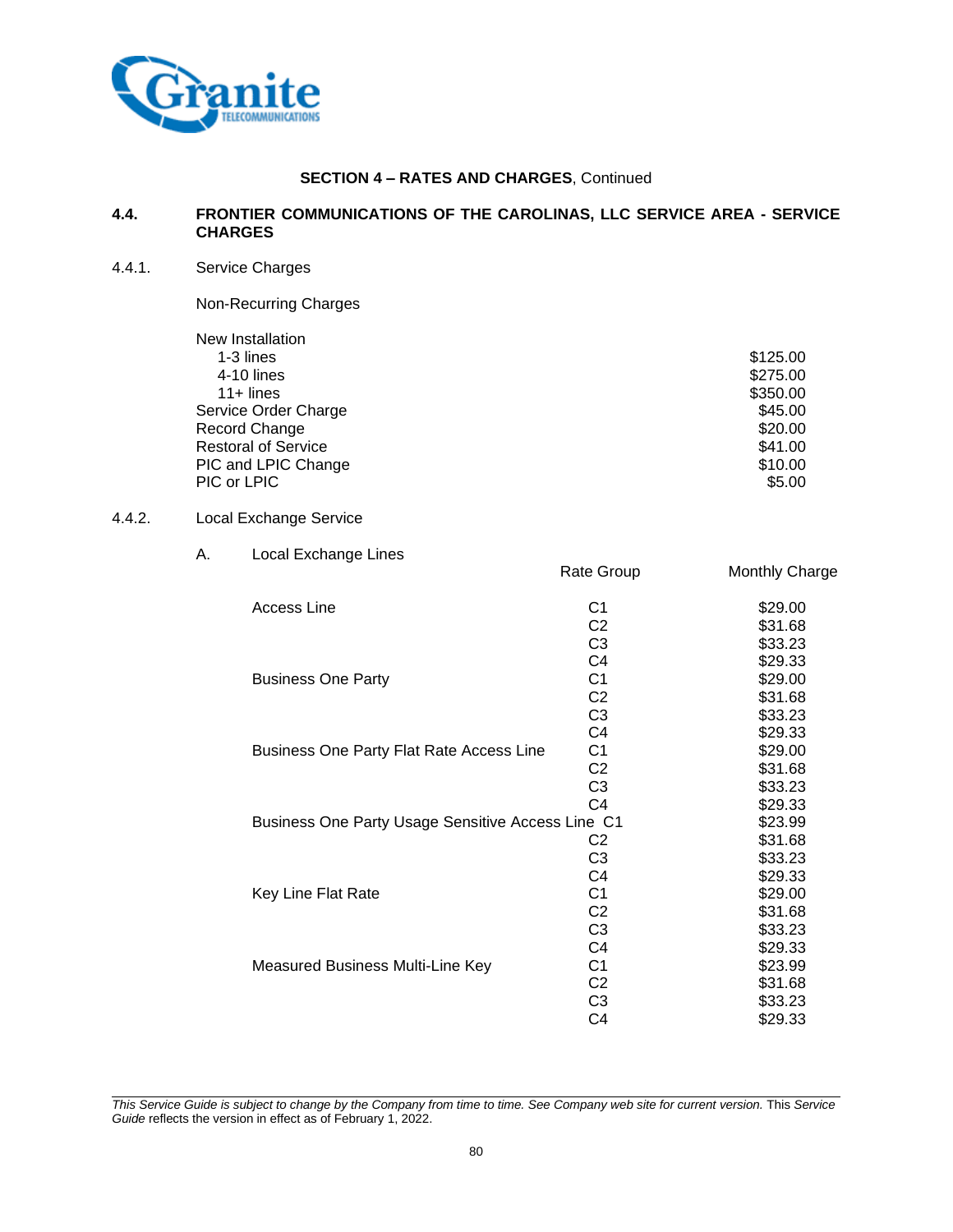**SECTION 4 – RATES AND CHARGES**, Continued

## 4.4. FRONTIER COMMUNICATIONS OF THE CAROLINAS, LLC SERVICE AREA - SERVICE CHARGES

### 4.4.1. Service Charges

Non-Recurring Charges

| | |
|---|---|
| New Installation | |
| 1-3 lines | $125.00 |
| 4-10 lines | $275.00 |
| 11+ lines | $350.00 |
| Service Order Charge | $45.00 |
| Record Change | $20.00 |
| Restoral of Service | $41.00 |
| PIC and LPIC Change | $10.00 |
| PIC or LPIC | $5.00 |

### 4.4.2. Local Exchange Service

A. Local Exchange Lines

| | Rate Group | Monthly Charge |
|---|---|---|
| Access Line | C1 | $29.00 |
| | C2 | $31.68 |
| | C3 | $33.23 |
| | C4 | $29.33 |
| Business One Party | C1 | $29.00 |
| | C2 | $31.68 |
| | C3 | $33.23 |
| | C4 | $29.33 |
| Business One Party Flat Rate Access Line | C1 | $29.00 |
| | C2 | $31.68 |
| | C3 | $33.23 |
| | C4 | $29.33 |
| Business One Party Usage Sensitive Access Line | C1 | $23.99 |
| | C2 | $31.68 |
| | C3 | $33.23 |
| | C4 | $29.33 |
| Key Line Flat Rate | C1 | $29.00 |
| | C2 | $31.68 |
| | C3 | $33.23 |
| | C4 | $29.33 |
| Measured Business Multi-Line Key | C1 | $23.99 |
| | C2 | $31.68 |
| | C3 | $33.23 |
| | C4 | $29.33 |

*This Service Guide is subject to change by the Company from time to time. See Company web site for current version.* This *Service Guide* reflects the version in effect as of February 1, 2022.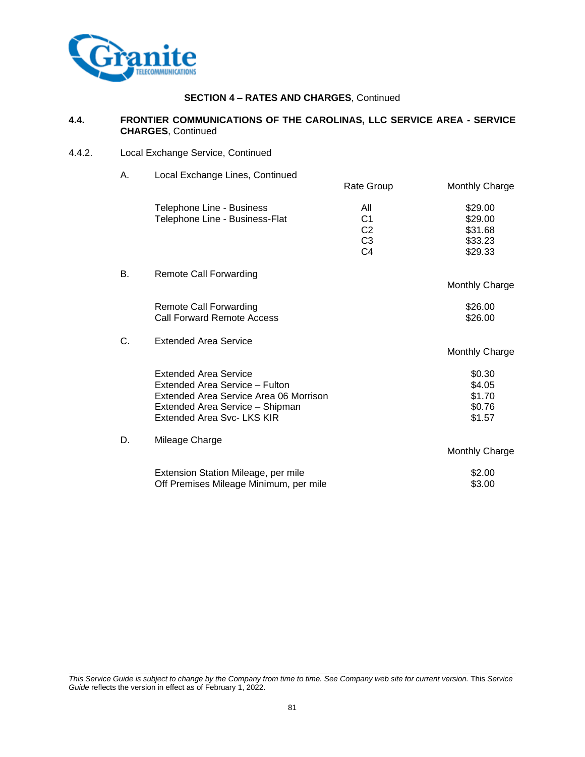**SECTION 4 – RATES AND CHARGES**, Continued

**4.4. FRONTIER COMMUNICATIONS OF THE CAROLINAS, LLC SERVICE AREA - SERVICE CHARGES**, Continued

4.4.2. Local Exchange Service, Continued

A. Local Exchange Lines, Continued

| | Rate Group | Monthly Charge |
|---|---|---|
| Telephone Line - Business | All | $29.00 |
| Telephone Line - Business-Flat | C1 | $29.00 |
| | C2 | $31.68 |
| | C3 | $33.23 |
| | C4 | $29.33 |

B. Remote Call Forwarding

| | Monthly Charge |
|---|---|
| Remote Call Forwarding | $26.00 |
| Call Forward Remote Access | $26.00 |

C. Extended Area Service

| | Monthly Charge |
|---|---|
| Extended Area Service | $0.30 |
| Extended Area Service – Fulton | $4.05 |
| Extended Area Service Area 06 Morrison | $1.70 |
| Extended Area Service – Shipman | $0.76 |
| Extended Area Svc- LKS KIR | $1.57 |

D. Mileage Charge

| | Monthly Charge |
|---|---|
| Extension Station Mileage, per mile | $2.00 |
| Off Premises Mileage Minimum, per mile | $3.00 |

*This Service Guide is subject to change by the Company from time to time. See Company web site for current version.* This *Service Guide* reflects the version in effect as of February 1, 2022.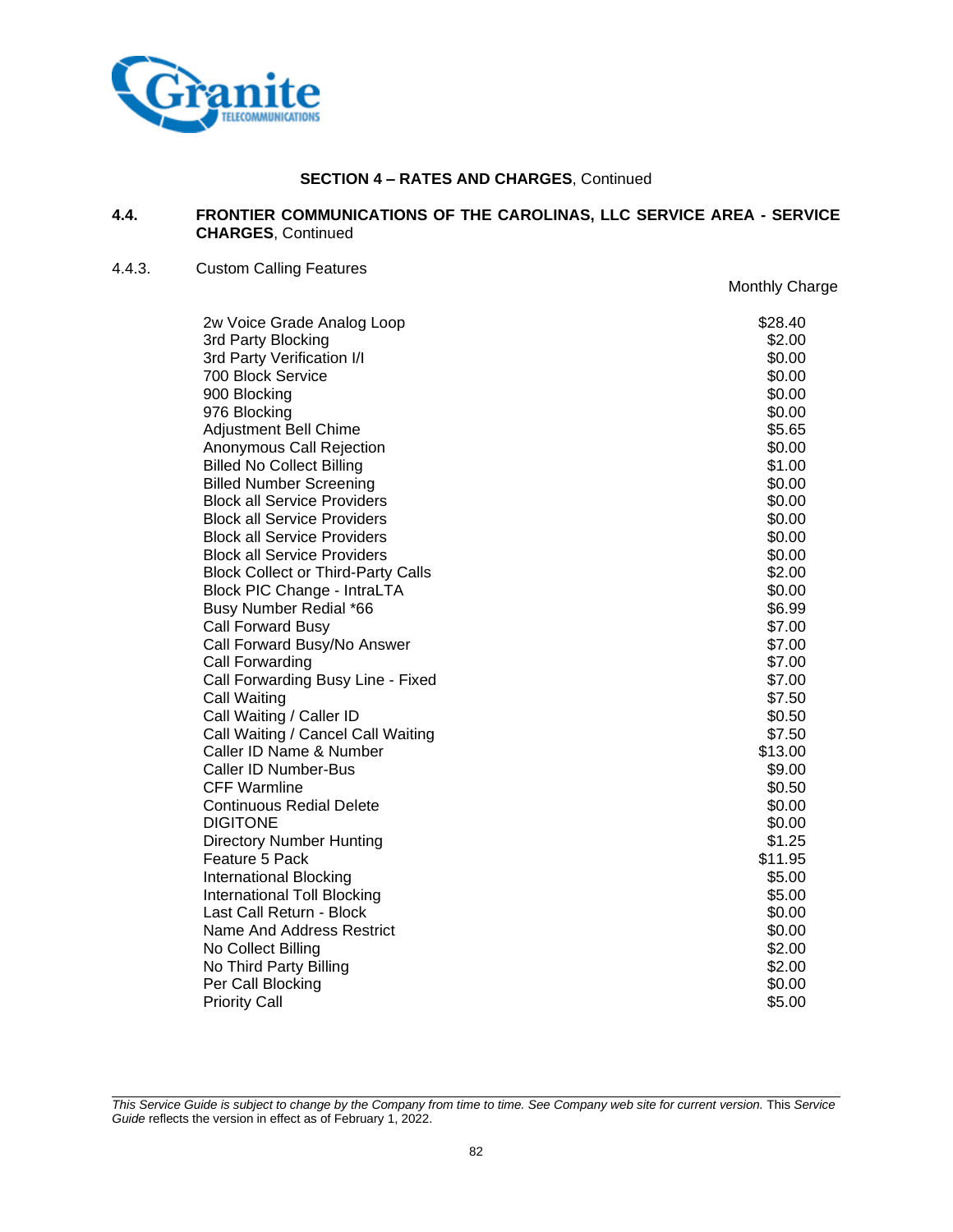**SECTION 4 – RATES AND CHARGES**, Continued

## 4.4. FRONTIER COMMUNICATIONS OF THE CAROLINAS, LLC SERVICE AREA - SERVICE CHARGES, Continued

### 4.4.3. Custom Calling Features

| | Monthly Charge |
|---|---|
| 2w Voice Grade Analog Loop | $28.40 |
| 3rd Party Blocking | $2.00 |
| 3rd Party Verification I/I | $0.00 |
| 700 Block Service | $0.00 |
| 900 Blocking | $0.00 |
| 976 Blocking | $0.00 |
| Adjustment Bell Chime | $5.65 |
| Anonymous Call Rejection | $0.00 |
| Billed No Collect Billing | $1.00 |
| Billed Number Screening | $0.00 |
| Block all Service Providers | $0.00 |
| Block all Service Providers | $0.00 |
| Block all Service Providers | $0.00 |
| Block all Service Providers | $0.00 |
| Block Collect or Third-Party Calls | $2.00 |
| Block PIC Change - IntraLTA | $0.00 |
| Busy Number Redial *66 | $6.99 |
| Call Forward Busy | $7.00 |
| Call Forward Busy/No Answer | $7.00 |
| Call Forwarding | $7.00 |
| Call Forwarding Busy Line - Fixed | $7.00 |
| Call Waiting | $7.50 |
| Call Waiting / Caller ID | $0.50 |
| Call Waiting / Cancel Call Waiting | $7.50 |
| Caller ID Name & Number | $13.00 |
| Caller ID Number-Bus | $9.00 |
| CFF Warmline | $0.50 |
| Continuous Redial Delete | $0.00 |
| DIGITONE | $0.00 |
| Directory Number Hunting | $1.25 |
| Feature 5 Pack | $11.95 |
| International Blocking | $5.00 |
| International Toll Blocking | $5.00 |
| Last Call Return - Block | $0.00 |
| Name And Address Restrict | $0.00 |
| No Collect Billing | $2.00 |
| No Third Party Billing | $2.00 |
| Per Call Blocking | $0.00 |
| Priority Call | $5.00 |

*This Service Guide is subject to change by the Company from time to time. See Company web site for current version.* This *Service Guide* reflects the version in effect as of February 1, 2022.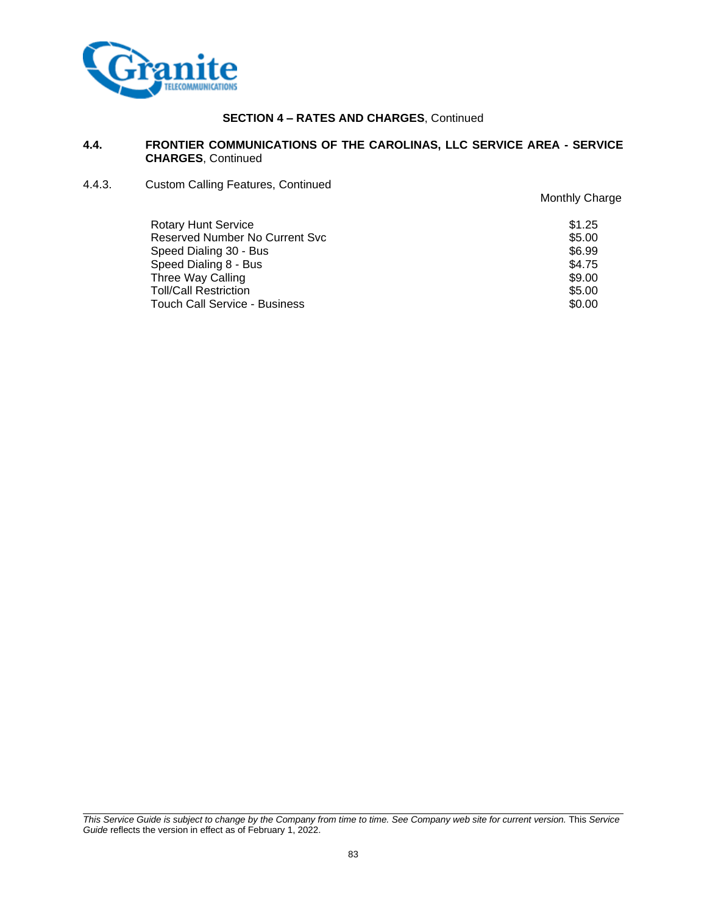**SECTION 4 – RATES AND CHARGES**, Continued

**4.4. FRONTIER COMMUNICATIONS OF THE CAROLINAS, LLC SERVICE AREA - SERVICE CHARGES**, Continued

4.4.3. Custom Calling Features, Continued

| | Monthly Charge |
|---|---|
| Rotary Hunt Service | $1.25 |
| Reserved Number No Current Svc | $5.00 |
| Speed Dialing 30 - Bus | $6.99 |
| Speed Dialing 8 - Bus | $4.75 |
| Three Way Calling | $9.00 |
| Toll/Call Restriction | $5.00 |
| Touch Call Service - Business | $0.00 |

*This Service Guide is subject to change by the Company from time to time. See Company web site for current version.* This *Service Guide* reflects the version in effect as of February 1, 2022.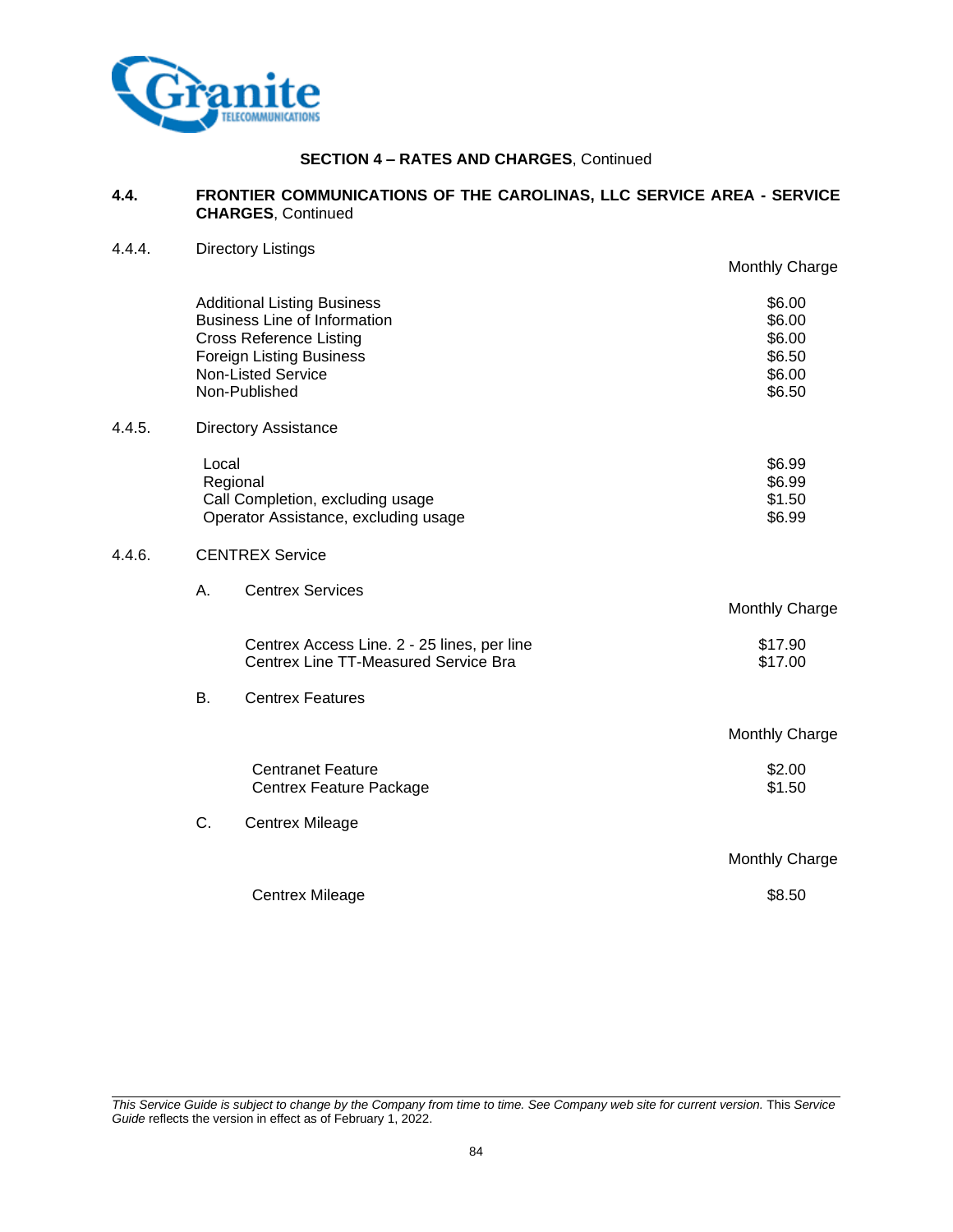**SECTION 4 – RATES AND CHARGES**, Continued

**4.4. FRONTIER COMMUNICATIONS OF THE CAROLINAS, LLC SERVICE AREA - SERVICE CHARGES**, Continued

4.4.4. Directory Listings

| | Monthly Charge |
|---|---|
| Additional Listing Business | $6.00 |
| Business Line of Information | $6.00 |
| Cross Reference Listing | $6.00 |
| Foreign Listing Business | $6.50 |
| Non-Listed Service | $6.00 |
| Non-Published | $6.50 |

4.4.5. Directory Assistance

| | |
|---|---|
| Local | $6.99 |
| Regional | $6.99 |
| Call Completion, excluding usage | $1.50 |
| Operator Assistance, excluding usage | $6.99 |

4.4.6. CENTREX Service

A. Centrex Services

| | Monthly Charge |
|---|---|
| Centrex Access Line. 2 - 25 lines, per line | $17.90 |
| Centrex Line TT-Measured Service Bra | $17.00 |

B. Centrex Features

| | Monthly Charge |
|---|---|
| Centranet Feature | $2.00 |
| Centrex Feature Package | $1.50 |

C. Centrex Mileage

| | Monthly Charge |
|---|---|
| Centrex Mileage | $8.50 |

*This Service Guide is subject to change by the Company from time to time. See Company web site for current version.* This *Service Guide* reflects the version in effect as of February 1, 2022.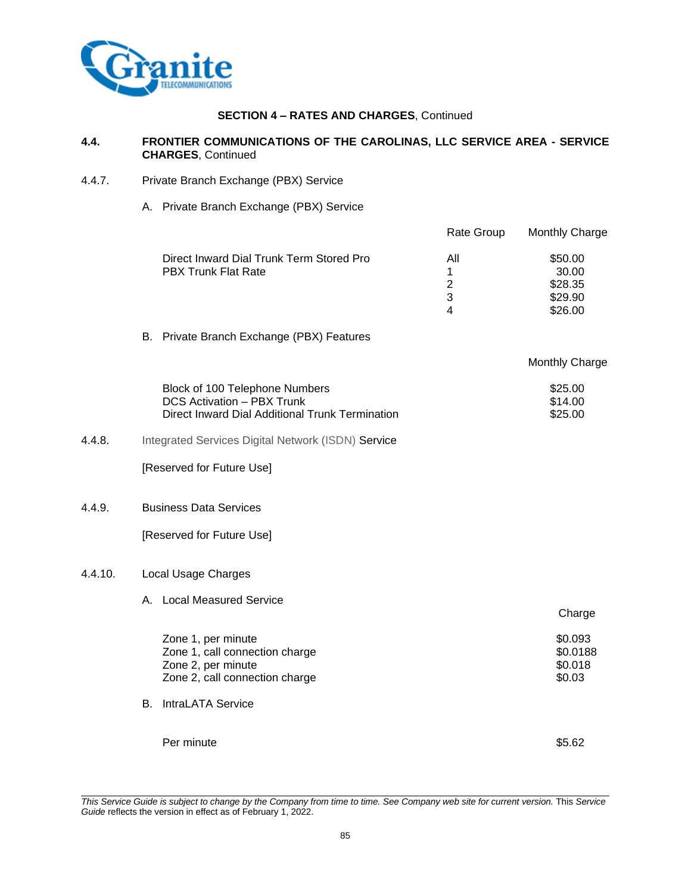**SECTION 4 – RATES AND CHARGES**, Continued

**4.4. FRONTIER COMMUNICATIONS OF THE CAROLINAS, LLC SERVICE AREA - SERVICE CHARGES**, Continued

4.4.7. Private Branch Exchange (PBX) Service

A. Private Branch Exchange (PBX) Service

| | Rate Group | Monthly Charge |
|---|---|---|
| Direct Inward Dial Trunk Term Stored Pro | All | $50.00 |
| PBX Trunk Flat Rate | 1 | 30.00 |
| | 2 | $28.35 |
| | 3 | $29.90 |
| | 4 | $26.00 |

B. Private Branch Exchange (PBX) Features

| | Monthly Charge |
|---|---|
| Block of 100 Telephone Numbers | $25.00 |
| DCS Activation – PBX Trunk | $14.00 |
| Direct Inward Dial Additional Trunk Termination | $25.00 |

4.4.8. Integrated Services Digital Network (ISDN) Service

[Reserved for Future Use]

4.4.9. Business Data Services

[Reserved for Future Use]

4.4.10. Local Usage Charges

A. Local Measured Service

| | Charge |
|---|---|
| Zone 1, per minute | $0.093 |
| Zone 1, call connection charge | $0.0188 |
| Zone 2, per minute | $0.018 |
| Zone 2, call connection charge | $0.03 |

B. IntraLATA Service

| | |
|---|---|
| Per minute | $5.62 |

*This Service Guide is subject to change by the Company from time to time. See Company web site for current version.* This *Service Guide* reflects the version in effect as of February 1, 2022.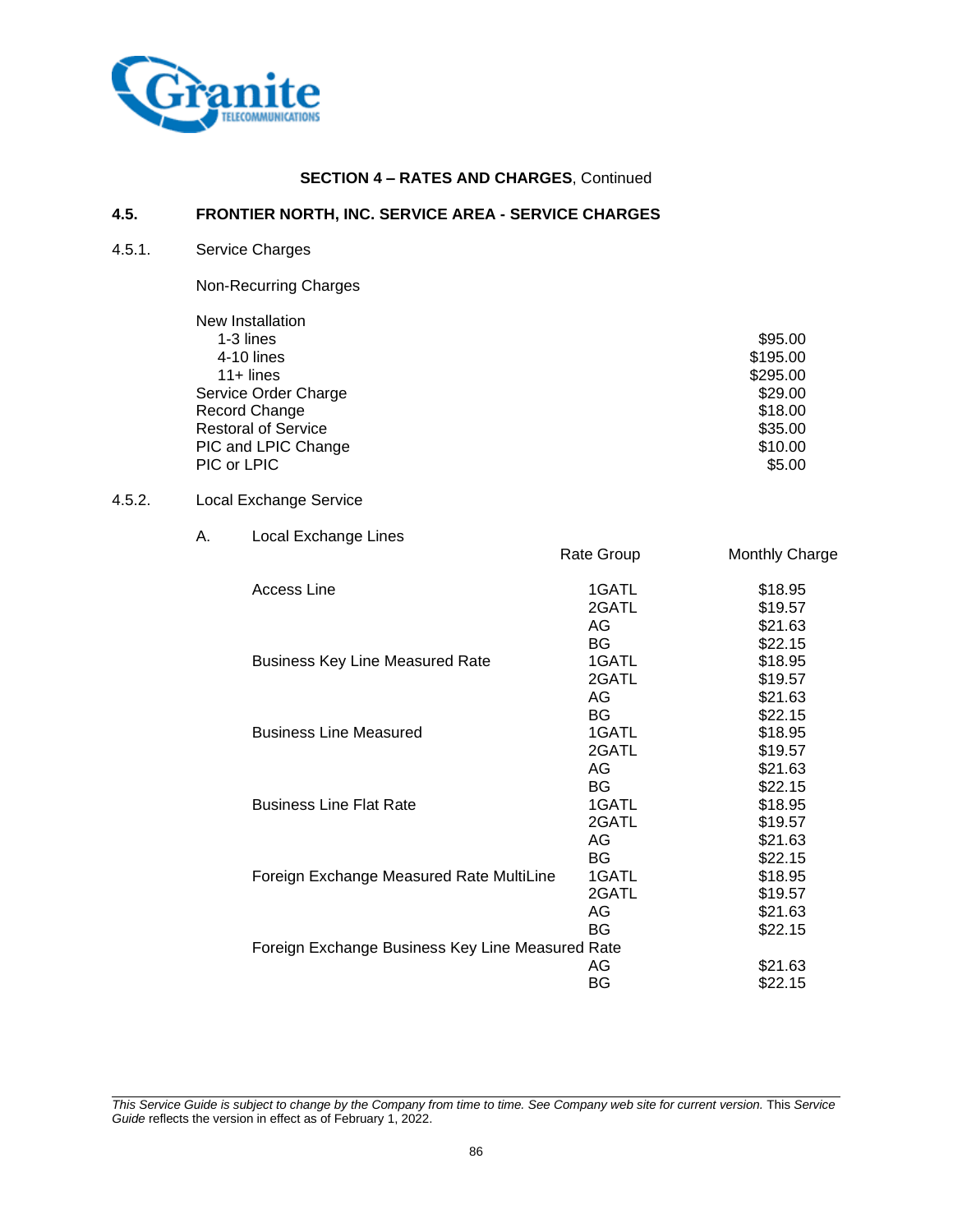**SECTION 4 – RATES AND CHARGES**, Continued

## 4.5. FRONTIER NORTH, INC. SERVICE AREA - SERVICE CHARGES

### 4.5.1. Service Charges

Non-Recurring Charges

| | |
|---|---|
| New Installation | |
| 1-3 lines | $95.00 |
| 4-10 lines | $195.00 |
| 11+ lines | $295.00 |
| Service Order Charge | $29.00 |
| Record Change | $18.00 |
| Restoral of Service | $35.00 |
| PIC and LPIC Change | $10.00 |
| PIC or LPIC | $5.00 |

### 4.5.2. Local Exchange Service

A. Local Exchange Lines

| | Rate Group | Monthly Charge |
|---|---|---|
| Access Line | 1GATL | $18.95 |
| | 2GATL | $19.57 |
| | AG | $21.63 |
| | BG | $22.15 |
| Business Key Line Measured Rate | 1GATL | $18.95 |
| | 2GATL | $19.57 |
| | AG | $21.63 |
| | BG | $22.15 |
| Business Line Measured | 1GATL | $18.95 |
| | 2GATL | $19.57 |
| | AG | $21.63 |
| | BG | $22.15 |
| Business Line Flat Rate | 1GATL | $18.95 |
| | 2GATL | $19.57 |
| | AG | $21.63 |
| | BG | $22.15 |
| Foreign Exchange Measured Rate MultiLine | 1GATL | $18.95 |
| | 2GATL | $19.57 |
| | AG | $21.63 |
| | BG | $22.15 |
| Foreign Exchange Business Key Line Measured Rate | | |
| | AG | $21.63 |
| | BG | $22.15 |

*This Service Guide is subject to change by the Company from time to time. See Company web site for current version.* This *Service Guide* reflects the version in effect as of February 1, 2022.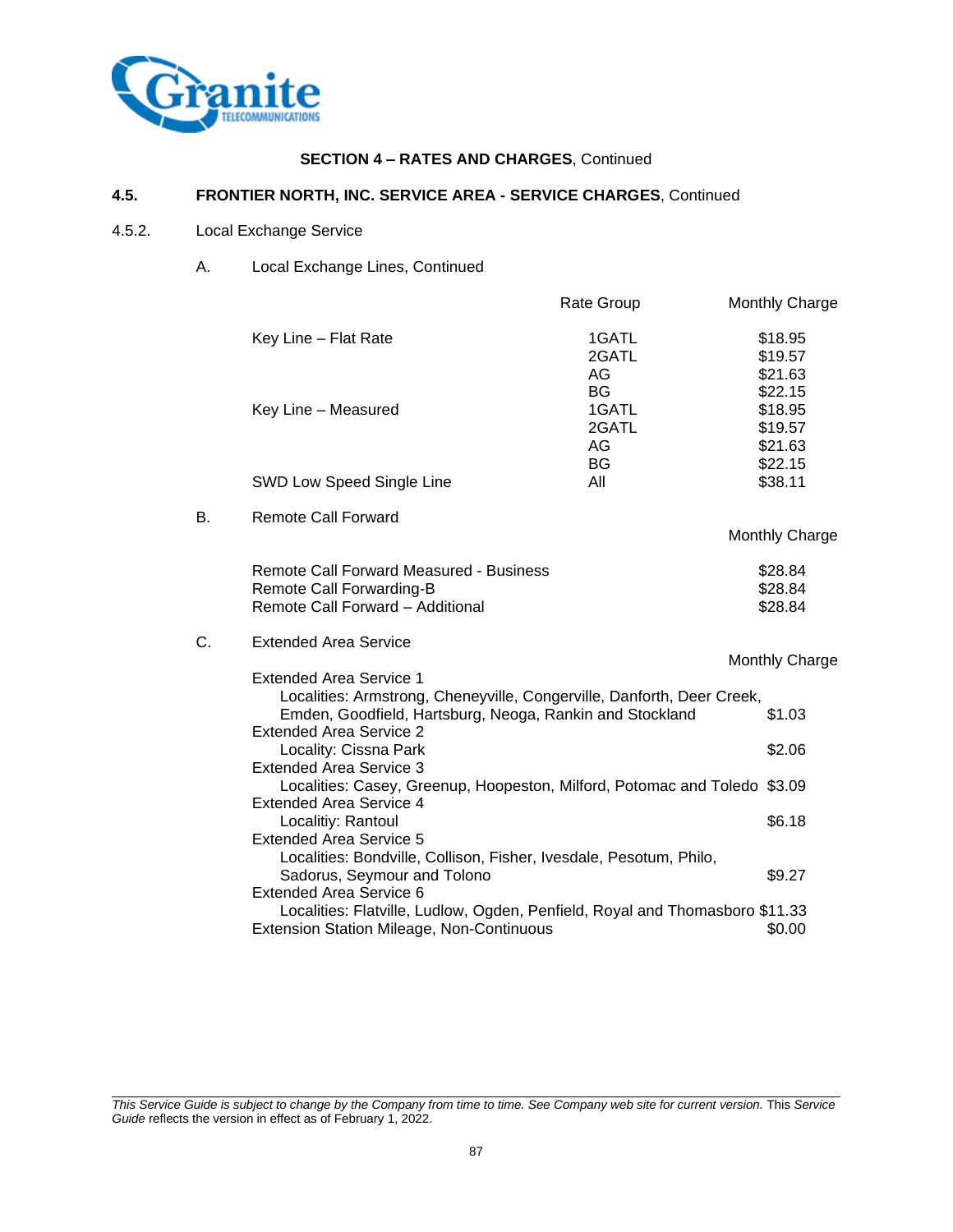**SECTION 4 – RATES AND CHARGES**, Continued

### 4.5. FRONTIER NORTH, INC. SERVICE AREA - SERVICE CHARGES, Continued

4.5.2. Local Exchange Service

A. Local Exchange Lines, Continued

| | Rate Group | Monthly Charge |
|---|---|---|
| Key Line – Flat Rate | 1GATL | $18.95 |
| | 2GATL | $19.57 |
| | AG | $21.63 |
| | BG | $22.15 |
| Key Line – Measured | 1GATL | $18.95 |
| | 2GATL | $19.57 |
| | AG | $21.63 |
| | BG | $22.15 |
| SWD Low Speed Single Line | All | $38.11 |

B. Remote Call Forward

| | Monthly Charge |
|---|---|
| Remote Call Forward Measured - Business | $28.84 |
| Remote Call Forwarding-B | $28.84 |
| Remote Call Forward – Additional | $28.84 |

C. Extended Area Service

| | Monthly Charge |
|---|---|
| Extended Area Service 1<br>Localities: Armstrong, Cheneyville, Congerville, Danforth, Deer Creek, Emden, Goodfield, Hartsburg, Neoga, Rankin and Stockland | $1.03 |
| Extended Area Service 2<br>Locality: Cissna Park | $2.06 |
| Extended Area Service 3<br>Localities: Casey, Greenup, Hoopeston, Milford, Potomac and Toledo | $3.09 |
| Extended Area Service 4<br>Localitiy: Rantoul | $6.18 |
| Extended Area Service 5<br>Localities: Bondville, Collison, Fisher, Ivesdale, Pesotum, Philo, Sadorus, Seymour and Tolono | $9.27 |
| Extended Area Service 6<br>Localities: Flatville, Ludlow, Ogden, Penfield, Royal and Thomasboro | $11.33 |
| Extension Station Mileage, Non-Continuous | $0.00 |

*This Service Guide is subject to change by the Company from time to time. See Company web site for current version.* This *Service Guide* reflects the version in effect as of February 1, 2022.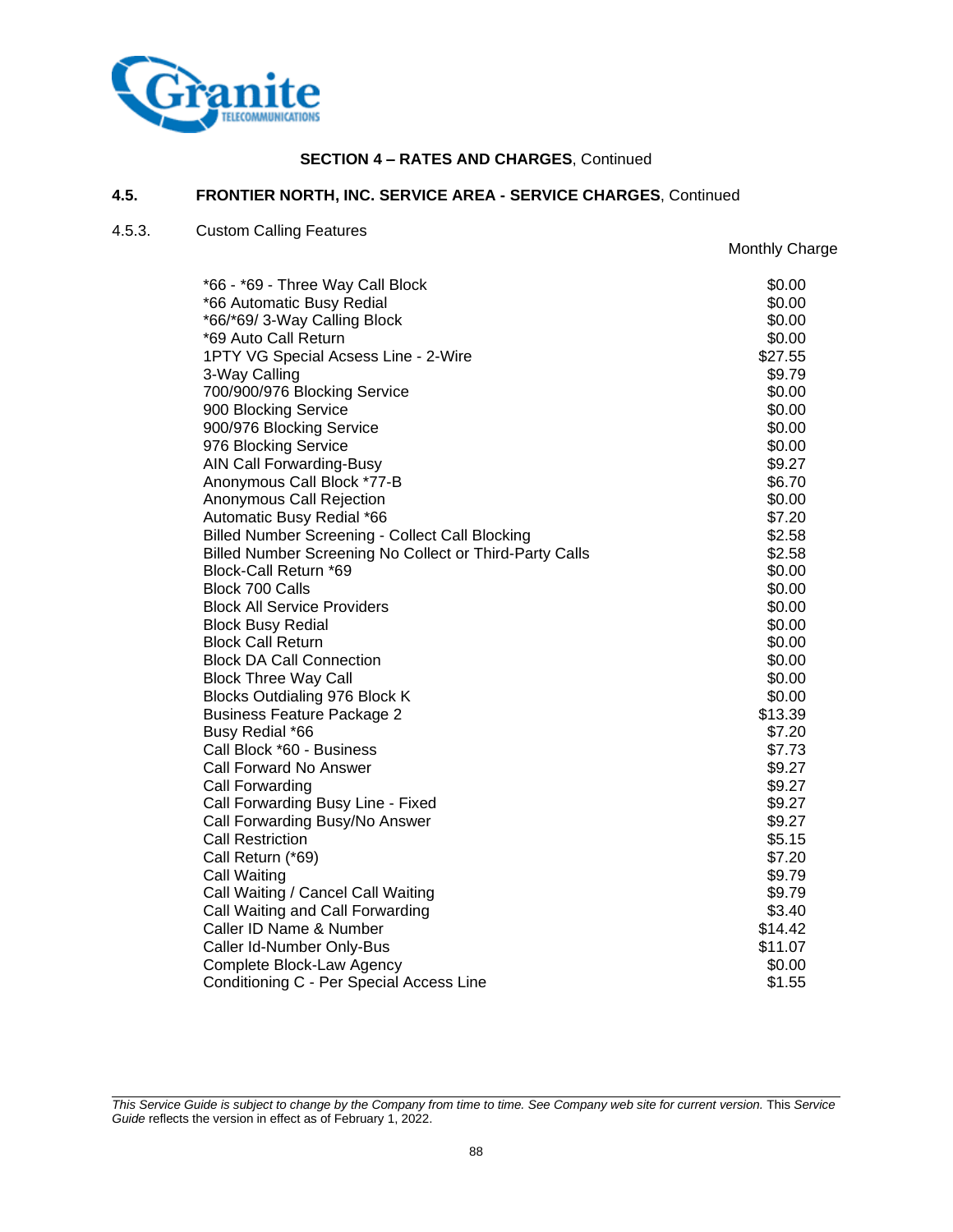**SECTION 4 – RATES AND CHARGES**, Continued

## 4.5. FRONTIER NORTH, INC. SERVICE AREA - SERVICE CHARGES, Continued

### 4.5.3. Custom Calling Features

| | Monthly Charge |
|---|---|
| *66 - *69 - Three Way Call Block | $0.00 |
| *66 Automatic Busy Redial | $0.00 |
| *66/*69/ 3-Way Calling Block | $0.00 |
| *69 Auto Call Return | $0.00 |
| 1PTY VG Special Acsess Line - 2-Wire | $27.55 |
| 3-Way Calling | $9.79 |
| 700/900/976 Blocking Service | $0.00 |
| 900 Blocking Service | $0.00 |
| 900/976 Blocking Service | $0.00 |
| 976 Blocking Service | $0.00 |
| AIN Call Forwarding-Busy | $9.27 |
| Anonymous Call Block *77-B | $6.70 |
| Anonymous Call Rejection | $0.00 |
| Automatic Busy Redial *66 | $7.20 |
| Billed Number Screening - Collect Call Blocking | $2.58 |
| Billed Number Screening No Collect or Third-Party Calls | $2.58 |
| Block-Call Return *69 | $0.00 |
| Block 700 Calls | $0.00 |
| Block All Service Providers | $0.00 |
| Block Busy Redial | $0.00 |
| Block Call Return | $0.00 |
| Block DA Call Connection | $0.00 |
| Block Three Way Call | $0.00 |
| Blocks Outdialing 976 Block K | $0.00 |
| Business Feature Package 2 | $13.39 |
| Busy Redial *66 | $7.20 |
| Call Block *60 - Business | $7.73 |
| Call Forward No Answer | $9.27 |
| Call Forwarding | $9.27 |
| Call Forwarding Busy Line - Fixed | $9.27 |
| Call Forwarding Busy/No Answer | $9.27 |
| Call Restriction | $5.15 |
| Call Return (*69) | $7.20 |
| Call Waiting | $9.79 |
| Call Waiting / Cancel Call Waiting | $9.79 |
| Call Waiting and Call Forwarding | $3.40 |
| Caller ID Name & Number | $14.42 |
| Caller Id-Number Only-Bus | $11.07 |
| Complete Block-Law Agency | $0.00 |
| Conditioning C - Per Special Access Line | $1.55 |

*This Service Guide is subject to change by the Company from time to time. See Company web site for current version.* This *Service Guide* reflects the version in effect as of February 1, 2022.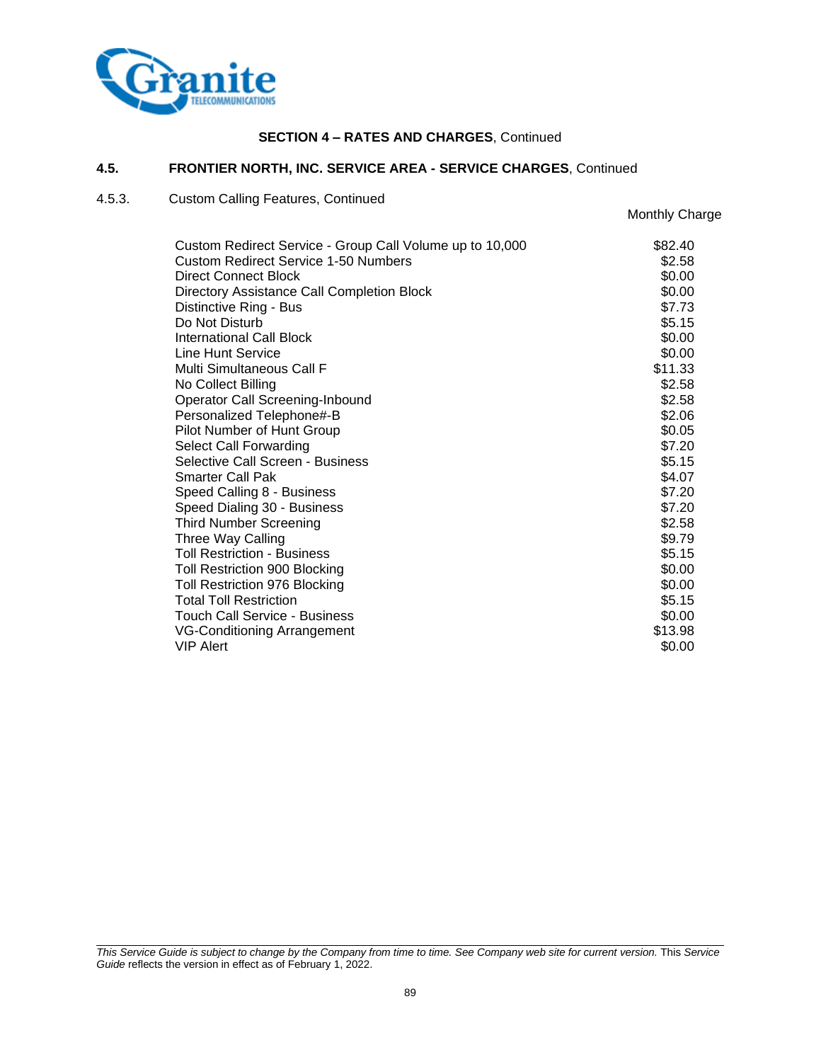**SECTION 4 – RATES AND CHARGES**, Continued

## 4.5. FRONTIER NORTH, INC. SERVICE AREA - SERVICE CHARGES, Continued

### 4.5.3. Custom Calling Features, Continued

| | Monthly Charge |
|---|---|
| Custom Redirect Service - Group Call Volume up to 10,000 | $82.40 |
| Custom Redirect Service 1-50 Numbers | $2.58 |
| Direct Connect Block | $0.00 |
| Directory Assistance Call Completion Block | $0.00 |
| Distinctive Ring - Bus | $7.73 |
| Do Not Disturb | $5.15 |
| International Call Block | $0.00 |
| Line Hunt Service | $0.00 |
| Multi Simultaneous Call F | $11.33 |
| No Collect Billing | $2.58 |
| Operator Call Screening-Inbound | $2.58 |
| Personalized Telephone#-B | $2.06 |
| Pilot Number of Hunt Group | $0.05 |
| Select Call Forwarding | $7.20 |
| Selective Call Screen - Business | $5.15 |
| Smarter Call Pak | $4.07 |
| Speed Calling 8 - Business | $7.20 |
| Speed Dialing 30 - Business | $7.20 |
| Third Number Screening | $2.58 |
| Three Way Calling | $9.79 |
| Toll Restriction - Business | $5.15 |
| Toll Restriction 900 Blocking | $0.00 |
| Toll Restriction 976 Blocking | $0.00 |
| Total Toll Restriction | $5.15 |
| Touch Call Service - Business | $0.00 |
| VG-Conditioning Arrangement | $13.98 |
| VIP Alert | $0.00 |

*This Service Guide is subject to change by the Company from time to time. See Company web site for current version.* This *Service Guide* reflects the version in effect as of February 1, 2022.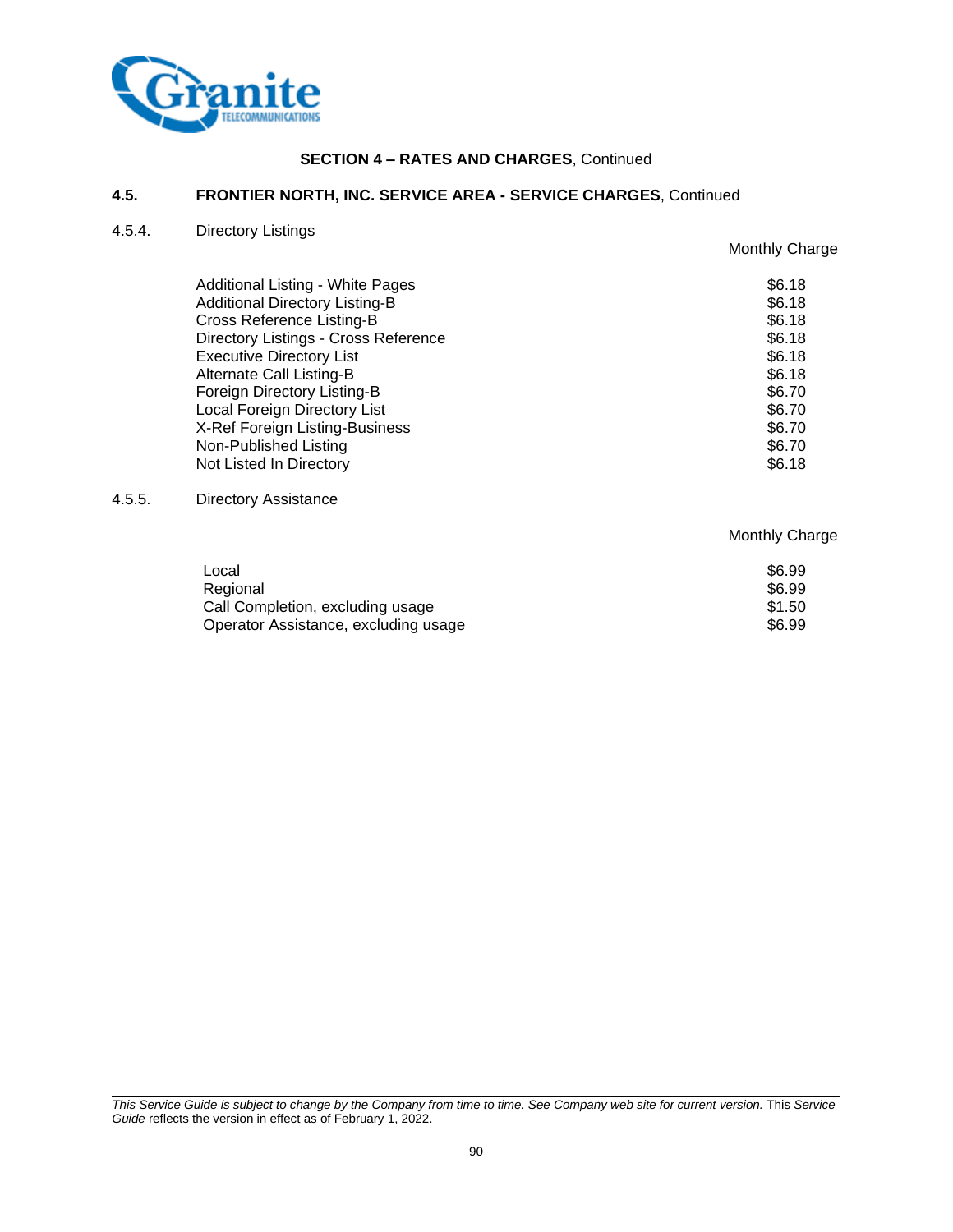**SECTION 4 – RATES AND CHARGES**, Continued

## 4.5. FRONTIER NORTH, INC. SERVICE AREA - SERVICE CHARGES, Continued

### 4.5.4. Directory Listings

| | Monthly Charge |
|---|---|
| Additional Listing - White Pages | $6.18 |
| Additional Directory Listing-B | $6.18 |
| Cross Reference Listing-B | $6.18 |
| Directory Listings - Cross Reference | $6.18 |
| Executive Directory List | $6.18 |
| Alternate Call Listing-B | $6.18 |
| Foreign Directory Listing-B | $6.70 |
| Local Foreign Directory List | $6.70 |
| X-Ref Foreign Listing-Business | $6.70 |
| Non-Published Listing | $6.70 |
| Not Listed In Directory | $6.18 |

### 4.5.5. Directory Assistance

| | Monthly Charge |
|---|---|
| Local | $6.99 |
| Regional | $6.99 |
| Call Completion, excluding usage | $1.50 |
| Operator Assistance, excluding usage | $6.99 |

*This Service Guide is subject to change by the Company from time to time. See Company web site for current version.* This *Service Guide* reflects the version in effect as of February 1, 2022.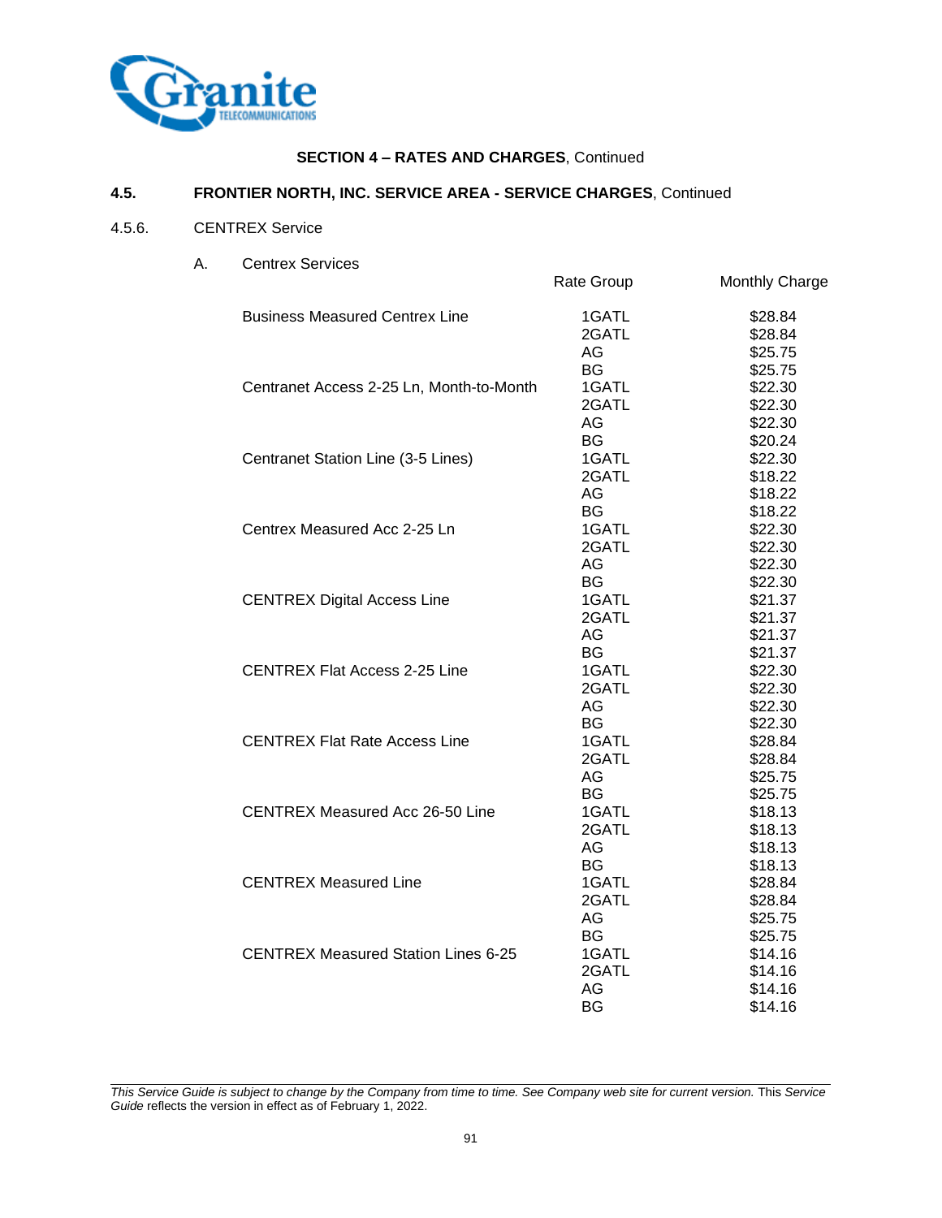**SECTION 4 – RATES AND CHARGES**, Continued

## 4.5. FRONTIER NORTH, INC. SERVICE AREA - SERVICE CHARGES, Continued

### 4.5.6. CENTREX Service

A. Centrex Services

| | Rate Group | Monthly Charge |
|---|---|---|
| Business Measured Centrex Line | 1GATL | $28.84 |
| | 2GATL | $28.84 |
| | AG | $25.75 |
| | BG | $25.75 |
| Centranet Access 2-25 Ln, Month-to-Month | 1GATL | $22.30 |
| | 2GATL | $22.30 |
| | AG | $22.30 |
| | BG | $20.24 |
| Centranet Station Line (3-5 Lines) | 1GATL | $22.30 |
| | 2GATL | $18.22 |
| | AG | $18.22 |
| | BG | $18.22 |
| Centrex Measured Acc 2-25 Ln | 1GATL | $22.30 |
| | 2GATL | $22.30 |
| | AG | $22.30 |
| | BG | $22.30 |
| CENTREX Digital Access Line | 1GATL | $21.37 |
| | 2GATL | $21.37 |
| | AG | $21.37 |
| | BG | $21.37 |
| CENTREX Flat Access 2-25 Line | 1GATL | $22.30 |
| | 2GATL | $22.30 |
| | AG | $22.30 |
| | BG | $22.30 |
| CENTREX Flat Rate Access Line | 1GATL | $28.84 |
| | 2GATL | $28.84 |
| | AG | $25.75 |
| | BG | $25.75 |
| CENTREX Measured Acc 26-50 Line | 1GATL | $18.13 |
| | 2GATL | $18.13 |
| | AG | $18.13 |
| | BG | $18.13 |
| CENTREX Measured Line | 1GATL | $28.84 |
| | 2GATL | $28.84 |
| | AG | $25.75 |
| | BG | $25.75 |
| CENTREX Measured Station Lines 6-25 | 1GATL | $14.16 |
| | 2GATL | $14.16 |
| | AG | $14.16 |
| | BG | $14.16 |

*This Service Guide is subject to change by the Company from time to time. See Company web site for current version.* This *Service Guide* reflects the version in effect as of February 1, 2022.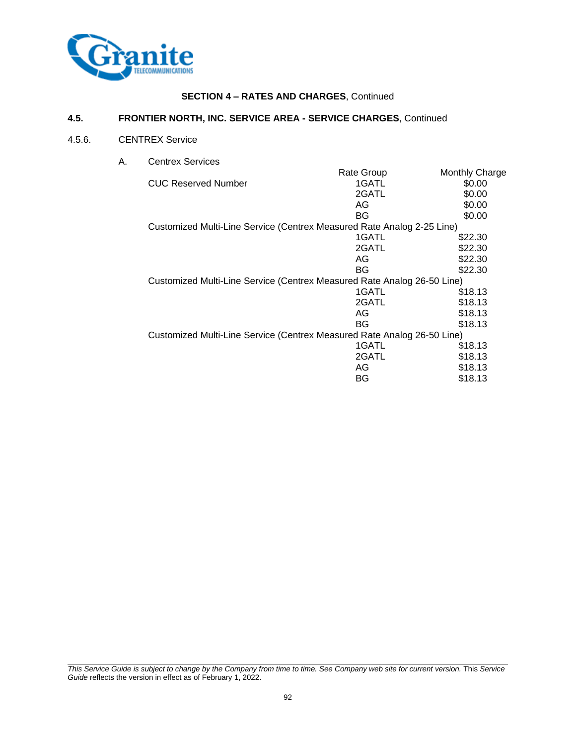**SECTION 4 – RATES AND CHARGES**, Continued

## 4.5. FRONTIER NORTH, INC. SERVICE AREA - SERVICE CHARGES, Continued

### 4.5.6. CENTREX Service

A. Centrex Services

| | Rate Group | Monthly Charge |
|---|---|---|
| CUC Reserved Number | 1GATL | $0.00 |
| | 2GATL | $0.00 |
| | AG | $0.00 |
| | BG | $0.00 |
| Customized Multi-Line Service (Centrex Measured Rate Analog 2-25 Line) | | |
| | 1GATL | $22.30 |
| | 2GATL | $22.30 |
| | AG | $22.30 |
| | BG | $22.30 |
| Customized Multi-Line Service (Centrex Measured Rate Analog 26-50 Line) | | |
| | 1GATL | $18.13 |
| | 2GATL | $18.13 |
| | AG | $18.13 |
| | BG | $18.13 |
| Customized Multi-Line Service (Centrex Measured Rate Analog 26-50 Line) | | |
| | 1GATL | $18.13 |
| | 2GATL | $18.13 |
| | AG | $18.13 |
| | BG | $18.13 |

*This Service Guide is subject to change by the Company from time to time. See Company web site for current version.* This *Service Guide* reflects the version in effect as of February 1, 2022.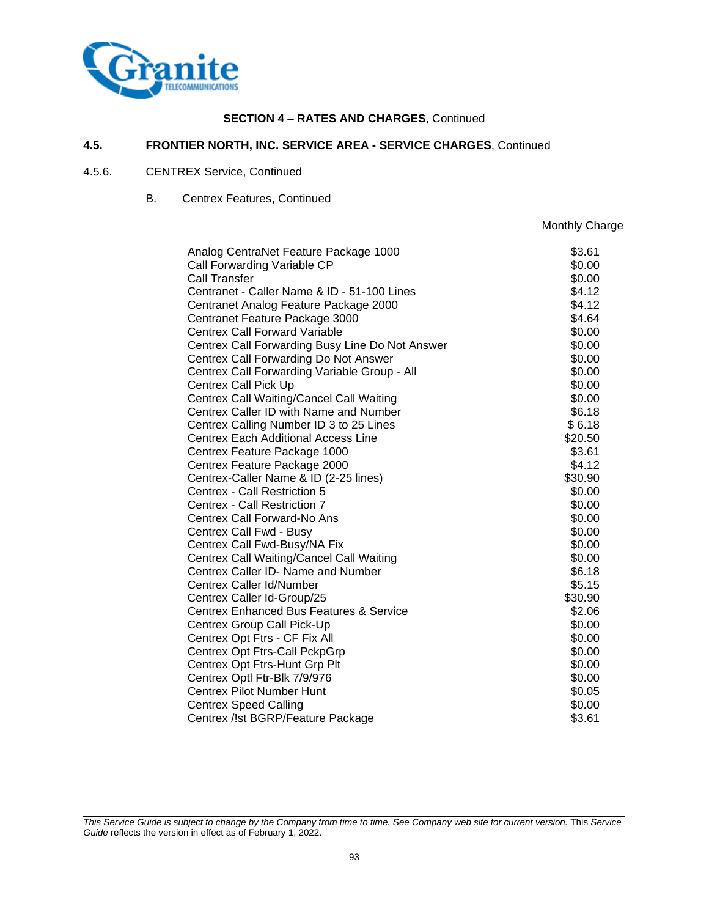**SECTION 4 – RATES AND CHARGES**, Continued

## 4.5. FRONTIER NORTH, INC. SERVICE AREA - SERVICE CHARGES, Continued

### 4.5.6. CENTREX Service, Continued

B. Centrex Features, Continued

| | Monthly Charge |
|---|---|
| Analog CentraNet Feature Package 1000 | $3.61 |
| Call Forwarding Variable CP | $0.00 |
| Call Transfer | $0.00 |
| Centranet - Caller Name & ID - 51-100 Lines | $4.12 |
| Centranet Analog Feature Package 2000 | $4.12 |
| Centranet Feature Package 3000 | $4.64 |
| Centrex Call Forward Variable | $0.00 |
| Centrex Call Forwarding Busy Line Do Not Answer | $0.00 |
| Centrex Call Forwarding Do Not Answer | $0.00 |
| Centrex Call Forwarding Variable Group - All | $0.00 |
| Centrex Call Pick Up | $0.00 |
| Centrex Call Waiting/Cancel Call Waiting | $0.00 |
| Centrex Caller ID with Name and Number | $6.18 |
| Centrex Calling Number ID 3 to 25 Lines | $ 6.18 |
| Centrex Each Additional Access Line | $20.50 |
| Centrex Feature Package 1000 | $3.61 |
| Centrex Feature Package 2000 | $4.12 |
| Centrex-Caller Name & ID (2-25 lines) | $30.90 |
| Centrex - Call Restriction 5 | $0.00 |
| Centrex - Call Restriction 7 | $0.00 |
| Centrex Call Forward-No Ans | $0.00 |
| Centrex Call Fwd - Busy | $0.00 |
| Centrex Call Fwd-Busy/NA Fix | $0.00 |
| Centrex Call Waiting/Cancel Call Waiting | $0.00 |
| Centrex Caller ID- Name and Number | $6.18 |
| Centrex Caller Id/Number | $5.15 |
| Centrex Caller Id-Group/25 | $30.90 |
| Centrex Enhanced Bus Features & Service | $2.06 |
| Centrex Group Call Pick-Up | $0.00 |
| Centrex Opt Ftrs - CF Fix All | $0.00 |
| Centrex Opt Ftrs-Call PckpGrp | $0.00 |
| Centrex Opt Ftrs-Hunt Grp Plt | $0.00 |
| Centrex Optl Ftr-Blk 7/9/976 | $0.00 |
| Centrex Pilot Number Hunt | $0.05 |
| Centrex Speed Calling | $0.00 |
| Centrex /!st BGRP/Feature Package | $3.61 |

*This Service Guide is subject to change by the Company from time to time. See Company web site for current version.* This *Service Guide* reflects the version in effect as of February 1, 2022.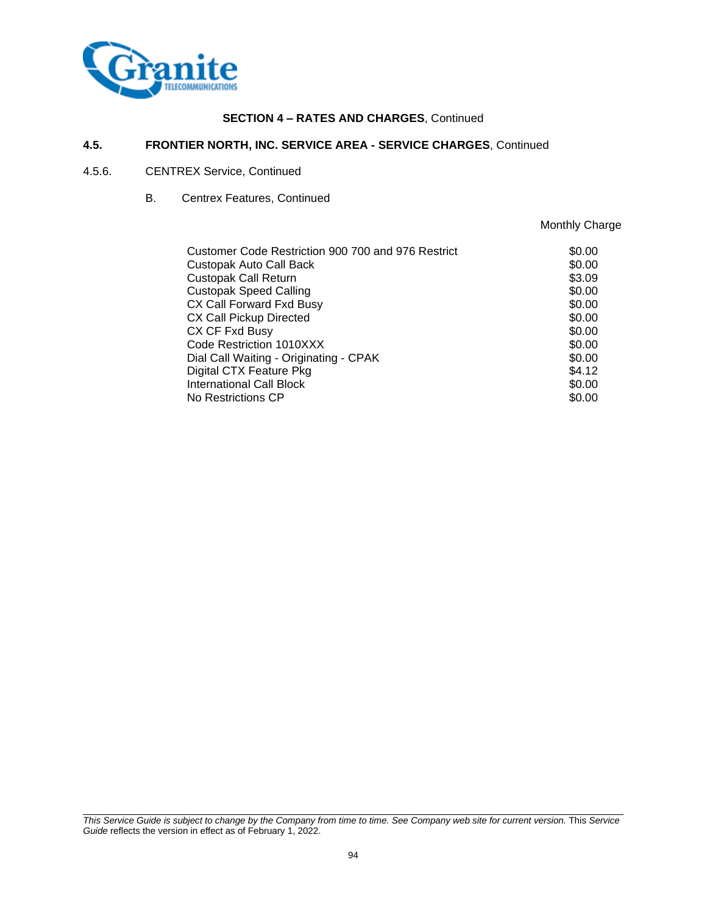**SECTION 4 – RATES AND CHARGES**, Continued

**4.5. FRONTIER NORTH, INC. SERVICE AREA - SERVICE CHARGES**, Continued

4.5.6. CENTREX Service, Continued

B. Centrex Features, Continued

| | Monthly Charge |
|---|---|
| Customer Code Restriction 900 700 and 976 Restrict | $0.00 |
| Custopak Auto Call Back | $0.00 |
| Custopak Call Return | $3.09 |
| Custopak Speed Calling | $0.00 |
| CX Call Forward Fxd Busy | $0.00 |
| CX Call Pickup Directed | $0.00 |
| CX CF Fxd Busy | $0.00 |
| Code Restriction 1010XXX | $0.00 |
| Dial Call Waiting - Originating - CPAK | $0.00 |
| Digital CTX Feature Pkg | $4.12 |
| International Call Block | $0.00 |
| No Restrictions CP | $0.00 |

*This Service Guide is subject to change by the Company from time to time. See Company web site for current version.* This *Service Guide* reflects the version in effect as of February 1, 2022.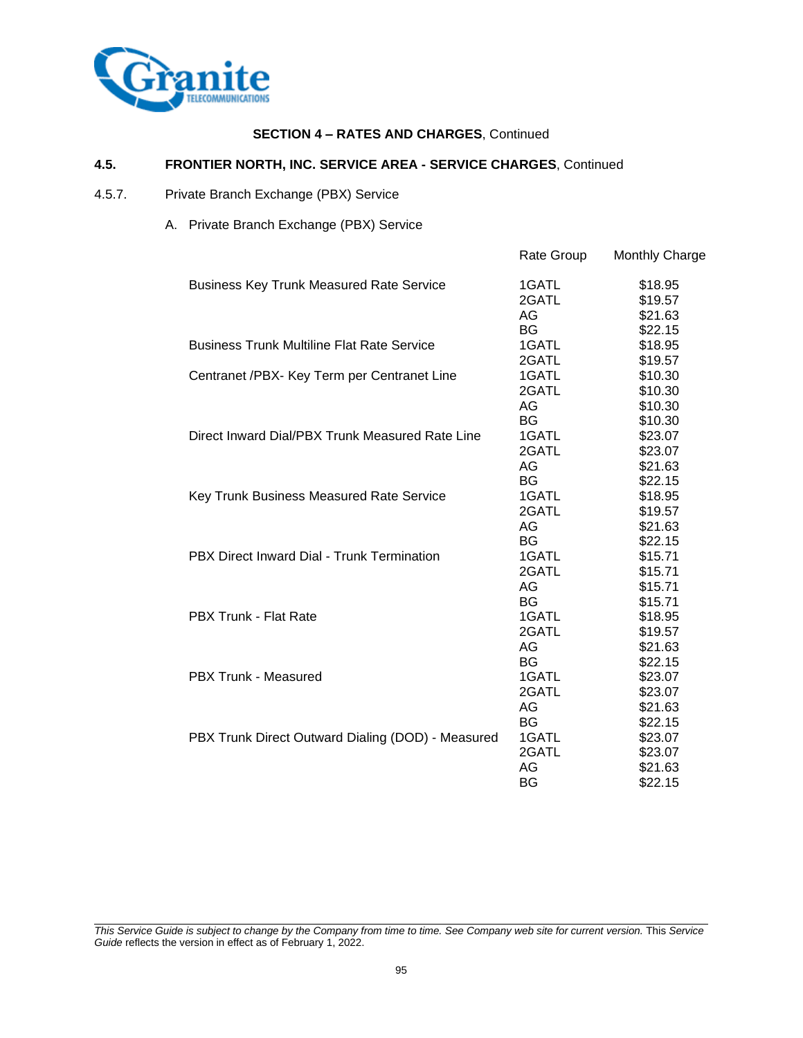**SECTION 4 – RATES AND CHARGES**, Continued

**4.5. FRONTIER NORTH, INC. SERVICE AREA - SERVICE CHARGES**, Continued

4.5.7. Private Branch Exchange (PBX) Service

A. Private Branch Exchange (PBX) Service

| | Rate Group | Monthly Charge |
|---|---|---|
| Business Key Trunk Measured Rate Service | 1GATL | $18.95 |
| | 2GATL | $19.57 |
| | AG | $21.63 |
| | BG | $22.15 |
| Business Trunk Multiline Flat Rate Service | 1GATL | $18.95 |
| | 2GATL | $19.57 |
| Centranet /PBX- Key Term per Centranet Line | 1GATL | $10.30 |
| | 2GATL | $10.30 |
| | AG | $10.30 |
| | BG | $10.30 |
| Direct Inward Dial/PBX Trunk Measured Rate Line | 1GATL | $23.07 |
| | 2GATL | $23.07 |
| | AG | $21.63 |
| | BG | $22.15 |
| Key Trunk Business Measured Rate Service | 1GATL | $18.95 |
| | 2GATL | $19.57 |
| | AG | $21.63 |
| | BG | $22.15 |
| PBX Direct Inward Dial - Trunk Termination | 1GATL | $15.71 |
| | 2GATL | $15.71 |
| | AG | $15.71 |
| | BG | $15.71 |
| PBX Trunk - Flat Rate | 1GATL | $18.95 |
| | 2GATL | $19.57 |
| | AG | $21.63 |
| | BG | $22.15 |
| PBX Trunk - Measured | 1GATL | $23.07 |
| | 2GATL | $23.07 |
| | AG | $21.63 |
| | BG | $22.15 |
| PBX Trunk Direct Outward Dialing (DOD) - Measured | 1GATL | $23.07 |
| | 2GATL | $23.07 |
| | AG | $21.63 |
| | BG | $22.15 |

*This Service Guide is subject to change by the Company from time to time. See Company web site for current version.* This *Service Guide* reflects the version in effect as of February 1, 2022.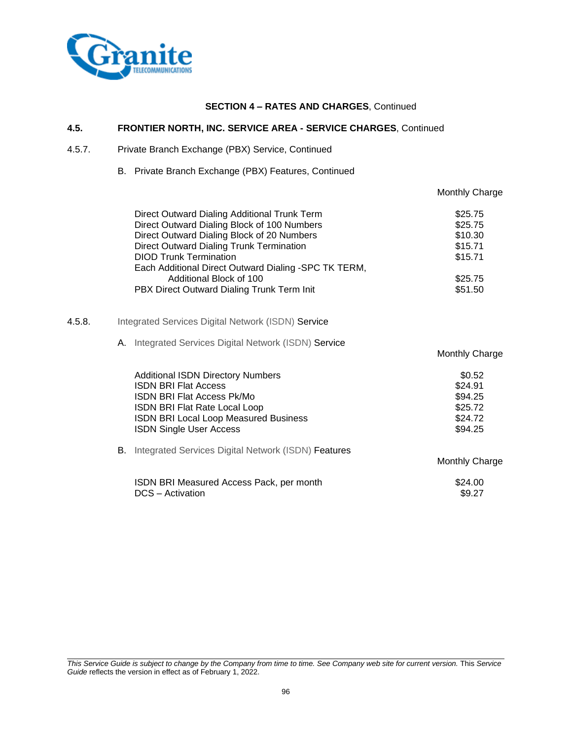**SECTION 4 – RATES AND CHARGES**, Continued

## 4.5. FRONTIER NORTH, INC. SERVICE AREA - SERVICE CHARGES, Continued

### 4.5.7. Private Branch Exchange (PBX) Service, Continued

B. Private Branch Exchange (PBX) Features, Continued

| | Monthly Charge |
|---|---|
| Direct Outward Dialing Additional Trunk Term | $25.75 |
| Direct Outward Dialing Block of 100 Numbers | $25.75 |
| Direct Outward Dialing Block of 20 Numbers | $10.30 |
| Direct Outward Dialing Trunk Termination | $15.71 |
| DIOD Trunk Termination | $15.71 |
| Each Additional Direct Outward Dialing -SPC TK TERM, Additional Block of 100 | $25.75 |
| PBX Direct Outward Dialing Trunk Term Init | $51.50 |

### 4.5.8. Integrated Services Digital Network (ISDN) Service

A. Integrated Services Digital Network (ISDN) Service

| | Monthly Charge |
|---|---|
| Additional ISDN Directory Numbers | $0.52 |
| ISDN BRI Flat Access | $24.91 |
| ISDN BRI Flat Access Pk/Mo | $94.25 |
| ISDN BRI Flat Rate Local Loop | $25.72 |
| ISDN BRI Local Loop Measured Business | $24.72 |
| ISDN Single User Access | $94.25 |

B. Integrated Services Digital Network (ISDN) Features

| | Monthly Charge |
|---|---|
| ISDN BRI Measured Access Pack, per month | $24.00 |
| DCS – Activation | $9.27 |

*This Service Guide is subject to change by the Company from time to time. See Company web site for current version.* This *Service Guide* reflects the version in effect as of February 1, 2022.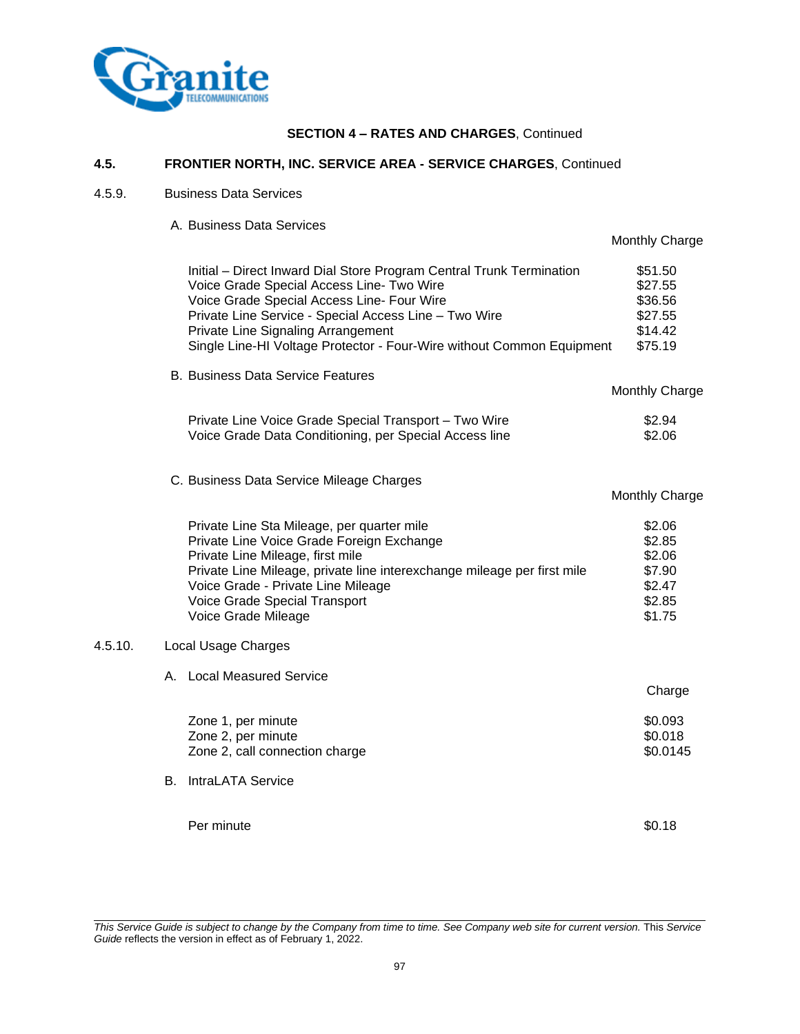**SECTION 4 – RATES AND CHARGES**, Continued

**4.5. FRONTIER NORTH, INC. SERVICE AREA - SERVICE CHARGES**, Continued

4.5.9. Business Data Services

A. Business Data Services

| | Monthly Charge |
|---|---|
| Initial – Direct Inward Dial Store Program Central Trunk Termination | $51.50 |
| Voice Grade Special Access Line- Two Wire | $27.55 |
| Voice Grade Special Access Line- Four Wire | $36.56 |
| Private Line Service - Special Access Line – Two Wire | $27.55 |
| Private Line Signaling Arrangement | $14.42 |
| Single Line-HI Voltage Protector - Four-Wire without Common Equipment | $75.19 |

B. Business Data Service Features

| | Monthly Charge |
|---|---|
| Private Line Voice Grade Special Transport – Two Wire | $2.94 |
| Voice Grade Data Conditioning, per Special Access line | $2.06 |

C. Business Data Service Mileage Charges

| | Monthly Charge |
|---|---|
| Private Line Sta Mileage, per quarter mile | $2.06 |
| Private Line Voice Grade Foreign Exchange | $2.85 |
| Private Line Mileage, first mile | $2.06 |
| Private Line Mileage, private line interexchange mileage per first mile | $7.90 |
| Voice Grade - Private Line Mileage | $2.47 |
| Voice Grade Special Transport | $2.85 |
| Voice Grade Mileage | $1.75 |

4.5.10. Local Usage Charges

A. Local Measured Service

| | Charge |
|---|---|
| Zone 1, per minute | $0.093 |
| Zone 2, per minute | $0.018 |
| Zone 2, call connection charge | $0.0145 |

B. IntraLATA Service

| | |
|---|---|
| Per minute | $0.18 |

*This Service Guide is subject to change by the Company from time to time. See Company web site for current version.* This *Service Guide* reflects the version in effect as of February 1, 2022.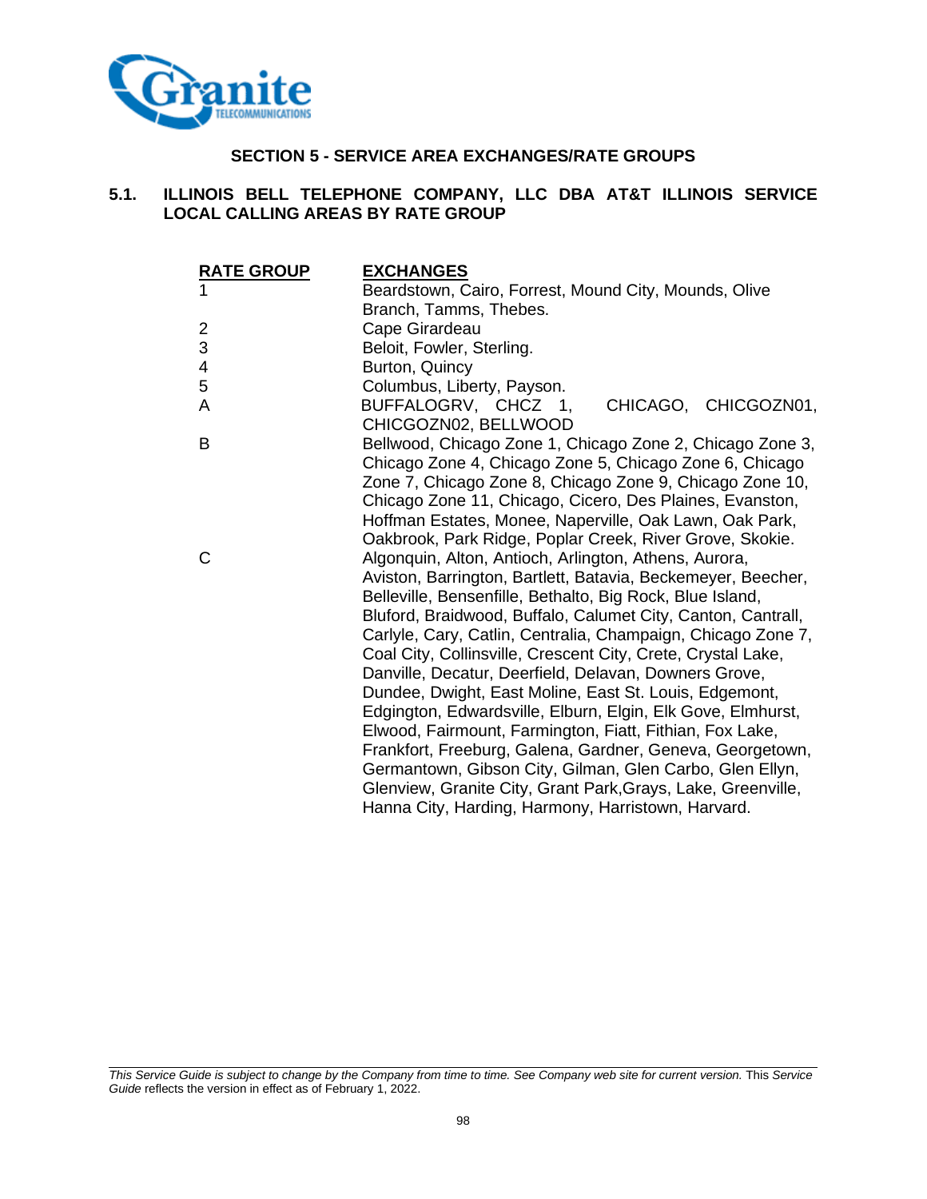## SECTION 5 - SERVICE AREA EXCHANGES/RATE GROUPS

### 5.1. ILLINOIS BELL TELEPHONE COMPANY, LLC DBA AT&T ILLINOIS SERVICE LOCAL CALLING AREAS BY RATE GROUP

| RATE GROUP | EXCHANGES |
|---|---|
| 1 | Beardstown, Cairo, Forrest, Mound City, Mounds, Olive Branch, Tamms, Thebes. |
| 2 | Cape Girardeau |
| 3 | Beloit, Fowler, Sterling. |
| 4 | Burton, Quincy |
| 5 | Columbus, Liberty, Payson. |
| A | BUFFALOGRV, CHCZ 1, CHICAGO, CHICGOZN01, CHICGOZN02, BELLWOOD |
| B | Bellwood, Chicago Zone 1, Chicago Zone 2, Chicago Zone 3, Chicago Zone 4, Chicago Zone 5, Chicago Zone 6, Chicago Zone 7, Chicago Zone 8, Chicago Zone 9, Chicago Zone 10, Chicago Zone 11, Chicago, Cicero, Des Plaines, Evanston, Hoffman Estates, Monee, Naperville, Oak Lawn, Oak Park, Oakbrook, Park Ridge, Poplar Creek, River Grove, Skokie. |
| C | Algonquin, Alton, Antioch, Arlington, Athens, Aurora, Aviston, Barrington, Bartlett, Batavia, Beckemeyer, Beecher, Belleville, Bensenfille, Bethalto, Big Rock, Blue Island, Bluford, Braidwood, Buffalo, Calumet City, Canton, Cantrall, Carlyle, Cary, Catlin, Centralia, Champaign, Chicago Zone 7, Coal City, Collinsville, Crescent City, Crete, Crystal Lake, Danville, Decatur, Deerfield, Delavan, Downers Grove, Dundee, Dwight, East Moline, East St. Louis, Edgemont, Edgington, Edwardsville, Elburn, Elgin, Elk Gove, Elmhurst, Elwood, Fairmount, Farmington, Fiatt, Fithian, Fox Lake, Frankfort, Freeburg, Galena, Gardner, Geneva, Georgetown, Germantown, Gibson City, Gilman, Glen Carbo, Glen Ellyn, Glenview, Granite City, Grant Park,Grays, Lake, Greenville, Hanna City, Harding, Harmony, Harristown, Harvard. |

*This Service Guide is subject to change by the Company from time to time. See Company web site for current version.* This *Service Guide* reflects the version in effect as of February 1, 2022.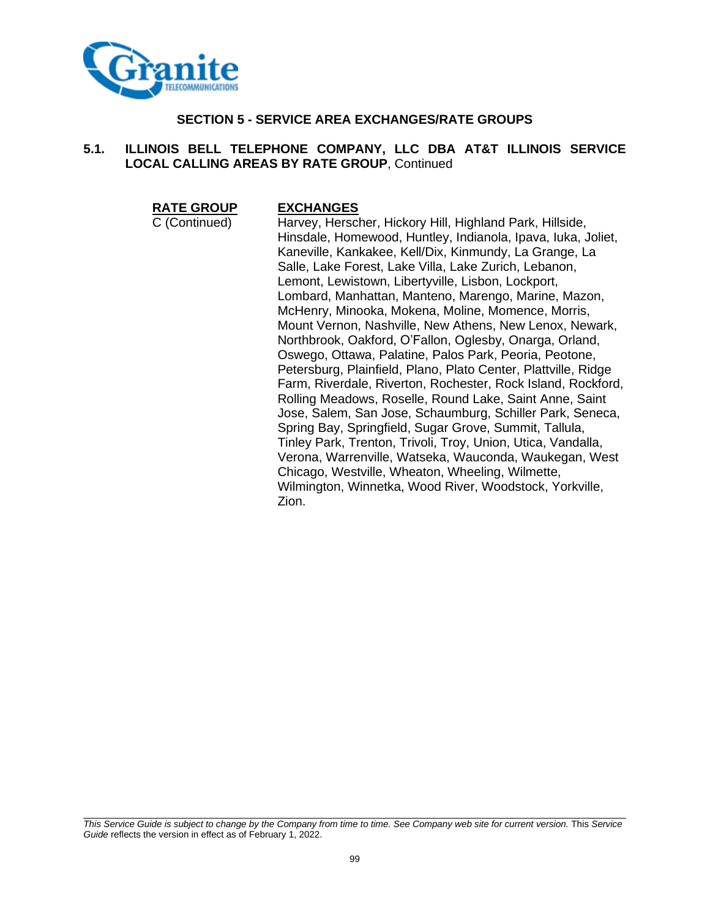## SECTION 5 - SERVICE AREA EXCHANGES/RATE GROUPS

### 5.1. ILLINOIS BELL TELEPHONE COMPANY, LLC DBA AT&T ILLINOIS SERVICE LOCAL CALLING AREAS BY RATE GROUP, Continued

| RATE GROUP | EXCHANGES |
|---|---|
| C (Continued) | Harvey, Herscher, Hickory Hill, Highland Park, Hillside, Hinsdale, Homewood, Huntley, Indianola, Ipava, Iuka, Joliet, Kaneville, Kankakee, Kell/Dix, Kinmundy, La Grange, La Salle, Lake Forest, Lake Villa, Lake Zurich, Lebanon, Lemont, Lewistown, Libertyville, Lisbon, Lockport, Lombard, Manhattan, Manteno, Marengo, Marine, Mazon, McHenry, Minooka, Mokena, Moline, Momence, Morris, Mount Vernon, Nashville, New Athens, New Lenox, Newark, Northbrook, Oakford, O'Fallon, Oglesby, Onarga, Orland, Oswego, Ottawa, Palatine, Palos Park, Peoria, Peotone, Petersburg, Plainfield, Plano, Plato Center, Plattville, Ridge Farm, Riverdale, Riverton, Rochester, Rock Island, Rockford, Rolling Meadows, Roselle, Round Lake, Saint Anne, Saint Jose, Salem, San Jose, Schaumburg, Schiller Park, Seneca, Spring Bay, Springfield, Sugar Grove, Summit, Tallula, Tinley Park, Trenton, Trivoli, Troy, Union, Utica, Vandalla, Verona, Warrenville, Watseka, Wauconda, Waukegan, West Chicago, Westville, Wheaton, Wheeling, Wilmette, Wilmington, Winnetka, Wood River, Woodstock, Yorkville, Zion. |

*This Service Guide is subject to change by the Company from time to time. See Company web site for current version.* This *Service Guide* reflects the version in effect as of February 1, 2022.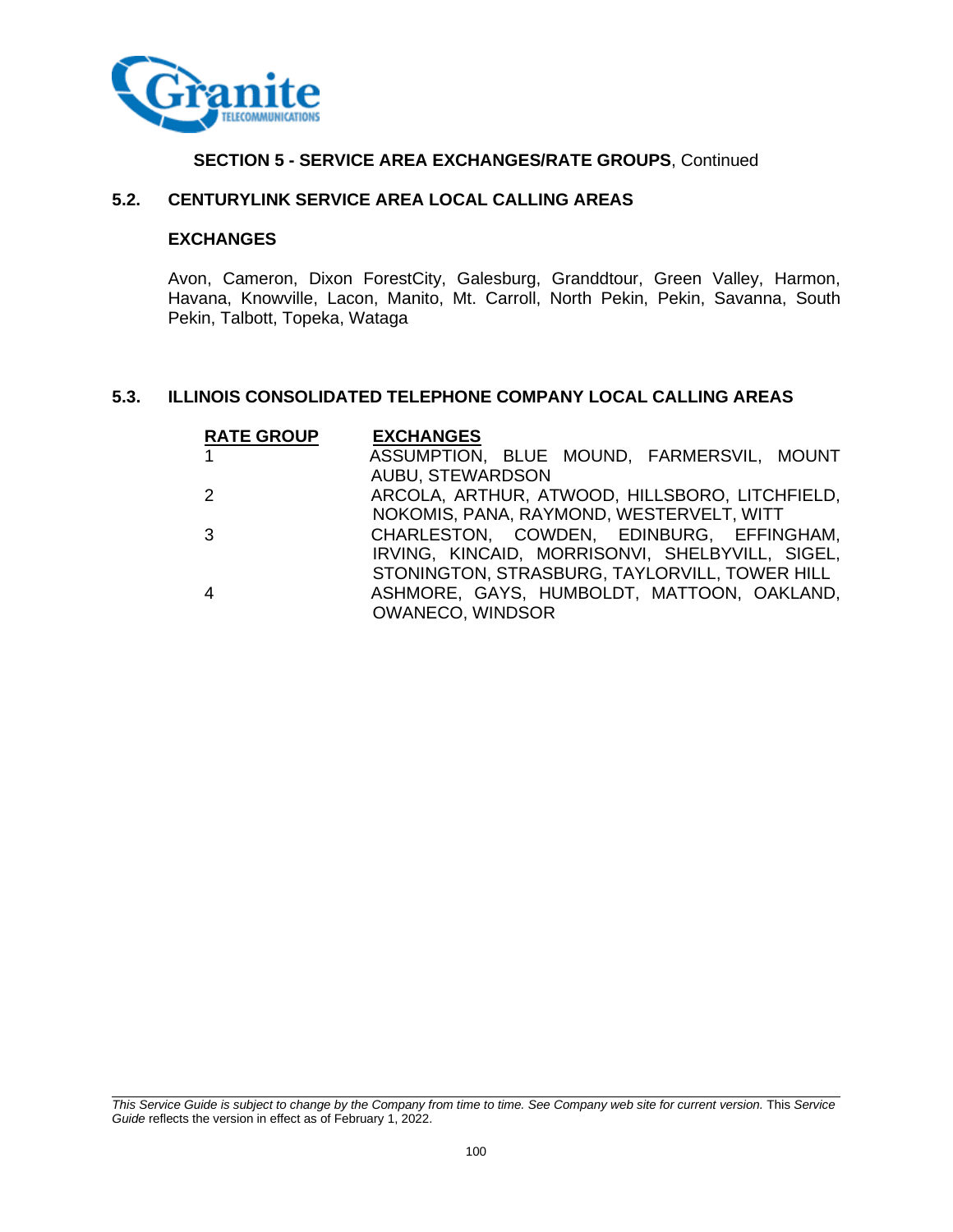**SECTION 5 - SERVICE AREA EXCHANGES/RATE GROUPS**, Continued

## 5.2. CENTURYLINK SERVICE AREA LOCAL CALLING AREAS

### EXCHANGES

Avon, Cameron, Dixon ForestCity, Galesburg, Granddtour, Green Valley, Harmon, Havana, Knowville, Lacon, Manito, Mt. Carroll, North Pekin, Pekin, Savanna, South Pekin, Talbott, Topeka, Wataga

## 5.3. ILLINOIS CONSOLIDATED TELEPHONE COMPANY LOCAL CALLING AREAS

| RATE GROUP | EXCHANGES |
|---|---|
| 1 | ASSUMPTION, BLUE MOUND, FARMERSVIL, MOUNT AUBU, STEWARDSON |
| 2 | ARCOLA, ARTHUR, ATWOOD, HILLSBORO, LITCHFIELD, NOKOMIS, PANA, RAYMOND, WESTERVELT, WITT |
| 3 | CHARLESTON, COWDEN, EDINBURG, EFFINGHAM, IRVING, KINCAID, MORRISONVI, SHELBYVILL, SIGEL, STONINGTON, STRASBURG, TAYLORVILL, TOWER HILL |
| 4 | ASHMORE, GAYS, HUMBOLDT, MATTOON, OAKLAND, OWANECO, WINDSOR |

*This Service Guide is subject to change by the Company from time to time. See Company web site for current version.* This *Service Guide* reflects the version in effect as of February 1, 2022.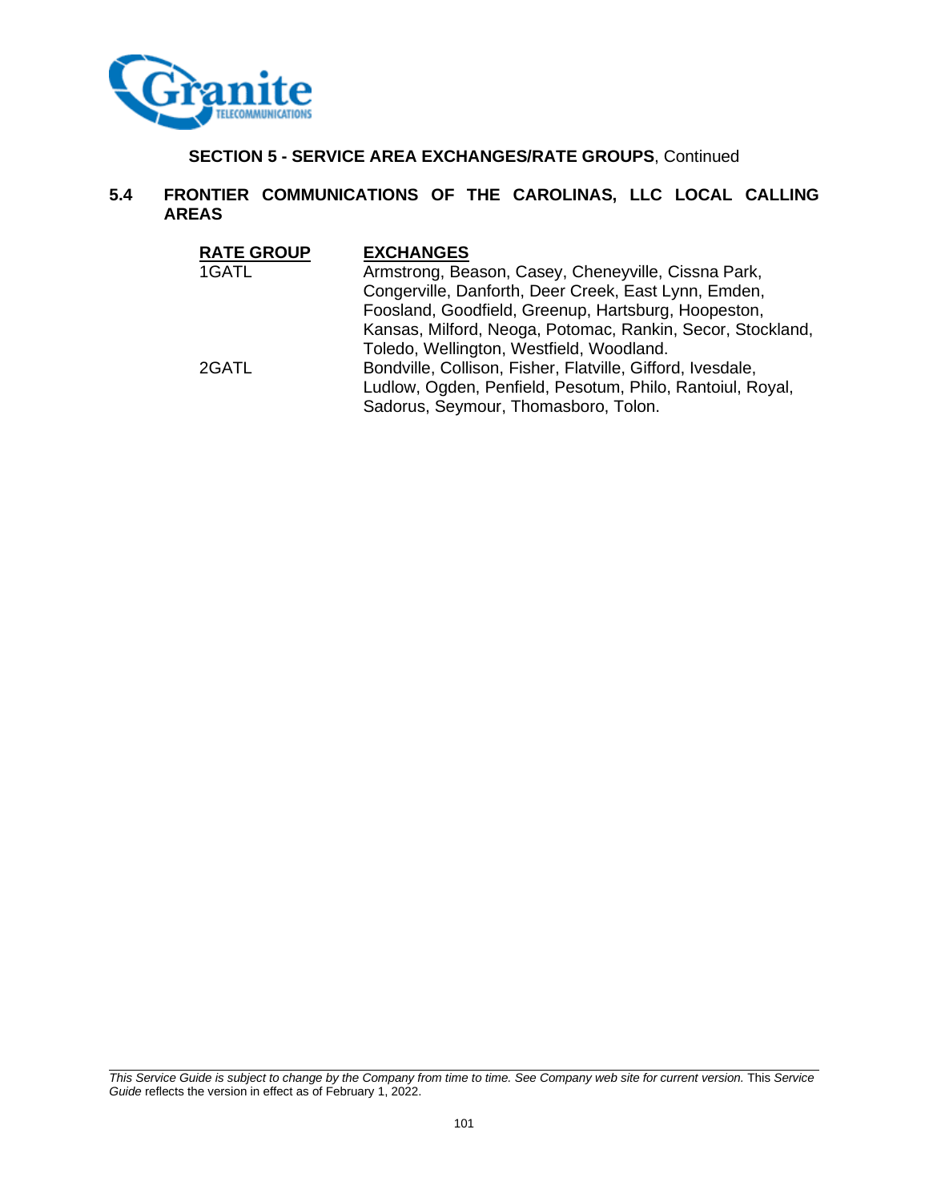**SECTION 5 - SERVICE AREA EXCHANGES/RATE GROUPS**, Continued

## 5.4 FRONTIER COMMUNICATIONS OF THE CAROLINAS, LLC LOCAL CALLING AREAS

| RATE GROUP | EXCHANGES |
|---|---|
| 1GATL | Armstrong, Beason, Casey, Cheneyville, Cissna Park, Congerville, Danforth, Deer Creek, East Lynn, Emden, Foosland, Goodfield, Greenup, Hartsburg, Hoopeston, Kansas, Milford, Neoga, Potomac, Rankin, Secor, Stockland, Toledo, Wellington, Westfield, Woodland. |
| 2GATL | Bondville, Collison, Fisher, Flatville, Gifford, Ivesdale, Ludlow, Ogden, Penfield, Pesotum, Philo, Rantoiul, Royal, Sadorus, Seymour, Thomasboro, Tolon. |

*This Service Guide is subject to change by the Company from time to time. See Company web site for current version.* This *Service Guide* reflects the version in effect as of February 1, 2022.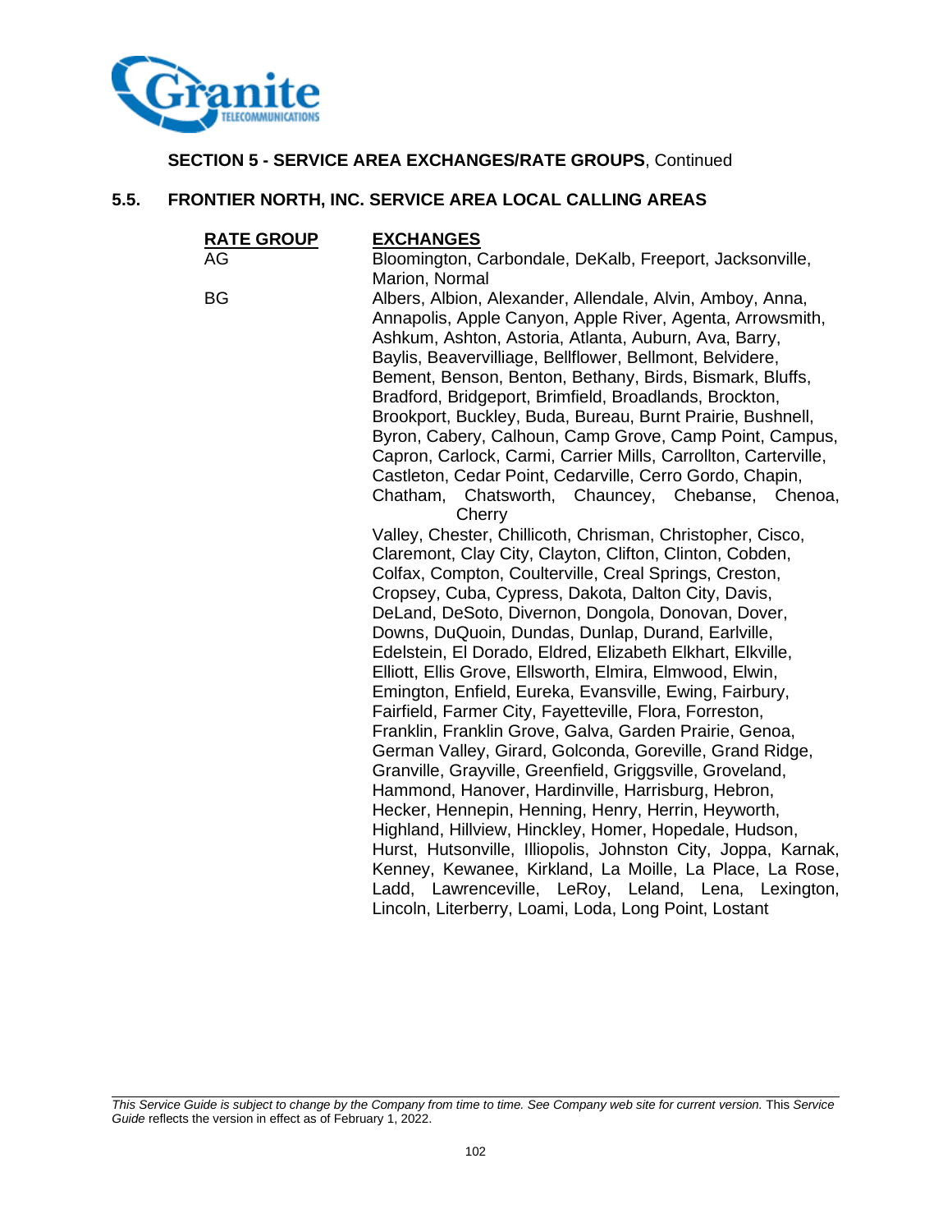**SECTION 5 - SERVICE AREA EXCHANGES/RATE GROUPS**, Continued

## 5.5. FRONTIER NORTH, INC. SERVICE AREA LOCAL CALLING AREAS

| RATE GROUP | EXCHANGES |
|---|---|
| AG | Bloomington, Carbondale, DeKalb, Freeport, Jacksonville, Marion, Normal |
| BG | Albers, Albion, Alexander, Allendale, Alvin, Amboy, Anna, Annapolis, Apple Canyon, Apple River, Agenta, Arrowsmith, Ashkum, Ashton, Astoria, Atlanta, Auburn, Ava, Barry, Baylis, Beavervilliage, Bellflower, Bellmont, Belvidere, Bement, Benson, Benton, Bethany, Birds, Bismark, Bluffs, Bradford, Bridgeport, Brimfield, Broadlands, Brockton, Brookport, Buckley, Buda, Bureau, Burnt Prairie, Bushnell, Byron, Cabery, Calhoun, Camp Grove, Camp Point, Campus, Capron, Carlock, Carmi, Carrier Mills, Carrollton, Carterville, Castleton, Cedar Point, Cedarville, Cerro Gordo, Chapin, Chatham, Chatsworth, Chauncey, Chebanse, Chenoa, Cherry Valley, Chester, Chillicoth, Chrisman, Christopher, Cisco, Claremont, Clay City, Clayton, Clifton, Clinton, Cobden, Colfax, Compton, Coulterville, Creal Springs, Creston, Cropsey, Cuba, Cypress, Dakota, Dalton City, Davis, DeLand, DeSoto, Divernon, Dongola, Donovan, Dover, Downs, DuQuoin, Dundas, Dunlap, Durand, Earlville, Edelstein, El Dorado, Eldred, Elizabeth Elkhart, Elkville, Elliott, Ellis Grove, Ellsworth, Elmira, Elmwood, Elwin, Emington, Enfield, Eureka, Evansville, Ewing, Fairbury, Fairfield, Farmer City, Fayetteville, Flora, Forreston, Franklin, Franklin Grove, Galva, Garden Prairie, Genoa, German Valley, Girard, Golconda, Goreville, Grand Ridge, Granville, Grayville, Greenfield, Griggsville, Groveland, Hammond, Hanover, Hardinville, Harrisburg, Hebron, Hecker, Hennepin, Henning, Henry, Herrin, Heyworth, Highland, Hillview, Hinckley, Homer, Hopedale, Hudson, Hurst, Hutsonville, Illiopolis, Johnston City, Joppa, Karnak, Kenney, Kewanee, Kirkland, La Moille, La Place, La Rose, Ladd, Lawrenceville, LeRoy, Leland, Lena, Lexington, Lincoln, Literberry, Loami, Loda, Long Point, Lostant |

*This Service Guide is subject to change by the Company from time to time. See Company web site for current version.* This *Service Guide* reflects the version in effect as of February 1, 2022.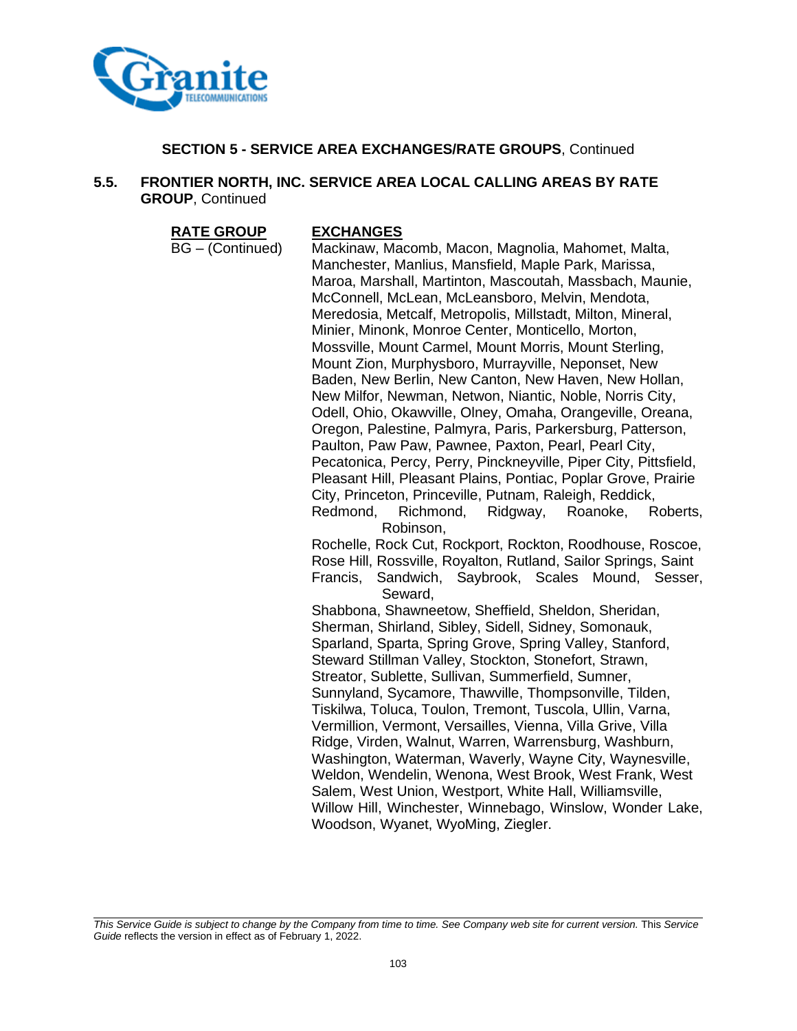**SECTION 5 - SERVICE AREA EXCHANGES/RATE GROUPS**, Continued

**5.5. FRONTIER NORTH, INC. SERVICE AREA LOCAL CALLING AREAS BY RATE GROUP**, Continued

| RATE GROUP | EXCHANGES |
| --- | --- |
| BG – (Continued) | Mackinaw, Macomb, Macon, Magnolia, Mahomet, Malta, Manchester, Manlius, Mansfield, Maple Park, Marissa, Maroa, Marshall, Martinton, Mascoutah, Massbach, Maunie, McConnell, McLean, McLeansboro, Melvin, Mendota, Meredosia, Metcalf, Metropolis, Millstadt, Milton, Mineral, Minier, Minonk, Monroe Center, Monticello, Morton, Mossville, Mount Carmel, Mount Morris, Mount Sterling, Mount Zion, Murphysboro, Murrayville, Neponset, New Baden, New Berlin, New Canton, New Haven, New Hollan, New Milfor, Newman, Netwon, Niantic, Noble, Norris City, Odell, Ohio, Okawville, Olney, Omaha, Orangeville, Oreana, Oregon, Palestine, Palmyra, Paris, Parkersburg, Patterson, Paulton, Paw Paw, Pawnee, Paxton, Pearl, Pearl City, Pecatonica, Percy, Perry, Pinckneyville, Piper City, Pittsfield, Pleasant Hill, Pleasant Plains, Pontiac, Poplar Grove, Prairie City, Princeton, Princeville, Putnam, Raleigh, Reddick, Redmond, Richmond, Ridgway, Roanoke, Roberts, Robinson, Rochelle, Rock Cut, Rockport, Rockton, Roodhouse, Roscoe, Rose Hill, Rossville, Royalton, Rutland, Sailor Springs, Saint Francis, Sandwich, Saybrook, Scales Mound, Sesser, Seward, Shabbona, Shawneetow, Sheffield, Sheldon, Sheridan, Sherman, Shirland, Sibley, Sidell, Sidney, Somonauk, Sparland, Sparta, Spring Grove, Spring Valley, Stanford, Steward Stillman Valley, Stockton, Stonefort, Strawn, Streator, Sublette, Sullivan, Summerfield, Sumner, Sunnyland, Sycamore, Thawville, Thompsonville, Tilden, Tiskilwa, Toluca, Toulon, Tremont, Tuscola, Ullin, Varna, Vermillion, Vermont, Versailles, Vienna, Villa Grive, Villa Ridge, Virden, Walnut, Warren, Warrensburg, Washburn, Washington, Waterman, Waverly, Wayne City, Waynesville, Weldon, Wendelin, Wenona, West Brook, West Frank, West Salem, West Union, Westport, White Hall, Williamsville, Willow Hill, Winchester, Winnebago, Winslow, Wonder Lake, Woodson, Wyanet, WyoMing, Ziegler. |

*This Service Guide is subject to change by the Company from time to time. See Company web site for current version.* This *Service Guide* reflects the version in effect as of February 1, 2022.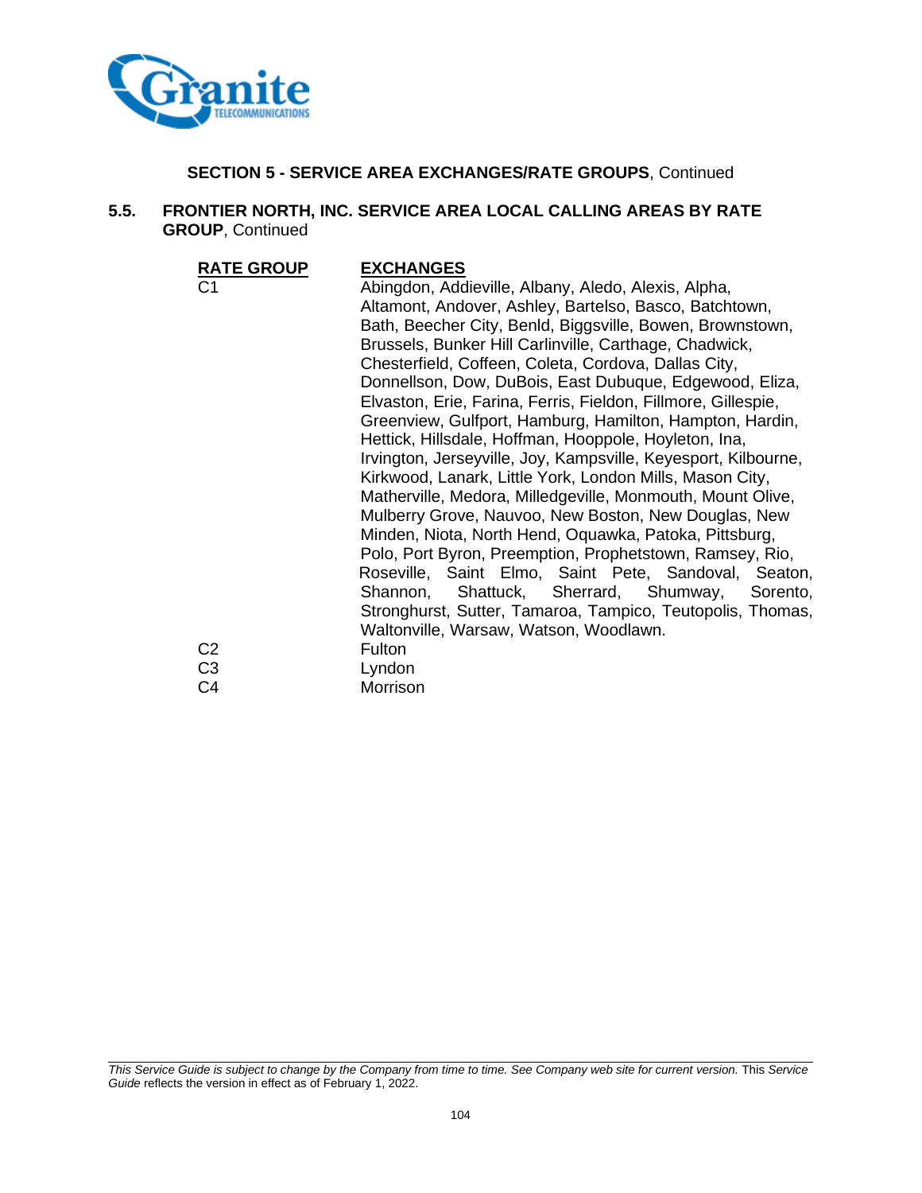**SECTION 5 - SERVICE AREA EXCHANGES/RATE GROUPS**, Continued

## 5.5. FRONTIER NORTH, INC. SERVICE AREA LOCAL CALLING AREAS BY RATE GROUP, Continued

| RATE GROUP | EXCHANGES |
|---|---|
| C1 | Abingdon, Addieville, Albany, Aledo, Alexis, Alpha, Altamont, Andover, Ashley, Bartelso, Basco, Batchtown, Bath, Beecher City, Benld, Biggsville, Bowen, Brownstown, Brussels, Bunker Hill Carlinville, Carthage, Chadwick, Chesterfield, Coffeen, Coleta, Cordova, Dallas City, Donnellson, Dow, DuBois, East Dubuque, Edgewood, Eliza, Elvaston, Erie, Farina, Ferris, Fieldon, Fillmore, Gillespie, Greenview, Gulfport, Hamburg, Hamilton, Hampton, Hardin, Hettick, Hillsdale, Hoffman, Hooppole, Hoyleton, Ina, Irvington, Jerseyville, Joy, Kampsville, Keyesport, Kilbourne, Kirkwood, Lanark, Little York, London Mills, Mason City, Matherville, Medora, Milledgeville, Monmouth, Mount Olive, Mulberry Grove, Nauvoo, New Boston, New Douglas, New Minden, Niota, North Hend, Oquawka, Patoka, Pittsburg, Polo, Port Byron, Preemption, Prophetstown, Ramsey, Rio, Roseville, Saint Elmo, Saint Pete, Sandoval, Seaton, Shannon, Shattuck, Sherrard, Shumway, Sorento, Stronghurst, Sutter, Tamaroa, Tampico, Teutopolis, Thomas, Waltonville, Warsaw, Watson, Woodlawn. |
| C2 | Fulton |
| C3 | Lyndon |
| C4 | Morrison |

*This Service Guide is subject to change by the Company from time to time. See Company web site for current version.* This *Service Guide* reflects the version in effect as of February 1, 2022.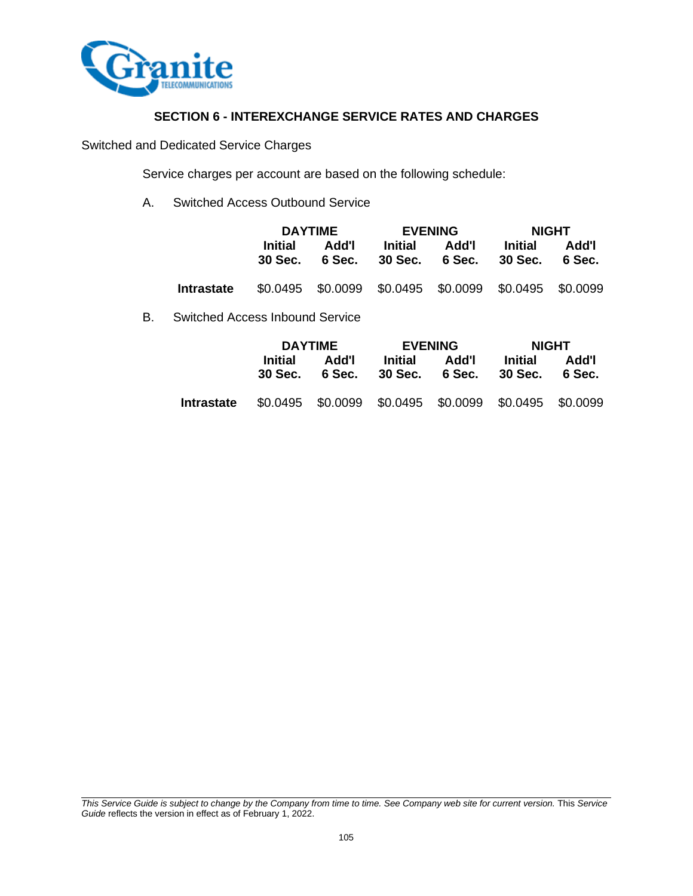## SECTION 6 - INTEREXCHANGE SERVICE RATES AND CHARGES

Switched and Dedicated Service Charges

Service charges per account are based on the following schedule:

A. Switched Access Outbound Service

| | DAYTIME | | EVENING | | NIGHT | |
|---|---|---|---|---|---|---|
| | **Initial 30 Sec.** | **Add'l 6 Sec.** | **Initial 30 Sec.** | **Add'l 6 Sec.** | **Initial 30 Sec.** | **Add'l 6 Sec.** |
| **Intrastate** | $0.0495 | $0.0099 | $0.0495 | $0.0099 | $0.0495 | $0.0099 |

B. Switched Access Inbound Service

| | DAYTIME | | EVENING | | NIGHT | |
|---|---|---|---|---|---|---|
| | **Initial 30 Sec.** | **Add'l 6 Sec.** | **Initial 30 Sec.** | **Add'l 6 Sec.** | **Initial 30 Sec.** | **Add'l 6 Sec.** |
| **Intrastate** | $0.0495 | $0.0099 | $0.0495 | $0.0099 | $0.0495 | $0.0099 |

*This Service Guide is subject to change by the Company from time to time. See Company web site for current version.* This *Service Guide* reflects the version in effect as of February 1, 2022.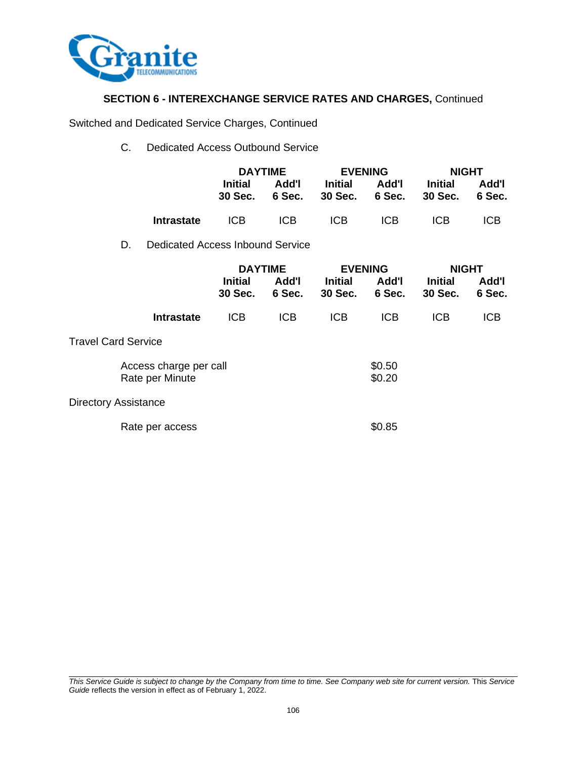## SECTION 6 - INTEREXCHANGE SERVICE RATES AND CHARGES, Continued

Switched and Dedicated Service Charges, Continued

C. Dedicated Access Outbound Service

| | DAYTIME | | EVENING | | NIGHT | |
|---|---|---|---|---|---|---|
| | **Initial 30 Sec.** | **Add'l 6 Sec.** | **Initial 30 Sec.** | **Add'l 6 Sec.** | **Initial 30 Sec.** | **Add'l 6 Sec.** |
| **Intrastate** | ICB | ICB | ICB | ICB | ICB | ICB |

D. Dedicated Access Inbound Service

| | DAYTIME | | EVENING | | NIGHT | |
|---|---|---|---|---|---|---|
| | **Initial 30 Sec.** | **Add'l 6 Sec.** | **Initial 30 Sec.** | **Add'l 6 Sec.** | **Initial 30 Sec.** | **Add'l 6 Sec.** |
| **Intrastate** | ICB | ICB | ICB | ICB | ICB | ICB |

Travel Card Service

| | |
|---|---|
| Access charge per call | $0.50 |
| Rate per Minute | $0.20 |

Directory Assistance

| | |
|---|---|
| Rate per access | $0.85 |

*This Service Guide is subject to change by the Company from time to time. See Company web site for current version.* This *Service Guide* reflects the version in effect as of February 1, 2022.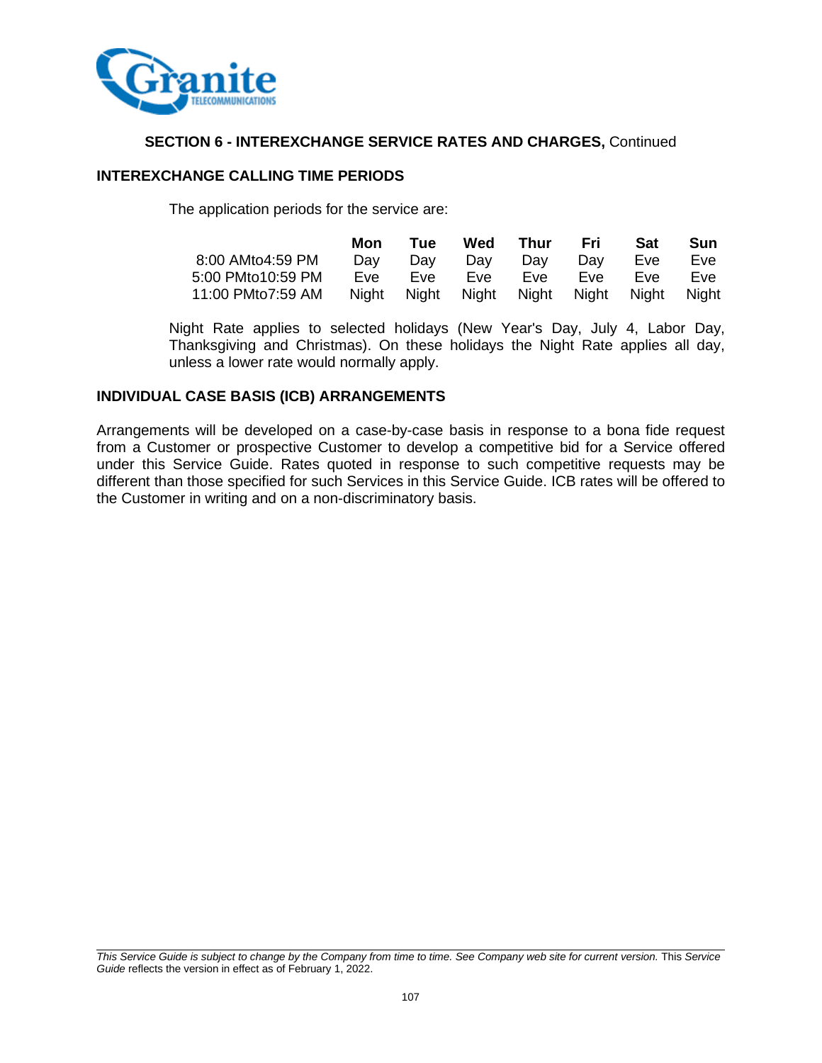## SECTION 6 - INTERREXCHANGE SERVICE RATES AND CHARGES, Continued

### INTEREXCHANGE CALLING TIME PERIODS

The application periods for the service are:

| | Mon | Tue | Wed | Thur | Fri | Sat | Sun |
|---|---|---|---|---|---|---|---|
| 8:00 AMto4:59 PM | Day | Day | Day | Day | Day | Eve | Eve |
| 5:00 PMto10:59 PM | Eve | Eve | Eve | Eve | Eve | Eve | Eve |
| 11:00 PMto7:59 AM | Night | Night | Night | Night | Night | Night | Night |

Night Rate applies to selected holidays (New Year's Day, July 4, Labor Day, Thanksgiving and Christmas). On these holidays the Night Rate applies all day, unless a lower rate would normally apply.

### INDIVIDUAL CASE BASIS (ICB) ARRANGEMENTS

Arrangements will be developed on a case-by-case basis in response to a bona fide request from a Customer or prospective Customer to develop a competitive bid for a Service offered under this Service Guide. Rates quoted in response to such competitive requests may be different than those specified for such Services in this Service Guide. ICB rates will be offered to the Customer in writing and on a non-discriminatory basis.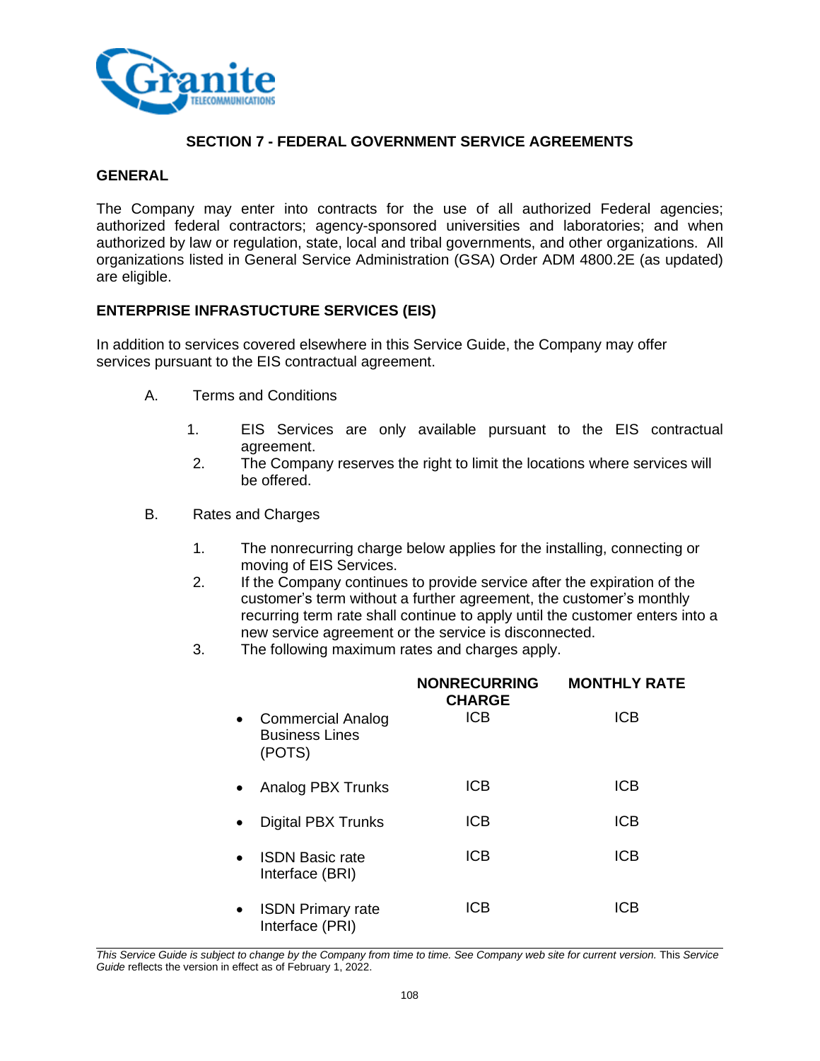## SECTION 7 - FEDERAL GOVERNMENT SERVICE AGREEMENTS

### GENERAL

The Company may enter into contracts for the use of all authorized Federal agencies; authorized federal contractors; agency-sponsored universities and laboratories; and when authorized by law or regulation, state, local and tribal governments, and other organizations. All organizations listed in General Service Administration (GSA) Order ADM 4800.2E (as updated) are eligible.

### ENTERPRISE INFRASTUCTURE SERVICES (EIS)

In addition to services covered elsewhere in this Service Guide, the Company may offer services pursuant to the EIS contractual agreement.

A. Terms and Conditions

1. EIS Services are only available pursuant to the EIS contractual agreement.
2. The Company reserves the right to limit the locations where services will be offered.

B. Rates and Charges

1. The nonrecurring charge below applies for the installing, connecting or moving of EIS Services.
2. If the Company continues to provide service after the expiration of the customer's term without a further agreement, the customer's monthly recurring term rate shall continue to apply until the customer enters into a new service agreement or the service is disconnected.
3. The following maximum rates and charges apply.

| | NONRECURRING CHARGE | MONTHLY RATE |
|---|---|---|
| • Commercial Analog Business Lines (POTS) | ICB | ICB |
| • Analog PBX Trunks | ICB | ICB |
| • Digital PBX Trunks | ICB | ICB |
| • ISDN Basic rate Interface (BRI) | ICB | ICB |
| • ISDN Primary rate Interface (PRI) | ICB | ICB |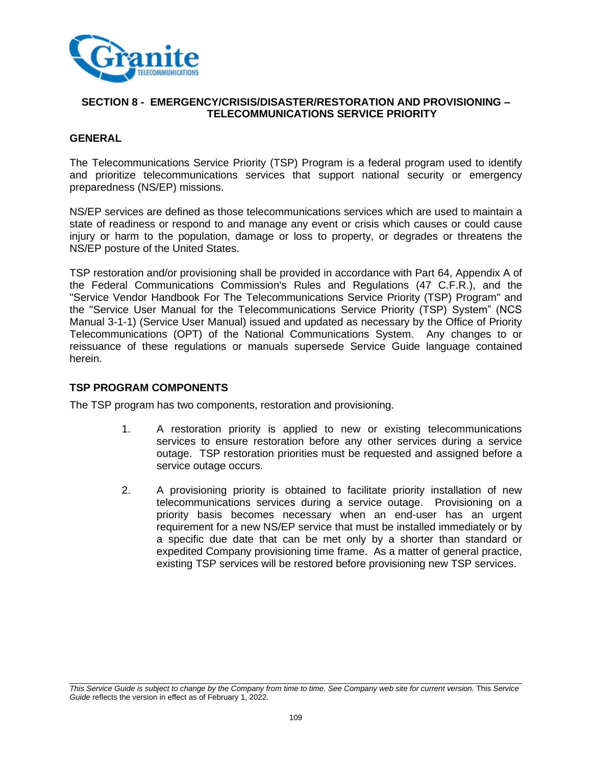## SECTION 8 - EMERGENCY/CRISIS/DISASTER/RESTORATION AND PROVISIONING – TELECOMMUNICATIONS SERVICE PRIORITY

### GENERAL

The Telecommunications Service Priority (TSP) Program is a federal program used to identify and prioritize telecommunications services that support national security or emergency preparedness (NS/EP) missions.

NS/EP services are defined as those telecommunications services which are used to maintain a state of readiness or respond to and manage any event or crisis which causes or could cause injury or harm to the population, damage or loss to property, or degrades or threatens the NS/EP posture of the United States.

TSP restoration and/or provisioning shall be provided in accordance with Part 64, Appendix A of the Federal Communications Commission's Rules and Regulations (47 C.F.R.), and the "Service Vendor Handbook For The Telecommunications Service Priority (TSP) Program" and the "Service User Manual for the Telecommunications Service Priority (TSP) System" (NCS Manual 3-1-1) (Service User Manual) issued and updated as necessary by the Office of Priority Telecommunications (OPT) of the National Communications System. Any changes to or reissuance of these regulations or manuals supersede Service Guide language contained herein.

### TSP PROGRAM COMPONENTS

The TSP program has two components, restoration and provisioning.

1. A restoration priority is applied to new or existing telecommunications services to ensure restoration before any other services during a service outage. TSP restoration priorities must be requested and assigned before a service outage occurs.

2. A provisioning priority is obtained to facilitate priority installation of new telecommunications services during a service outage. Provisioning on a priority basis becomes necessary when an end-user has an urgent requirement for a new NS/EP service that must be installed immediately or by a specific due date that can be met only by a shorter than standard or expedited Company provisioning time frame. As a matter of general practice, existing TSP services will be restored before provisioning new TSP services.

*This Service Guide is subject to change by the Company from time to time. See Company web site for current version.* This *Service Guide* reflects the version in effect as of February 1, 2022.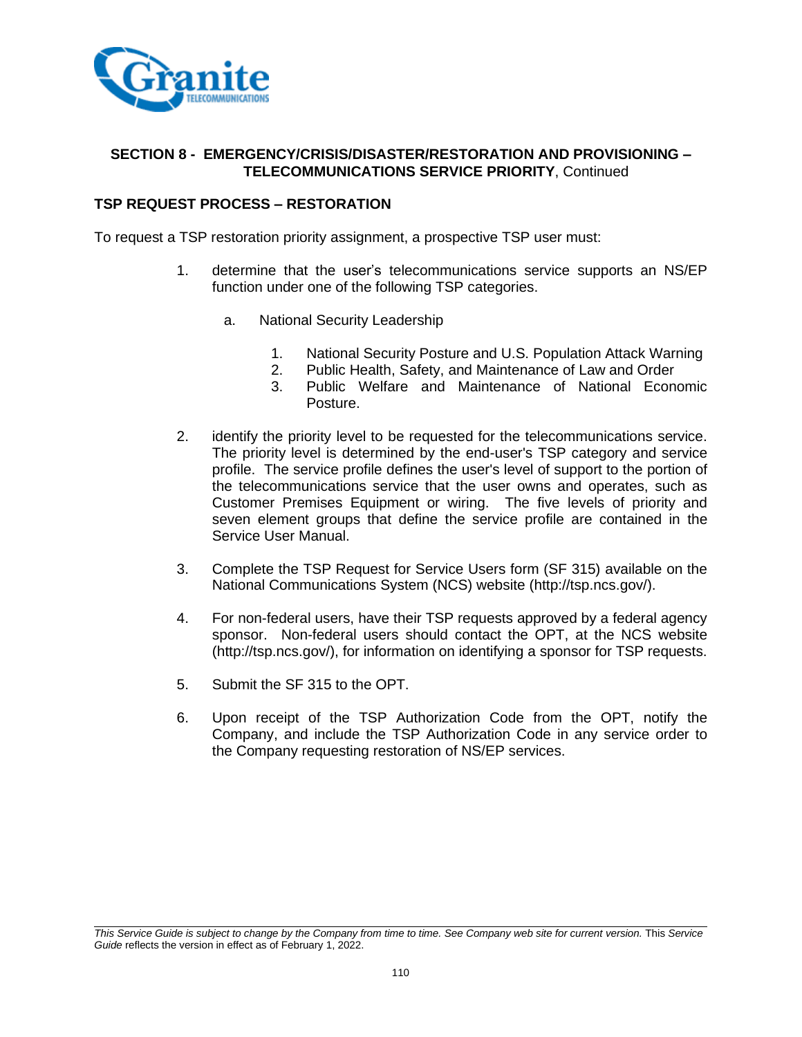**SECTION 8 - EMERGENCY/CRISIS/DISASTER/RESTORATION AND PROVISIONING – TELECOMMUNICATIONS SERVICE PRIORITY**, Continued

**TSP REQUEST PROCESS – RESTORATION**

To request a TSP restoration priority assignment, a prospective TSP user must:

1. determine that the user's telecommunications service supports an NS/EP function under one of the following TSP categories.

   a. National Security Leadership

      1. National Security Posture and U.S. Population Attack Warning
      2. Public Health, Safety, and Maintenance of Law and Order
      3. Public Welfare and Maintenance of National Economic Posture.

2. identify the priority level to be requested for the telecommunications service. The priority level is determined by the end-user's TSP category and service profile. The service profile defines the user's level of support to the portion of the telecommunications service that the user owns and operates, such as Customer Premises Equipment or wiring. The five levels of priority and seven element groups that define the service profile are contained in the Service User Manual.

3. Complete the TSP Request for Service Users form (SF 315) available on the National Communications System (NCS) website (http://tsp.ncs.gov/).

4. For non-federal users, have their TSP requests approved by a federal agency sponsor. Non-federal users should contact the OPT, at the NCS website (http://tsp.ncs.gov/), for information on identifying a sponsor for TSP requests.

5. Submit the SF 315 to the OPT.

6. Upon receipt of the TSP Authorization Code from the OPT, notify the Company, and include the TSP Authorization Code in any service order to the Company requesting restoration of NS/EP services.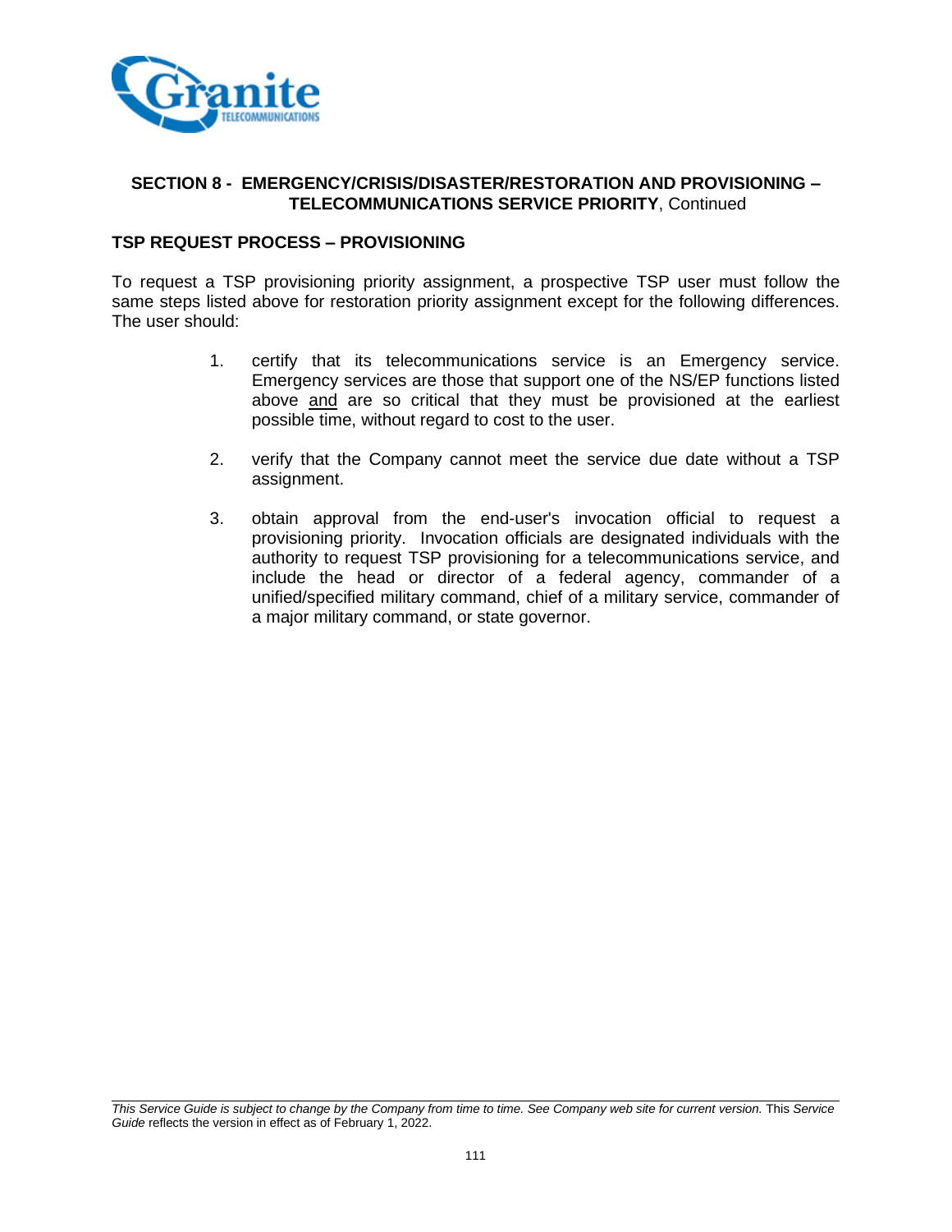**SECTION 8 - EMERGENCY/CRISIS/DISASTER/RESTORATION AND PROVISIONING – TELECOMMUNICATIONS SERVICE PRIORITY**, Continued

## TSP REQUEST PROCESS – PROVISIONING

To request a TSP provisioning priority assignment, a prospective TSP user must follow the same steps listed above for restoration priority assignment except for the following differences. The user should:

1. certify that its telecommunications service is an Emergency service. Emergency services are those that support one of the NS/EP functions listed above <u>and</u> are so critical that they must be provisioned at the earliest possible time, without regard to cost to the user.

2. verify that the Company cannot meet the service due date without a TSP assignment.

3. obtain approval from the end-user's invocation official to request a provisioning priority. Invocation officials are designated individuals with the authority to request TSP provisioning for a telecommunications service, and include the head or director of a federal agency, commander of a unified/specified military command, chief of a military service, commander of a major military command, or state governor.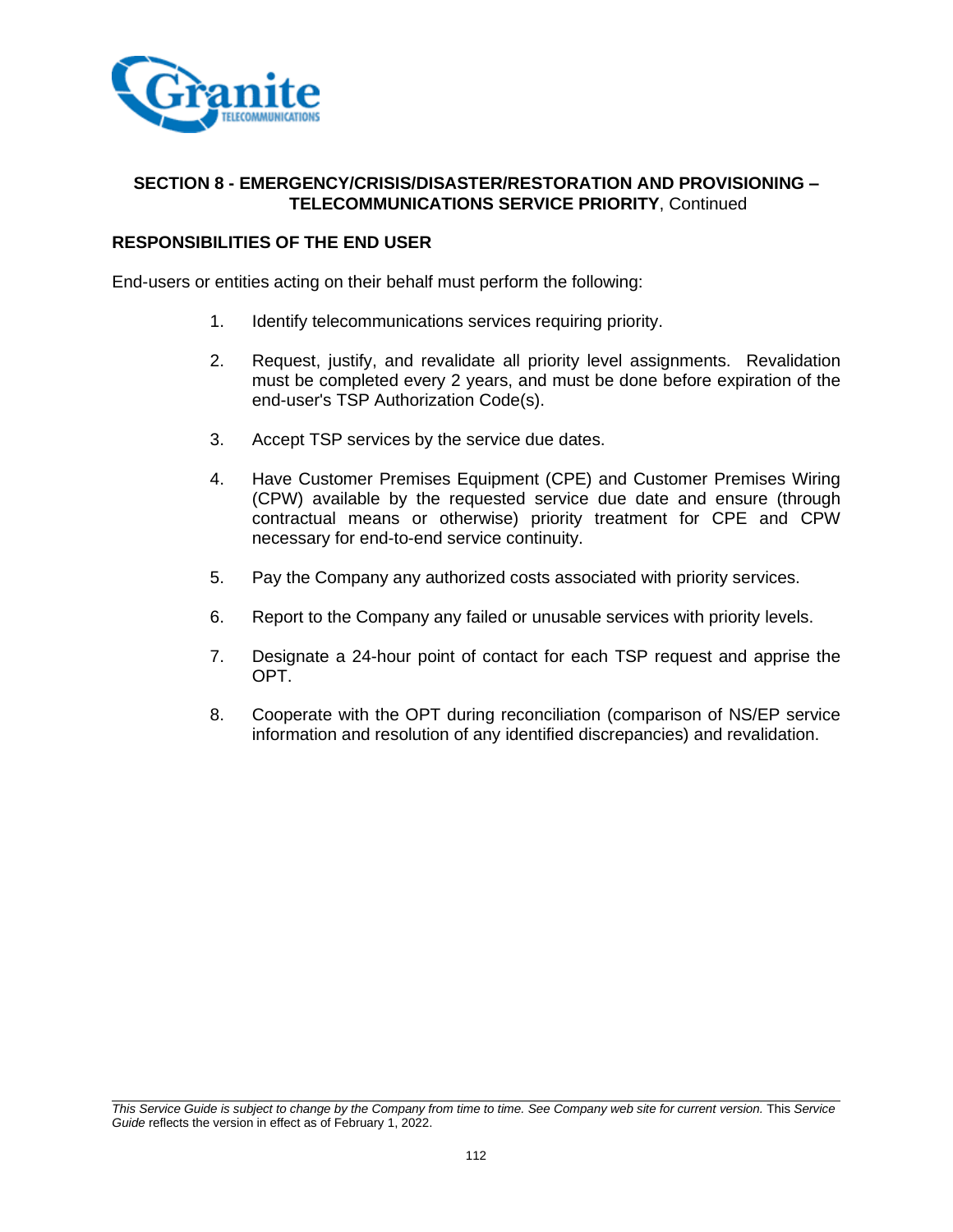**SECTION 8 - EMERGENCY/CRISIS/DISASTER/RESTORATION AND PROVISIONING – TELECOMMUNICATIONS SERVICE PRIORITY**, Continued

## RESPONSIBILITIES OF THE END USER

End-users or entities acting on their behalf must perform the following:

1. Identify telecommunications services requiring priority.

2. Request, justify, and revalidate all priority level assignments. Revalidation must be completed every 2 years, and must be done before expiration of the end-user's TSP Authorization Code(s).

3. Accept TSP services by the service due dates.

4. Have Customer Premises Equipment (CPE) and Customer Premises Wiring (CPW) available by the requested service due date and ensure (through contractual means or otherwise) priority treatment for CPE and CPW necessary for end-to-end service continuity.

5. Pay the Company any authorized costs associated with priority services.

6. Report to the Company any failed or unusable services with priority levels.

7. Designate a 24-hour point of contact for each TSP request and apprise the OPT.

8. Cooperate with the OPT during reconciliation (comparison of NS/EP service information and resolution of any identified discrepancies) and revalidation.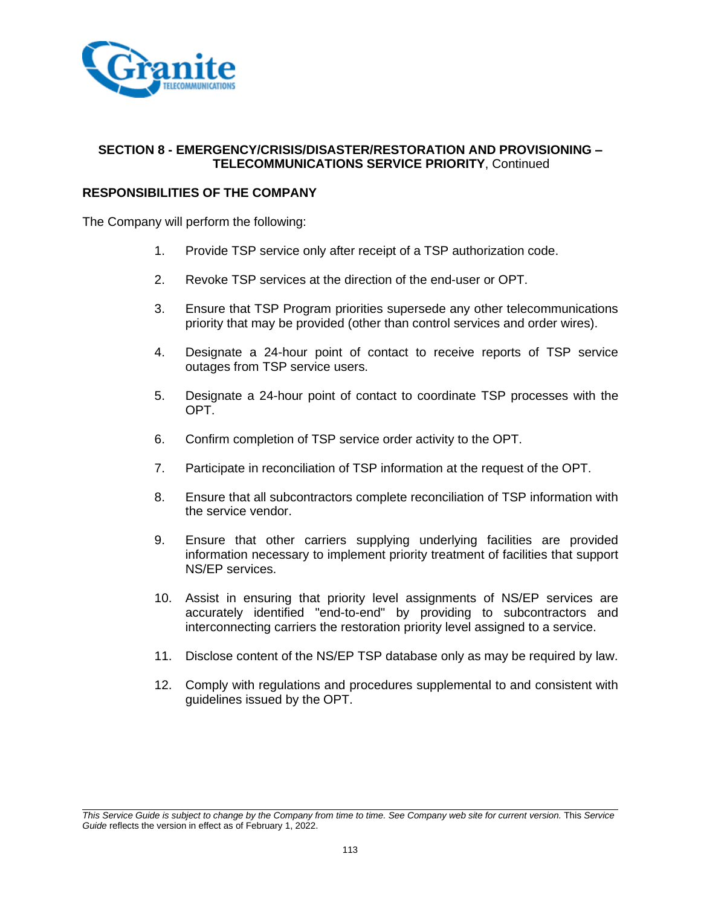## SECTION 8 - EMERGENCY/CRISIS/DISASTER/RESTORATION AND PROVISIONING – TELECOMMUNICATIONS SERVICE PRIORITY, Continued

### RESPONSIBILITIES OF THE COMPANY

The Company will perform the following:

1. Provide TSP service only after receipt of a TSP authorization code.
2. Revoke TSP services at the direction of the end-user or OPT.
3. Ensure that TSP Program priorities supersede any other telecommunications priority that may be provided (other than control services and order wires).
4. Designate a 24-hour point of contact to receive reports of TSP service outages from TSP service users.
5. Designate a 24-hour point of contact to coordinate TSP processes with the OPT.
6. Confirm completion of TSP service order activity to the OPT.
7. Participate in reconciliation of TSP information at the request of the OPT.
8. Ensure that all subcontractors complete reconciliation of TSP information with the service vendor.
9. Ensure that other carriers supplying underlying facilities are provided information necessary to implement priority treatment of facilities that support NS/EP services.
10. Assist in ensuring that priority level assignments of NS/EP services are accurately identified "end-to-end" by providing to subcontractors and interconnecting carriers the restoration priority level assigned to a service.
11. Disclose content of the NS/EP TSP database only as may be required by law.
12. Comply with regulations and procedures supplemental to and consistent with guidelines issued by the OPT.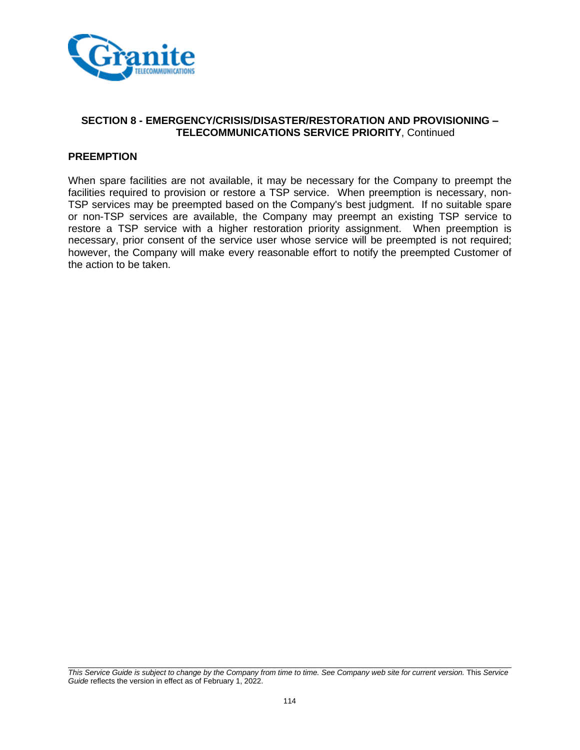**SECTION 8 - EMERGENCY/CRISIS/DISASTER/RESTORATION AND PROVISIONING – TELECOMMUNICATIONS SERVICE PRIORITY**, Continued

## PREEMPTION

When spare facilities are not available, it may be necessary for the Company to preempt the facilities required to provision or restore a TSP service. When preemption is necessary, non-TSP services may be preempted based on the Company's best judgment. If no suitable spare or non-TSP services are available, the Company may preempt an existing TSP service to restore a TSP service with a higher restoration priority assignment. When preemption is necessary, prior consent of the service user whose service will be preempted is not required; however, the Company will make every reasonable effort to notify the preempted Customer of the action to be taken.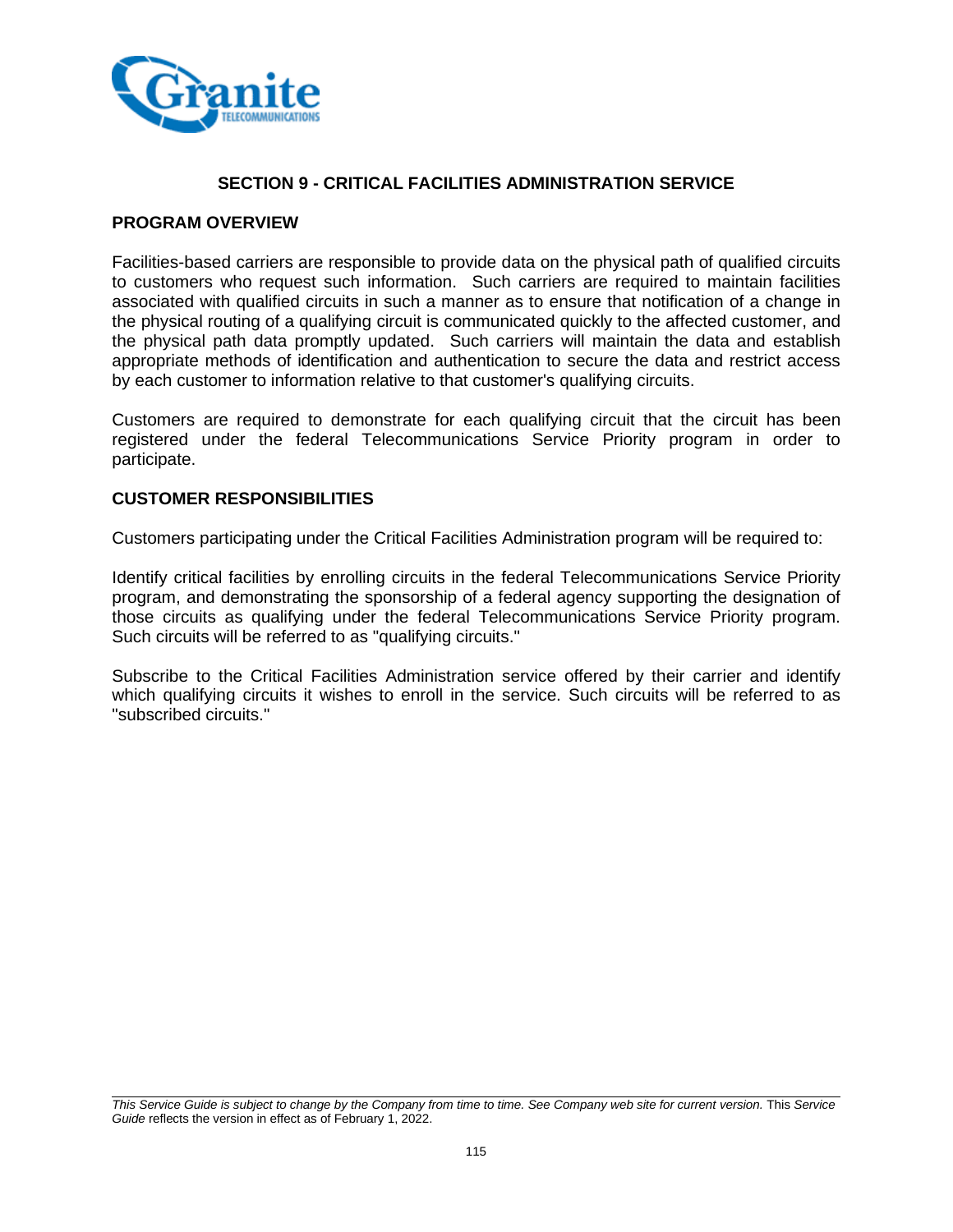## SECTION 9 - CRITICAL FACILITIES ADMINISTRATION SERVICE

### PROGRAM OVERVIEW

Facilities-based carriers are responsible to provide data on the physical path of qualified circuits to customers who request such information. Such carriers are required to maintain facilities associated with qualified circuits in such a manner as to ensure that notification of a change in the physical routing of a qualifying circuit is communicated quickly to the affected customer, and the physical path data promptly updated. Such carriers will maintain the data and establish appropriate methods of identification and authentication to secure the data and restrict access by each customer to information relative to that customer's qualifying circuits.

Customers are required to demonstrate for each qualifying circuit that the circuit has been registered under the federal Telecommunications Service Priority program in order to participate.

### CUSTOMER RESPONSIBILITIES

Customers participating under the Critical Facilities Administration program will be required to:

Identify critical facilities by enrolling circuits in the federal Telecommunications Service Priority program, and demonstrating the sponsorship of a federal agency supporting the designation of those circuits as qualifying under the federal Telecommunications Service Priority program. Such circuits will be referred to as "qualifying circuits."

Subscribe to the Critical Facilities Administration service offered by their carrier and identify which qualifying circuits it wishes to enroll in the service. Such circuits will be referred to as "subscribed circuits."

*This Service Guide is subject to change by the Company from time to time. See Company web site for current version.* This *Service Guide* reflects the version in effect as of February 1, 2022.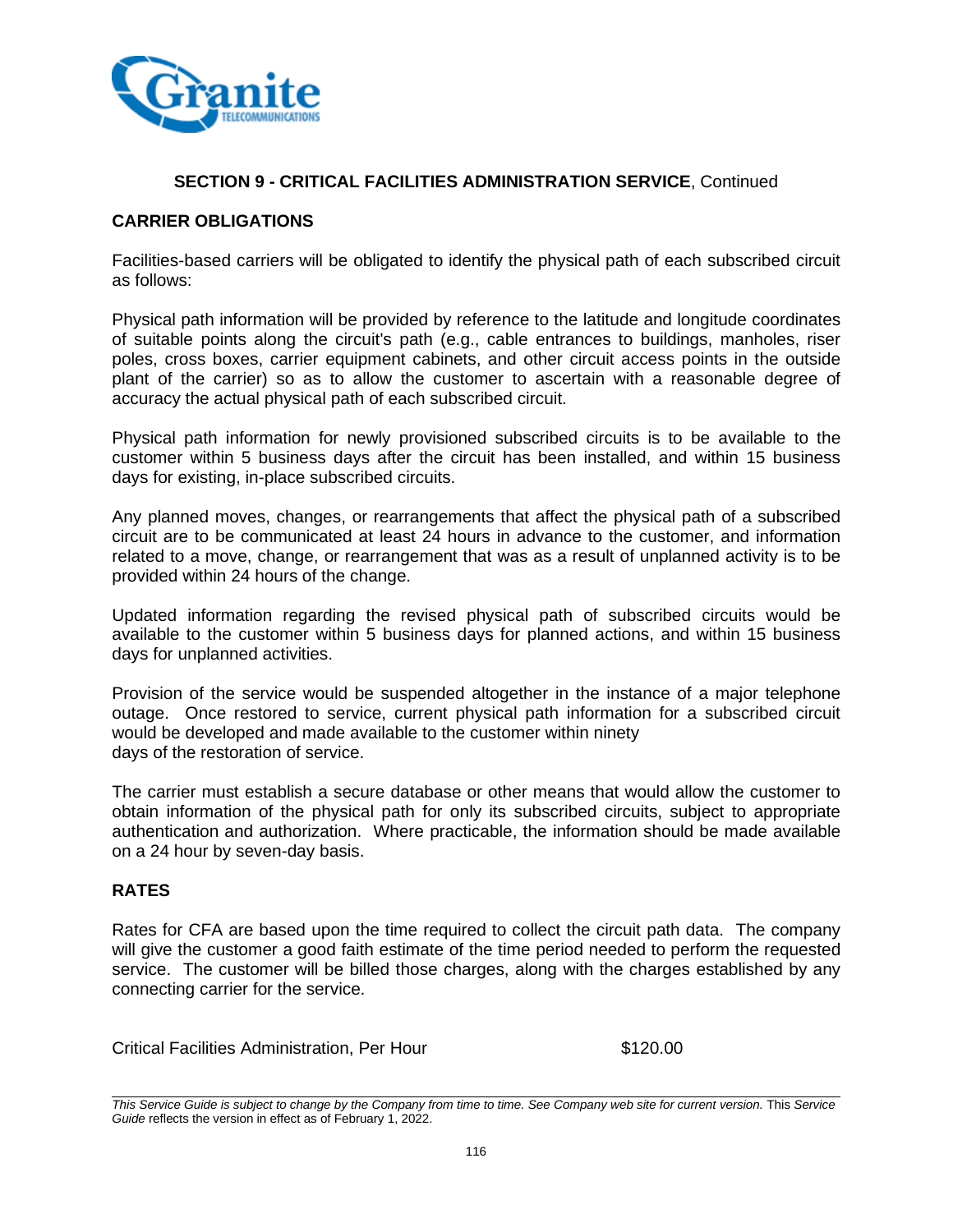## SECTION 9 - CRITICAL FACILITIES ADMINISTRATION SERVICE, Continued

### CARRIER OBLIGATIONS

Facilities-based carriers will be obligated to identify the physical path of each subscribed circuit as follows:

Physical path information will be provided by reference to the latitude and longitude coordinates of suitable points along the circuit's path (e.g., cable entrances to buildings, manholes, riser poles, cross boxes, carrier equipment cabinets, and other circuit access points in the outside plant of the carrier) so as to allow the customer to ascertain with a reasonable degree of accuracy the actual physical path of each subscribed circuit.

Physical path information for newly provisioned subscribed circuits is to be available to the customer within 5 business days after the circuit has been installed, and within 15 business days for existing, in-place subscribed circuits.

Any planned moves, changes, or rearrangements that affect the physical path of a subscribed circuit are to be communicated at least 24 hours in advance to the customer, and information related to a move, change, or rearrangement that was as a result of unplanned activity is to be provided within 24 hours of the change.

Updated information regarding the revised physical path of subscribed circuits would be available to the customer within 5 business days for planned actions, and within 15 business days for unplanned activities.

Provision of the service would be suspended altogether in the instance of a major telephone outage. Once restored to service, current physical path information for a subscribed circuit would be developed and made available to the customer within ninety days of the restoration of service.

The carrier must establish a secure database or other means that would allow the customer to obtain information of the physical path for only its subscribed circuits, subject to appropriate authentication and authorization. Where practicable, the information should be made available on a 24 hour by seven-day basis.

### RATES

Rates for CFA are based upon the time required to collect the circuit path data. The company will give the customer a good faith estimate of the time period needed to perform the requested service. The customer will be billed those charges, along with the charges established by any connecting carrier for the service.

| | |
|---|---|
| Critical Facilities Administration, Per Hour | $120.00 |